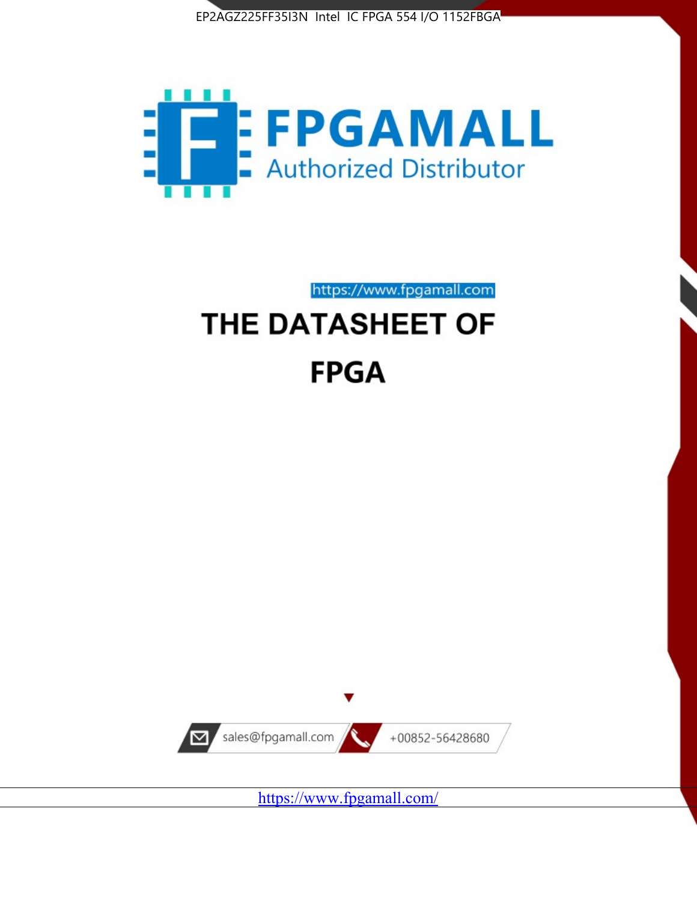EP2AGZ225FF35I3N Intel IC FPGA 554 I/O 1152FBGA

FPGAMALL

Authorized Distributor

https://www.fpgamall.com

# THE DATASHEET OF

# FPGA

sales@fpgamall.com

+00852-56428680

https://www.fpgamall.com/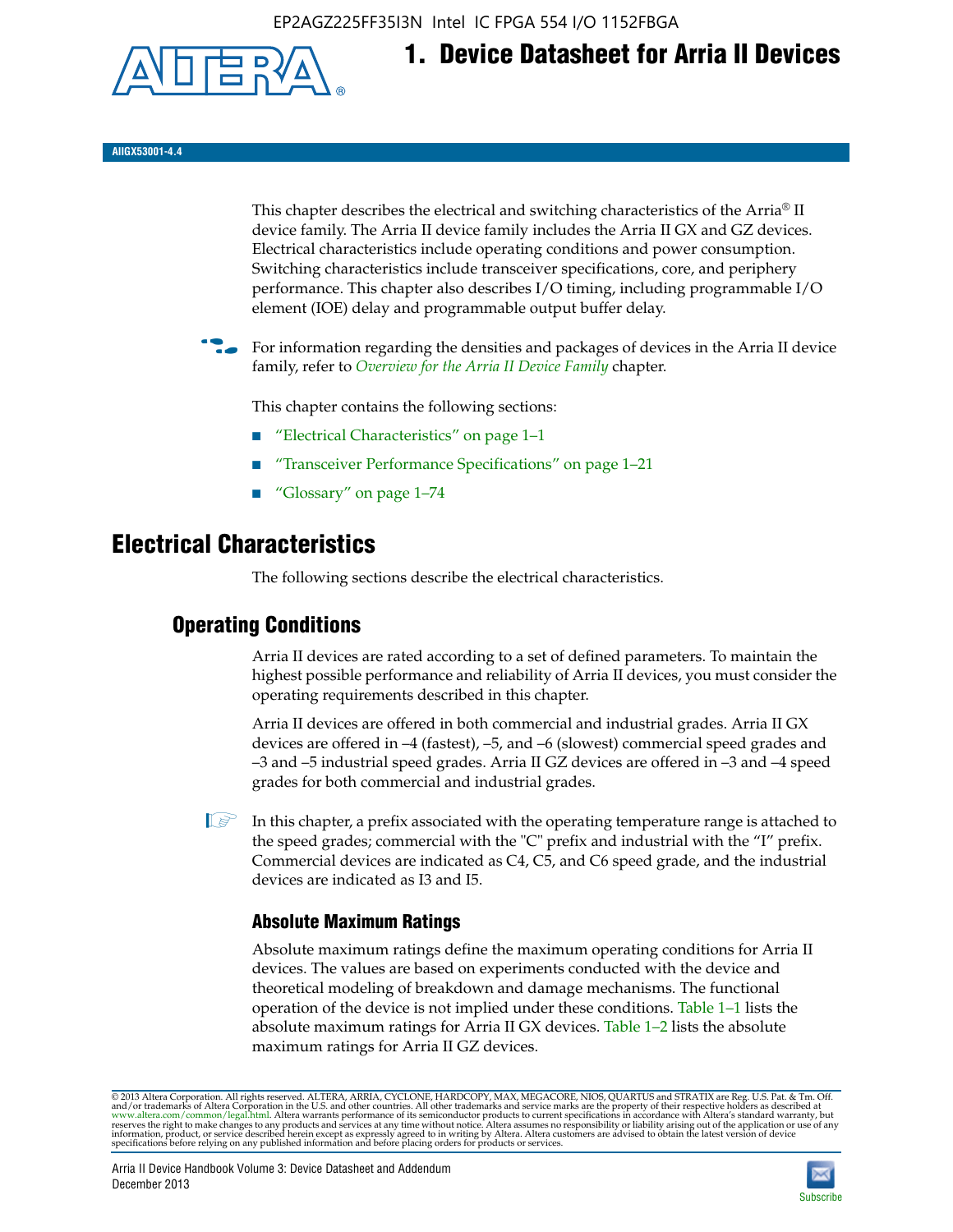# 1. Device Datasheet for Arria II Devices

AIIGX53001-4.4

This chapter describes the electrical and switching characteristics of the Arria® II device family. The Arria II device family includes the Arria II GX and GZ devices. Electrical characteristics include operating conditions and power consumption. Switching characteristics include transceiver specifications, core, and periphery performance. This chapter also describes I/O timing, including programmable I/O element (IOE) delay and programmable output buffer delay.

For information regarding the densities and packages of devices in the Arria II device family, refer to *Overview for the Arria II Device Family* chapter.

This chapter contains the following sections:

- "Electrical Characteristics" on page 1–1
- "Transceiver Performance Specifications" on page 1–21
- "Glossary" on page 1–74

## Electrical Characteristics

The following sections describe the electrical characteristics.

### Operating Conditions

Arria II devices are rated according to a set of defined parameters. To maintain the highest possible performance and reliability of Arria II devices, you must consider the operating requirements described in this chapter.

Arria II devices are offered in both commercial and industrial grades. Arria II GX devices are offered in –4 (fastest), –5, and –6 (slowest) commercial speed grades and –3 and –5 industrial speed grades. Arria II GZ devices are offered in –3 and –4 speed grades for both commercial and industrial grades.

In this chapter, a prefix associated with the operating temperature range is attached to the speed grades; commercial with the "C" prefix and industrial with the "I" prefix. Commercial devices are indicated as C4, C5, and C6 speed grade, and the industrial devices are indicated as I3 and I5.

#### Absolute Maximum Ratings

Absolute maximum ratings define the maximum operating conditions for Arria II devices. The values are based on experiments conducted with the device and theoretical modeling of breakdown and damage mechanisms. The functional operation of the device is not implied under these conditions. Table 1–1 lists the absolute maximum ratings for Arria II GX devices. Table 1–2 lists the absolute maximum ratings for Arria II GZ devices.

© 2013 Altera Corporation. All rights reserved. ALTERA, ARRIA, CYCLONE, HARDCOPY, MAX, MEGACORE, NIOS, QUARTUS and STRATIX are Reg. U.S. Pat. & Tm. Off. and/or trademarks of Altera Corporation in the U.S. and other countries. All other trademarks and service marks are the property of their respective holders as described at www.altera.com/common/legal.html. Altera warrants performance of its semiconductor products to current specifications in accordance with Altera's standard warranty, but reserves the right to make changes to any products and services at any time without notice. Altera assumes no responsibility or liability arising out of the application or use of any information, product, or service described herein except as expressly agreed to in writing by Altera. Altera customers are advised to obtain the latest version of device specifications before relying on any published information and before placing orders for products or services.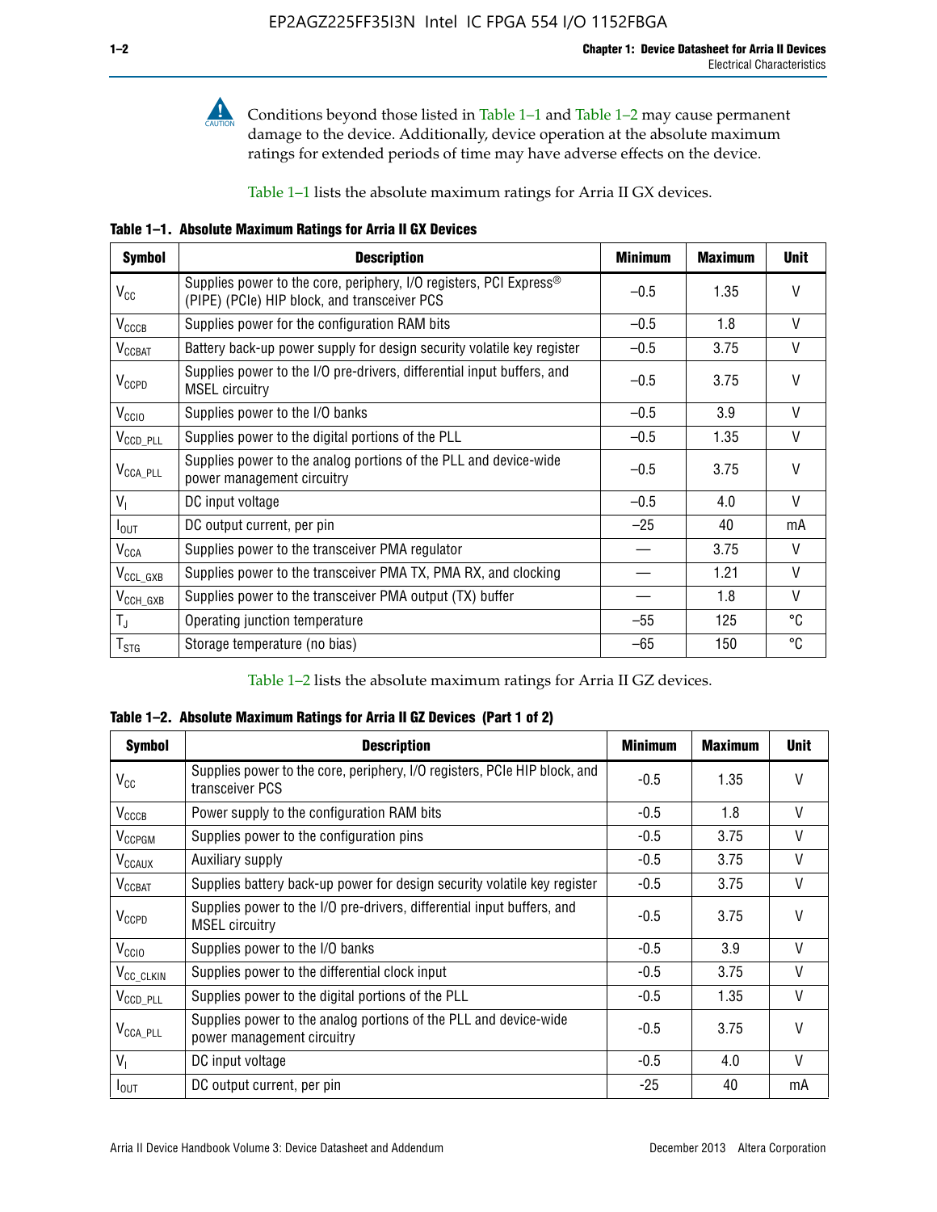Conditions beyond those listed in Table 1–1 and Table 1–2 may cause permanent damage to the device. Additionally, device operation at the absolute maximum ratings for extended periods of time may have adverse effects on the device.

Table 1–1 lists the absolute maximum ratings for Arria II GX devices.

**Table 1–1. Absolute Maximum Ratings for Arria II GX Devices**

| Symbol | Description | Minimum | Maximum | Unit |
|---|---|---|---|---|
| $V_{CC}$ | Supplies power to the core, periphery, I/O registers, PCI Express® (PIPE) (PCIe) HIP block, and transceiver PCS | –0.5 | 1.35 | V |
| $V_{CCCB}$ | Supplies power for the configuration RAM bits | –0.5 | 1.8 | V |
| $V_{CCBAT}$ | Battery back-up power supply for design security volatile key register | –0.5 | 3.75 | V |
| $V_{CCPD}$ | Supplies power to the I/O pre-drivers, differential input buffers, and MSEL circuitry | –0.5 | 3.75 | V |
| $V_{CCIO}$ | Supplies power to the I/O banks | –0.5 | 3.9 | V |
| $V_{CCD\_PLL}$ | Supplies power to the digital portions of the PLL | –0.5 | 1.35 | V |
| $V_{CCA\_PLL}$ | Supplies power to the analog portions of the PLL and device-wide power management circuitry | –0.5 | 3.75 | V |
| $V_I$ | DC input voltage | –0.5 | 4.0 | V |
| $I_{OUT}$ | DC output current, per pin | –25 | 40 | mA |
| $V_{CCA}$ | Supplies power to the transceiver PMA regulator | — | 3.75 | V |
| $V_{CCL\_GXB}$ | Supplies power to the transceiver PMA TX, PMA RX, and clocking | — | 1.21 | V |
| $V_{CCH\_GXB}$ | Supplies power to the transceiver PMA output (TX) buffer | — | 1.8 | V |
| $T_J$ | Operating junction temperature | –55 | 125 | °C |
| $T_{STG}$ | Storage temperature (no bias) | –65 | 150 | °C |

Table 1–2 lists the absolute maximum ratings for Arria II GZ devices.

**Table 1–2. Absolute Maximum Ratings for Arria II GZ Devices (Part 1 of 2)**

| Symbol | Description | Minimum | Maximum | Unit |
|---|---|---|---|---|
| $V_{CC}$ | Supplies power to the core, periphery, I/O registers, PCIe HIP block, and transceiver PCS | -0.5 | 1.35 | V |
| $V_{CCCB}$ | Power supply to the configuration RAM bits | -0.5 | 1.8 | V |
| $V_{CCPGM}$ | Supplies power to the configuration pins | -0.5 | 3.75 | V |
| $V_{CCAUX}$ | Auxiliary supply | -0.5 | 3.75 | V |
| $V_{CCBAT}$ | Supplies battery back-up power for design security volatile key register | -0.5 | 3.75 | V |
| $V_{CCPD}$ | Supplies power to the I/O pre-drivers, differential input buffers, and MSEL circuitry | -0.5 | 3.75 | V |
| $V_{CCIO}$ | Supplies power to the I/O banks | -0.5 | 3.9 | V |
| $V_{CC\_CLKIN}$ | Supplies power to the differential clock input | -0.5 | 3.75 | V |
| $V_{CCD\_PLL}$ | Supplies power to the digital portions of the PLL | -0.5 | 1.35 | V |
| $V_{CCA\_PLL}$ | Supplies power to the analog portions of the PLL and device-wide power management circuitry | -0.5 | 3.75 | V |
| $V_I$ | DC input voltage | -0.5 | 4.0 | V |
| $I_{OUT}$ | DC output current, per pin | -25 | 40 | mA |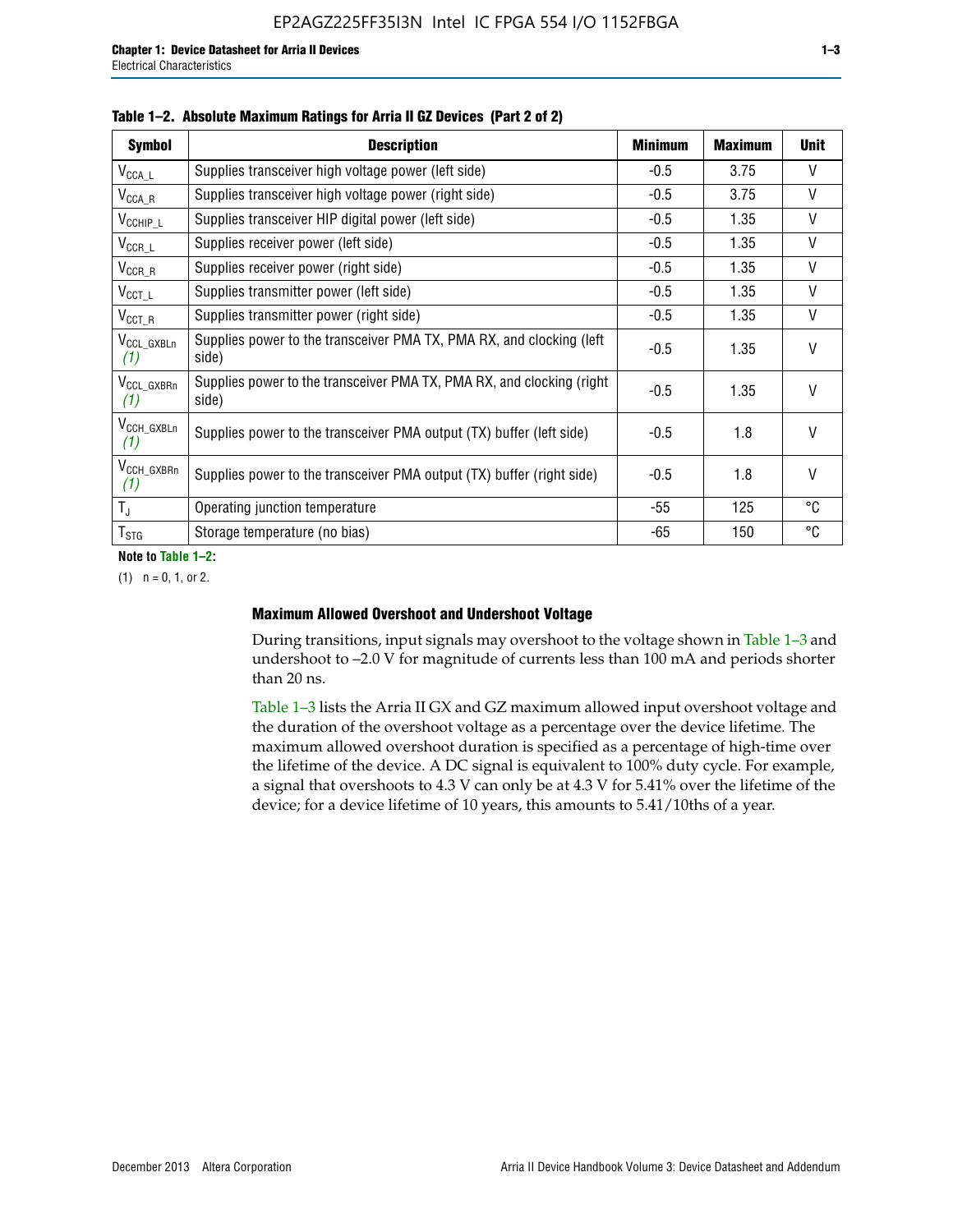**Table 1–2. Absolute Maximum Ratings for Arria II GZ Devices (Part 2 of 2)**

| Symbol | Description | Minimum | Maximum | Unit |
|---|---|---|---|---|
| $V_{CCA\_L}$ | Supplies transceiver high voltage power (left side) | -0.5 | 3.75 | V |
| $V_{CCA\_R}$ | Supplies transceiver high voltage power (right side) | -0.5 | 3.75 | V |
| $V_{CCHIP\_L}$ | Supplies transceiver HIP digital power (left side) | -0.5 | 1.35 | V |
| $V_{CCR\_L}$ | Supplies receiver power (left side) | -0.5 | 1.35 | V |
| $V_{CCR\_R}$ | Supplies receiver power (right side) | -0.5 | 1.35 | V |
| $V_{CCT\_L}$ | Supplies transmitter power (left side) | -0.5 | 1.35 | V |
| $V_{CCT\_R}$ | Supplies transmitter power (right side) | -0.5 | 1.35 | V |
| $V_{CCL\_GXBLn}$ *(1)* | Supplies power to the transceiver PMA TX, PMA RX, and clocking (left side) | -0.5 | 1.35 | V |
| $V_{CCL\_GXBRn}$ *(1)* | Supplies power to the transceiver PMA TX, PMA RX, and clocking (right side) | -0.5 | 1.35 | V |
| $V_{CCH\_GXBLn}$ *(1)* | Supplies power to the transceiver PMA output (TX) buffer (left side) | -0.5 | 1.8 | V |
| $V_{CCH\_GXBRn}$ *(1)* | Supplies power to the transceiver PMA output (TX) buffer (right side) | -0.5 | 1.8 | V |
| $T_J$ | Operating junction temperature | -55 | 125 | °C |
| $T_{STG}$ | Storage temperature (no bias) | -65 | 150 | °C |

**Note to Table 1–2:**

(1) n = 0, 1, or 2.

### Maximum Allowed Overshoot and Undershoot Voltage

During transitions, input signals may overshoot to the voltage shown in Table 1–3 and undershoot to –2.0 V for magnitude of currents less than 100 mA and periods shorter than 20 ns.

Table 1–3 lists the Arria II GX and GZ maximum allowed input overshoot voltage and the duration of the overshoot voltage as a percentage over the device lifetime. The maximum allowed overshoot duration is specified as a percentage of high-time over the lifetime of the device. A DC signal is equivalent to 100% duty cycle. For example, a signal that overshoots to 4.3 V can only be at 4.3 V for 5.41% over the lifetime of the device; for a device lifetime of 10 years, this amounts to 5.41/10ths of a year.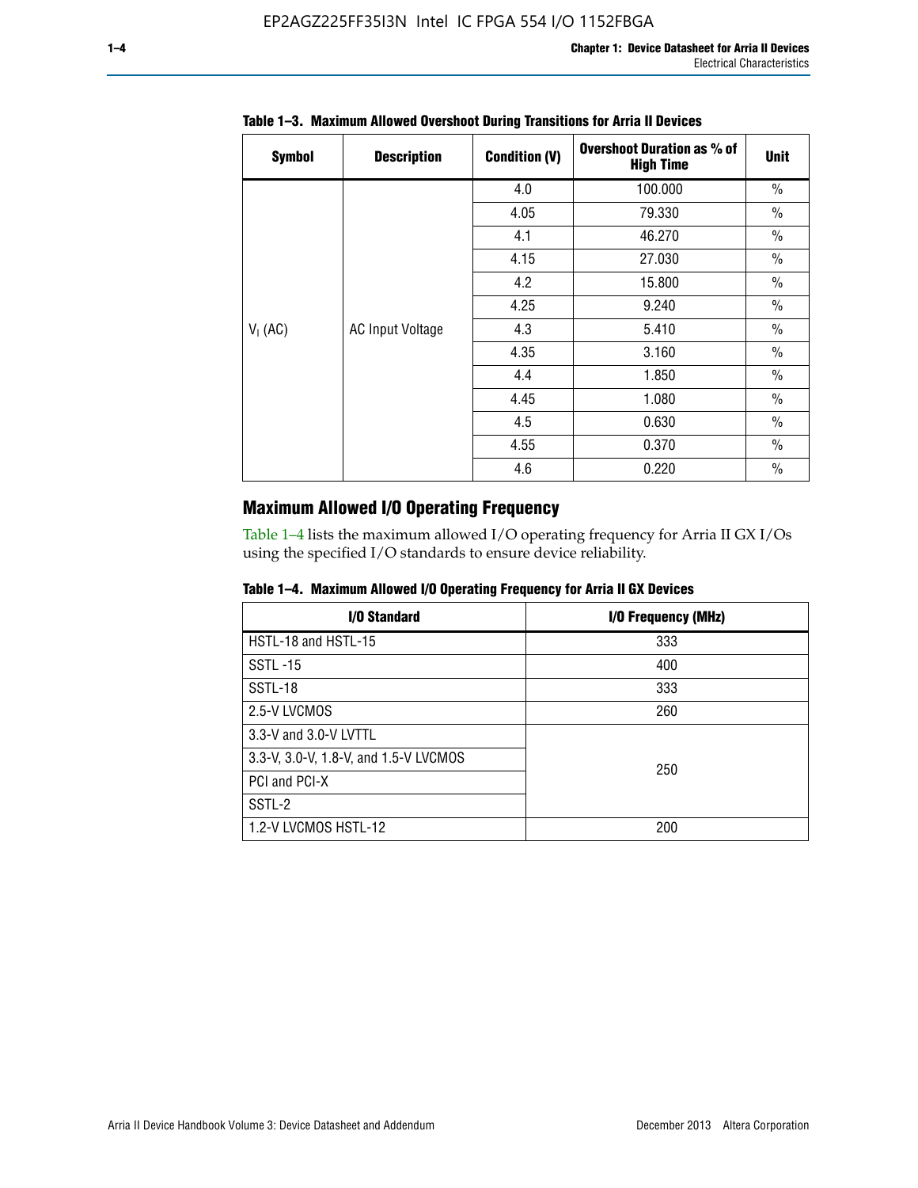**Table 1–3. Maximum Allowed Overshoot During Transitions for Arria II Devices**

| Symbol | Description | Condition (V) | Overshoot Duration as % of High Time | Unit |
|---|---|---|---|---|
| $V_I$ (AC) | AC Input Voltage | 4.0 | 100.000 | % |
| | | 4.05 | 79.330 | % |
| | | 4.1 | 46.270 | % |
| | | 4.15 | 27.030 | % |
| | | 4.2 | 15.800 | % |
| | | 4.25 | 9.240 | % |
| | | 4.3 | 5.410 | % |
| | | 4.35 | 3.160 | % |
| | | 4.4 | 1.850 | % |
| | | 4.45 | 1.080 | % |
| | | 4.5 | 0.630 | % |
| | | 4.55 | 0.370 | % |
| | | 4.6 | 0.220 | % |

## Maximum Allowed I/O Operating Frequency

Table 1–4 lists the maximum allowed I/O operating frequency for Arria II GX I/Os using the specified I/O standards to ensure device reliability.

**Table 1–4. Maximum Allowed I/O Operating Frequency for Arria II GX Devices**

| I/O Standard | I/O Frequency (MHz) |
|---|---|
| HSTL-18 and HSTL-15 | 333 |
| SSTL -15 | 400 |
| SSTL-18 | 333 |
| 2.5-V LVCMOS | 260 |
| 3.3-V and 3.0-V LVTTL | 250 |
| 3.3-V, 3.0-V, 1.8-V, and 1.5-V LVCMOS | |
| PCI and PCI-X | |
| SSTL-2 | |
| 1.2-V LVCMOS HSTL-12 | 200 |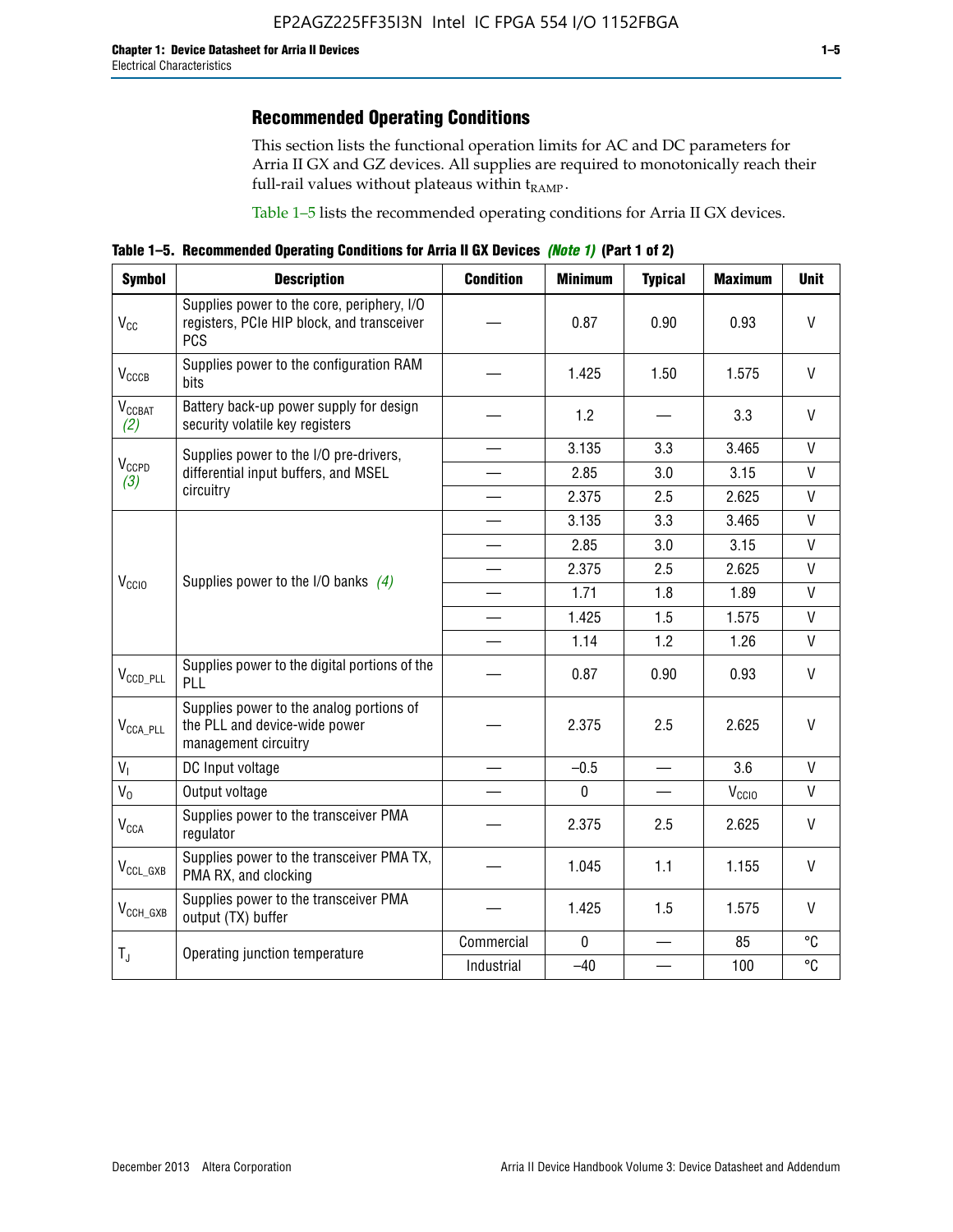## Recommended Operating Conditions

This section lists the functional operation limits for AC and DC parameters for Arria II GX and GZ devices. All supplies are required to monotonically reach their full-rail values without plateaus within $t_{RAMP}$.

Table 1–5 lists the recommended operating conditions for Arria II GX devices.

**Table 1–5. Recommended Operating Conditions for Arria II GX Devices *(Note 1)* (Part 1 of 2)**

| Symbol | Description | Condition | Minimum | Typical | Maximum | Unit |
|---|---|---|---|---|---|---|
| $V_{CC}$ | Supplies power to the core, periphery, I/O registers, PCIe HIP block, and transceiver PCS | — | 0.87 | 0.90 | 0.93 | V |
| $V_{CCCB}$ | Supplies power to the configuration RAM bits | — | 1.425 | 1.50 | 1.575 | V |
| $V_{CCBAT}$ *(2)* | Battery back-up power supply for design security volatile key registers | — | 1.2 | — | 3.3 | V |
| $V_{CCPD}$ *(3)* | Supplies power to the I/O pre-drivers, differential input buffers, and MSEL circuitry | — | 3.135 | 3.3 | 3.465 | V |
| | | — | 2.85 | 3.0 | 3.15 | V |
| | | — | 2.375 | 2.5 | 2.625 | V |
| $V_{CCIO}$ | Supplies power to the I/O banks *(4)* | — | 3.135 | 3.3 | 3.465 | V |
| | | — | 2.85 | 3.0 | 3.15 | V |
| | | — | 2.375 | 2.5 | 2.625 | V |
| | | — | 1.71 | 1.8 | 1.89 | V |
| | | — | 1.425 | 1.5 | 1.575 | V |
| | | — | 1.14 | 1.2 | 1.26 | V |
| $V_{CCD\_PLL}$ | Supplies power to the digital portions of the PLL | — | 0.87 | 0.90 | 0.93 | V |
| $V_{CCA\_PLL}$ | Supplies power to the analog portions of the PLL and device-wide power management circuitry | — | 2.375 | 2.5 | 2.625 | V |
| $V_I$ | DC Input voltage | — | –0.5 | — | 3.6 | V |
| $V_O$ | Output voltage | — | 0 | — | $V_{CCIO}$ | V |
| $V_{CCA}$ | Supplies power to the transceiver PMA regulator | — | 2.375 | 2.5 | 2.625 | V |
| $V_{CCL\_GXB}$ | Supplies power to the transceiver PMA TX, PMA RX, and clocking | — | 1.045 | 1.1 | 1.155 | V |
| $V_{CCH\_GXB}$ | Supplies power to the transceiver PMA output (TX) buffer | — | 1.425 | 1.5 | 1.575 | V |
| $T_J$ | Operating junction temperature | Commercial | 0 | — | 85 | °C |
| | | Industrial | –40 | — | 100 | °C |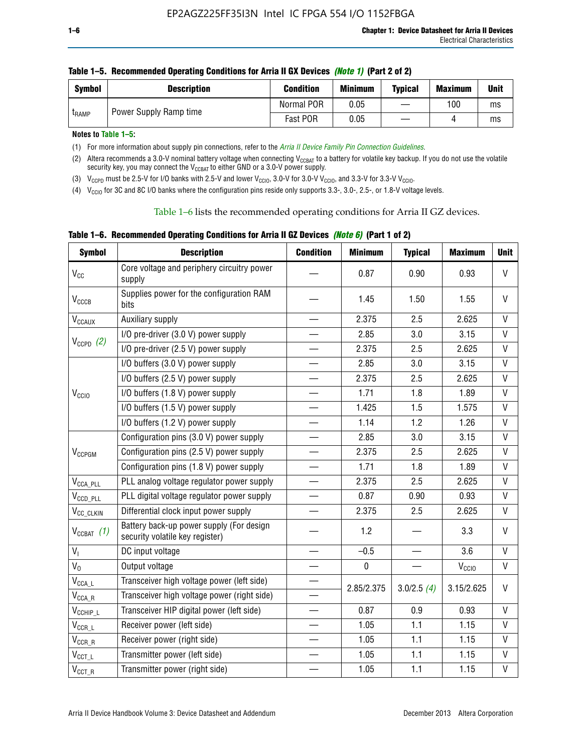**Table 1–5. Recommended Operating Conditions for Arria II GX Devices *(Note 1)* (Part 2 of 2)**

| Symbol | Description | Condition | Minimum | Typical | Maximum | Unit |
|---|---|---|---|---|---|---|
| $t_{RAMP}$ | Power Supply Ramp time | Normal POR | 0.05 | — | 100 | ms |
| | | Fast POR | 0.05 | — | 4 | ms |

**Notes to Table 1–5:**

(1) For more information about supply pin connections, refer to the *Arria II Device Family Pin Connection Guidelines*.

(2) Altera recommends a 3.0-V nominal battery voltage when connecting $V_{CCBAT}$ to a battery for volatile key backup. If you do not use the volatile security key, you may connect the $V_{CCBAT}$ to either GND or a 3.0-V power supply.

(3) $V_{CCPD}$ must be 2.5-V for I/O banks with 2.5-V and lower $V_{CCIO}$, 3.0-V for 3.0-V $V_{CCIO}$, and 3.3-V for 3.3-V $V_{CCIO}$.

(4) $V_{CCIO}$ for 3C and 8C I/O banks where the configuration pins reside only supports 3.3-, 3.0-, 2.5-, or 1.8-V voltage levels.

Table 1–6 lists the recommended operating conditions for Arria II GZ devices.

**Table 1–6. Recommended Operating Conditions for Arria II GZ Devices *(Note 6)* (Part 1 of 2)**

| Symbol | Description | Condition | Minimum | Typical | Maximum | Unit |
|---|---|---|---|---|---|---|
| $V_{CC}$ | Core voltage and periphery circuitry power supply | — | 0.87 | 0.90 | 0.93 | V |
| $V_{CCCB}$ | Supplies power for the configuration RAM bits | — | 1.45 | 1.50 | 1.55 | V |
| $V_{CCAUX}$ | Auxiliary supply | — | 2.375 | 2.5 | 2.625 | V |
| $V_{CCPD}$ *(2)* | I/O pre-driver (3.0 V) power supply | — | 2.85 | 3.0 | 3.15 | V |
| | I/O pre-driver (2.5 V) power supply | — | 2.375 | 2.5 | 2.625 | V |
| $V_{CCIO}$ | I/O buffers (3.0 V) power supply | — | 2.85 | 3.0 | 3.15 | V |
| | I/O buffers (2.5 V) power supply | — | 2.375 | 2.5 | 2.625 | V |
| | I/O buffers (1.8 V) power supply | — | 1.71 | 1.8 | 1.89 | V |
| | I/O buffers (1.5 V) power supply | — | 1.425 | 1.5 | 1.575 | V |
| | I/O buffers (1.2 V) power supply | — | 1.14 | 1.2 | 1.26 | V |
| $V_{CCPGM}$ | Configuration pins (3.0 V) power supply | — | 2.85 | 3.0 | 3.15 | V |
| | Configuration pins (2.5 V) power supply | — | 2.375 | 2.5 | 2.625 | V |
| | Configuration pins (1.8 V) power supply | — | 1.71 | 1.8 | 1.89 | V |
| $V_{CCA\_PLL}$ | PLL analog voltage regulator power supply | — | 2.375 | 2.5 | 2.625 | V |
| $V_{CCD\_PLL}$ | PLL digital voltage regulator power supply | — | 0.87 | 0.90 | 0.93 | V |
| $V_{CC\_CLKIN}$ | Differential clock input power supply | — | 2.375 | 2.5 | 2.625 | V |
| $V_{CCBAT}$ *(1)* | Battery back-up power supply (For design security volatile key register) | — | 1.2 | — | 3.3 | V |
| $V_I$ | DC input voltage | — | –0.5 | — | 3.6 | V |
| $V_O$ | Output voltage | — | 0 | — | $V_{CCIO}$ | V |
| $V_{CCA\_L}$ | Transceiver high voltage power (left side) | — | 2.85/2.375 | 3.0/2.5 *(4)* | 3.15/2.625 | V |
| $V_{CCA\_R}$ | Transceiver high voltage power (right side) | — | | | | |
| $V_{CCHIP\_L}$ | Transceiver HIP digital power (left side) | — | 0.87 | 0.9 | 0.93 | V |
| $V_{CCR\_L}$ | Receiver power (left side) | — | 1.05 | 1.1 | 1.15 | V |
| $V_{CCR\_R}$ | Receiver power (right side) | — | 1.05 | 1.1 | 1.15 | V |
| $V_{CCT\_L}$ | Transmitter power (left side) | — | 1.05 | 1.1 | 1.15 | V |
| $V_{CCT\_R}$ | Transmitter power (right side) | — | 1.05 | 1.1 | 1.15 | V |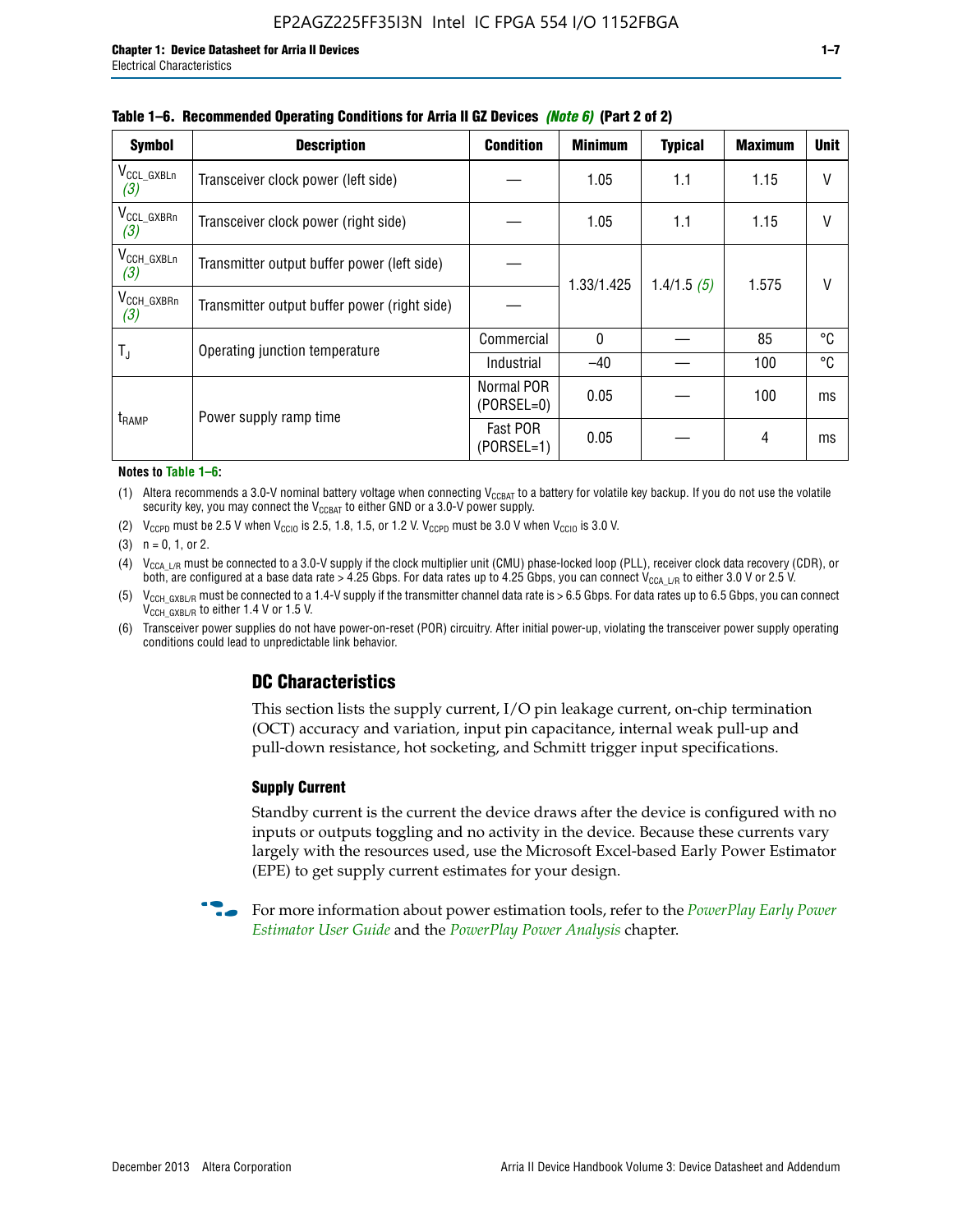**Table 1–6. Recommended Operating Conditions for Arria II GZ Devices** *(Note 6)* **(Part 2 of 2)**

| Symbol | Description | Condition | Minimum | Typical | Maximum | Unit |
|---|---|---|---|---|---|---|
| $V_{CCL\_GXBLn}$ *(3)* | Transceiver clock power (left side) | — | 1.05 | 1.1 | 1.15 | V |
| $V_{CCL\_GXBRn}$ *(3)* | Transceiver clock power (right side) | — | 1.05 | 1.1 | 1.15 | V |
| $V_{CCH\_GXBLn}$ *(3)* | Transmitter output buffer power (left side) | — | 1.33/1.425 | 1.4/1.5 *(5)* | 1.575 | V |
| $V_{CCH\_GXBRn}$ *(3)* | Transmitter output buffer power (right side) | — | | | | |
| $T_J$ | Operating junction temperature | Commercial | 0 | — | 85 | °C |
| | | Industrial | –40 | — | 100 | °C |
| $t_{RAMP}$ | Power supply ramp time | Normal POR (PORSEL=0) | 0.05 | — | 100 | ms |
| | | Fast POR (PORSEL=1) | 0.05 | — | 4 | ms |

**Notes to Table 1–6:**

(1) Altera recommends a 3.0-V nominal battery voltage when connecting $V_{CCBAT}$ to a battery for volatile key backup. If you do not use the volatile security key, you may connect the $V_{CCBAT}$ to either GND or a 3.0-V power supply.

(2) $V_{CCPD}$ must be 2.5 V when $V_{CCIO}$ is 2.5, 1.8, 1.5, or 1.2 V. $V_{CCPD}$ must be 3.0 V when $V_{CCIO}$ is 3.0 V.

(3) n = 0, 1, or 2.

(4) $V_{CCA\_L/R}$ must be connected to a 3.0-V supply if the clock multiplier unit (CMU) phase-locked loop (PLL), receiver clock data recovery (CDR), or both, are configured at a base data rate > 4.25 Gbps. For data rates up to 4.25 Gbps, you can connect $V_{CCA\_L/R}$ to either 3.0 V or 2.5 V.

(5) $V_{CCH\_GXBL/R}$ must be connected to a 1.4-V supply if the transmitter channel data rate is > 6.5 Gbps. For data rates up to 6.5 Gbps, you can connect $V_{CCH\_GXBL/R}$ to either 1.4 V or 1.5 V.

(6) Transceiver power supplies do not have power-on-reset (POR) circuitry. After initial power-up, violating the transceiver power supply operating conditions could lead to unpredictable link behavior.

## DC Characteristics

This section lists the supply current, I/O pin leakage current, on-chip termination (OCT) accuracy and variation, input pin capacitance, internal weak pull-up and pull-down resistance, hot socketing, and Schmitt trigger input specifications.

### Supply Current

Standby current is the current the device draws after the device is configured with no inputs or outputs toggling and no activity in the device. Because these currents vary largely with the resources used, use the Microsoft Excel-based Early Power Estimator (EPE) to get supply current estimates for your design.

For more information about power estimation tools, refer to the *PowerPlay Early Power Estimator User Guide* and the *PowerPlay Power Analysis* chapter.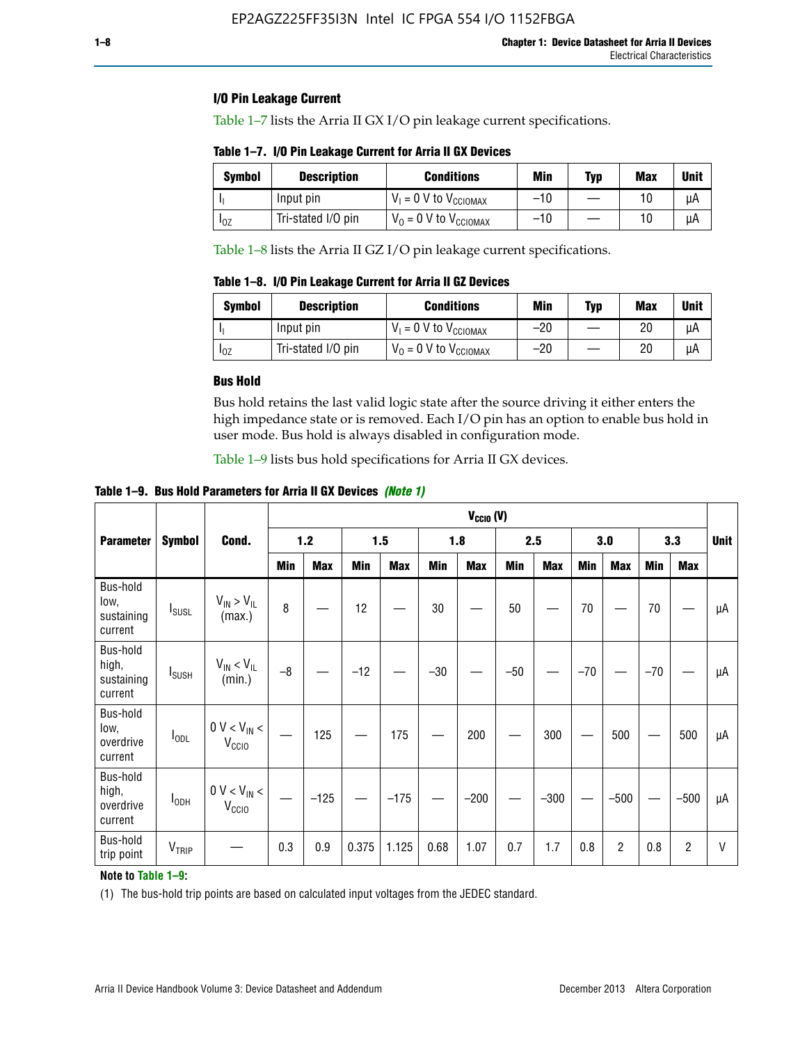### I/O Pin Leakage Current

Table 1–7 lists the Arria II GX I/O pin leakage current specifications.

**Table 1–7. I/O Pin Leakage Current for Arria II GX Devices**

| Symbol | Description | Conditions | Min | Typ | Max | Unit |
|---|---|---|---|---|---|---|
| $I_I$ | Input pin | $V_I$ = 0 V to $V_{CCIOMAX}$ | –10 | — | 10 | µA |
| $I_{OZ}$ | Tri-stated I/O pin | $V_O$ = 0 V to $V_{CCIOMAX}$ | –10 | — | 10 | µA |

Table 1–8 lists the Arria II GZ I/O pin leakage current specifications.

**Table 1–8. I/O Pin Leakage Current for Arria II GZ Devices**

| Symbol | Description | Conditions | Min | Typ | Max | Unit |
|---|---|---|---|---|---|---|
| $I_I$ | Input pin | $V_I$ = 0 V to $V_{CCIOMAX}$ | –20 | — | 20 | µA |
| $I_{OZ}$ | Tri-stated I/O pin | $V_O$ = 0 V to $V_{CCIOMAX}$ | –20 | — | 20 | µA |

### Bus Hold

Bus hold retains the last valid logic state after the source driving it either enters the high impedance state or is removed. Each I/O pin has an option to enable bus hold in user mode. Bus hold is always disabled in configuration mode.

Table 1–9 lists bus hold specifications for Arria II GX devices.

**Table 1–9. Bus Hold Parameters for Arria II GX Devices** *(Note 1)*

| Parameter | Symbol | Cond. | $V_{CCIO}$ (V) | | | | | | | | | | | | Unit |
|---|---|---|---|---|---|---|---|---|---|---|---|---|---|---|---|
| | | | 1.2 | | 1.5 | | 1.8 | | 2.5 | | 3.0 | | 3.3 | | |
| | | | Min | Max | Min | Max | Min | Max | Min | Max | Min | Max | Min | Max | |
| Bus-hold low, sustaining current | $I_{SUSL}$ | $V_{IN} > V_{IL}$ (max.) | 8 | — | 12 | — | 30 | — | 50 | — | 70 | — | 70 | — | µA |
| Bus-hold high, sustaining current | $I_{SUSH}$ | $V_{IN} < V_{IL}$ (min.) | –8 | — | –12 | — | –30 | — | –50 | — | –70 | — | –70 | — | µA |
| Bus-hold low, overdrive current | $I_{ODL}$ | 0 V < $V_{IN}$ < $V_{CCIO}$ | — | 125 | — | 175 | — | 200 | — | 300 | — | 500 | — | 500 | µA |
| Bus-hold high, overdrive current | $I_{ODH}$ | 0 V < $V_{IN}$ < $V_{CCIO}$ | — | –125 | — | –175 | — | –200 | — | –300 | — | –500 | — | –500 | µA |
| Bus-hold trip point | $V_{TRIP}$ | — | 0.3 | 0.9 | 0.375 | 1.125 | 0.68 | 1.07 | 0.7 | 1.7 | 0.8 | 2 | 0.8 | 2 | V |

**Note to Table 1–9:**

(1) The bus-hold trip points are based on calculated input voltages from the JEDEC standard.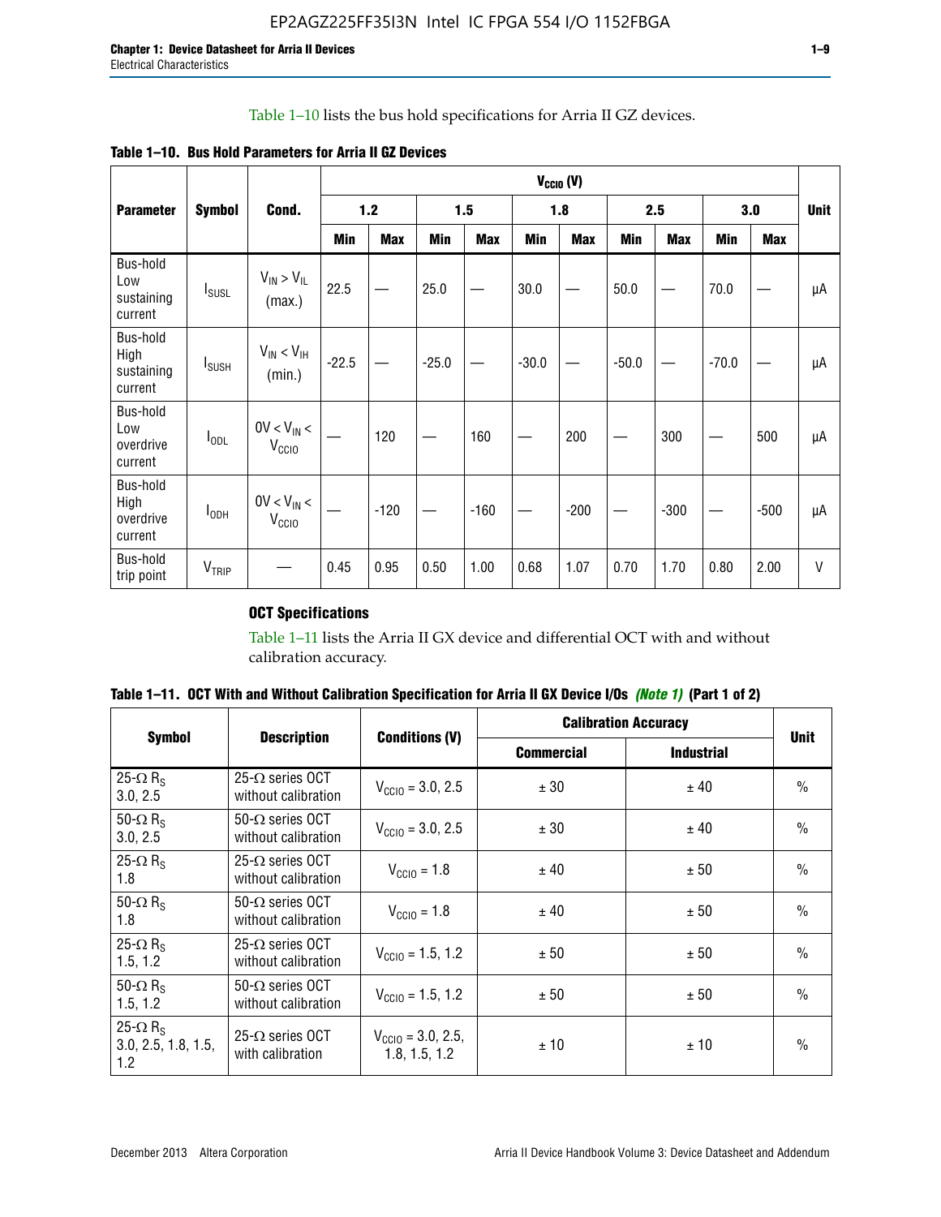Table 1–10 lists the bus hold specifications for Arria II GZ devices.

**Table 1–10. Bus Hold Parameters for Arria II GZ Devices**

| Parameter | Symbol | Cond. | $V_{CCIO}$ (V) | | | | | | | | | | Unit |
|---|---|---|---|---|---|---|---|---|---|---|---|---|---|
| | | | 1.2 | | 1.5 | | 1.8 | | 2.5 | | 3.0 | | |
| | | | Min | Max | Min | Max | Min | Max | Min | Max | Min | Max | |
| Bus-hold Low sustaining current | $I_{SUSL}$ | $V_{IN} > V_{IL}$ (max.) | 22.5 | — | 25.0 | — | 30.0 | — | 50.0 | — | 70.0 | — | µA |
| Bus-hold High sustaining current | $I_{SUSH}$ | $V_{IN} < V_{IH}$ (min.) | -22.5 | — | -25.0 | — | -30.0 | — | -50.0 | — | -70.0 | — | µA |
| Bus-hold Low overdrive current | $I_{ODL}$ | $0V < V_{IN} < V_{CCIO}$ | — | 120 | — | 160 | — | 200 | — | 300 | — | 500 | µA |
| Bus-hold High overdrive current | $I_{ODH}$ | $0V < V_{IN} < V_{CCIO}$ | — | -120 | — | -160 | — | -200 | — | -300 | — | -500 | µA |
| Bus-hold trip point | $V_{TRIP}$ | — | 0.45 | 0.95 | 0.50 | 1.00 | 0.68 | 1.07 | 0.70 | 1.70 | 0.80 | 2.00 | V |

### OCT Specifications

Table 1–11 lists the Arria II GX device and differential OCT with and without calibration accuracy.

**Table 1–11. OCT With and Without Calibration Specification for Arria II GX Device I/Os *(Note 1)* (Part 1 of 2)**

| Symbol | Description | Conditions (V) | Calibration Accuracy | | Unit |
|---|---|---|---|---|---|
| | | | Commercial | Industrial | |
| 25-Ω $R_S$ 3.0, 2.5 | 25-Ω series OCT without calibration | $V_{CCIO}$ = 3.0, 2.5 | ± 30 | ± 40 | % |
| 50-Ω $R_S$ 3.0, 2.5 | 50-Ω series OCT without calibration | $V_{CCIO}$ = 3.0, 2.5 | ± 30 | ± 40 | % |
| 25-Ω $R_S$ 1.8 | 25-Ω series OCT without calibration | $V_{CCIO}$ = 1.8 | ± 40 | ± 50 | % |
| 50-Ω $R_S$ 1.8 | 50-Ω series OCT without calibration | $V_{CCIO}$ = 1.8 | ± 40 | ± 50 | % |
| 25-Ω $R_S$ 1.5, 1.2 | 25-Ω series OCT without calibration | $V_{CCIO}$ = 1.5, 1.2 | ± 50 | ± 50 | % |
| 50-Ω $R_S$ 1.5, 1.2 | 50-Ω series OCT without calibration | $V_{CCIO}$ = 1.5, 1.2 | ± 50 | ± 50 | % |
| 25-Ω $R_S$ 3.0, 2.5, 1.8, 1.5, 1.2 | 25-Ω series OCT with calibration | $V_{CCIO}$ = 3.0, 2.5, 1.8, 1.5, 1.2 | ± 10 | ± 10 | % |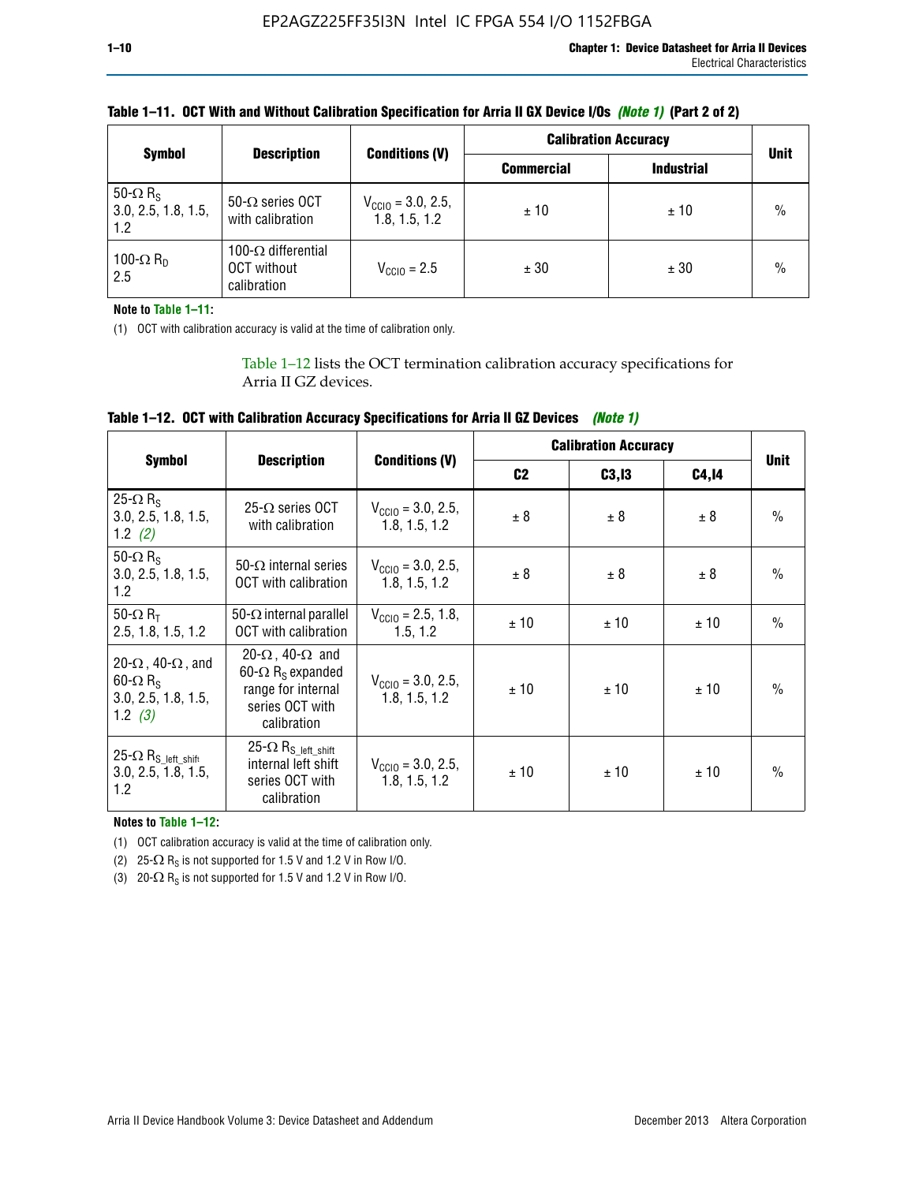**Table 1–11. OCT With and Without Calibration Specification for Arria II GX Device I/Os** *(Note 1)* **(Part 2 of 2)**

| Symbol | Description | Conditions (V) | Calibration Accuracy | | Unit |
|---|---|---|---|---|---|
| | | | Commercial | Industrial | |
| 50-Ω $R_S$ 3.0, 2.5, 1.8, 1.5, 1.2 | 50-Ω series OCT with calibration | $V_{CCIO}$ = 3.0, 2.5, 1.8, 1.5, 1.2 | ± 10 | ± 10 | % |
| 100-Ω $R_D$ 2.5 | 100-Ω differential OCT without calibration | $V_{CCIO}$ = 2.5 | ± 30 | ± 30 | % |

**Note to Table 1–11:**

(1) OCT with calibration accuracy is valid at the time of calibration only.

Table 1–12 lists the OCT termination calibration accuracy specifications for Arria II GZ devices.

**Table 1–12. OCT with Calibration Accuracy Specifications for Arria II GZ Devices** *(Note 1)*

| Symbol | Description | Conditions (V) | Calibration Accuracy | | | Unit |
|---|---|---|---|---|---|---|
| | | | C2 | C3,I3 | C4,I4 | |
| 25-Ω $R_S$ 3.0, 2.5, 1.8, 1.5, 1.2 *(2)* | 25-Ω series OCT with calibration | $V_{CCIO}$ = 3.0, 2.5, 1.8, 1.5, 1.2 | ± 8 | ± 8 | ± 8 | % |
| 50-Ω $R_S$ 3.0, 2.5, 1.8, 1.5, 1.2 | 50-Ω internal series OCT with calibration | $V_{CCIO}$ = 3.0, 2.5, 1.8, 1.5, 1.2 | ± 8 | ± 8 | ± 8 | % |
| 50-Ω $R_T$ 2.5, 1.8, 1.5, 1.2 | 50-Ω internal parallel OCT with calibration | $V_{CCIO}$ = 2.5, 1.8, 1.5, 1.2 | ± 10 | ± 10 | ± 10 | % |
| 20-Ω, 40-Ω, and 60-Ω $R_S$ 3.0, 2.5, 1.8, 1.5, 1.2 *(3)* | 20-Ω, 40-Ω and 60-Ω $R_S$ expanded range for internal series OCT with calibration | $V_{CCIO}$ = 3.0, 2.5, 1.8, 1.5, 1.2 | ± 10 | ± 10 | ± 10 | % |
| 25-Ω $R_{S\_left\_shift}$ 3.0, 2.5, 1.8, 1.5, 1.2 | 25-Ω $R_{S\_left\_shift}$ internal left shift series OCT with calibration | $V_{CCIO}$ = 3.0, 2.5, 1.8, 1.5, 1.2 | ± 10 | ± 10 | ± 10 | % |

**Notes to Table 1–12:**

(1) OCT calibration accuracy is valid at the time of calibration only.

(2) 25-Ω $R_S$ is not supported for 1.5 V and 1.2 V in Row I/O.

(3) 20-Ω $R_S$ is not supported for 1.5 V and 1.2 V in Row I/O.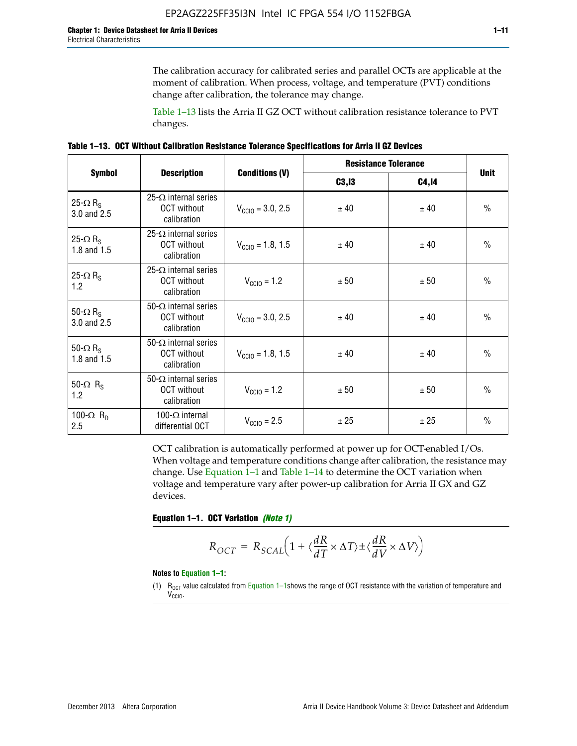The calibration accuracy for calibrated series and parallel OCTs are applicable at the moment of calibration. When process, voltage, and temperature (PVT) conditions change after calibration, the tolerance may change.

Table 1–13 lists the Arria II GZ OCT without calibration resistance tolerance to PVT changes.

**Table 1–13. OCT Without Calibration Resistance Tolerance Specifications for Arria II GZ Devices**

| Symbol | Description | Conditions (V) | Resistance Tolerance | | Unit |
|---|---|---|---|---|---|
| | | | C3,I3 | C4,I4 | |
| 25-Ω $R_S$ 3.0 and 2.5 | 25-Ω internal series OCT without calibration | $V_{CCIO}$ = 3.0, 2.5 | ± 40 | ± 40 | % |
| 25-Ω $R_S$ 1.8 and 1.5 | 25-Ω internal series OCT without calibration | $V_{CCIO}$ = 1.8, 1.5 | ± 40 | ± 40 | % |
| 25-Ω $R_S$ 1.2 | 25-Ω internal series OCT without calibration | $V_{CCIO}$ = 1.2 | ± 50 | ± 50 | % |
| 50-Ω $R_S$ 3.0 and 2.5 | 50-Ω internal series OCT without calibration | $V_{CCIO}$ = 3.0, 2.5 | ± 40 | ± 40 | % |
| 50-Ω $R_S$ 1.8 and 1.5 | 50-Ω internal series OCT without calibration | $V_{CCIO}$ = 1.8, 1.5 | ± 40 | ± 40 | % |
| 50-Ω $R_S$ 1.2 | 50-Ω internal series OCT without calibration | $V_{CCIO}$ = 1.2 | ± 50 | ± 50 | % |
| 100-Ω $R_D$ 2.5 | 100-Ω internal differential OCT | $V_{CCIO}$ = 2.5 | ± 25 | ± 25 | % |

OCT calibration is automatically performed at power up for OCT-enabled I/Os. When voltage and temperature conditions change after calibration, the resistance may change. Use Equation 1–1 and Table 1–14 to determine the OCT variation when voltage and temperature vary after power-up calibration for Arria II GX and GZ devices.

**Equation 1–1. OCT Variation** ***(Note 1)***

$$R_{OCT} = R_{SCAL}\left(1 + \langle\frac{dR}{dT} \times \Delta T\rangle \pm \langle\frac{dR}{dV} \times \Delta V\rangle\right)$$

**Notes to Equation 1–1:**

(1) $R_{OCT}$ value calculated from Equation 1–1 shows the range of OCT resistance with the variation of temperature and $V_{CCIO}$.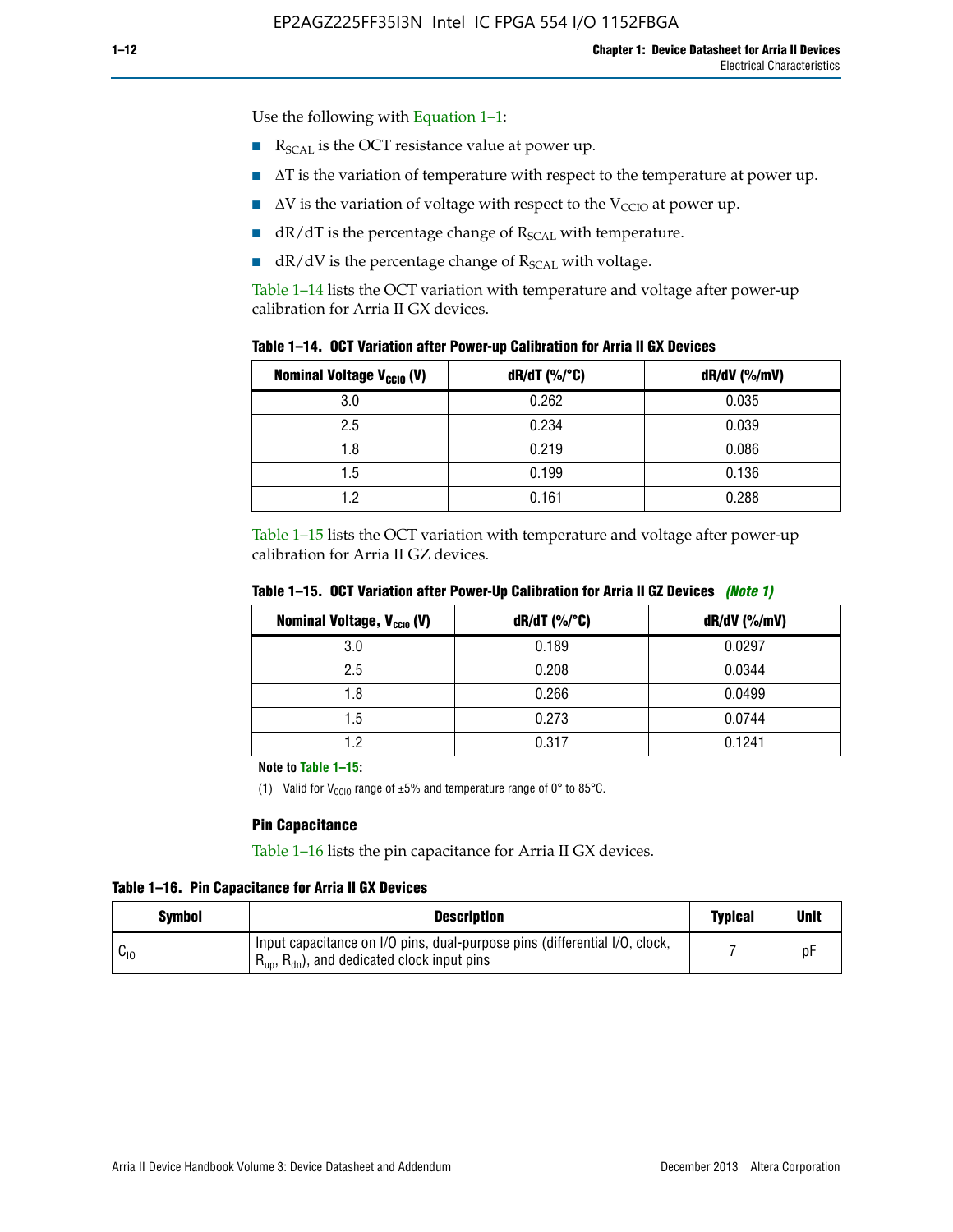Use the following with Equation 1–1:

- $R_{SCAL}$ is the OCT resistance value at power up.
- $\Delta T$ is the variation of temperature with respect to the temperature at power up.
- $\Delta V$ is the variation of voltage with respect to the $V_{CCIO}$ at power up.
- $dR/dT$ is the percentage change of $R_{SCAL}$ with temperature.
- $dR/dV$ is the percentage change of $R_{SCAL}$ with voltage.

Table 1–14 lists the OCT variation with temperature and voltage after power-up calibration for Arria II GX devices.

**Table 1–14. OCT Variation after Power-up Calibration for Arria II GX Devices**

| Nominal Voltage $V_{CCIO}$ (V) | dR/dT (%/°C) | dR/dV (%/mV) |
|---|---|---|
| 3.0 | 0.262 | 0.035 |
| 2.5 | 0.234 | 0.039 |
| 1.8 | 0.219 | 0.086 |
| 1.5 | 0.199 | 0.136 |
| 1.2 | 0.161 | 0.288 |

Table 1–15 lists the OCT variation with temperature and voltage after power-up calibration for Arria II GZ devices.

**Table 1–15. OCT Variation after Power-Up Calibration for Arria II GZ Devices** *(Note 1)*

| Nominal Voltage, $V_{CCIO}$ (V) | dR/dT (%/°C) | dR/dV (%/mV) |
|---|---|---|
| 3.0 | 0.189 | 0.0297 |
| 2.5 | 0.208 | 0.0344 |
| 1.8 | 0.266 | 0.0499 |
| 1.5 | 0.273 | 0.0744 |
| 1.2 | 0.317 | 0.1241 |

**Note to Table 1–15:**

(1) Valid for $V_{CCIO}$ range of ±5% and temperature range of 0° to 85°C.

### Pin Capacitance

Table 1–16 lists the pin capacitance for Arria II GX devices.

**Table 1–16. Pin Capacitance for Arria II GX Devices**

| Symbol | Description | Typical | Unit |
|---|---|---|---|
| $C_{IO}$ | Input capacitance on I/O pins, dual-purpose pins (differential I/O, clock, $R_{up}$, $R_{dn}$), and dedicated clock input pins | 7 | pF |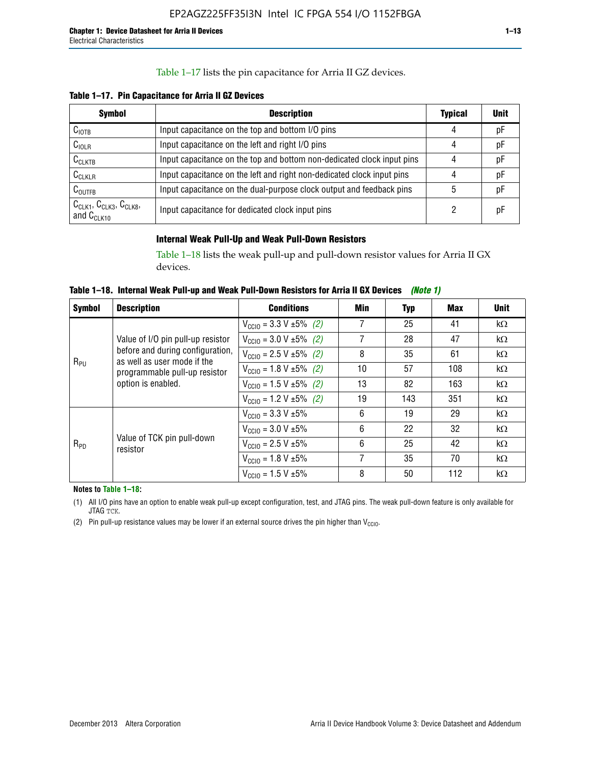Table 1–17 lists the pin capacitance for Arria II GZ devices.

**Table 1–17. Pin Capacitance for Arria II GZ Devices**

| Symbol | Description | Typical | Unit |
|---|---|---|---|
| $C_{IOTB}$ | Input capacitance on the top and bottom I/O pins | 4 | pF |
| $C_{IOLR}$ | Input capacitance on the left and right I/O pins | 4 | pF |
| $C_{CLKTB}$ | Input capacitance on the top and bottom non-dedicated clock input pins | 4 | pF |
| $C_{CLKLR}$ | Input capacitance on the left and right non-dedicated clock input pins | 4 | pF |
| $C_{OUTFB}$ | Input capacitance on the dual-purpose clock output and feedback pins | 5 | pF |
| $C_{CLK1}$, $C_{CLK3}$, $C_{CLK8}$, and $C_{CLK10}$ | Input capacitance for dedicated clock input pins | 2 | pF |

### Internal Weak Pull-Up and Weak Pull-Down Resistors

Table 1–18 lists the weak pull-up and pull-down resistor values for Arria II GX devices.

**Table 1–18. Internal Weak Pull-up and Weak Pull-Down Resistors for Arria II GX Devices** *(Note 1)*

| Symbol | Description | Conditions | Min | Typ | Max | Unit |
|---|---|---|---|---|---|---|
| $R_{PU}$ | Value of I/O pin pull-up resistor before and during configuration, as well as user mode if the programmable pull-up resistor option is enabled. | $V_{CCIO}$ = 3.3 V ±5% *(2)* | 7 | 25 | 41 | kΩ |
| | | $V_{CCIO}$ = 3.0 V ±5% *(2)* | 7 | 28 | 47 | kΩ |
| | | $V_{CCIO}$ = 2.5 V ±5% *(2)* | 8 | 35 | 61 | kΩ |
| | | $V_{CCIO}$ = 1.8 V ±5% *(2)* | 10 | 57 | 108 | kΩ |
| | | $V_{CCIO}$ = 1.5 V ±5% *(2)* | 13 | 82 | 163 | kΩ |
| | | $V_{CCIO}$ = 1.2 V ±5% *(2)* | 19 | 143 | 351 | kΩ |
| $R_{PD}$ | Value of TCK pin pull-down resistor | $V_{CCIO}$ = 3.3 V ±5% | 6 | 19 | 29 | kΩ |
| | | $V_{CCIO}$ = 3.0 V ±5% | 6 | 22 | 32 | kΩ |
| | | $V_{CCIO}$ = 2.5 V ±5% | 6 | 25 | 42 | kΩ |
| | | $V_{CCIO}$ = 1.8 V ±5% | 7 | 35 | 70 | kΩ |
| | | $V_{CCIO}$ = 1.5 V ±5% | 8 | 50 | 112 | kΩ |

**Notes to Table 1–18:**

(1) All I/O pins have an option to enable weak pull-up except configuration, test, and JTAG pins. The weak pull-down feature is only available for JTAG TCK.

(2) Pin pull-up resistance values may be lower if an external source drives the pin higher than $V_{CCIO}$.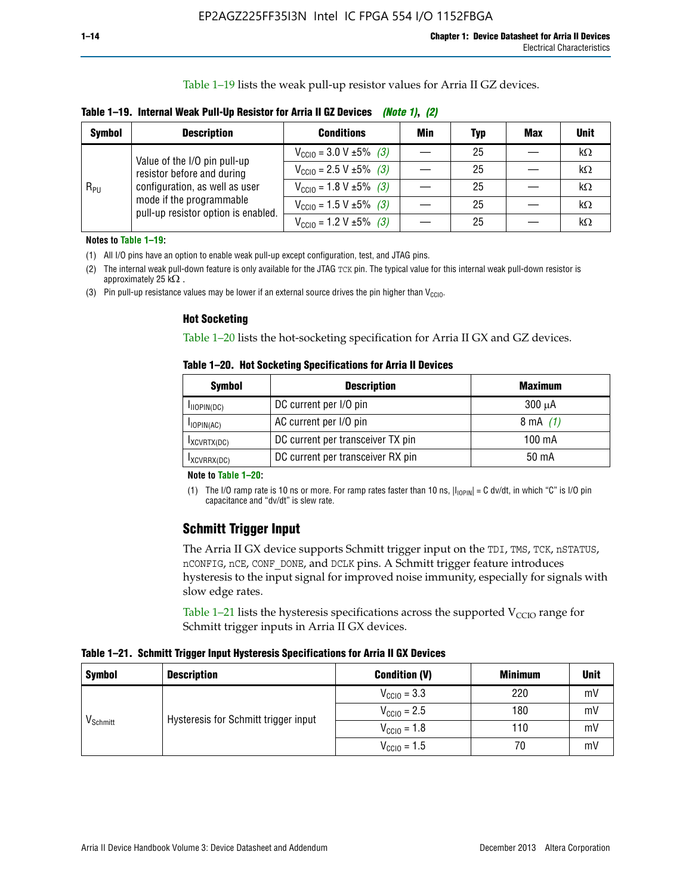Table 1–19 lists the weak pull-up resistor values for Arria II GZ devices.

**Table 1–19. Internal Weak Pull-Up Resistor for Arria II GZ Devices** *(Note 1)*, *(2)*

| Symbol | Description | Conditions | Min | Typ | Max | Unit |
|---|---|---|---|---|---|---|
| $R_{PU}$ | Value of the I/O pin pull-up resistor before and during configuration, as well as user mode if the programmable pull-up resistor option is enabled. | $V_{CCIO}$ = 3.0 V ±5% *(3)* | — | 25 | — | kΩ |
| | | $V_{CCIO}$ = 2.5 V ±5% *(3)* | — | 25 | — | kΩ |
| | | $V_{CCIO}$ = 1.8 V ±5% *(3)* | — | 25 | — | kΩ |
| | | $V_{CCIO}$ = 1.5 V ±5% *(3)* | — | 25 | — | kΩ |
| | | $V_{CCIO}$ = 1.2 V ±5% *(3)* | — | 25 | — | kΩ |

**Notes to Table 1–19:**

(1) All I/O pins have an option to enable weak pull-up except configuration, test, and JTAG pins.

(2) The internal weak pull-down feature is only available for the JTAG TCK pin. The typical value for this internal weak pull-down resistor is approximately 25 kΩ .

(3) Pin pull-up resistance values may be lower if an external source drives the pin higher than $V_{CCIO}$.

### Hot Socketing

Table 1–20 lists the hot-socketing specification for Arria II GX and GZ devices.

**Table 1–20. Hot Socketing Specifications for Arria II Devices**

| Symbol | Description | Maximum |
|---|---|---|
| $I_{IIOPIN(DC)}$ | DC current per I/O pin | 300 μA |
| $I_{IOPIN(AC)}$ | AC current per I/O pin | 8 mA *(1)* |
| $I_{XCVRTX(DC)}$ | DC current per transceiver TX pin | 100 mA |
| $I_{XCVRRX(DC)}$ | DC current per transceiver RX pin | 50 mA |

**Note to Table 1–20:**

(1) The I/O ramp rate is 10 ns or more. For ramp rates faster than 10 ns, $|I_{IOPIN}| = C\ dv/dt$, in which "C" is I/O pin capacitance and "dv/dt" is slew rate.

## Schmitt Trigger Input

The Arria II GX device supports Schmitt trigger input on the TDI, TMS, TCK, nSTATUS, nCONFIG, nCE, CONF_DONE, and DCLK pins. A Schmitt trigger feature introduces hysteresis to the input signal for improved noise immunity, especially for signals with slow edge rates.

Table 1–21 lists the hysteresis specifications across the supported $V_{CCIO}$ range for Schmitt trigger inputs in Arria II GX devices.

**Table 1–21. Schmitt Trigger Input Hysteresis Specifications for Arria II GX Devices**

| Symbol | Description | Condition (V) | Minimum | Unit |
|---|---|---|---|---|
| $V_{Schmitt}$ | Hysteresis for Schmitt trigger input | $V_{CCIO}$ = 3.3 | 220 | mV |
| | | $V_{CCIO}$ = 2.5 | 180 | mV |
| | | $V_{CCIO}$ = 1.8 | 110 | mV |
| | | $V_{CCIO}$ = 1.5 | 70 | mV |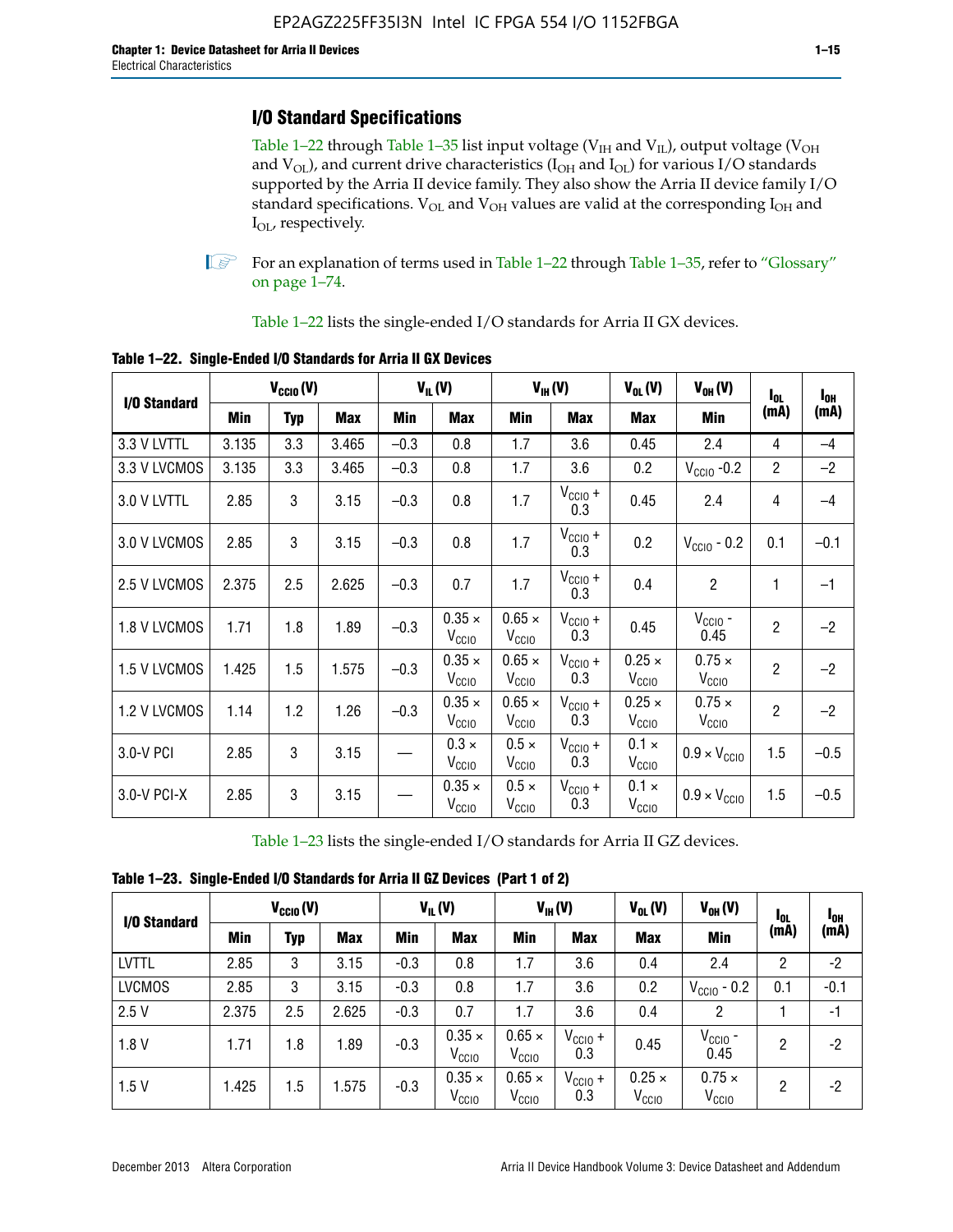## I/O Standard Specifications

Table 1–22 through Table 1–35 list input voltage ($V_{IH}$ and $V_{IL}$), output voltage ($V_{OH}$ and $V_{OL}$), and current drive characteristics ($I_{OH}$ and $I_{OL}$) for various I/O standards supported by the Arria II device family. They also show the Arria II device family I/O standard specifications. $V_{OL}$ and $V_{OH}$ values are valid at the corresponding $I_{OH}$ and $I_{OL}$, respectively.

For an explanation of terms used in Table 1–22 through Table 1–35, refer to "Glossary" on page 1–74.

Table 1–22 lists the single-ended I/O standards for Arria II GX devices.

**Table 1–22. Single-Ended I/O Standards for Arria II GX Devices**

| I/O Standard | $V_{CCIO}$ (V) | | | $V_{IL}$ (V) | | $V_{IH}$ (V) | | $V_{OL}$ (V) | $V_{OH}$ (V) | $I_{OL}$ (mA) | $I_{OH}$ (mA) |
|---|---|---|---|---|---|---|---|---|---|---|---|
| | Min | Typ | Max | Min | Max | Min | Max | Max | Min | | |
| 3.3 V LVTTL | 3.135 | 3.3 | 3.465 | –0.3 | 0.8 | 1.7 | 3.6 | 0.45 | 2.4 | 4 | –4 |
| 3.3 V LVCMOS | 3.135 | 3.3 | 3.465 | –0.3 | 0.8 | 1.7 | 3.6 | 0.2 | $V_{CCIO}$ -0.2 | 2 | –2 |
| 3.0 V LVTTL | 2.85 | 3 | 3.15 | –0.3 | 0.8 | 1.7 | $V_{CCIO}$ + 0.3 | 0.45 | 2.4 | 4 | –4 |
| 3.0 V LVCMOS | 2.85 | 3 | 3.15 | –0.3 | 0.8 | 1.7 | $V_{CCIO}$ + 0.3 | 0.2 | $V_{CCIO}$ - 0.2 | 0.1 | –0.1 |
| 2.5 V LVCMOS | 2.375 | 2.5 | 2.625 | –0.3 | 0.7 | 1.7 | $V_{CCIO}$ + 0.3 | 0.4 | 2 | 1 | –1 |
| 1.8 V LVCMOS | 1.71 | 1.8 | 1.89 | –0.3 | 0.35 × $V_{CCIO}$ | 0.65 × $V_{CCIO}$ | $V_{CCIO}$ + 0.3 | 0.45 | $V_{CCIO}$ - 0.45 | 2 | –2 |
| 1.5 V LVCMOS | 1.425 | 1.5 | 1.575 | –0.3 | 0.35 × $V_{CCIO}$ | 0.65 × $V_{CCIO}$ | $V_{CCIO}$ + 0.3 | 0.25 × $V_{CCIO}$ | 0.75 × $V_{CCIO}$ | 2 | –2 |
| 1.2 V LVCMOS | 1.14 | 1.2 | 1.26 | –0.3 | 0.35 × $V_{CCIO}$ | 0.65 × $V_{CCIO}$ | $V_{CCIO}$ + 0.3 | 0.25 × $V_{CCIO}$ | 0.75 × $V_{CCIO}$ | 2 | –2 |
| 3.0-V PCI | 2.85 | 3 | 3.15 | — | 0.3 × $V_{CCIO}$ | 0.5 × $V_{CCIO}$ | $V_{CCIO}$ + 0.3 | 0.1 × $V_{CCIO}$ | 0.9 × $V_{CCIO}$ | 1.5 | –0.5 |
| 3.0-V PCI-X | 2.85 | 3 | 3.15 | — | 0.35 × $V_{CCIO}$ | 0.5 × $V_{CCIO}$ | $V_{CCIO}$ + 0.3 | 0.1 × $V_{CCIO}$ | 0.9 × $V_{CCIO}$ | 1.5 | –0.5 |

Table 1–23 lists the single-ended I/O standards for Arria II GZ devices.

**Table 1–23. Single-Ended I/O Standards for Arria II GZ Devices (Part 1 of 2)**

| I/O Standard | $V_{CCIO}$ (V) | | | $V_{IL}$ (V) | | $V_{IH}$ (V) | | $V_{OL}$ (V) | $V_{OH}$ (V) | $I_{OL}$ (mA) | $I_{OH}$ (mA) |
|---|---|---|---|---|---|---|---|---|---|---|---|
| | Min | Typ | Max | Min | Max | Min | Max | Max | Min | | |
| LVTTL | 2.85 | 3 | 3.15 | -0.3 | 0.8 | 1.7 | 3.6 | 0.4 | 2.4 | 2 | -2 |
| LVCMOS | 2.85 | 3 | 3.15 | -0.3 | 0.8 | 1.7 | 3.6 | 0.2 | $V_{CCIO}$ - 0.2 | 0.1 | -0.1 |
| 2.5 V | 2.375 | 2.5 | 2.625 | -0.3 | 0.7 | 1.7 | 3.6 | 0.4 | 2 | 1 | -1 |
| 1.8 V | 1.71 | 1.8 | 1.89 | -0.3 | 0.35 × $V_{CCIO}$ | 0.65 × $V_{CCIO}$ | $V_{CCIO}$ + 0.3 | 0.45 | $V_{CCIO}$ - 0.45 | 2 | -2 |
| 1.5 V | 1.425 | 1.5 | 1.575 | -0.3 | 0.35 × $V_{CCIO}$ | 0.65 × $V_{CCIO}$ | $V_{CCIO}$ + 0.3 | 0.25 × $V_{CCIO}$ | 0.75 × $V_{CCIO}$ | 2 | -2 |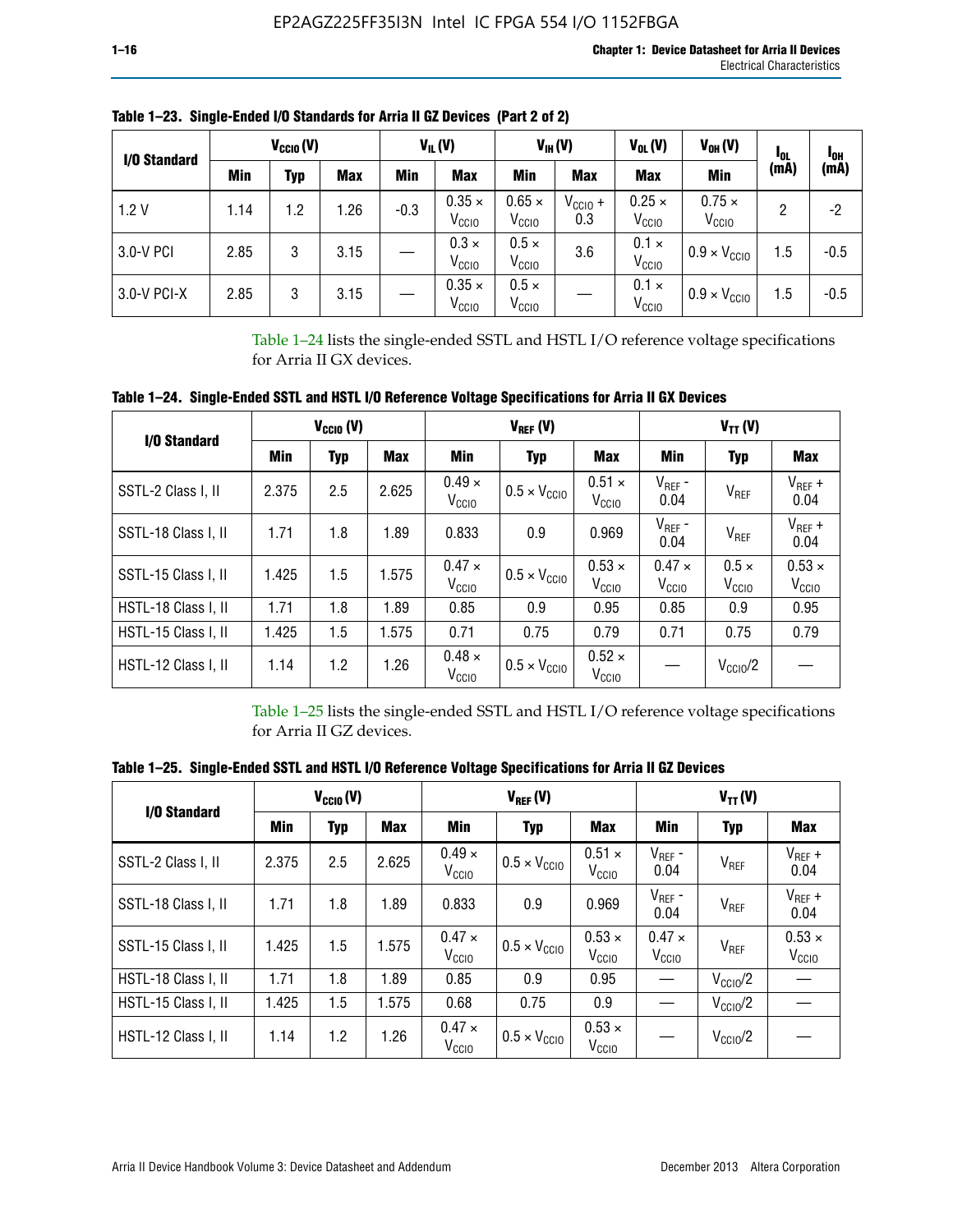**Table 1–23. Single-Ended I/O Standards for Arria II GZ Devices (Part 2 of 2)**

| I/O Standard | $V_{CCIO}$ (V) | | | $V_{IL}$ (V) | | $V_{IH}$ (V) | | $V_{OL}$ (V) | $V_{OH}$ (V) | $I_{OL}$ (mA) | $I_{OH}$ (mA) |
|---|---|---|---|---|---|---|---|---|---|---|---|
| | Min | Typ | Max | Min | Max | Min | Max | Max | Min | | |
| 1.2 V | 1.14 | 1.2 | 1.26 | -0.3 | $0.35 \times V_{CCIO}$ | $0.65 \times V_{CCIO}$ | $V_{CCIO} + 0.3$ | $0.25 \times V_{CCIO}$ | $0.75 \times V_{CCIO}$ | 2 | -2 |
| 3.0-V PCI | 2.85 | 3 | 3.15 | — | $0.3 \times V_{CCIO}$ | $0.5 \times V_{CCIO}$ | 3.6 | $0.1 \times V_{CCIO}$ | $0.9 \times V_{CCIO}$ | 1.5 | -0.5 |
| 3.0-V PCI-X | 2.85 | 3 | 3.15 | — | $0.35 \times V_{CCIO}$ | $0.5 \times V_{CCIO}$ | — | $0.1 \times V_{CCIO}$ | $0.9 \times V_{CCIO}$ | 1.5 | -0.5 |

Table 1–24 lists the single-ended SSTL and HSTL I/O reference voltage specifications for Arria II GX devices.

**Table 1–24. Single-Ended SSTL and HSTL I/O Reference Voltage Specifications for Arria II GX Devices**

| I/O Standard | $V_{CCIO}$ (V) | | | $V_{REF}$ (V) | | | $V_{TT}$ (V) | | |
|---|---|---|---|---|---|---|---|---|---|
| | Min | Typ | Max | Min | Typ | Max | Min | Typ | Max |
| SSTL-2 Class I, II | 2.375 | 2.5 | 2.625 | $0.49 \times V_{CCIO}$ | $0.5 \times V_{CCIO}$ | $0.51 \times V_{CCIO}$ | $V_{REF}$ - 0.04 | $V_{REF}$ | $V_{REF}$ + 0.04 |
| SSTL-18 Class I, II | 1.71 | 1.8 | 1.89 | 0.833 | 0.9 | 0.969 | $V_{REF}$ - 0.04 | $V_{REF}$ | $V_{REF}$ + 0.04 |
| SSTL-15 Class I, II | 1.425 | 1.5 | 1.575 | $0.47 \times V_{CCIO}$ | $0.5 \times V_{CCIO}$ | $0.53 \times V_{CCIO}$ | $0.47 \times V_{CCIO}$ | $0.5 \times V_{CCIO}$ | $0.53 \times V_{CCIO}$ |
| HSTL-18 Class I, II | 1.71 | 1.8 | 1.89 | 0.85 | 0.9 | 0.95 | 0.85 | 0.9 | 0.95 |
| HSTL-15 Class I, II | 1.425 | 1.5 | 1.575 | 0.71 | 0.75 | 0.79 | 0.71 | 0.75 | 0.79 |
| HSTL-12 Class I, II | 1.14 | 1.2 | 1.26 | $0.48 \times V_{CCIO}$ | $0.5 \times V_{CCIO}$ | $0.52 \times V_{CCIO}$ | — | $V_{CCIO}/2$ | — |

Table 1–25 lists the single-ended SSTL and HSTL I/O reference voltage specifications for Arria II GZ devices.

**Table 1–25. Single-Ended SSTL and HSTL I/O Reference Voltage Specifications for Arria II GZ Devices**

| I/O Standard | $V_{CCIO}$ (V) | | | $V_{REF}$ (V) | | | $V_{TT}$ (V) | | |
|---|---|---|---|---|---|---|---|---|---|
| | Min | Typ | Max | Min | Typ | Max | Min | Typ | Max |
| SSTL-2 Class I, II | 2.375 | 2.5 | 2.625 | $0.49 \times V_{CCIO}$ | $0.5 \times V_{CCIO}$ | $0.51 \times V_{CCIO}$ | $V_{REF}$ - 0.04 | $V_{REF}$ | $V_{REF}$ + 0.04 |
| SSTL-18 Class I, II | 1.71 | 1.8 | 1.89 | 0.833 | 0.9 | 0.969 | $V_{REF}$ - 0.04 | $V_{REF}$ | $V_{REF}$ + 0.04 |
| SSTL-15 Class I, II | 1.425 | 1.5 | 1.575 | $0.47 \times V_{CCIO}$ | $0.5 \times V_{CCIO}$ | $0.53 \times V_{CCIO}$ | $0.47 \times V_{CCIO}$ | $V_{REF}$ | $0.53 \times V_{CCIO}$ |
| HSTL-18 Class I, II | 1.71 | 1.8 | 1.89 | 0.85 | 0.9 | 0.95 | — | $V_{CCIO}/2$ | — |
| HSTL-15 Class I, II | 1.425 | 1.5 | 1.575 | 0.68 | 0.75 | 0.9 | — | $V_{CCIO}/2$ | — |
| HSTL-12 Class I, II | 1.14 | 1.2 | 1.26 | $0.47 \times V_{CCIO}$ | $0.5 \times V_{CCIO}$ | $0.53 \times V_{CCIO}$ | — | $V_{CCIO}/2$ | — |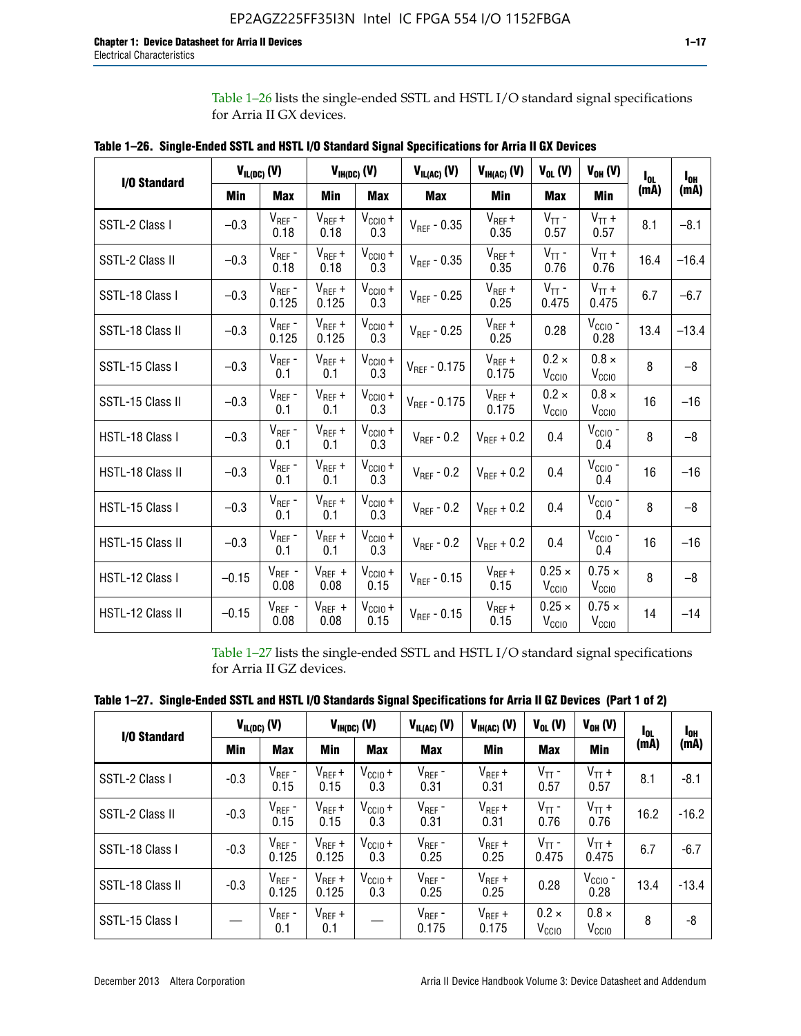Table 1–26 lists the single-ended SSTL and HSTL I/O standard signal specifications for Arria II GX devices.

**Table 1–26. Single-Ended SSTL and HSTL I/O Standard Signal Specifications for Arria II GX Devices**

| I/O Standard | $V_{IL(DC)}$ (V) | | $V_{IH(DC)}$ (V) | | $V_{IL(AC)}$ (V) | $V_{IH(AC)}$ (V) | $V_{OL}$ (V) | $V_{OH}$ (V) | $I_{OL}$ (mA) | $I_{OH}$ (mA) |
|---|---|---|---|---|---|---|---|---|---|---|
| | Min | Max | Min | Max | Max | Min | Max | Min | | |
| SSTL-2 Class I | –0.3 | $V_{REF}$ - 0.18 | $V_{REF}$ + 0.18 | $V_{CCIO}$ + 0.3 | $V_{REF}$ - 0.35 | $V_{REF}$ + 0.35 | $V_{TT}$ - 0.57 | $V_{TT}$ + 0.57 | 8.1 | –8.1 |
| SSTL-2 Class II | –0.3 | $V_{REF}$ - 0.18 | $V_{REF}$ + 0.18 | $V_{CCIO}$ + 0.3 | $V_{REF}$ - 0.35 | $V_{REF}$ + 0.35 | $V_{TT}$ - 0.76 | $V_{TT}$ + 0.76 | 16.4 | –16.4 |
| SSTL-18 Class I | –0.3 | $V_{REF}$ - 0.125 | $V_{REF}$ + 0.125 | $V_{CCIO}$ + 0.3 | $V_{REF}$ - 0.25 | $V_{REF}$ + 0.25 | $V_{TT}$ - 0.475 | $V_{TT}$ + 0.475 | 6.7 | –6.7 |
| SSTL-18 Class II | –0.3 | $V_{REF}$ - 0.125 | $V_{REF}$ + 0.125 | $V_{CCIO}$ + 0.3 | $V_{REF}$ - 0.25 | $V_{REF}$ + 0.25 | 0.28 | $V_{CCIO}$ - 0.28 | 13.4 | –13.4 |
| SSTL-15 Class I | –0.3 | $V_{REF}$ - 0.1 | $V_{REF}$ + 0.1 | $V_{CCIO}$ + 0.3 | $V_{REF}$ - 0.175 | $V_{REF}$ + 0.175 | 0.2 × $V_{CCIO}$ | 0.8 × $V_{CCIO}$ | 8 | –8 |
| SSTL-15 Class II | –0.3 | $V_{REF}$ - 0.1 | $V_{REF}$ + 0.1 | $V_{CCIO}$ + 0.3 | $V_{REF}$ - 0.175 | $V_{REF}$ + 0.175 | 0.2 × $V_{CCIO}$ | 0.8 × $V_{CCIO}$ | 16 | –16 |
| HSTL-18 Class I | –0.3 | $V_{REF}$ - 0.1 | $V_{REF}$ + 0.1 | $V_{CCIO}$ + 0.3 | $V_{REF}$ - 0.2 | $V_{REF}$ + 0.2 | 0.4 | $V_{CCIO}$ - 0.4 | 8 | –8 |
| HSTL-18 Class II | –0.3 | $V_{REF}$ - 0.1 | $V_{REF}$ + 0.1 | $V_{CCIO}$ + 0.3 | $V_{REF}$ - 0.2 | $V_{REF}$ + 0.2 | 0.4 | $V_{CCIO}$ - 0.4 | 16 | –16 |
| HSTL-15 Class I | –0.3 | $V_{REF}$ - 0.1 | $V_{REF}$ + 0.1 | $V_{CCIO}$ + 0.3 | $V_{REF}$ - 0.2 | $V_{REF}$ + 0.2 | 0.4 | $V_{CCIO}$ - 0.4 | 8 | –8 |
| HSTL-15 Class II | –0.3 | $V_{REF}$ - 0.1 | $V_{REF}$ + 0.1 | $V_{CCIO}$ + 0.3 | $V_{REF}$ - 0.2 | $V_{REF}$ + 0.2 | 0.4 | $V_{CCIO}$ - 0.4 | 16 | –16 |
| HSTL-12 Class I | –0.15 | $V_{REF}$ - 0.08 | $V_{REF}$ + 0.08 | $V_{CCIO}$ + 0.15 | $V_{REF}$ - 0.15 | $V_{REF}$ + 0.15 | 0.25 × $V_{CCIO}$ | 0.75 × $V_{CCIO}$ | 8 | –8 |
| HSTL-12 Class II | –0.15 | $V_{REF}$ - 0.08 | $V_{REF}$ + 0.08 | $V_{CCIO}$ + 0.15 | $V_{REF}$ - 0.15 | $V_{REF}$ + 0.15 | 0.25 × $V_{CCIO}$ | 0.75 × $V_{CCIO}$ | 14 | –14 |

Table 1–27 lists the single-ended SSTL and HSTL I/O standard signal specifications for Arria II GZ devices.

**Table 1–27. Single-Ended SSTL and HSTL I/O Standards Signal Specifications for Arria II GZ Devices (Part 1 of 2)**

| I/O Standard | $V_{IL(DC)}$ (V) | | $V_{IH(DC)}$ (V) | | $V_{IL(AC)}$ (V) | $V_{IH(AC)}$ (V) | $V_{OL}$ (V) | $V_{OH}$ (V) | $I_{OL}$ (mA) | $I_{OH}$ (mA) |
|---|---|---|---|---|---|---|---|---|---|---|
| | Min | Max | Min | Max | Max | Min | Max | Min | | |
| SSTL-2 Class I | -0.3 | $V_{REF}$ - 0.15 | $V_{REF}$ + 0.15 | $V_{CCIO}$ + 0.3 | $V_{REF}$ - 0.31 | $V_{REF}$ + 0.31 | $V_{TT}$ - 0.57 | $V_{TT}$ + 0.57 | 8.1 | -8.1 |
| SSTL-2 Class II | -0.3 | $V_{REF}$ - 0.15 | $V_{REF}$ + 0.15 | $V_{CCIO}$ + 0.3 | $V_{REF}$ - 0.31 | $V_{REF}$ + 0.31 | $V_{TT}$ - 0.76 | $V_{TT}$ + 0.76 | 16.2 | -16.2 |
| SSTL-18 Class I | -0.3 | $V_{REF}$ - 0.125 | $V_{REF}$ + 0.125 | $V_{CCIO}$ + 0.3 | $V_{REF}$ - 0.25 | $V_{REF}$ + 0.25 | $V_{TT}$ - 0.475 | $V_{TT}$ + 0.475 | 6.7 | -6.7 |
| SSTL-18 Class II | -0.3 | $V_{REF}$ - 0.125 | $V_{REF}$ + 0.125 | $V_{CCIO}$ + 0.3 | $V_{REF}$ - 0.25 | $V_{REF}$ + 0.25 | 0.28 | $V_{CCIO}$ - 0.28 | 13.4 | -13.4 |
| SSTL-15 Class I | — | $V_{REF}$ - 0.1 | $V_{REF}$ + 0.1 | — | $V_{REF}$ - 0.175 | $V_{REF}$ + 0.175 | 0.2 × $V_{CCIO}$ | 0.8 × $V_{CCIO}$ | 8 | -8 |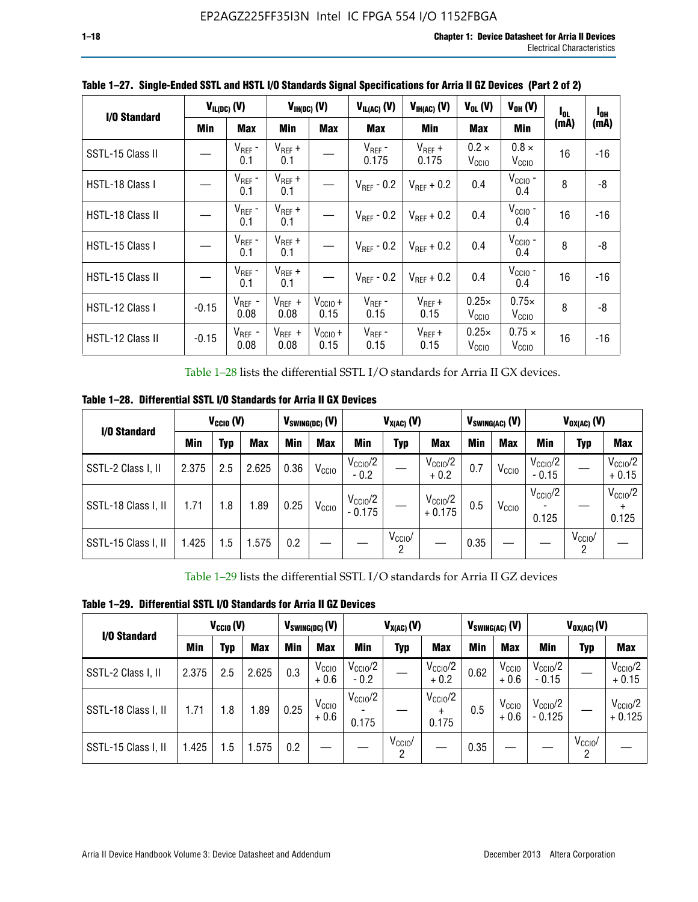**Table 1–27. Single-Ended SSTL and HSTL I/O Standards Signal Specifications for Arria II GZ Devices (Part 2 of 2)**

| I/O Standard | $V_{IL(DC)}$ (V) | | $V_{IH(DC)}$ (V) | | $V_{IL(AC)}$ (V) | $V_{IH(AC)}$ (V) | $V_{OL}$ (V) | $V_{OH}$ (V) | $I_{OL}$ (mA) | $I_{OH}$ (mA) |
|---|---|---|---|---|---|---|---|---|---|---|
| | Min | Max | Min | Max | Max | Min | Max | Min | | |
| SSTL-15 Class II | — | $V_{REF}$ - 0.1 | $V_{REF}$ + 0.1 | — | $V_{REF}$ - 0.175 | $V_{REF}$ + 0.175 | 0.2 × $V_{CCIO}$ | 0.8 × $V_{CCIO}$ | 16 | -16 |
| HSTL-18 Class I | — | $V_{REF}$ - 0.1 | $V_{REF}$ + 0.1 | — | $V_{REF}$ - 0.2 | $V_{REF}$ + 0.2 | 0.4 | $V_{CCIO}$ - 0.4 | 8 | -8 |
| HSTL-18 Class II | — | $V_{REF}$ - 0.1 | $V_{REF}$ + 0.1 | — | $V_{REF}$ - 0.2 | $V_{REF}$ + 0.2 | 0.4 | $V_{CCIO}$ - 0.4 | 16 | -16 |
| HSTL-15 Class I | — | $V_{REF}$ - 0.1 | $V_{REF}$ + 0.1 | — | $V_{REF}$ - 0.2 | $V_{REF}$ + 0.2 | 0.4 | $V_{CCIO}$ - 0.4 | 8 | -8 |
| HSTL-15 Class II | — | $V_{REF}$ - 0.1 | $V_{REF}$ + 0.1 | — | $V_{REF}$ - 0.2 | $V_{REF}$ + 0.2 | 0.4 | $V_{CCIO}$ - 0.4 | 16 | -16 |
| HSTL-12 Class I | -0.15 | $V_{REF}$ - 0.08 | $V_{REF}$ + 0.08 | $V_{CCIO}$ + 0.15 | $V_{REF}$ - 0.15 | $V_{REF}$ + 0.15 | 0.25× $V_{CCIO}$ | 0.75× $V_{CCIO}$ | 8 | -8 |
| HSTL-12 Class II | -0.15 | $V_{REF}$ - 0.08 | $V_{REF}$ + 0.08 | $V_{CCIO}$ + 0.15 | $V_{REF}$ - 0.15 | $V_{REF}$ + 0.15 | 0.25× $V_{CCIO}$ | 0.75 × $V_{CCIO}$ | 16 | -16 |

Table 1–28 lists the differential SSTL I/O standards for Arria II GX devices.

**Table 1–28. Differential SSTL I/O Standards for Arria II GX Devices**

| I/O Standard | $V_{CCIO}$ (V) | | | $V_{SWING(DC)}$ (V) | | $V_{X(AC)}$ (V) | | | $V_{SWING(AC)}$ (V) | | $V_{OX(AC)}$ (V) | | |
|---|---|---|---|---|---|---|---|---|---|---|---|---|---|
| | Min | Typ | Max | Min | Max | Min | Typ | Max | Min | Max | Min | Typ | Max |
| SSTL-2 Class I, II | 2.375 | 2.5 | 2.625 | 0.36 | $V_{CCIO}$ | $V_{CCIO}$/2 - 0.2 | — | $V_{CCIO}$/2 + 0.2 | 0.7 | $V_{CCIO}$ | $V_{CCIO}$/2 - 0.15 | — | $V_{CCIO}$/2 + 0.15 |
| SSTL-18 Class I, II | 1.71 | 1.8 | 1.89 | 0.25 | $V_{CCIO}$ | $V_{CCIO}$/2 - 0.175 | — | $V_{CCIO}$/2 + 0.175 | 0.5 | $V_{CCIO}$ | $V_{CCIO}$/2 - 0.125 | — | $V_{CCIO}$/2 + 0.125 |
| SSTL-15 Class I, II | 1.425 | 1.5 | 1.575 | 0.2 | — | — | $V_{CCIO}$/2 | — | 0.35 | — | — | $V_{CCIO}$/2 | — |

Table 1–29 lists the differential SSTL I/O standards for Arria II GZ devices

**Table 1–29. Differential SSTL I/O Standards for Arria II GZ Devices**

| I/O Standard | $V_{CCIO}$ (V) | | | $V_{SWING(DC)}$ (V) | | $V_{X(AC)}$ (V) | | | $V_{SWING(AC)}$ (V) | | $V_{OX(AC)}$ (V) | | |
|---|---|---|---|---|---|---|---|---|---|---|---|---|---|
| | Min | Typ | Max | Min | Max | Min | Typ | Max | Min | Max | Min | Typ | Max |
| SSTL-2 Class I, II | 2.375 | 2.5 | 2.625 | 0.3 | $V_{CCIO}$ + 0.6 | $V_{CCIO}$/2 - 0.2 | — | $V_{CCIO}$/2 + 0.2 | 0.62 | $V_{CCIO}$ + 0.6 | $V_{CCIO}$/2 - 0.15 | — | $V_{CCIO}$/2 + 0.15 |
| SSTL-18 Class I, II | 1.71 | 1.8 | 1.89 | 0.25 | $V_{CCIO}$ + 0.6 | $V_{CCIO}$/2 - 0.175 | — | $V_{CCIO}$/2 + 0.175 | 0.5 | $V_{CCIO}$ + 0.6 | $V_{CCIO}$/2 - 0.125 | — | $V_{CCIO}$/2 + 0.125 |
| SSTL-15 Class I, II | 1.425 | 1.5 | 1.575 | 0.2 | — | — | $V_{CCIO}$/2 | — | 0.35 | — | — | $V_{CCIO}$/2 | — |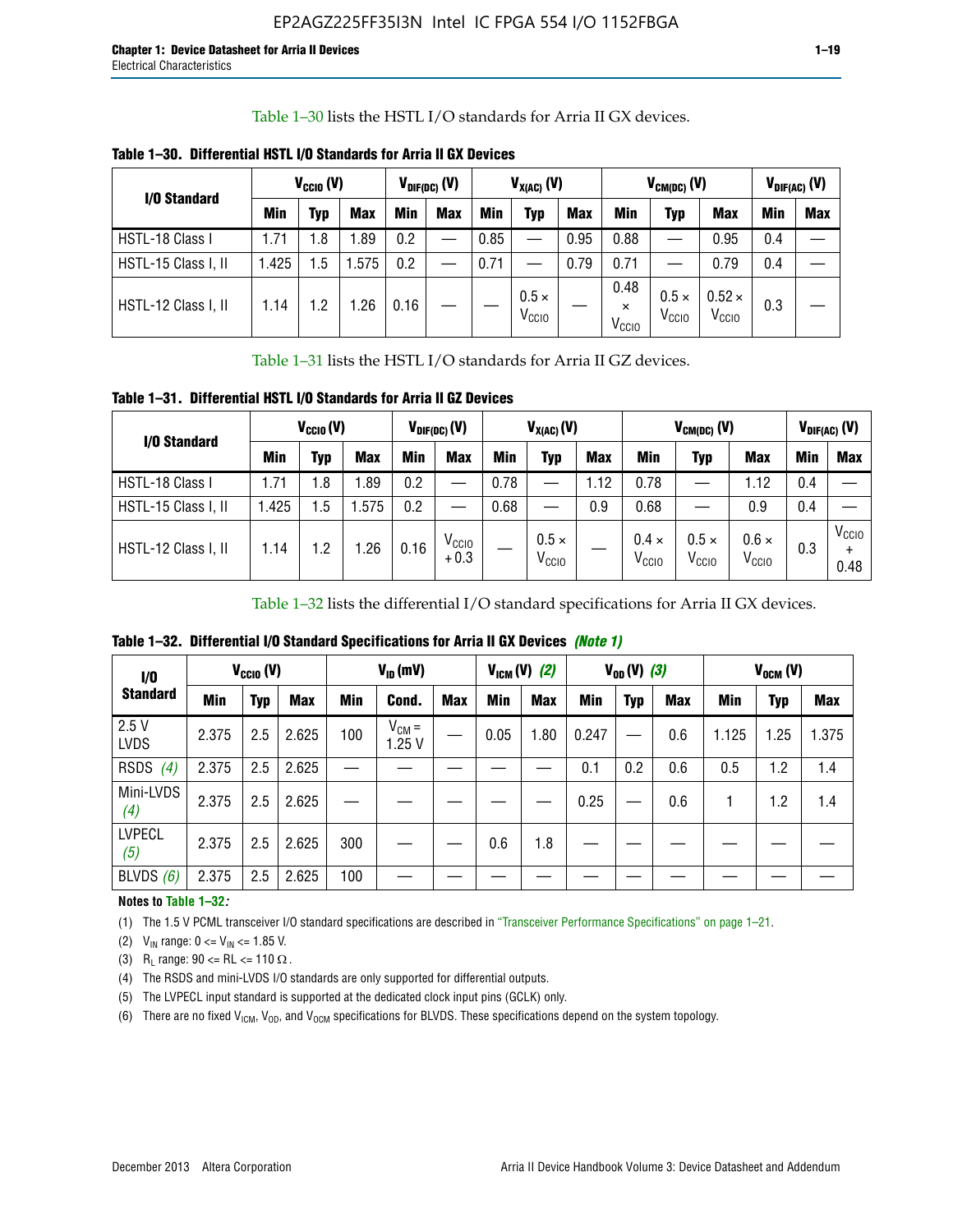Table 1–30 lists the HSTL I/O standards for Arria II GX devices.

**Table 1–30. Differential HSTL I/O Standards for Arria II GX Devices**

| I/O Standard | $V_{CCIO}$ (V) | | | $V_{DIF(DC)}$ (V) | | $V_{X(AC)}$ (V) | | | $V_{CM(DC)}$ (V) | | | $V_{DIF(AC)}$ (V) | |
|---|---|---|---|---|---|---|---|---|---|---|---|---|---|
| | Min | Typ | Max | Min | Max | Min | Typ | Max | Min | Typ | Max | Min | Max |
| HSTL-18 Class I | 1.71 | 1.8 | 1.89 | 0.2 | — | 0.85 | — | 0.95 | 0.88 | — | 0.95 | 0.4 | — |
| HSTL-15 Class I, II | 1.425 | 1.5 | 1.575 | 0.2 | — | 0.71 | — | 0.79 | 0.71 | — | 0.79 | 0.4 | — |
| HSTL-12 Class I, II | 1.14 | 1.2 | 1.26 | 0.16 | — | — | $0.5 \times V_{CCIO}$ | — | $0.48 \times V_{CCIO}$ | $0.5 \times V_{CCIO}$ | $0.52 \times V_{CCIO}$ | 0.3 | — |

Table 1–31 lists the HSTL I/O standards for Arria II GZ devices.

**Table 1–31. Differential HSTL I/O Standards for Arria II GZ Devices**

| I/O Standard | $V_{CCIO}$ (V) | | | $V_{DIF(DC)}$ (V) | | $V_{X(AC)}$ (V) | | | $V_{CM(DC)}$ (V) | | | $V_{DIF(AC)}$ (V) | |
|---|---|---|---|---|---|---|---|---|---|---|---|---|---|
| | Min | Typ | Max | Min | Max | Min | Typ | Max | Min | Typ | Max | Min | Max |
| HSTL-18 Class I | 1.71 | 1.8 | 1.89 | 0.2 | — | 0.78 | — | 1.12 | 0.78 | — | 1.12 | 0.4 | — |
| HSTL-15 Class I, II | 1.425 | 1.5 | 1.575 | 0.2 | — | 0.68 | — | 0.9 | 0.68 | — | 0.9 | 0.4 | — |
| HSTL-12 Class I, II | 1.14 | 1.2 | 1.26 | 0.16 | $V_{CCIO} + 0.3$ | — | $0.5 \times V_{CCIO}$ | — | $0.4 \times V_{CCIO}$ | $0.5 \times V_{CCIO}$ | $0.6 \times V_{CCIO}$ | 0.3 | $V_{CCIO} + 0.48$ |

Table 1–32 lists the differential I/O standard specifications for Arria II GX devices.

**Table 1–32. Differential I/O Standard Specifications for Arria II GX Devices** *(Note 1)*

| I/O Standard | $V_{CCIO}$ (V) | | | $V_{ID}$ (mV) | | | $V_{ICM}$ (V) *(2)* | | $V_{OD}$ (V) *(3)* | | | $V_{OCM}$ (V) | | |
|---|---|---|---|---|---|---|---|---|---|---|---|---|---|---|
| | Min | Typ | Max | Min | Cond. | Max | Min | Max | Min | Typ | Max | Min | Typ | Max |
| 2.5 V LVDS | 2.375 | 2.5 | 2.625 | 100 | $V_{CM}$ = 1.25 V | — | 0.05 | 1.80 | 0.247 | — | 0.6 | 1.125 | 1.25 | 1.375 |
| RSDS *(4)* | 2.375 | 2.5 | 2.625 | — | — | — | — | — | 0.1 | 0.2 | 0.6 | 0.5 | 1.2 | 1.4 |
| Mini-LVDS *(4)* | 2.375 | 2.5 | 2.625 | — | — | — | — | — | 0.25 | — | 0.6 | 1 | 1.2 | 1.4 |
| LVPECL *(5)* | 2.375 | 2.5 | 2.625 | 300 | — | — | 0.6 | 1.8 | — | — | — | — | — | — |
| BLVDS *(6)* | 2.375 | 2.5 | 2.625 | 100 | — | — | — | — | — | — | — | — | — | — |

**Notes to Table 1–32:**

(1) The 1.5 V PCML transceiver I/O standard specifications are described in "Transceiver Performance Specifications" on page 1–21.

(2) $V_{IN}$ range: 0 <= $V_{IN}$ <= 1.85 V.

(3) $R_L$ range: 90 <= RL <= 110 Ω.

(4) The RSDS and mini-LVDS I/O standards are only supported for differential outputs.

(5) The LVPECL input standard is supported at the dedicated clock input pins (GCLK) only.

(6) There are no fixed $V_{ICM}$, $V_{OD}$, and $V_{OCM}$ specifications for BLVDS. These specifications depend on the system topology.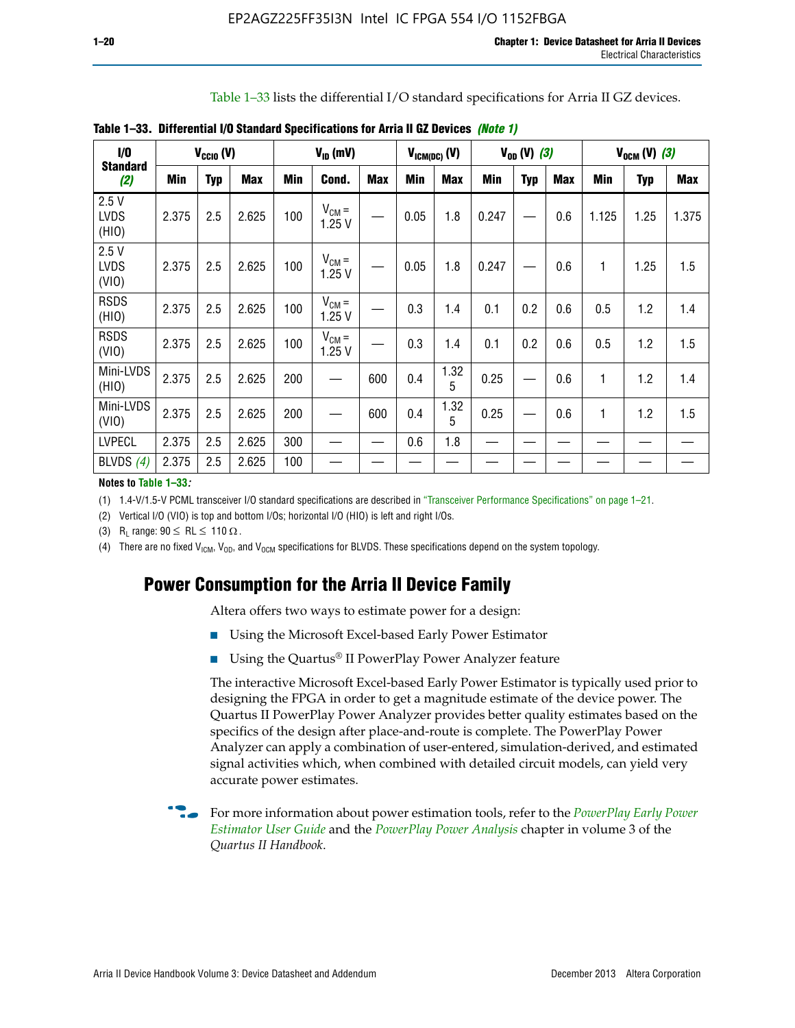Table 1–33 lists the differential I/O standard specifications for Arria II GZ devices.

**Table 1–33. Differential I/O Standard Specifications for Arria II GZ Devices** *(Note 1)*

| I/O Standard (2) | $V_{CCIO}$ (V) | | | $V_{ID}$ (mV) | | | $V_{ICM(DC)}$ (V) | | $V_{OD}$ (V) (3) | | | $V_{OCM}$ (V) (3) | | |
|---|---|---|---|---|---|---|---|---|---|---|---|---|---|---|
| | Min | Typ | Max | Min | Cond. | Max | Min | Max | Min | Typ | Max | Min | Typ | Max |
| 2.5 V LVDS (HIO) | 2.375 | 2.5 | 2.625 | 100 | $V_{CM}$ = 1.25 V | — | 0.05 | 1.8 | 0.247 | — | 0.6 | 1.125 | 1.25 | 1.375 |
| 2.5 V LVDS (VIO) | 2.375 | 2.5 | 2.625 | 100 | $V_{CM}$ = 1.25 V | — | 0.05 | 1.8 | 0.247 | — | 0.6 | 1 | 1.25 | 1.5 |
| RSDS (HIO) | 2.375 | 2.5 | 2.625 | 100 | $V_{CM}$ = 1.25 V | — | 0.3 | 1.4 | 0.1 | 0.2 | 0.6 | 0.5 | 1.2 | 1.4 |
| RSDS (VIO) | 2.375 | 2.5 | 2.625 | 100 | $V_{CM}$ = 1.25 V | — | 0.3 | 1.4 | 0.1 | 0.2 | 0.6 | 0.5 | 1.2 | 1.5 |
| Mini-LVDS (HIO) | 2.375 | 2.5 | 2.625 | 200 | — | 600 | 0.4 | 1.325 | 0.25 | — | 0.6 | 1 | 1.2 | 1.4 |
| Mini-LVDS (VIO) | 2.375 | 2.5 | 2.625 | 200 | — | 600 | 0.4 | 1.325 | 0.25 | — | 0.6 | 1 | 1.2 | 1.5 |
| LVPECL | 2.375 | 2.5 | 2.625 | 300 | — | — | 0.6 | 1.8 | — | — | — | — | — | — |
| BLVDS (4) | 2.375 | 2.5 | 2.625 | 100 | — | — | — | — | — | — | — | — | — | — |

**Notes to Table 1–33:**

(1) 1.4-V/1.5-V PCML transceiver I/O standard specifications are described in "Transceiver Performance Specifications" on page 1–21.

(2) Vertical I/O (VIO) is top and bottom I/Os; horizontal I/O (HIO) is left and right I/Os.

(3) $R_L$ range: $90 \leq RL \leq 110\ \Omega$.

(4) There are no fixed $V_{ICM}$, $V_{OD}$, and $V_{OCM}$ specifications for BLVDS. These specifications depend on the system topology.

## Power Consumption for the Arria II Device Family

Altera offers two ways to estimate power for a design:

- Using the Microsoft Excel-based Early Power Estimator
- Using the Quartus® II PowerPlay Power Analyzer feature

The interactive Microsoft Excel-based Early Power Estimator is typically used prior to designing the FPGA in order to get a magnitude estimate of the device power. The Quartus II PowerPlay Power Analyzer provides better quality estimates based on the specifics of the design after place-and-route is complete. The PowerPlay Power Analyzer can apply a combination of user-entered, simulation-derived, and estimated signal activities which, when combined with detailed circuit models, can yield very accurate power estimates.

For more information about power estimation tools, refer to the *PowerPlay Early Power Estimator User Guide* and the *PowerPlay Power Analysis* chapter in volume 3 of the *Quartus II Handbook*.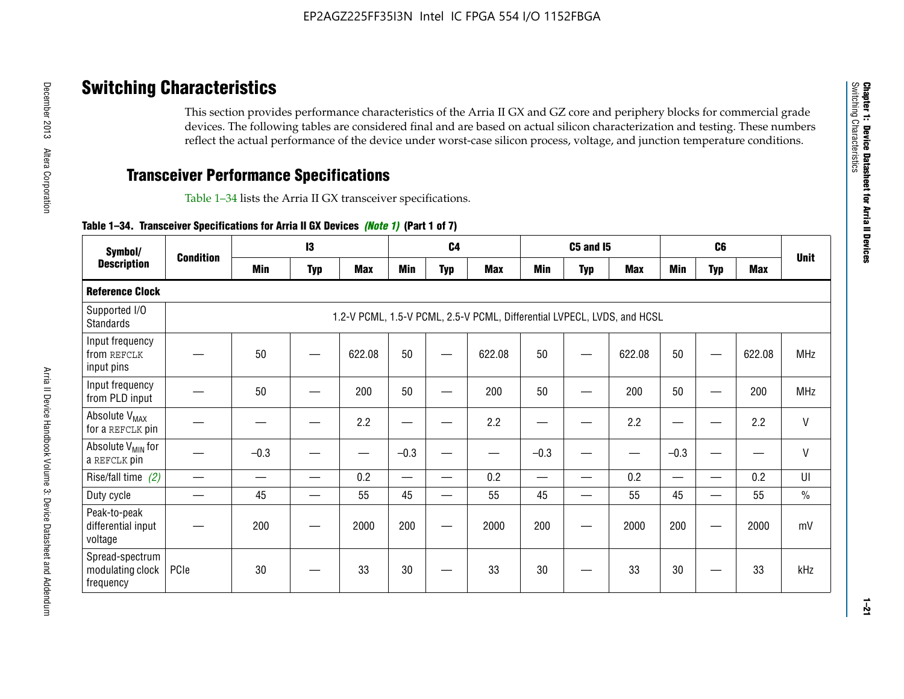# Switching Characteristics

This section provides performance characteristics of the Arria II GX and GZ core and periphery blocks for commercial grade devices. The following tables are considered final and are based on actual silicon characterization and testing. These numbers reflect the actual performance of the device under worst-case silicon process, voltage, and junction temperature conditions.

## Transceiver Performance Specifications

Table 1–34 lists the Arria II GX transceiver specifications.

**Table 1–34. Transceiver Specifications for Arria II GX Devices *(Note 1)* (Part 1 of 7)**

| Symbol/ Description | Condition | I3 | | | C4 | | | C5 and I5 | | | C6 | | | Unit |
|---|---|---|---|---|---|---|---|---|---|---|---|---|---|---|
| | | Min | Typ | Max | Min | Typ | Max | Min | Typ | Max | Min | Typ | Max | |
| **Reference Clock** | | | | | | | | | | | | | | |
| Supported I/O Standards | 1.2-V PCML, 1.5-V PCML, 2.5-V PCML, Differential LVPECL, LVDS, and HCSL | | | | | | | | | | | | | |
| Input frequency from REFCLK input pins | — | 50 | — | 622.08 | 50 | — | 622.08 | 50 | — | 622.08 | 50 | — | 622.08 | MHz |
| Input frequency from PLD input | — | 50 | — | 200 | 50 | — | 200 | 50 | — | 200 | 50 | — | 200 | MHz |
| Absolute $V_{MAX}$ for a REFCLK pin | — | — | — | 2.2 | — | — | 2.2 | — | — | 2.2 | — | — | 2.2 | V |
| Absolute $V_{MIN}$ for a REFCLK pin | — | –0.3 | — | — | –0.3 | — | — | –0.3 | — | — | –0.3 | — | — | V |
| Rise/fall time *(2)* | — | — | — | 0.2 | — | — | 0.2 | — | — | 0.2 | — | — | 0.2 | UI |
| Duty cycle | — | 45 | — | 55 | 45 | — | 55 | 45 | — | 55 | 45 | — | 55 | % |
| Peak-to-peak differential input voltage | — | 200 | — | 2000 | 200 | — | 2000 | 200 | — | 2000 | 200 | — | 2000 | mV |
| Spread-spectrum modulating clock frequency | PCIe | 30 | — | 33 | 30 | — | 33 | 30 | — | 33 | 30 | — | 33 | kHz |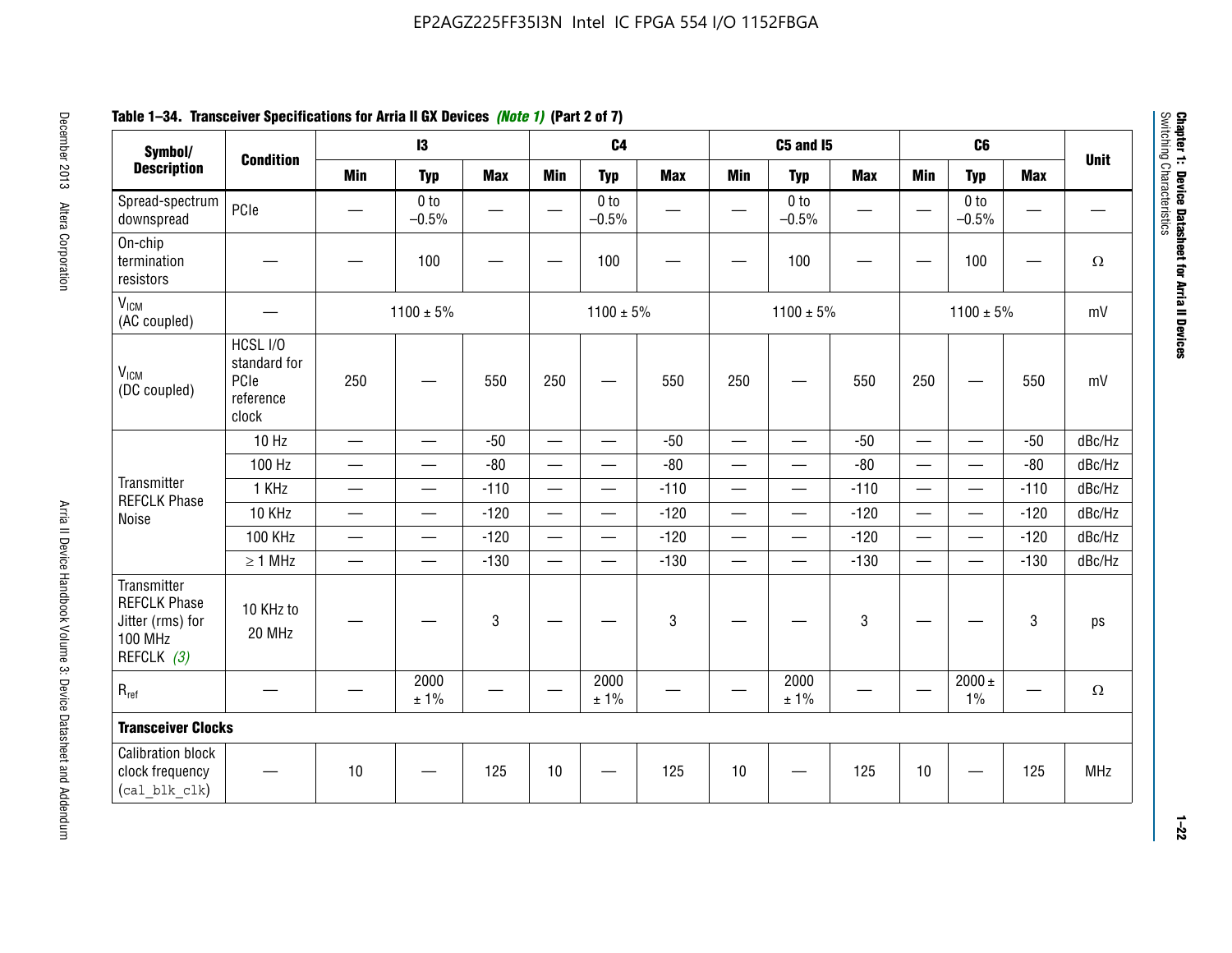**Table 1–34. Transceiver Specifications for Arria II GX Devices** *(Note 1)* **(Part 2 of 7)**

| Symbol/ Description | Condition | I3 | | | C4 | | | C5 and I5 | | | C6 | | | Unit |
|---|---|---|---|---|---|---|---|---|---|---|---|---|---|---|
| | | Min | Typ | Max | Min | Typ | Max | Min | Typ | Max | Min | Typ | Max | |
| Spread-spectrum downspread | PCIe | — | 0 to –0.5% | — | — | 0 to –0.5% | — | — | 0 to –0.5% | — | — | 0 to –0.5% | — | — |
| On-chip termination resistors | — | — | 100 | — | — | 100 | — | — | 100 | — | — | 100 | — | Ω |
| $V_{ICM}$ (AC coupled) | — | 1100 ± 5% | | | 1100 ± 5% | | | 1100 ± 5% | | | 1100 ± 5% | | | mV |
| $V_{ICM}$ (DC coupled) | HCSL I/O standard for PCIe reference clock | 250 | — | 550 | 250 | — | 550 | 250 | — | 550 | 250 | — | 550 | mV |
| Transmitter REFCLK Phase Noise | 10 Hz | — | — | -50 | — | — | -50 | — | — | -50 | — | — | -50 | dBc/Hz |
| | 100 Hz | — | — | -80 | — | — | -80 | — | — | -80 | — | — | -80 | dBc/Hz |
| | 1 KHz | — | — | -110 | — | — | -110 | — | — | -110 | — | — | -110 | dBc/Hz |
| | 10 KHz | — | — | -120 | — | — | -120 | — | — | -120 | — | — | -120 | dBc/Hz |
| | 100 KHz | — | — | -120 | — | — | -120 | — | — | -120 | — | — | -120 | dBc/Hz |
| | ≥ 1 MHz | — | — | -130 | — | — | -130 | — | — | -130 | — | — | -130 | dBc/Hz |
| Transmitter REFCLK Phase Jitter (rms) for 100 MHz REFCLK *(3)* | 10 KHz to 20 MHz | — | — | 3 | — | — | 3 | — | — | 3 | — | — | 3 | ps |
| $R_{ref}$ | — | — | 2000 ± 1% | — | — | 2000 ± 1% | — | — | 2000 ± 1% | — | — | 2000 ± 1% | — | Ω |
| **Transceiver Clocks** | | | | | | | | | | | | | | |
| Calibration block clock frequency (`cal_blk_clk`) | — | 10 | — | 125 | 10 | — | 125 | 10 | — | 125 | 10 | — | 125 | MHz |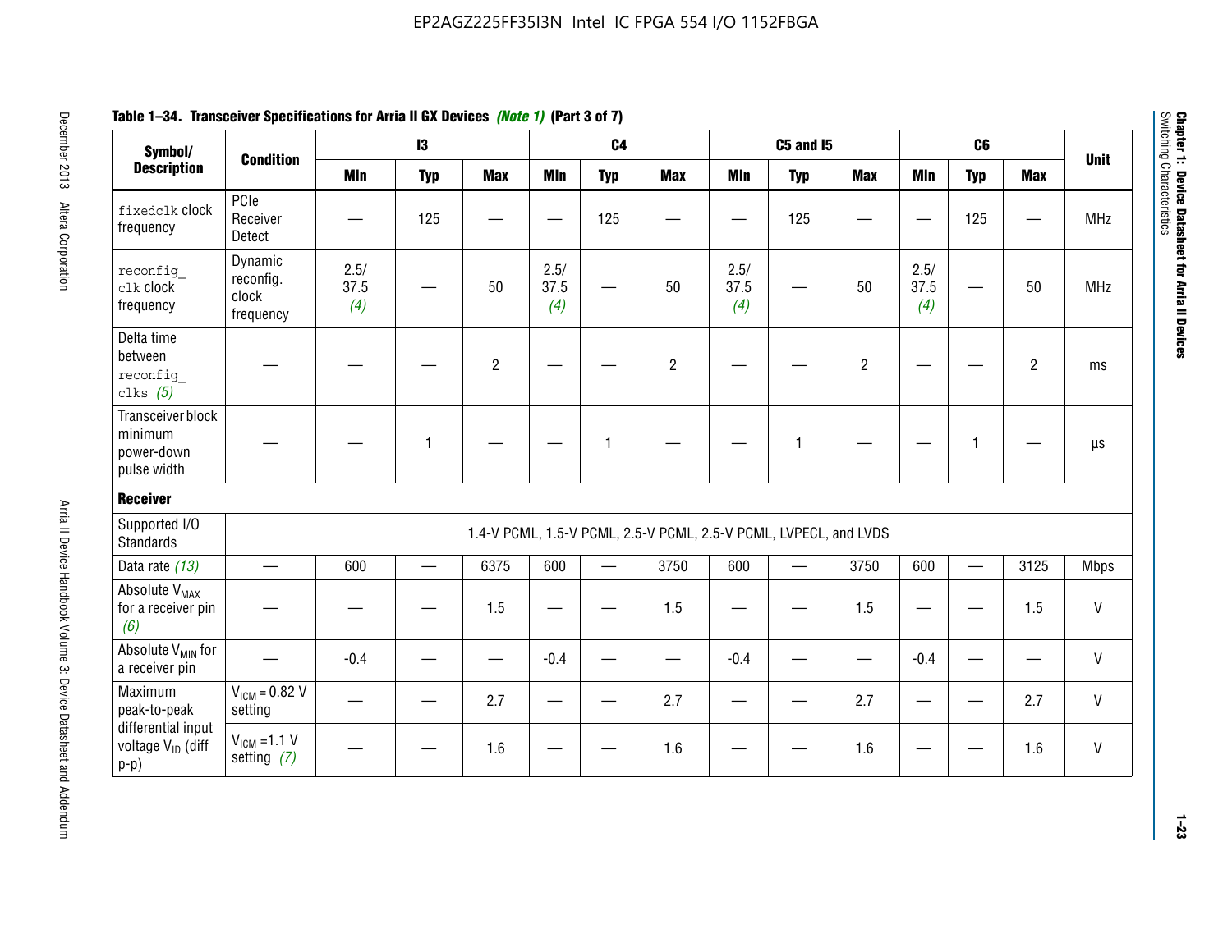**Table 1–34. Transceiver Specifications for Arria II GX Devices *(Note 1)* (Part 3 of 7)**

| Symbol/ Description | Condition | I3 | | | C4 | | | C5 and I5 | | | C6 | | | Unit |
|---|---|---|---|---|---|---|---|---|---|---|---|---|---|---|
| | | Min | Typ | Max | Min | Typ | Max | Min | Typ | Max | Min | Typ | Max | |
| fixedclk clock frequency | PCIe Receiver Detect | — | 125 | — | — | 125 | — | — | 125 | — | — | 125 | — | MHz |
| reconfig_ clk clock frequency | Dynamic reconfig. clock frequency | 2.5/ 37.5 *(4)* | — | 50 | 2.5/ 37.5 *(4)* | — | 50 | 2.5/ 37.5 *(4)* | — | 50 | 2.5/ 37.5 *(4)* | — | 50 | MHz |
| Delta time between reconfig_ clks *(5)* | — | — | — | 2 | — | — | 2 | — | — | 2 | — | — | 2 | ms |
| Transceiver block minimum power-down pulse width | — | — | 1 | — | — | 1 | — | — | 1 | — | — | 1 | — | µs |
| **Receiver** | | | | | | | | | | | | | | |
| Supported I/O Standards | 1.4-V PCML, 1.5-V PCML, 2.5-V PCML, 2.5-V PCML, LVPECL, and LVDS | | | | | | | | | | | | | |
| Data rate *(13)* | — | 600 | — | 6375 | 600 | — | 3750 | 600 | — | 3750 | 600 | — | 3125 | Mbps |
| Absolute $V_{MAX}$ for a receiver pin *(6)* | — | — | — | 1.5 | — | — | 1.5 | — | — | 1.5 | — | — | 1.5 | V |
| Absolute $V_{MIN}$ for a receiver pin | — | -0.4 | — | — | -0.4 | — | — | -0.4 | — | — | -0.4 | — | — | V |
| Maximum peak-to-peak differential input voltage $V_{ID}$ (diff p-p) | $V_{ICM}$ = 0.82 V setting | — | — | 2.7 | — | — | 2.7 | — | — | 2.7 | — | — | 2.7 | V |
| | $V_{ICM}$ =1.1 V setting *(7)* | — | — | 1.6 | — | — | 1.6 | — | — | 1.6 | — | — | 1.6 | V |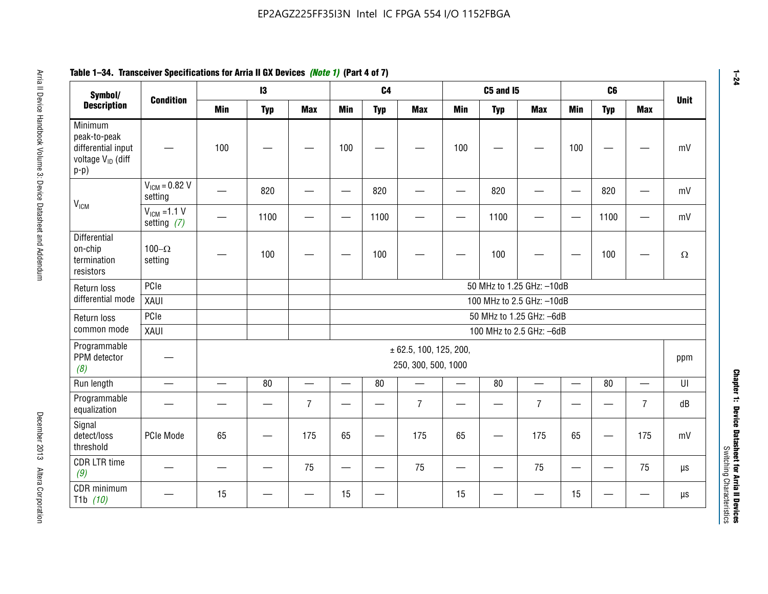**Table 1–34. Transceiver Specifications for Arria II GX Devices *(Note 1)* (Part 4 of 7)**

| Symbol/ Description | Condition | I3 | | | C4 | | | C5 and I5 | | | C6 | | | Unit |
|---|---|---|---|---|---|---|---|---|---|---|---|---|---|---|
| | | Min | Typ | Max | Min | Typ | Max | Min | Typ | Max | Min | Typ | Max | |
| Minimum peak-to-peak differential input voltage $V_{ID}$ (diff p-p) | — | 100 | — | — | 100 | — | — | 100 | — | — | 100 | — | — | mV |
| $V_{ICM}$ | $V_{ICM}$ = 0.82 V setting | — | 820 | — | — | 820 | — | — | 820 | — | — | 820 | — | mV |
| | $V_{ICM}$ =1.1 V setting *(7)* | — | 1100 | — | — | 1100 | — | — | 1100 | — | — | 1100 | — | mV |
| Differential on-chip termination resistors | 100–Ω setting | — | 100 | — | — | 100 | — | — | 100 | — | — | 100 | — | Ω |
| Return loss differential mode | PCIe | | | | 50 MHz to 1.25 GHz: –10dB | | | | | | | | | |
| | XAUI | | | | 100 MHz to 2.5 GHz: –10dB | | | | | | | | | |
| Return loss common mode | PCIe | | | | 50 MHz to 1.25 GHz: –6dB | | | | | | | | | |
| | XAUI | | | | 100 MHz to 2.5 GHz: –6dB | | | | | | | | | |
| Programmable PPM detector *(8)* | — | ± 62.5, 100, 125, 200, 250, 300, 500, 1000 | | | | | | | | | | | | ppm |
| Run length | — | — | 80 | — | — | 80 | — | — | 80 | — | — | 80 | — | UI |
| Programmable equalization | — | — | — | 7 | — | — | 7 | — | — | 7 | — | — | 7 | dB |
| Signal detect/loss threshold | PCIe Mode | 65 | — | 175 | 65 | — | 175 | 65 | — | 175 | 65 | — | 175 | mV |
| CDR LTR time *(9)* | — | — | — | 75 | — | — | 75 | — | — | 75 | — | — | 75 | µs |
| CDR minimum T1b *(10)* | — | 15 | — | — | 15 | — | | 15 | — | — | 15 | — | — | µs |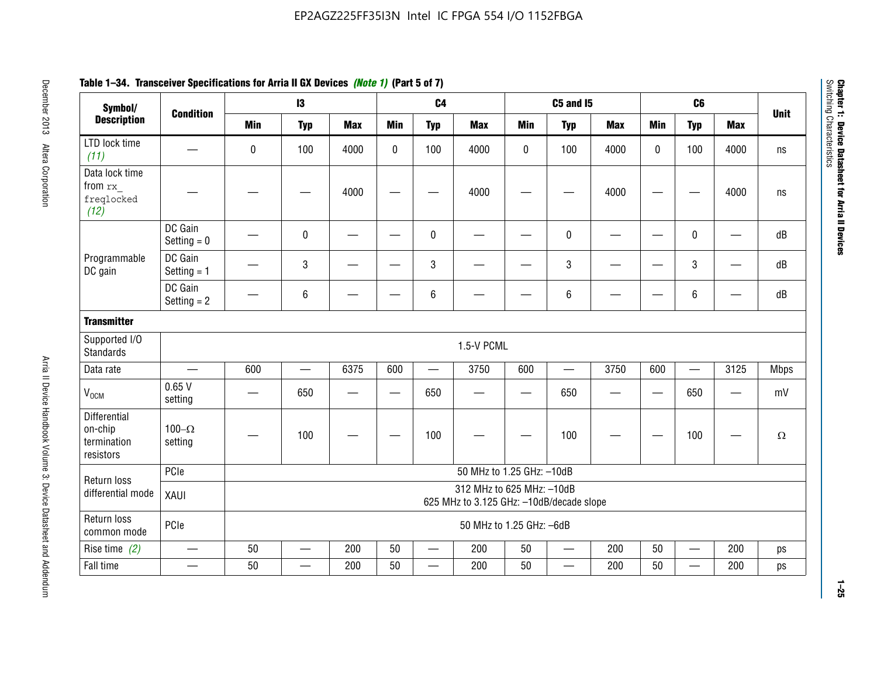**Table 1–34. Transceiver Specifications for Arria II GX Devices *(Note 1)* (Part 5 of 7)**

| Symbol/ Description | Condition | I3 | | | C4 | | | C5 and I5 | | | C6 | | | Unit |
|---|---|---|---|---|---|---|---|---|---|---|---|---|---|---|
| | | Min | Typ | Max | Min | Typ | Max | Min | Typ | Max | Min | Typ | Max | |
| LTD lock time *(11)* | — | 0 | 100 | 4000 | 0 | 100 | 4000 | 0 | 100 | 4000 | 0 | 100 | 4000 | ns |
| Data lock time from `rx_freqlocked` *(12)* | — | — | — | 4000 | — | — | 4000 | — | — | 4000 | — | — | 4000 | ns |
| Programmable DC gain | DC Gain Setting = 0 | — | 0 | — | — | 0 | — | — | 0 | — | — | 0 | — | dB |
| | DC Gain Setting = 1 | — | 3 | — | — | 3 | — | — | 3 | — | — | 3 | — | dB |
| | DC Gain Setting = 2 | — | 6 | — | — | 6 | — | — | 6 | — | — | 6 | — | dB |
| **Transmitter** | | | | | | | | | | | | | | |
| Supported I/O Standards | 1.5-V PCML | | | | | | | | | | | | | |
| Data rate | — | 600 | — | 6375 | 600 | — | 3750 | 600 | — | 3750 | 600 | — | 3125 | Mbps |
| $V_{OCM}$ | 0.65 V setting | — | 650 | — | — | 650 | — | — | 650 | — | — | 650 | — | mV |
| Differential on-chip termination resistors | 100–Ω setting | — | 100 | — | — | 100 | — | — | 100 | — | — | 100 | — | Ω |
| Return loss differential mode | PCIe | 50 MHz to 1.25 GHz: –10dB | | | | | | | | | | | | |
| | XAUI | 312 MHz to 625 MHz: –10dB<br>625 MHz to 3.125 GHz: –10dB/decade slope | | | | | | | | | | | | |
| Return loss common mode | PCIe | 50 MHz to 1.25 GHz: –6dB | | | | | | | | | | | | |
| Rise time *(2)* | — | 50 | — | 200 | 50 | — | 200 | 50 | — | 200 | 50 | — | 200 | ps |
| Fall time | — | 50 | — | 200 | 50 | — | 200 | 50 | — | 200 | 50 | — | 200 | ps |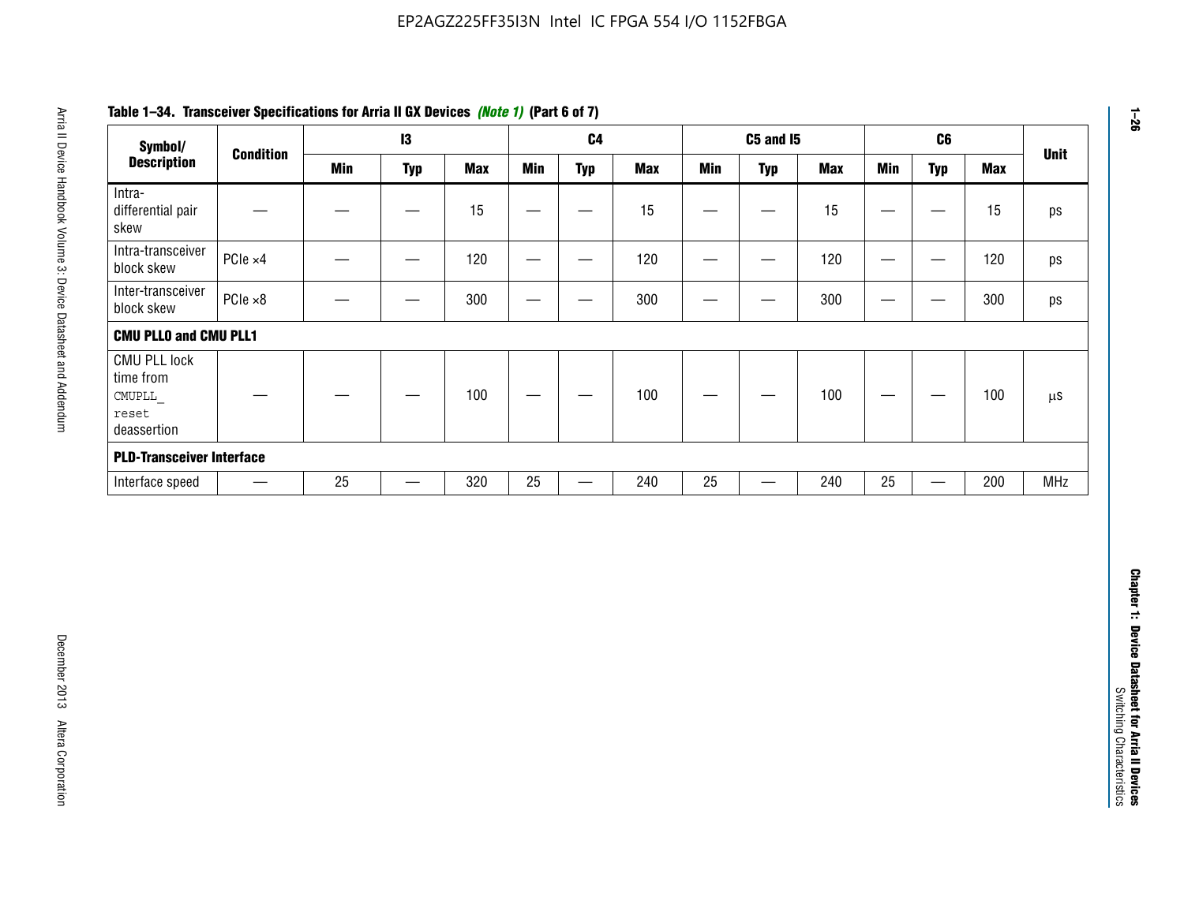**Table 1–34. Transceiver Specifications for Arria II GX Devices *(Note 1)* (Part 6 of 7)**

| Symbol/ Description | Condition | I3 | | | C4 | | | C5 and I5 | | | C6 | | | Unit |
|---|---|---|---|---|---|---|---|---|---|---|---|---|---|---|
| | | Min | Typ | Max | Min | Typ | Max | Min | Typ | Max | Min | Typ | Max | |
| Intra-differential pair skew | — | — | — | 15 | — | — | 15 | — | — | 15 | — | — | 15 | ps |
| Intra-transceiver block skew | PCIe ×4 | — | — | 120 | — | — | 120 | — | — | 120 | — | — | 120 | ps |
| Inter-transceiver block skew | PCIe ×8 | — | — | 300 | — | — | 300 | — | — | 300 | — | — | 300 | ps |
| **CMU PLL0 and CMU PLL1** | | | | | | | | | | | | | | |
| CMU PLL lock time from `CMUPLL_reset` deassertion | — | — | — | 100 | — | — | 100 | — | — | 100 | — | — | 100 | µs |
| **PLD-Transceiver Interface** | | | | | | | | | | | | | | |
| Interface speed | — | 25 | — | 320 | 25 | — | 240 | 25 | — | 240 | 25 | — | 200 | MHz |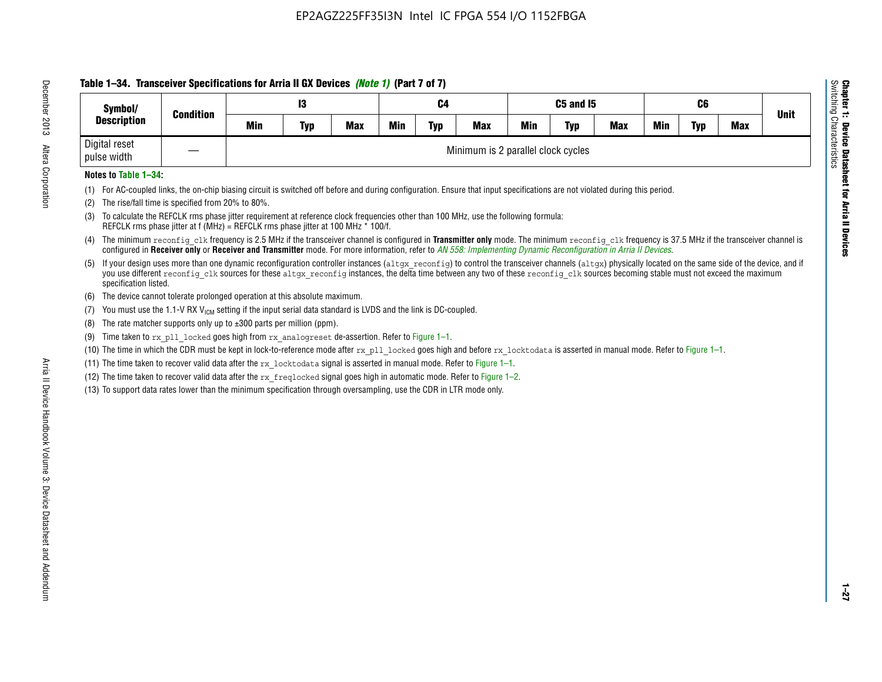**Table 1–34. Transceiver Specifications for Arria II GX Devices *(Note 1)* (Part 7 of 7)**

| Symbol/ Description | Condition | I3 | | | C4 | | | C5 and I5 | | | C6 | | | Unit |
|---|---|---|---|---|---|---|---|---|---|---|---|---|---|---|
| | | Min | Typ | Max | Min | Typ | Max | Min | Typ | Max | Min | Typ | Max | |
| Digital reset pulse width | — | Minimum is 2 parallel clock cycles | | | | | | | | | | | | |

**Notes to Table 1–34:**

(1) For AC-coupled links, the on-chip biasing circuit is switched off before and during configuration. Ensure that input specifications are not violated during this period.

(2) The rise/fall time is specified from 20% to 80%.

(3) To calculate the REFCLK rms phase jitter requirement at reference clock frequencies other than 100 MHz, use the following formula:
REFCLK rms phase jitter at f (MHz) = REFCLK rms phase jitter at 100 MHz * 100/f.

(4) The minimum `reconfig_clk` frequency is 2.5 MHz if the transceiver channel is configured in **Transmitter only** mode. The minimum `reconfig_clk` frequency is 37.5 MHz if the transceiver channel is configured in **Receiver only** or **Receiver and Transmitter** mode. For more information, refer to *AN 558: Implementing Dynamic Reconfiguration in Arria II Devices*.

(5) If your design uses more than one dynamic reconfiguration controller instances (`altgx_reconfig`) to control the transceiver channels (`altgx`) physically located on the same side of the device, and if you use different `reconfig_clk` sources for these `altgx_reconfig` instances, the delta time between any two of these `reconfig_clk` sources becoming stable must not exceed the maximum specification listed.

(6) The device cannot tolerate prolonged operation at this absolute maximum.

(7) You must use the 1.1-V RX $V_{ICM}$ setting if the input serial data standard is LVDS and the link is DC-coupled.

(8) The rate matcher supports only up to ±300 parts per million (ppm).

(9) Time taken to `rx_pll_locked` goes high from `rx_analogreset` de-assertion. Refer to Figure 1–1.

(10) The time in which the CDR must be kept in lock-to-reference mode after `rx_pll_locked` goes high and before `rx_locktodata` is asserted in manual mode. Refer to Figure 1–1.

(11) The time taken to recover valid data after the `rx_locktodata` signal is asserted in manual mode. Refer to Figure 1–1.

(12) The time taken to recover valid data after the `rx_freqlocked` signal goes high in automatic mode. Refer to Figure 1–2.

(13) To support data rates lower than the minimum specification through oversampling, use the CDR in LTR mode only.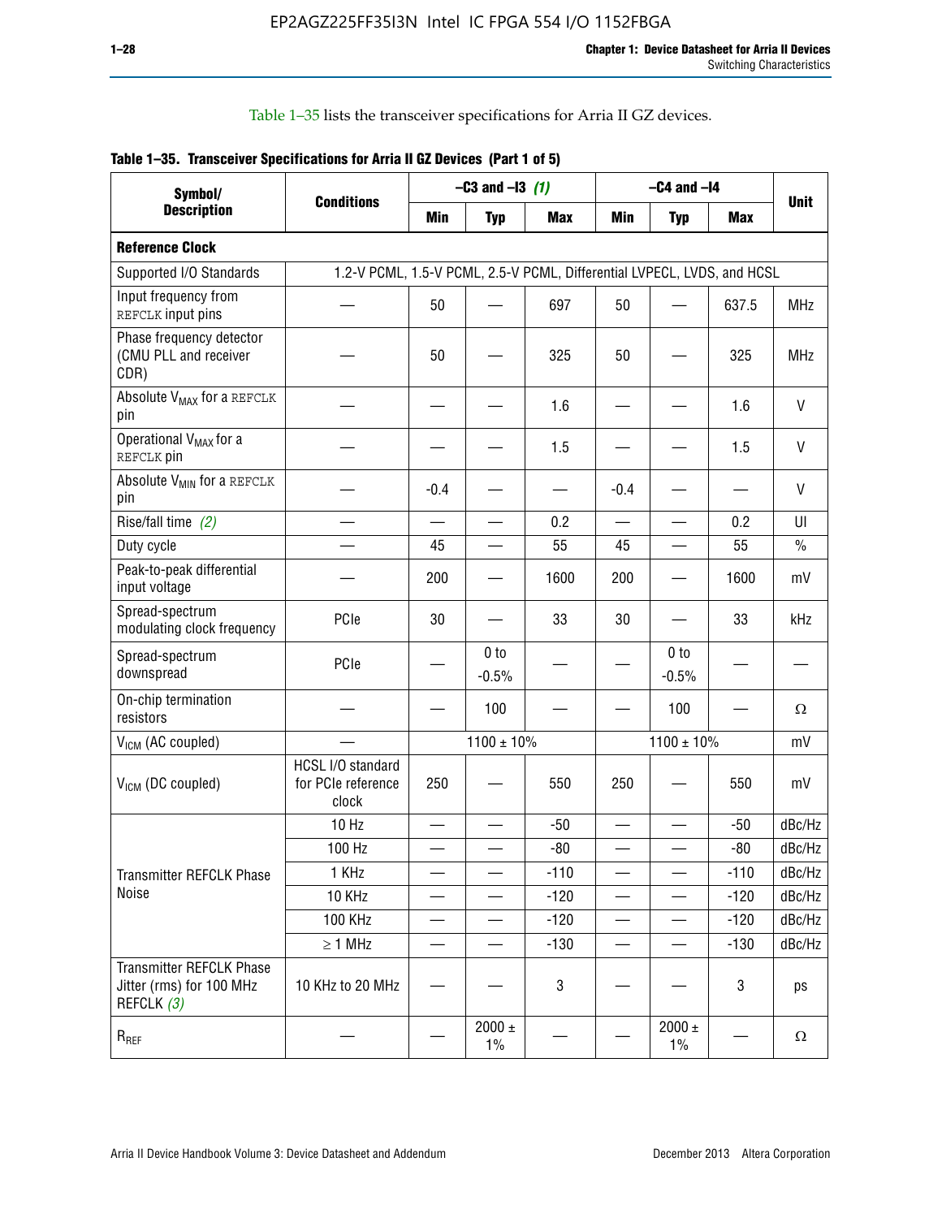Table 1–35 lists the transceiver specifications for Arria II GZ devices.

**Table 1–35. Transceiver Specifications for Arria II GZ Devices (Part 1 of 5)**

| Symbol/ Description | Conditions | –C3 and –I3 (1) | | | –C4 and –I4 | | | Unit |
|---|---|---|---|---|---|---|---|---|
| | | Min | Typ | Max | Min | Typ | Max | |
| **Reference Clock** | | | | | | | | |
| Supported I/O Standards | 1.2-V PCML, 1.5-V PCML, 2.5-V PCML, Differential LVPECL, LVDS, and HCSL | | | | | | | |
| Input frequency from REFCLK input pins | — | 50 | — | 697 | 50 | — | 637.5 | MHz |
| Phase frequency detector (CMU PLL and receiver CDR) | — | 50 | — | 325 | 50 | — | 325 | MHz |
| Absolute $V_{MAX}$ for a REFCLK pin | — | — | — | 1.6 | — | — | 1.6 | V |
| Operational $V_{MAX}$ for a REFCLK pin | — | — | — | 1.5 | — | — | 1.5 | V |
| Absolute $V_{MIN}$ for a REFCLK pin | — | -0.4 | — | — | -0.4 | — | — | V |
| Rise/fall time (2) | — | — | — | 0.2 | — | — | 0.2 | UI |
| Duty cycle | — | 45 | — | 55 | 45 | — | 55 | % |
| Peak-to-peak differential input voltage | — | 200 | — | 1600 | 200 | — | 1600 | mV |
| Spread-spectrum modulating clock frequency | PCIe | 30 | — | 33 | 30 | — | 33 | kHz |
| Spread-spectrum downspread | PCIe | — | 0 to -0.5% | — | — | 0 to -0.5% | — | — |
| On-chip termination resistors | — | — | 100 | — | — | 100 | — | Ω |
| $V_{ICM}$ (AC coupled) | — | 1100 ± 10% | | | 1100 ± 10% | | | mV |
| $V_{ICM}$ (DC coupled) | HCSL I/O standard for PCIe reference clock | 250 | — | 550 | 250 | — | 550 | mV |
| Transmitter REFCLK Phase Noise | 10 Hz | — | — | -50 | — | — | -50 | dBc/Hz |
| | 100 Hz | — | — | -80 | — | — | -80 | dBc/Hz |
| | 1 KHz | — | — | -110 | — | — | -110 | dBc/Hz |
| | 10 KHz | — | — | -120 | — | — | -120 | dBc/Hz |
| | 100 KHz | — | — | -120 | — | — | -120 | dBc/Hz |
| | ≥ 1 MHz | — | — | -130 | — | — | -130 | dBc/Hz |
| Transmitter REFCLK Phase Jitter (rms) for 100 MHz REFCLK (3) | 10 KHz to 20 MHz | — | — | 3 | — | — | 3 | ps |
| $R_{REF}$ | — | — | 2000 ± 1% | — | — | 2000 ± 1% | — | Ω |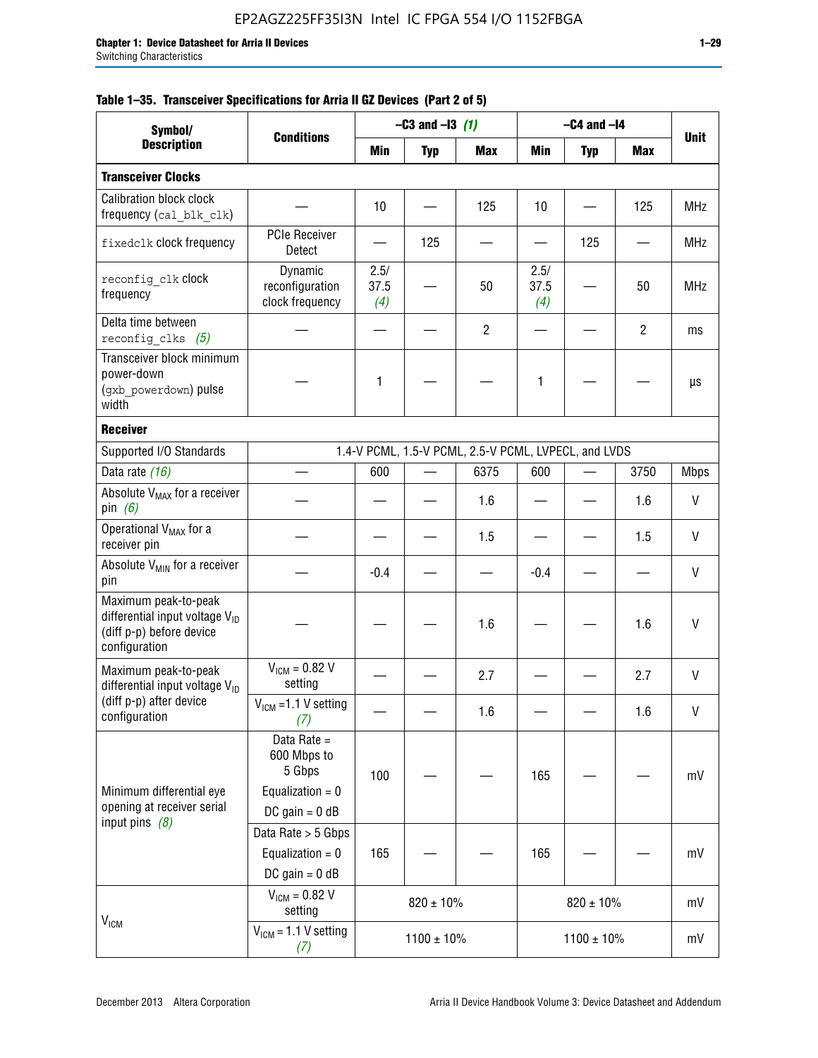**Table 1–35. Transceiver Specifications for Arria II GZ Devices (Part 2 of 5)**

| Symbol/ Description | Conditions | –C3 and –I3 *(1)* | | | –C4 and –I4 | | | Unit |
|---|---|---|---|---|---|---|---|---|
| | | Min | Typ | Max | Min | Typ | Max | |
| **Transceiver Clocks** | | | | | | | | |
| Calibration block clock frequency (`cal_blk_clk`) | — | 10 | — | 125 | 10 | — | 125 | MHz |
| `fixedclk` clock frequency | PCIe Receiver Detect | — | 125 | — | — | 125 | — | MHz |
| `reconfig_clk` clock frequency | Dynamic reconfiguration clock frequency | 2.5/ 37.5 *(4)* | — | 50 | 2.5/ 37.5 *(4)* | — | 50 | MHz |
| Delta time between `reconfig_clks` *(5)* | — | — | — | 2 | — | — | 2 | ms |
| Transceiver block minimum power-down (`gxb_powerdown`) pulse width | — | 1 | — | — | 1 | — | — | µs |
| **Receiver** | | | | | | | | |
| Supported I/O Standards | 1.4-V PCML, 1.5-V PCML, 2.5-V PCML, LVPECL, and LVDS | | | | | | | |
| Data rate *(16)* | — | 600 | — | 6375 | 600 | — | 3750 | Mbps |
| Absolute $V_{MAX}$ for a receiver pin *(6)* | — | — | — | 1.6 | — | — | 1.6 | V |
| Operational $V_{MAX}$ for a receiver pin | — | — | — | 1.5 | — | — | 1.5 | V |
| Absolute $V_{MIN}$ for a receiver pin | — | -0.4 | — | — | -0.4 | — | — | V |
| Maximum peak-to-peak differential input voltage $V_{ID}$ (diff p-p) before device configuration | — | — | — | 1.6 | — | — | 1.6 | V |
| Maximum peak-to-peak differential input voltage $V_{ID}$ (diff p-p) after device configuration | $V_{ICM}$ = 0.82 V setting | — | — | 2.7 | — | — | 2.7 | V |
| | $V_{ICM}$ =1.1 V setting *(7)* | — | — | 1.6 | — | — | 1.6 | V |
| Minimum differential eye opening at receiver serial input pins *(8)* | Data Rate = 600 Mbps to 5 Gbps Equalization = 0 DC gain = 0 dB | 100 | — | — | 165 | — | — | mV |
| | Data Rate > 5 Gbps Equalization = 0 DC gain = 0 dB | 165 | — | — | 165 | — | — | mV |
| $V_{ICM}$ | $V_{ICM}$ = 0.82 V setting | 820 ± 10% | | | 820 ± 10% | | | mV |
| | $V_{ICM}$ = 1.1 V setting *(7)* | 1100 ± 10% | | | 1100 ± 10% | | | mV |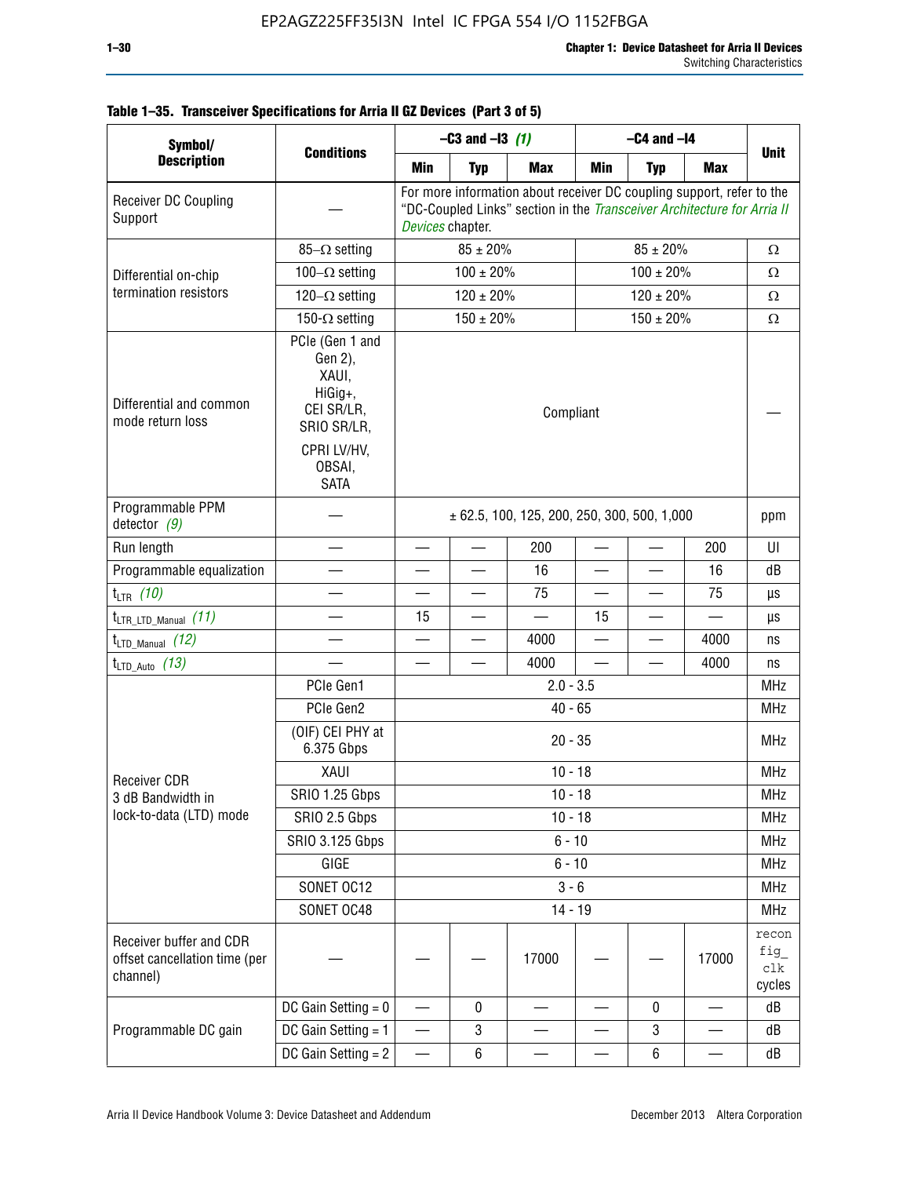**Table 1–35. Transceiver Specifications for Arria II GZ Devices (Part 3 of 5)**

| Symbol/ Description | Conditions | –C3 and –I3 *(1)* | | | –C4 and –I4 | | | Unit |
|---|---|---|---|---|---|---|---|---|
| | | Min | Typ | Max | Min | Typ | Max | |
| Receiver DC Coupling Support | — | For more information about receiver DC coupling support, refer to the "DC-Coupled Links" section in the *Transceiver Architecture for Arria II Devices* chapter. | | | | | | |
| Differential on-chip termination resistors | 85–Ω setting | 85 ± 20% | | | 85 ± 20% | | | Ω |
| | 100–Ω setting | 100 ± 20% | | | 100 ± 20% | | | Ω |
| | 120–Ω setting | 120 ± 20% | | | 120 ± 20% | | | Ω |
| | 150-Ω setting | 150 ± 20% | | | 150 ± 20% | | | Ω |
| Differential and common mode return loss | PCIe (Gen 1 and Gen 2), XAUI, HiGig+, CEI SR/LR, SRIO SR/LR, CPRI LV/HV, OBSAI, SATA | Compliant | | | | | | — |
| Programmable PPM detector *(9)* | — | ± 62.5, 100, 125, 200, 250, 300, 500, 1,000 | | | | | | ppm |
| Run length | — | — | — | 200 | — | — | 200 | UI |
| Programmable equalization | — | — | — | 16 | — | — | 16 | dB |
| $t_{LTR}$ *(10)* | — | — | — | 75 | — | — | 75 | µs |
| $t_{LTR\_LTD\_Manual}$ *(11)* | — | 15 | — | — | 15 | — | — | µs |
| $t_{LTD\_Manual}$ *(12)* | — | — | — | 4000 | — | — | 4000 | ns |
| $t_{LTD\_Auto}$ *(13)* | — | — | — | 4000 | — | — | 4000 | ns |
| Receiver CDR 3 dB Bandwidth in lock-to-data (LTD) mode | PCIe Gen1 | 2.0 - 3.5 | | | | | | MHz |
| | PCIe Gen2 | 40 - 65 | | | | | | MHz |
| | (OIF) CEI PHY at 6.375 Gbps | 20 - 35 | | | | | | MHz |
| | XAUI | 10 - 18 | | | | | | MHz |
| | SRIO 1.25 Gbps | 10 - 18 | | | | | | MHz |
| | SRIO 2.5 Gbps | 10 - 18 | | | | | | MHz |
| | SRIO 3.125 Gbps | 6 - 10 | | | | | | MHz |
| | GIGE | 6 - 10 | | | | | | MHz |
| | SONET OC12 | 3 - 6 | | | | | | MHz |
| | SONET OC48 | 14 - 19 | | | | | | MHz |
| Receiver buffer and CDR offset cancellation time (per channel) | — | — | — | 17000 | — | — | 17000 | reconfig_clk cycles |
| Programmable DC gain | DC Gain Setting = 0 | — | 0 | — | — | 0 | — | dB |
| | DC Gain Setting = 1 | — | 3 | — | — | 3 | — | dB |
| | DC Gain Setting = 2 | — | 6 | — | — | 6 | — | dB |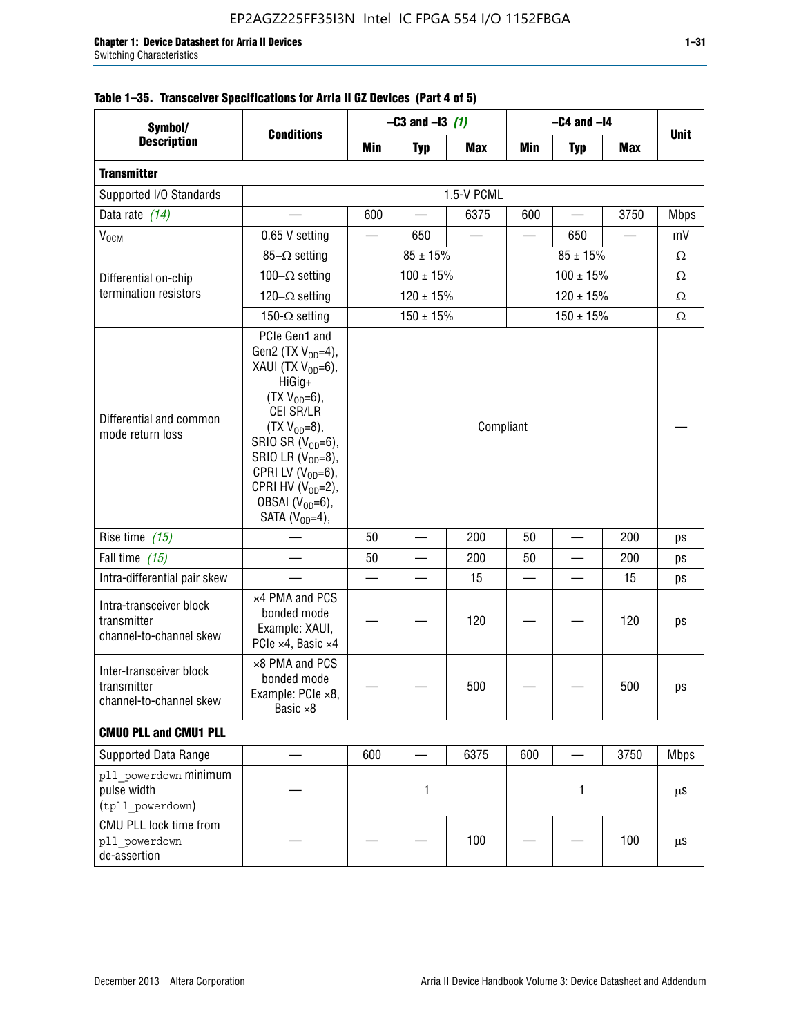EP2AGZ225FF35I3N Intel IC FPGA 554 I/O 1152FBGA

**Table 1–35. Transceiver Specifications for Arria II GZ Devices (Part 4 of 5)**

| Symbol/ Description | Conditions | –C3 and –I3 *(1)* | | | –C4 and –I4 | | | Unit |
|---|---|---|---|---|---|---|---|---|
| | | Min | Typ | Max | Min | Typ | Max | |
| **Transmitter** | | | | | | | | |
| Supported I/O Standards | 1.5-V PCML | | | | | | | |
| Data rate *(14)* | — | 600 | — | 6375 | 600 | — | 3750 | Mbps |
| $V_{OCM}$ | 0.65 V setting | — | 650 | — | — | 650 | — | mV |
| Differential on-chip termination resistors | 85–Ω setting | 85 ± 15% | | | 85 ± 15% | | | Ω |
| | 100–Ω setting | 100 ± 15% | | | 100 ± 15% | | | Ω |
| | 120–Ω setting | 120 ± 15% | | | 120 ± 15% | | | Ω |
| | 150-Ω setting | 150 ± 15% | | | 150 ± 15% | | | Ω |
| Differential and common mode return loss | PCIe Gen1 and Gen2 (TX $V_{OD}$=4), XAUI (TX $V_{OD}$=6), HiGig+ (TX $V_{OD}$=6), CEI SR/LR (TX $V_{OD}$=8), SRIO SR ($V_{OD}$=6), SRIO LR ($V_{OD}$=8), CPRI LV ($V_{OD}$=6), CPRI HV ($V_{OD}$=2), OBSAI ($V_{OD}$=6), SATA ($V_{OD}$=4), | Compliant | | | | | | — |
| Rise time *(15)* | — | 50 | — | 200 | 50 | — | 200 | ps |
| Fall time *(15)* | — | 50 | — | 200 | 50 | — | 200 | ps |
| Intra-differential pair skew | — | — | — | 15 | — | — | 15 | ps |
| Intra-transceiver block transmitter channel-to-channel skew | ×4 PMA and PCS bonded mode Example: XAUI, PCIe ×4, Basic ×4 | — | — | 120 | — | — | 120 | ps |
| Inter-transceiver block transmitter channel-to-channel skew | ×8 PMA and PCS bonded mode Example: PCIe ×8, Basic ×8 | — | — | 500 | — | — | 500 | ps |
| **CMU0 PLL and CMU1 PLL** | | | | | | | | |
| Supported Data Range | — | 600 | — | 6375 | 600 | — | 3750 | Mbps |
| pll_powerdown minimum pulse width (tpll_powerdown) | — | 1 | | | 1 | | | µs |
| CMU PLL lock time from pll_powerdown de-assertion | — | — | — | 100 | — | — | 100 | µs |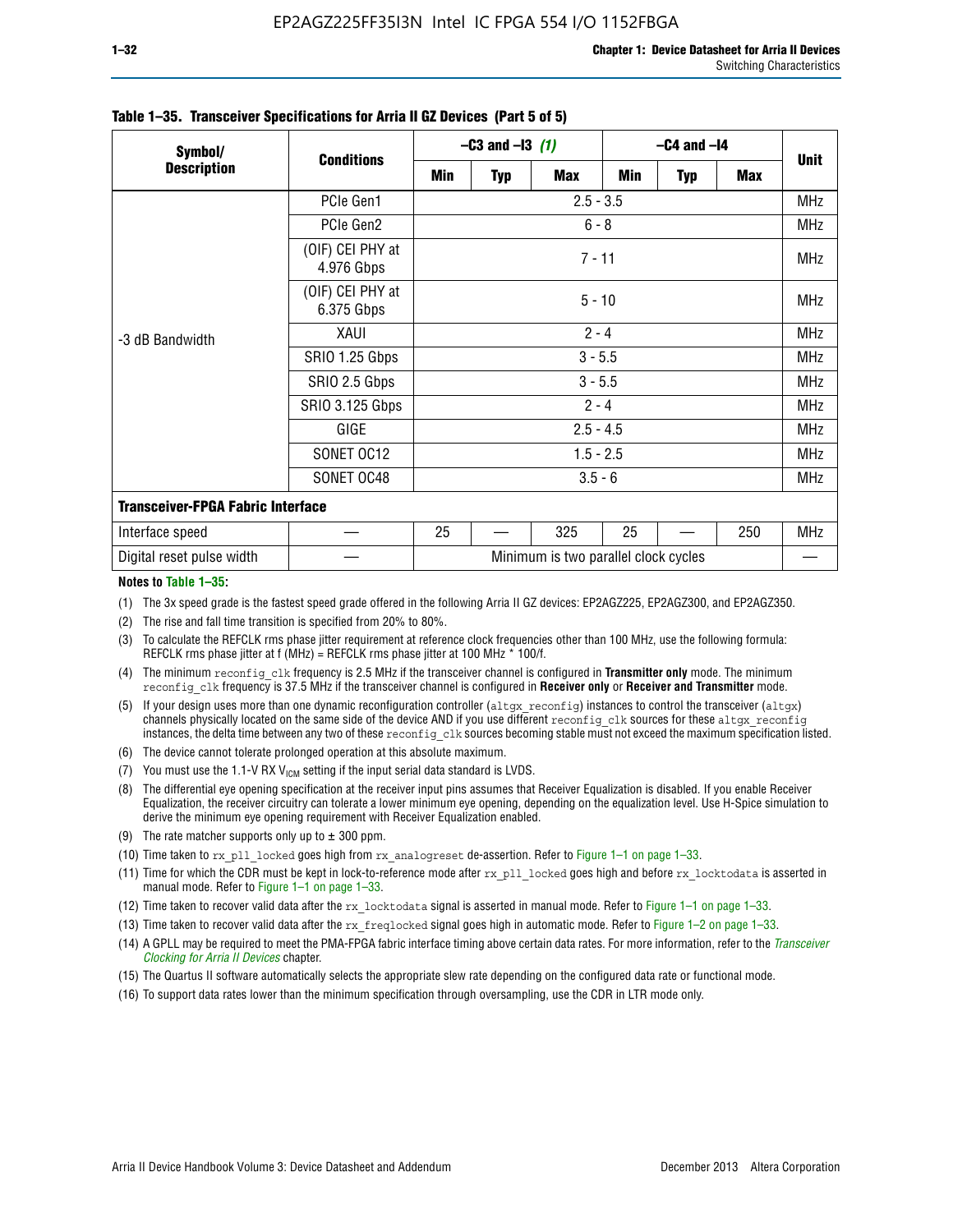**Table 1–35. Transceiver Specifications for Arria II GZ Devices (Part 5 of 5)**

| Symbol/ Description | Conditions | –C3 and –I3 (1) | | | –C4 and –I4 | | | Unit |
|---|---|---|---|---|---|---|---|---|
| | | Min | Typ | Max | Min | Typ | Max | |
| -3 dB Bandwidth | PCIe Gen1 | 2.5 - 3.5 | | | | | | MHz |
| | PCIe Gen2 | 6 - 8 | | | | | | MHz |
| | (OIF) CEI PHY at 4.976 Gbps | 7 - 11 | | | | | | MHz |
| | (OIF) CEI PHY at 6.375 Gbps | 5 - 10 | | | | | | MHz |
| | XAUI | 2 - 4 | | | | | | MHz |
| | SRIO 1.25 Gbps | 3 - 5.5 | | | | | | MHz |
| | SRIO 2.5 Gbps | 3 - 5.5 | | | | | | MHz |
| | SRIO 3.125 Gbps | 2 - 4 | | | | | | MHz |
| | GIGE | 2.5 - 4.5 | | | | | | MHz |
| | SONET OC12 | 1.5 - 2.5 | | | | | | MHz |
| | SONET OC48 | 3.5 - 6 | | | | | | MHz |
| **Transceiver-FPGA Fabric Interface** | | | | | | | | |
| Interface speed | — | 25 | — | 325 | 25 | — | 250 | MHz |
| Digital reset pulse width | — | Minimum is two parallel clock cycles | | | | | | — |

**Notes to Table 1–35:**

(1) The 3x speed grade is the fastest speed grade offered in the following Arria II GZ devices: EP2AGZ225, EP2AGZ300, and EP2AGZ350.

(2) The rise and fall time transition is specified from 20% to 80%.

(3) To calculate the REFCLK rms phase jitter requirement at reference clock frequencies other than 100 MHz, use the following formula: REFCLK rms phase jitter at f (MHz) = REFCLK rms phase jitter at 100 MHz * 100/f.

(4) The minimum `reconfig_clk` frequency is 2.5 MHz if the transceiver channel is configured in **Transmitter only** mode. The minimum `reconfig_clk` frequency is 37.5 MHz if the transceiver channel is configured in **Receiver only** or **Receiver and Transmitter** mode.

(5) If your design uses more than one dynamic reconfiguration controller (`altgx_reconfig`) instances to control the transceiver (`altgx`) channels physically located on the same side of the device AND if you use different `reconfig_clk` sources for these `altgx_reconfig` instances, the delta time between any two of these `reconfig_clk` sources becoming stable must not exceed the maximum specification listed.

(6) The device cannot tolerate prolonged operation at this absolute maximum.

(7) You must use the 1.1-V RX $V_{ICM}$ setting if the input serial data standard is LVDS.

(8) The differential eye opening specification at the receiver input pins assumes that Receiver Equalization is disabled. If you enable Receiver Equalization, the receiver circuitry can tolerate a lower minimum eye opening, depending on the equalization level. Use H-Spice simulation to derive the minimum eye opening requirement with Receiver Equalization enabled.

(9) The rate matcher supports only up to ± 300 ppm.

(10) Time taken to `rx_pll_locked` goes high from `rx_analogreset` de-assertion. Refer to Figure 1–1 on page 1–33.

(11) Time for which the CDR must be kept in lock-to-reference mode after `rx_pll_locked` goes high and before `rx_locktodata` is asserted in manual mode. Refer to Figure 1–1 on page 1–33.

(12) Time taken to recover valid data after the `rx_locktodata` signal is asserted in manual mode. Refer to Figure 1–1 on page 1–33.

(13) Time taken to recover valid data after the `rx_freqlocked` signal goes high in automatic mode. Refer to Figure 1–2 on page 1–33.

(14) A GPLL may be required to meet the PMA-FPGA fabric interface timing above certain data rates. For more information, refer to the *Transceiver Clocking for Arria II Devices* chapter.

(15) The Quartus II software automatically selects the appropriate slew rate depending on the configured data rate or functional mode.

(16) To support data rates lower than the minimum specification through oversampling, use the CDR in LTR mode only.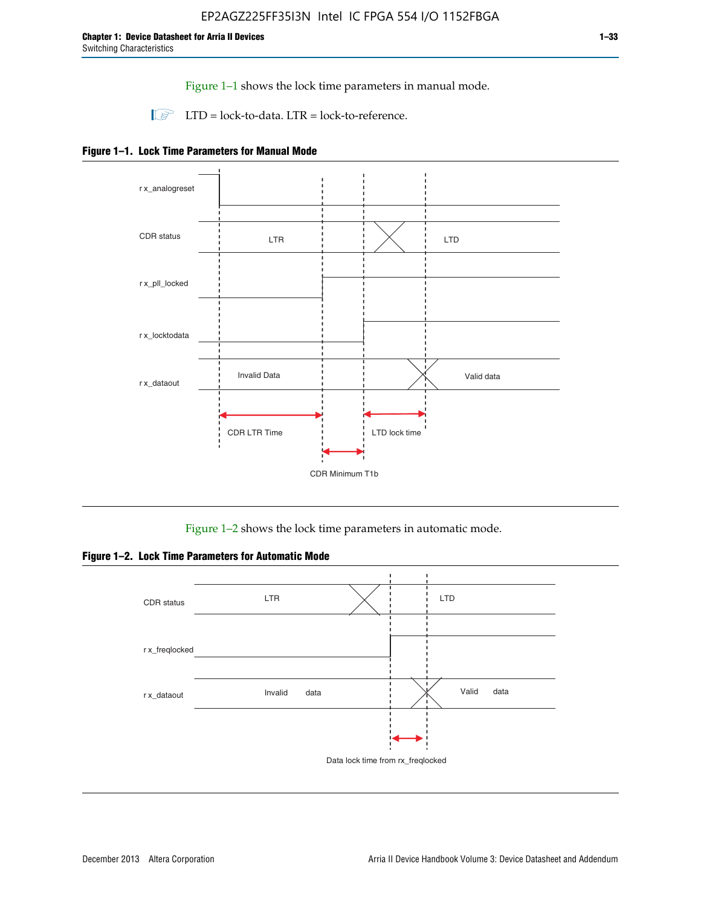Figure 1–1 shows the lock time parameters in manual mode.

LTD = lock-to-data. LTR = lock-to-reference.

**Figure 1–1. Lock Time Parameters for Manual Mode**

r x_analogreset

CDR status LTR LTD

r x_pll_locked

r x_locktodata

r x_dataout Invalid Data Valid data

CDR LTR Time LTD lock time

CDR Minimum T1b

Figure 1–2 shows the lock time parameters in automatic mode.

**Figure 1–2. Lock Time Parameters for Automatic Mode**

CDR status LTR LTD

r x_freqlocked

r x_dataout Invalid data Valid data

Data lock time from rx_freqlocked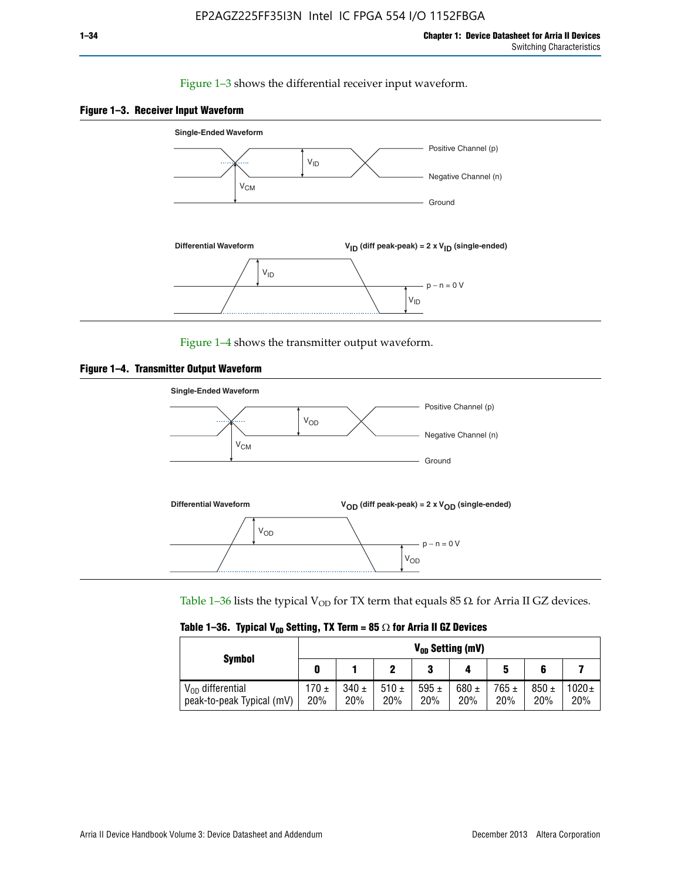Figure 1–3 shows the differential receiver input waveform.

**Figure 1–3. Receiver Input Waveform**

Single-Ended Waveform

Positive Channel (p)

Negative Channel (n)

Ground

$V_{ID}$

$V_{CM}$

Differential Waveform

$V_{ID}$ (diff peak-peak) = 2 x $V_{ID}$ (single-ended)

$V_{ID}$

p − n = 0 V

$V_{ID}$

Figure 1–4 shows the transmitter output waveform.

**Figure 1–4. Transmitter Output Waveform**

Single-Ended Waveform

Positive Channel (p)

Negative Channel (n)

Ground

$V_{OD}$

$V_{CM}$

Differential Waveform

$V_{OD}$ (diff peak-peak) = 2 x $V_{OD}$ (single-ended)

$V_{OD}$

p − n = 0 V

$V_{OD}$

Table 1–36 lists the typical $V_{OD}$ for TX term that equals 85 Ω for Arria II GZ devices.

**Table 1–36. Typical $V_{OD}$ Setting, TX Term = 85 Ω for Arria II GZ Devices**

| Symbol | $V_{OD}$ Setting (mV) | | | | | | | |
|---|---|---|---|---|---|---|---|---|
| | 0 | 1 | 2 | 3 | 4 | 5 | 6 | 7 |
| $V_{OD}$ differential peak-to-peak Typical (mV) | 170 ± 20% | 340 ± 20% | 510 ± 20% | 595 ± 20% | 680 ± 20% | 765 ± 20% | 850 ± 20% | 1020 ± 20% |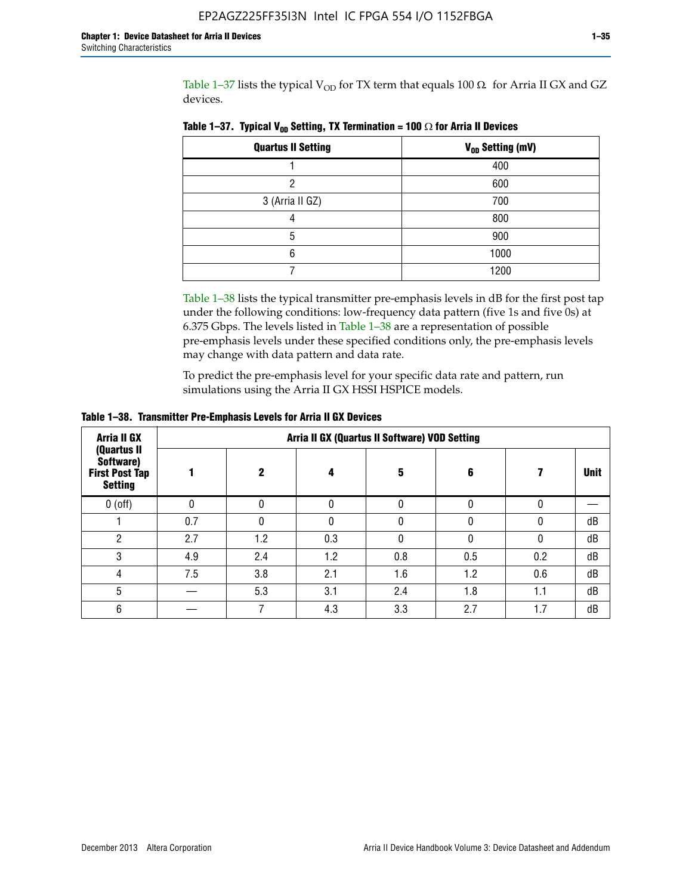Table 1–37 lists the typical $V_{OD}$ for TX term that equals 100 Ω for Arria II GX and GZ devices.

**Table 1–37. Typical $V_{OD}$ Setting, TX Termination = 100 Ω for Arria II Devices**

| Quartus II Setting | $V_{OD}$ Setting (mV) |
|---|---|
| 1 | 400 |
| 2 | 600 |
| 3 (Arria II GZ) | 700 |
| 4 | 800 |
| 5 | 900 |
| 6 | 1000 |
| 7 | 1200 |

Table 1–38 lists the typical transmitter pre-emphasis levels in dB for the first post tap under the following conditions: low-frequency data pattern (five 1s and five 0s) at 6.375 Gbps. The levels listed in Table 1–38 are a representation of possible pre-emphasis levels under these specified conditions only, the pre-emphasis levels may change with data pattern and data rate.

To predict the pre-emphasis level for your specific data rate and pattern, run simulations using the Arria II GX HSSI HSPICE models.

**Table 1–38. Transmitter Pre-Emphasis Levels for Arria II GX Devices**

| Arria II GX (Quartus II Software) First Post Tap Setting | Arria II GX (Quartus II Software) VOD Setting | | | | | | |
|---|---|---|---|---|---|---|---|
| | 1 | 2 | 4 | 5 | 6 | 7 | Unit |
| 0 (off) | 0 | 0 | 0 | 0 | 0 | 0 | — |
| 1 | 0.7 | 0 | 0 | 0 | 0 | 0 | dB |
| 2 | 2.7 | 1.2 | 0.3 | 0 | 0 | 0 | dB |
| 3 | 4.9 | 2.4 | 1.2 | 0.8 | 0.5 | 0.2 | dB |
| 4 | 7.5 | 3.8 | 2.1 | 1.6 | 1.2 | 0.6 | dB |
| 5 | — | 5.3 | 3.1 | 2.4 | 1.8 | 1.1 | dB |
| 6 | — | 7 | 4.3 | 3.3 | 2.7 | 1.7 | dB |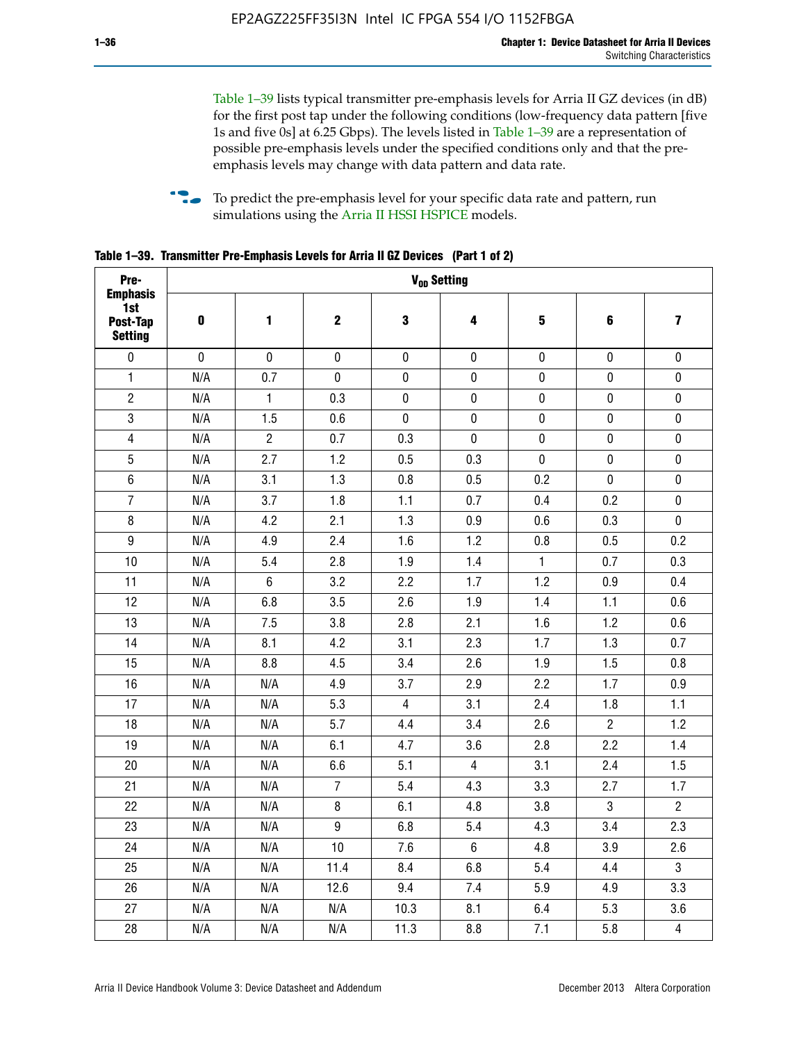Table 1–39 lists typical transmitter pre-emphasis levels for Arria II GZ devices (in dB) for the first post tap under the following conditions (low-frequency data pattern [five 1s and five 0s] at 6.25 Gbps). The levels listed in Table 1–39 are a representation of possible pre-emphasis levels under the specified conditions only and that the pre-emphasis levels may change with data pattern and data rate.

To predict the pre-emphasis level for your specific data rate and pattern, run simulations using the Arria II HSSI HSPICE models.

**Table 1–39. Transmitter Pre-Emphasis Levels for Arria II GZ Devices (Part 1 of 2)**

| Pre-Emphasis 1st Post-Tap Setting | $V_{OD}$ Setting | | | | | | | |
|---|---|---|---|---|---|---|---|---|
| | 0 | 1 | 2 | 3 | 4 | 5 | 6 | 7 |
| 0 | 0 | 0 | 0 | 0 | 0 | 0 | 0 | 0 |
| 1 | N/A | 0.7 | 0 | 0 | 0 | 0 | 0 | 0 |
| 2 | N/A | 1 | 0.3 | 0 | 0 | 0 | 0 | 0 |
| 3 | N/A | 1.5 | 0.6 | 0 | 0 | 0 | 0 | 0 |
| 4 | N/A | 2 | 0.7 | 0.3 | 0 | 0 | 0 | 0 |
| 5 | N/A | 2.7 | 1.2 | 0.5 | 0.3 | 0 | 0 | 0 |
| 6 | N/A | 3.1 | 1.3 | 0.8 | 0.5 | 0.2 | 0 | 0 |
| 7 | N/A | 3.7 | 1.8 | 1.1 | 0.7 | 0.4 | 0.2 | 0 |
| 8 | N/A | 4.2 | 2.1 | 1.3 | 0.9 | 0.6 | 0.3 | 0 |
| 9 | N/A | 4.9 | 2.4 | 1.6 | 1.2 | 0.8 | 0.5 | 0.2 |
| 10 | N/A | 5.4 | 2.8 | 1.9 | 1.4 | 1 | 0.7 | 0.3 |
| 11 | N/A | 6 | 3.2 | 2.2 | 1.7 | 1.2 | 0.9 | 0.4 |
| 12 | N/A | 6.8 | 3.5 | 2.6 | 1.9 | 1.4 | 1.1 | 0.6 |
| 13 | N/A | 7.5 | 3.8 | 2.8 | 2.1 | 1.6 | 1.2 | 0.6 |
| 14 | N/A | 8.1 | 4.2 | 3.1 | 2.3 | 1.7 | 1.3 | 0.7 |
| 15 | N/A | 8.8 | 4.5 | 3.4 | 2.6 | 1.9 | 1.5 | 0.8 |
| 16 | N/A | N/A | 4.9 | 3.7 | 2.9 | 2.2 | 1.7 | 0.9 |
| 17 | N/A | N/A | 5.3 | 4 | 3.1 | 2.4 | 1.8 | 1.1 |
| 18 | N/A | N/A | 5.7 | 4.4 | 3.4 | 2.6 | 2 | 1.2 |
| 19 | N/A | N/A | 6.1 | 4.7 | 3.6 | 2.8 | 2.2 | 1.4 |
| 20 | N/A | N/A | 6.6 | 5.1 | 4 | 3.1 | 2.4 | 1.5 |
| 21 | N/A | N/A | 7 | 5.4 | 4.3 | 3.3 | 2.7 | 1.7 |
| 22 | N/A | N/A | 8 | 6.1 | 4.8 | 3.8 | 3 | 2 |
| 23 | N/A | N/A | 9 | 6.8 | 5.4 | 4.3 | 3.4 | 2.3 |
| 24 | N/A | N/A | 10 | 7.6 | 6 | 4.8 | 3.9 | 2.6 |
| 25 | N/A | N/A | 11.4 | 8.4 | 6.8 | 5.4 | 4.4 | 3 |
| 26 | N/A | N/A | 12.6 | 9.4 | 7.4 | 5.9 | 4.9 | 3.3 |
| 27 | N/A | N/A | N/A | 10.3 | 8.1 | 6.4 | 5.3 | 3.6 |
| 28 | N/A | N/A | N/A | 11.3 | 8.8 | 7.1 | 5.8 | 4 |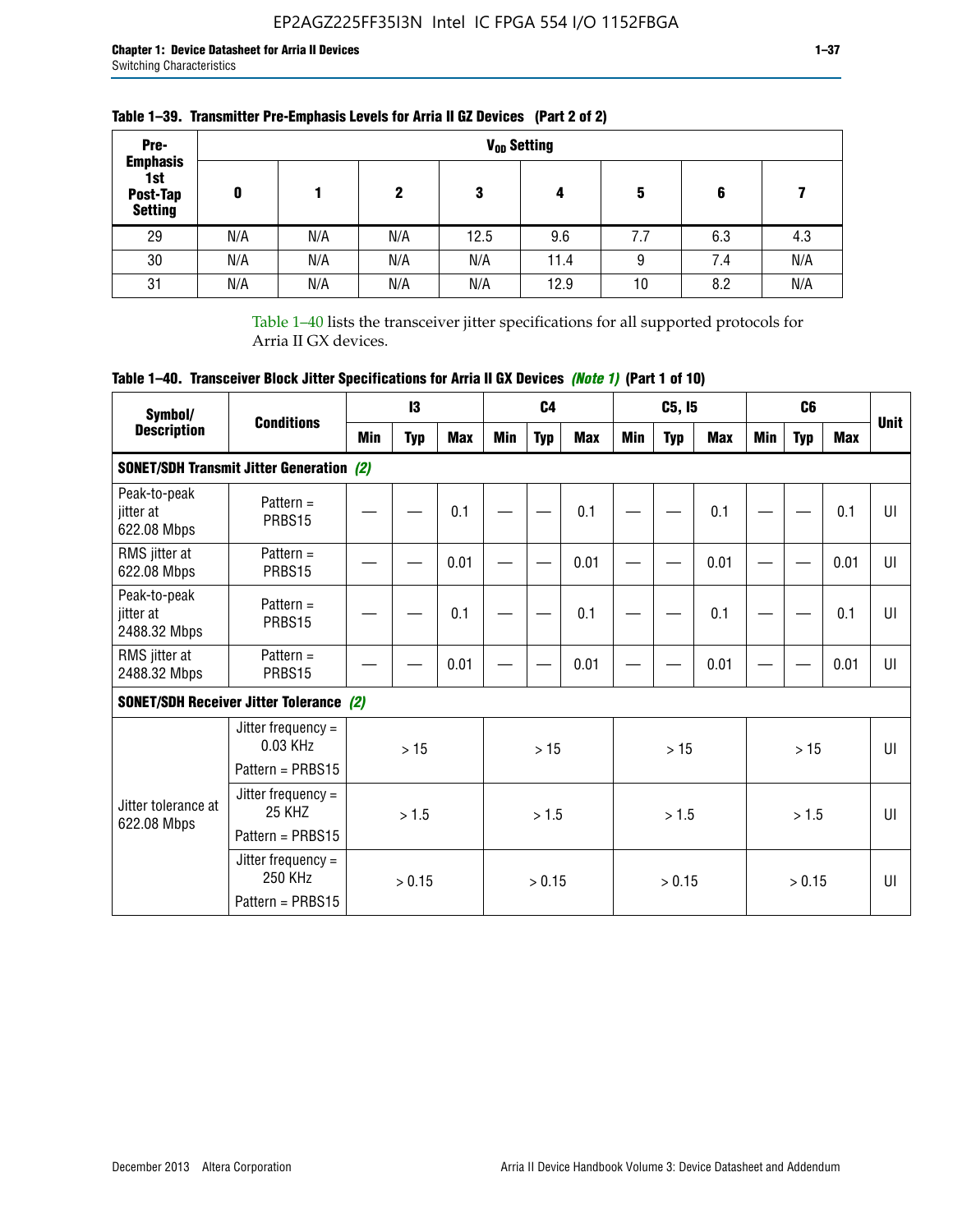**Table 1–39. Transmitter Pre-Emphasis Levels for Arria II GZ Devices (Part 2 of 2)**

| Pre-Emphasis 1st Post-Tap Setting | $V_{OD}$ Setting | | | | | | | |
|---|---|---|---|---|---|---|---|---|
| | 0 | 1 | 2 | 3 | 4 | 5 | 6 | 7 |
| 29 | N/A | N/A | N/A | 12.5 | 9.6 | 7.7 | 6.3 | 4.3 |
| 30 | N/A | N/A | N/A | N/A | 11.4 | 9 | 7.4 | N/A |
| 31 | N/A | N/A | N/A | N/A | 12.9 | 10 | 8.2 | N/A |

Table 1–40 lists the transceiver jitter specifications for all supported protocols for Arria II GX devices.

**Table 1–40. Transceiver Block Jitter Specifications for Arria II GX Devices *(Note 1)* (Part 1 of 10)**

| Symbol/ Description | Conditions | I3 | | | C4 | | | C5, I5 | | | C6 | | | Unit |
|---|---|---|---|---|---|---|---|---|---|---|---|---|---|---|
| | | Min | Typ | Max | Min | Typ | Max | Min | Typ | Max | Min | Typ | Max | |
| **SONET/SDH Transmit Jitter Generation *(2)*** | | | | | | | | | | | | | | |
| Peak-to-peak jitter at 622.08 Mbps | Pattern = PRBS15 | — | — | 0.1 | — | — | 0.1 | — | — | 0.1 | — | — | 0.1 | UI |
| RMS jitter at 622.08 Mbps | Pattern = PRBS15 | — | — | 0.01 | — | — | 0.01 | — | — | 0.01 | — | — | 0.01 | UI |
| Peak-to-peak jitter at 2488.32 Mbps | Pattern = PRBS15 | — | — | 0.1 | — | — | 0.1 | — | — | 0.1 | — | — | 0.1 | UI |
| RMS jitter at 2488.32 Mbps | Pattern = PRBS15 | — | — | 0.01 | — | — | 0.01 | — | — | 0.01 | — | — | 0.01 | UI |
| **SONET/SDH Receiver Jitter Tolerance *(2)*** | | | | | | | | | | | | | | |
| Jitter tolerance at 622.08 Mbps | Jitter frequency = 0.03 KHz Pattern = PRBS15 | > 15 | | | > 15 | | | > 15 | | | > 15 | | | UI |
| | Jitter frequency = 25 KHZ Pattern = PRBS15 | > 1.5 | | | > 1.5 | | | > 1.5 | | | > 1.5 | | | UI |
| | Jitter frequency = 250 KHz Pattern = PRBS15 | > 0.15 | | | > 0.15 | | | > 0.15 | | | > 0.15 | | | UI |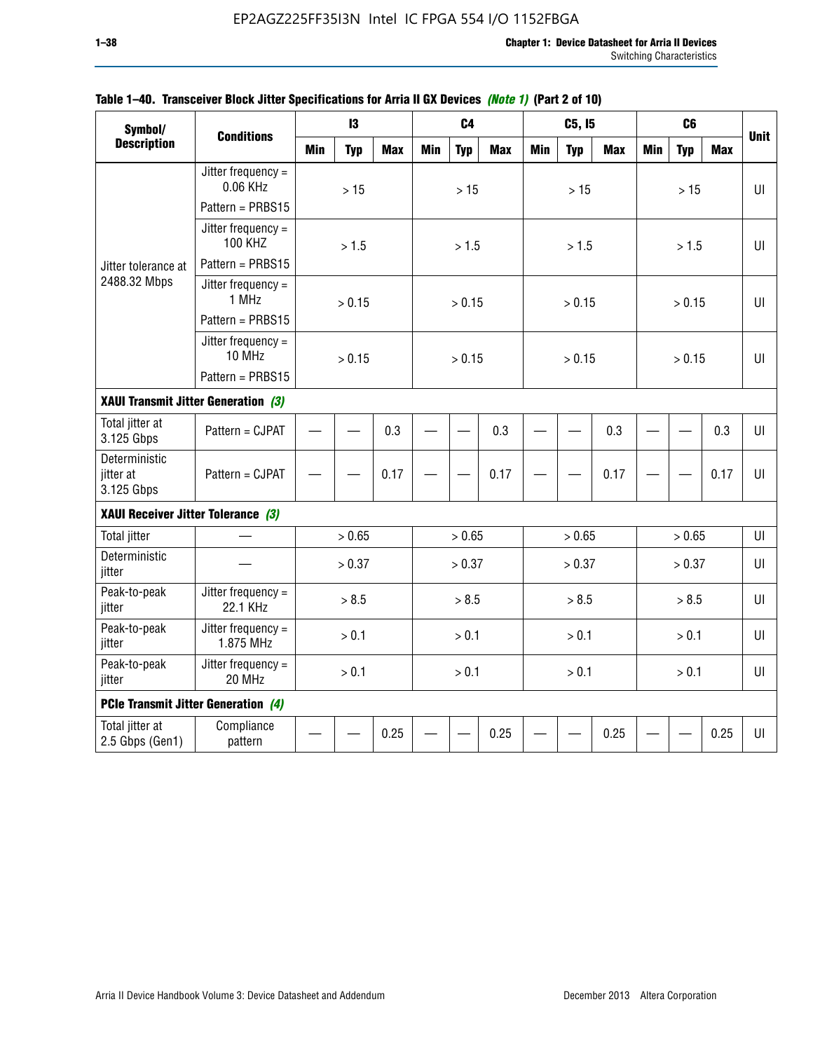**Table 1–40. Transceiver Block Jitter Specifications for Arria II GX Devices** ***(Note 1)*** **(Part 2 of 10)**

| Symbol/ Description | Conditions | I3 | | | C4 | | | C5, I5 | | | C6 | | | Unit |
|---|---|---|---|---|---|---|---|---|---|---|---|---|---|---|
| | | Min | Typ | Max | Min | Typ | Max | Min | Typ | Max | Min | Typ | Max | |
| Jitter tolerance at 2488.32 Mbps | Jitter frequency = 0.06 KHz Pattern = PRBS15 | | > 15 | | | > 15 | | | > 15 | | | > 15 | | UI |
| | Jitter frequency = 100 KHZ Pattern = PRBS15 | | > 1.5 | | | > 1.5 | | | > 1.5 | | | > 1.5 | | UI |
| | Jitter frequency = 1 MHz Pattern = PRBS15 | | > 0.15 | | | > 0.15 | | | > 0.15 | | | > 0.15 | | UI |
| | Jitter frequency = 10 MHz Pattern = PRBS15 | | > 0.15 | | | > 0.15 | | | > 0.15 | | | > 0.15 | | UI |
| **XAUI Transmit Jitter Generation** ***(3)*** | | | | | | | | | | | | | | |
| Total jitter at 3.125 Gbps | Pattern = CJPAT | — | — | 0.3 | — | — | 0.3 | — | — | 0.3 | — | — | 0.3 | UI |
| Deterministic jitter at 3.125 Gbps | Pattern = CJPAT | — | — | 0.17 | — | — | 0.17 | — | — | 0.17 | — | — | 0.17 | UI |
| **XAUI Receiver Jitter Tolerance** ***(3)*** | | | | | | | | | | | | | | |
| Total jitter | — | | > 0.65 | | | > 0.65 | | | > 0.65 | | | > 0.65 | | UI |
| Deterministic jitter | — | | > 0.37 | | | > 0.37 | | | > 0.37 | | | > 0.37 | | UI |
| Peak-to-peak jitter | Jitter frequency = 22.1 KHz | | > 8.5 | | | > 8.5 | | | > 8.5 | | | > 8.5 | | UI |
| Peak-to-peak jitter | Jitter frequency = 1.875 MHz | | > 0.1 | | | > 0.1 | | | > 0.1 | | | > 0.1 | | UI |
| Peak-to-peak jitter | Jitter frequency = 20 MHz | | > 0.1 | | | > 0.1 | | | > 0.1 | | | > 0.1 | | UI |
| **PCIe Transmit Jitter Generation** ***(4)*** | | | | | | | | | | | | | | |
| Total jitter at 2.5 Gbps (Gen1) | Compliance pattern | — | — | 0.25 | — | — | 0.25 | — | — | 0.25 | — | — | 0.25 | UI |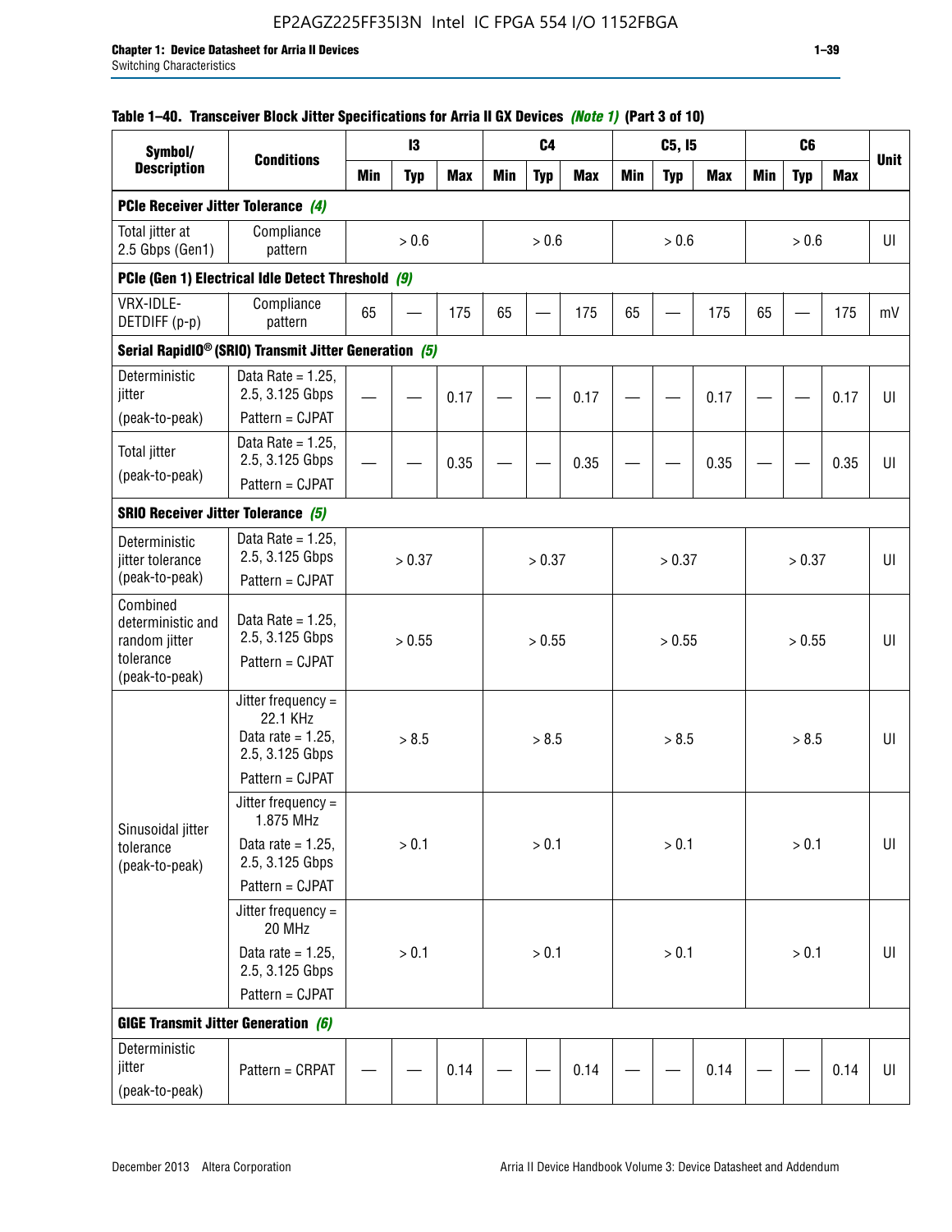**Table 1–40. Transceiver Block Jitter Specifications for Arria II GX Devices** *(Note 1)* **(Part 3 of 10)**

| Symbol/ Description | Conditions | I3 | | | C4 | | | C5, I5 | | | C6 | | | Unit |
|---|---|---|---|---|---|---|---|---|---|---|---|---|---|---|
| | | Min | Typ | Max | Min | Typ | Max | Min | Typ | Max | Min | Typ | Max | |
| **PCIe Receiver Jitter Tolerance** *(4)* | | | | | | | | | | | | | | |
| Total jitter at 2.5 Gbps (Gen1) | Compliance pattern | > 0.6 | | | > 0.6 | | | > 0.6 | | | > 0.6 | | | UI |
| **PCIe (Gen 1) Electrical Idle Detect Threshold** *(9)* | | | | | | | | | | | | | | |
| VRX-IDLE-DETDIFF (p-p) | Compliance pattern | 65 | — | 175 | 65 | — | 175 | 65 | — | 175 | 65 | — | 175 | mV |
| **Serial RapidIO® (SRIO) Transmit Jitter Generation** *(5)* | | | | | | | | | | | | | | |
| Deterministic jitter (peak-to-peak) | Data Rate = 1.25, 2.5, 3.125 Gbps Pattern = CJPAT | — | — | 0.17 | — | — | 0.17 | — | — | 0.17 | — | — | 0.17 | UI |
| Total jitter (peak-to-peak) | Data Rate = 1.25, 2.5, 3.125 Gbps Pattern = CJPAT | — | — | 0.35 | — | — | 0.35 | — | — | 0.35 | — | — | 0.35 | UI |
| **SRIO Receiver Jitter Tolerance** *(5)* | | | | | | | | | | | | | | |
| Deterministic jitter tolerance (peak-to-peak) | Data Rate = 1.25, 2.5, 3.125 Gbps Pattern = CJPAT | > 0.37 | | | > 0.37 | | | > 0.37 | | | > 0.37 | | | UI |
| Combined deterministic and random jitter tolerance (peak-to-peak) | Data Rate = 1.25, 2.5, 3.125 Gbps Pattern = CJPAT | > 0.55 | | | > 0.55 | | | > 0.55 | | | > 0.55 | | | UI |
| Sinusoidal jitter tolerance (peak-to-peak) | Jitter frequency = 22.1 KHz Data rate = 1.25, 2.5, 3.125 Gbps Pattern = CJPAT | > 8.5 | | | > 8.5 | | | > 8.5 | | | > 8.5 | | | UI |
| | Jitter frequency = 1.875 MHz Data rate = 1.25, 2.5, 3.125 Gbps Pattern = CJPAT | > 0.1 | | | > 0.1 | | | > 0.1 | | | > 0.1 | | | UI |
| | Jitter frequency = 20 MHz Data rate = 1.25, 2.5, 3.125 Gbps Pattern = CJPAT | > 0.1 | | | > 0.1 | | | > 0.1 | | | > 0.1 | | | UI |
| **GIGE Transmit Jitter Generation** *(6)* | | | | | | | | | | | | | | |
| Deterministic jitter (peak-to-peak) | Pattern = CRPAT | — | — | 0.14 | — | — | 0.14 | — | — | 0.14 | — | — | 0.14 | UI |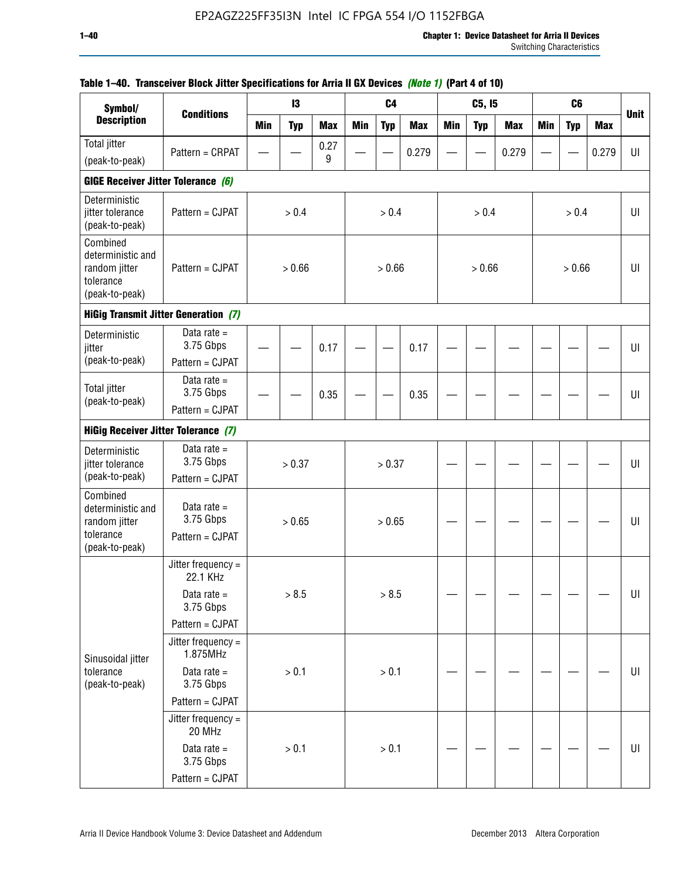**Table 1–40. Transceiver Block Jitter Specifications for Arria II GX Devices *(Note 1)* (Part 4 of 10)**

| Symbol/ Description | Conditions | I3 | | | C4 | | | C5, I5 | | | C6 | | | Unit |
|---|---|---|---|---|---|---|---|---|---|---|---|---|---|---|
| | | Min | Typ | Max | Min | Typ | Max | Min | Typ | Max | Min | Typ | Max | |
| Total jitter (peak-to-peak) | Pattern = CRPAT | — | — | 0.279 | — | — | 0.279 | — | — | 0.279 | — | — | 0.279 | UI |
| **GIGE Receiver Jitter Tolerance** *(6)* | | | | | | | | | | | | | | |
| Deterministic jitter tolerance (peak-to-peak) | Pattern = CJPAT | > 0.4 | | | > 0.4 | | | > 0.4 | | | > 0.4 | | | UI |
| Combined deterministic and random jitter tolerance (peak-to-peak) | Pattern = CJPAT | > 0.66 | | | > 0.66 | | | > 0.66 | | | > 0.66 | | | UI |
| **HiGig Transmit Jitter Generation** *(7)* | | | | | | | | | | | | | | |
| Deterministic jitter (peak-to-peak) | Data rate = 3.75 Gbps Pattern = CJPAT | — | — | 0.17 | — | — | 0.17 | — | — | — | — | — | — | UI |
| Total jitter (peak-to-peak) | Data rate = 3.75 Gbps Pattern = CJPAT | — | — | 0.35 | — | — | 0.35 | — | — | — | — | — | — | UI |
| **HiGig Receiver Jitter Tolerance** *(7)* | | | | | | | | | | | | | | |
| Deterministic jitter tolerance (peak-to-peak) | Data rate = 3.75 Gbps Pattern = CJPAT | > 0.37 | | | > 0.37 | | | — | — | — | — | — | — | UI |
| Combined deterministic and random jitter tolerance (peak-to-peak) | Data rate = 3.75 Gbps Pattern = CJPAT | > 0.65 | | | > 0.65 | | | — | — | — | — | — | — | UI |
| Sinusoidal jitter tolerance (peak-to-peak) | Jitter frequency = 22.1 KHz Data rate = 3.75 Gbps Pattern = CJPAT | > 8.5 | | | > 8.5 | | | — | — | — | — | — | — | UI |
| | Jitter frequency = 1.875MHz Data rate = 3.75 Gbps Pattern = CJPAT | > 0.1 | | | > 0.1 | | | — | — | — | — | — | — | UI |
| | Jitter frequency = 20 MHz Data rate = 3.75 Gbps Pattern = CJPAT | > 0.1 | | | > 0.1 | | | — | — | — | — | — | — | UI |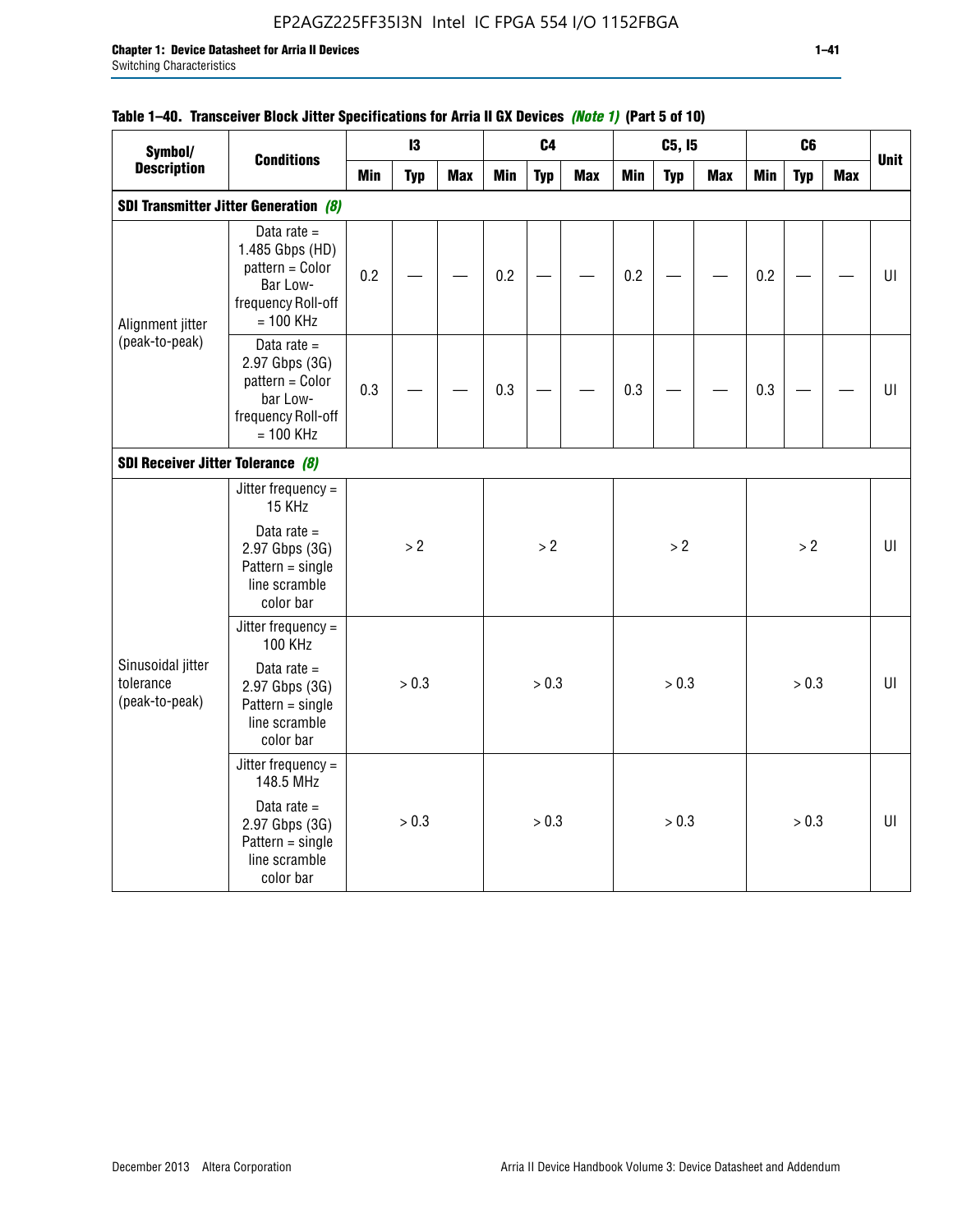**Table 1–40. Transceiver Block Jitter Specifications for Arria II GX Devices *(Note 1)* (Part 5 of 10)**

| Symbol/ Description | Conditions | I3 | | | C4 | | | C5, I5 | | | C6 | | | Unit |
|---|---|---|---|---|---|---|---|---|---|---|---|---|---|---|
| | | Min | Typ | Max | Min | Typ | Max | Min | Typ | Max | Min | Typ | Max | |
| **SDI Transmitter Jitter Generation *(8)*** | | | | | | | | | | | | | | |
| Alignment jitter (peak-to-peak) | Data rate = 1.485 Gbps (HD) pattern = Color Bar Low-frequency Roll-off = 100 KHz | 0.2 | — | — | 0.2 | — | — | 0.2 | — | — | 0.2 | — | — | UI |
| | Data rate = 2.97 Gbps (3G) pattern = Color bar Low-frequency Roll-off = 100 KHz | 0.3 | — | — | 0.3 | — | — | 0.3 | — | — | 0.3 | — | — | UI |
| **SDI Receiver Jitter Tolerance *(8)*** | | | | | | | | | | | | | | |
| Sinusoidal jitter tolerance (peak-to-peak) | Jitter frequency = 15 KHz<br>Data rate = 2.97 Gbps (3G) Pattern = single line scramble color bar | > 2 | | | > 2 | | | > 2 | | | > 2 | | | UI |
| | Jitter frequency = 100 KHz<br>Data rate = 2.97 Gbps (3G) Pattern = single line scramble color bar | > 0.3 | | | > 0.3 | | | > 0.3 | | | > 0.3 | | | UI |
| | Jitter frequency = 148.5 MHz<br>Data rate = 2.97 Gbps (3G) Pattern = single line scramble color bar | > 0.3 | | | > 0.3 | | | > 0.3 | | | > 0.3 | | | UI |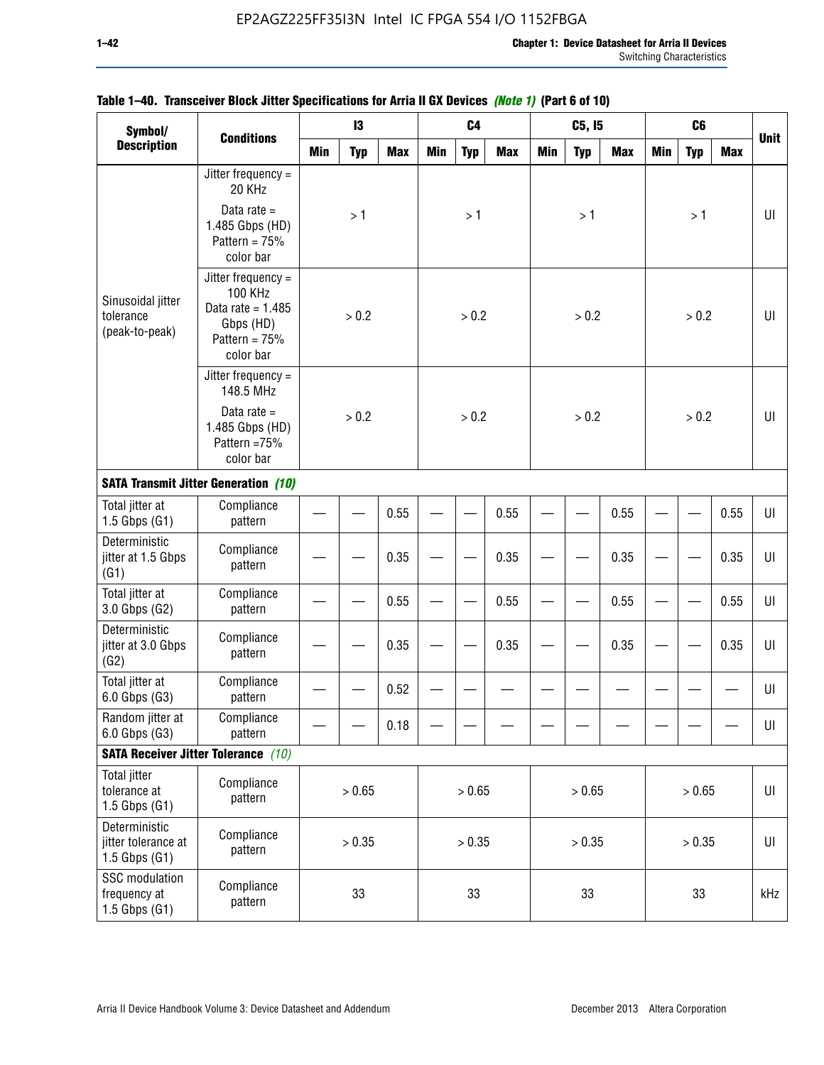**Table 1–40. Transceiver Block Jitter Specifications for Arria II GX Devices *(Note 1)* (Part 6 of 10)**

| Symbol/ Description | Conditions | I3 | | | C4 | | | C5, I5 | | | C6 | | | Unit |
|---|---|---|---|---|---|---|---|---|---|---|---|---|---|---|
| | | Min | Typ | Max | Min | Typ | Max | Min | Typ | Max | Min | Typ | Max | |
| Sinusoidal jitter tolerance (peak-to-peak) | Jitter frequency = 20 KHz Data rate = 1.485 Gbps (HD) Pattern = 75% color bar | | > 1 | | | > 1 | | | > 1 | | | > 1 | | UI |
| | Jitter frequency = 100 KHz Data rate = 1.485 Gbps (HD) Pattern = 75% color bar | | > 0.2 | | | > 0.2 | | | > 0.2 | | | > 0.2 | | UI |
| | Jitter frequency = 148.5 MHz Data rate = 1.485 Gbps (HD) Pattern =75% color bar | | > 0.2 | | | > 0.2 | | | > 0.2 | | | > 0.2 | | UI |
| **SATA Transmit Jitter Generation *(10)*** | | | | | | | | | | | | | | |
| Total jitter at 1.5 Gbps (G1) | Compliance pattern | — | — | 0.55 | — | — | 0.55 | — | — | 0.55 | — | — | 0.55 | UI |
| Deterministic jitter at 1.5 Gbps (G1) | Compliance pattern | — | — | 0.35 | — | — | 0.35 | — | — | 0.35 | — | — | 0.35 | UI |
| Total jitter at 3.0 Gbps (G2) | Compliance pattern | — | — | 0.55 | — | — | 0.55 | — | — | 0.55 | — | — | 0.55 | UI |
| Deterministic jitter at 3.0 Gbps (G2) | Compliance pattern | — | — | 0.35 | — | — | 0.35 | — | — | 0.35 | — | — | 0.35 | UI |
| Total jitter at 6.0 Gbps (G3) | Compliance pattern | — | — | 0.52 | — | — | — | — | — | — | — | — | — | UI |
| Random jitter at 6.0 Gbps (G3) | Compliance pattern | — | — | 0.18 | — | — | — | — | — | — | — | — | — | UI |
| **SATA Receiver Jitter Tolerance *(10)*** | | | | | | | | | | | | | | |
| Total jitter tolerance at 1.5 Gbps (G1) | Compliance pattern | | > 0.65 | | | > 0.65 | | | > 0.65 | | | > 0.65 | | UI |
| Deterministic jitter tolerance at 1.5 Gbps (G1) | Compliance pattern | | > 0.35 | | | > 0.35 | | | > 0.35 | | | > 0.35 | | UI |
| SSC modulation frequency at 1.5 Gbps (G1) | Compliance pattern | | 33 | | | 33 | | | 33 | | | 33 | | kHz |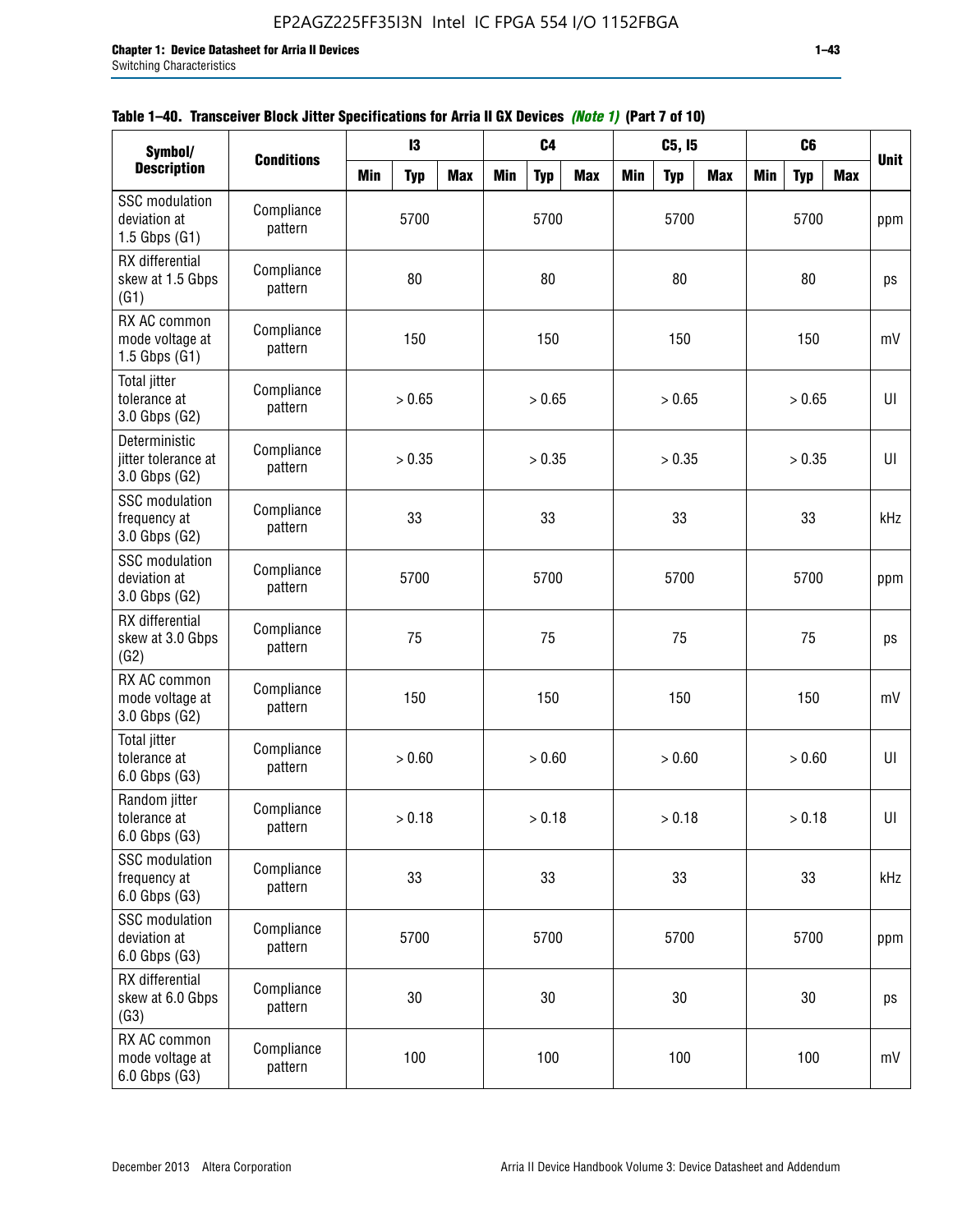**Table 1–40. Transceiver Block Jitter Specifications for Arria II GX Devices *(Note 1)* (Part 7 of 10)**

| Symbol/ Description | Conditions | I3 | | | C4 | | | C5, I5 | | | C6 | | | Unit |
|---|---|---|---|---|---|---|---|---|---|---|---|---|---|---|
| | | Min | Typ | Max | Min | Typ | Max | Min | Typ | Max | Min | Typ | Max | |
| SSC modulation deviation at 1.5 Gbps (G1) | Compliance pattern | | 5700 | | | 5700 | | | 5700 | | | 5700 | | ppm |
| RX differential skew at 1.5 Gbps (G1) | Compliance pattern | | 80 | | | 80 | | | 80 | | | 80 | | ps |
| RX AC common mode voltage at 1.5 Gbps (G1) | Compliance pattern | | 150 | | | 150 | | | 150 | | | 150 | | mV |
| Total jitter tolerance at 3.0 Gbps (G2) | Compliance pattern | | > 0.65 | | | > 0.65 | | | > 0.65 | | | > 0.65 | | UI |
| Deterministic jitter tolerance at 3.0 Gbps (G2) | Compliance pattern | | > 0.35 | | | > 0.35 | | | > 0.35 | | | > 0.35 | | UI |
| SSC modulation frequency at 3.0 Gbps (G2) | Compliance pattern | | 33 | | | 33 | | | 33 | | | 33 | | kHz |
| SSC modulation deviation at 3.0 Gbps (G2) | Compliance pattern | | 5700 | | | 5700 | | | 5700 | | | 5700 | | ppm |
| RX differential skew at 3.0 Gbps (G2) | Compliance pattern | | 75 | | | 75 | | | 75 | | | 75 | | ps |
| RX AC common mode voltage at 3.0 Gbps (G2) | Compliance pattern | | 150 | | | 150 | | | 150 | | | 150 | | mV |
| Total jitter tolerance at 6.0 Gbps (G3) | Compliance pattern | | > 0.60 | | | > 0.60 | | | > 0.60 | | | > 0.60 | | UI |
| Random jitter tolerance at 6.0 Gbps (G3) | Compliance pattern | | > 0.18 | | | > 0.18 | | | > 0.18 | | | > 0.18 | | UI |
| SSC modulation frequency at 6.0 Gbps (G3) | Compliance pattern | | 33 | | | 33 | | | 33 | | | 33 | | kHz |
| SSC modulation deviation at 6.0 Gbps (G3) | Compliance pattern | | 5700 | | | 5700 | | | 5700 | | | 5700 | | ppm |
| RX differential skew at 6.0 Gbps (G3) | Compliance pattern | | 30 | | | 30 | | | 30 | | | 30 | | ps |
| RX AC common mode voltage at 6.0 Gbps (G3) | Compliance pattern | | 100 | | | 100 | | | 100 | | | 100 | | mV |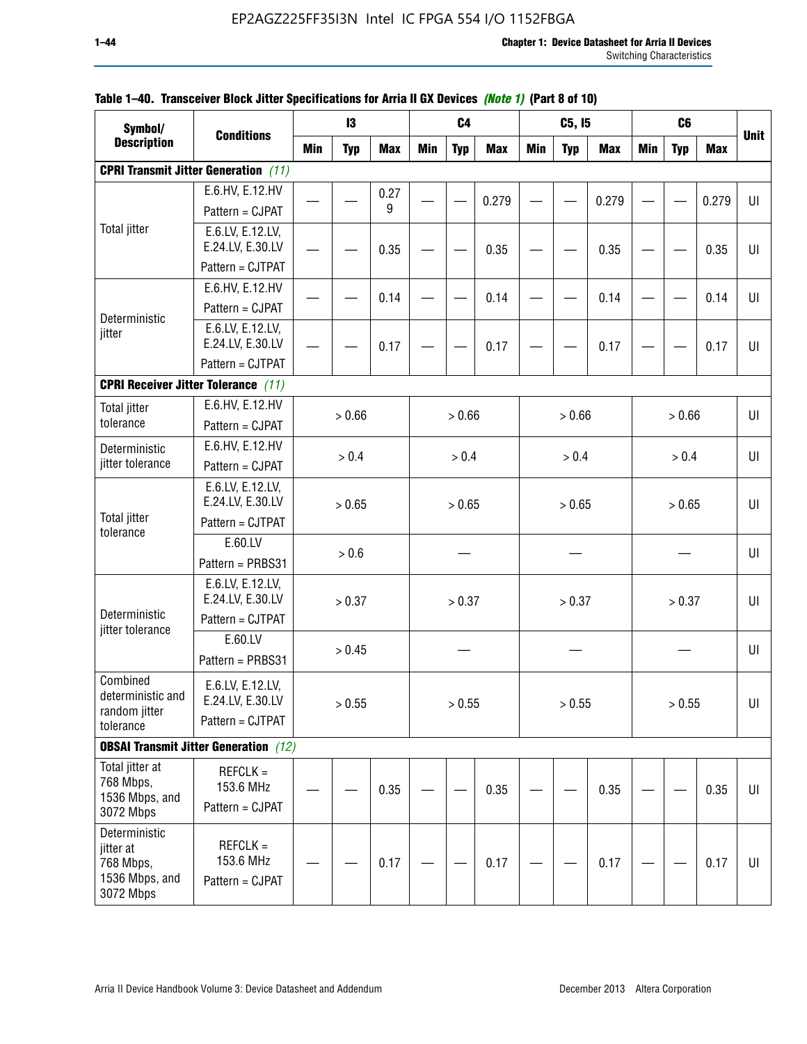**Table 1–40. Transceiver Block Jitter Specifications for Arria II GX Devices *(Note 1)* (Part 8 of 10)**

| Symbol/ Description | Conditions | I3 | | | C4 | | | C5, I5 | | | C6 | | | Unit |
|---|---|---|---|---|---|---|---|---|---|---|---|---|---|---|
| | | Min | Typ | Max | Min | Typ | Max | Min | Typ | Max | Min | Typ | Max | |
| **CPRI Transmit Jitter Generation** *(11)* | | | | | | | | | | | | | | |
| Total jitter | E.6.HV, E.12.HV Pattern = CJPAT | — | — | 0.279 | — | — | 0.279 | — | — | 0.279 | — | — | 0.279 | UI |
| | E.6.LV, E.12.LV, E.24.LV, E.30.LV Pattern = CJTPAT | — | — | 0.35 | — | — | 0.35 | — | — | 0.35 | — | — | 0.35 | UI |
| Deterministic jitter | E.6.HV, E.12.HV Pattern = CJPAT | — | — | 0.14 | — | — | 0.14 | — | — | 0.14 | — | — | 0.14 | UI |
| | E.6.LV, E.12.LV, E.24.LV, E.30.LV Pattern = CJTPAT | — | — | 0.17 | — | — | 0.17 | — | — | 0.17 | — | — | 0.17 | UI |
| **CPRI Receiver Jitter Tolerance** *(11)* | | | | | | | | | | | | | | |
| Total jitter tolerance | E.6.HV, E.12.HV Pattern = CJPAT | > 0.66 | | | > 0.66 | | | > 0.66 | | | > 0.66 | | | UI |
| Deterministic jitter tolerance | E.6.HV, E.12.HV Pattern = CJPAT | > 0.4 | | | > 0.4 | | | > 0.4 | | | > 0.4 | | | UI |
| Total jitter tolerance | E.6.LV, E.12.LV, E.24.LV, E.30.LV Pattern = CJTPAT | > 0.65 | | | > 0.65 | | | > 0.65 | | | > 0.65 | | | UI |
| | E.60.LV Pattern = PRBS31 | > 0.6 | | | — | | | — | | | — | | | UI |
| Deterministic jitter tolerance | E.6.LV, E.12.LV, E.24.LV, E.30.LV Pattern = CJTPAT | > 0.37 | | | > 0.37 | | | > 0.37 | | | > 0.37 | | | UI |
| | E.60.LV Pattern = PRBS31 | > 0.45 | | | — | | | — | | | — | | | UI |
| Combined deterministic and random jitter tolerance | E.6.LV, E.12.LV, E.24.LV, E.30.LV Pattern = CJTPAT | > 0.55 | | | > 0.55 | | | > 0.55 | | | > 0.55 | | | UI |
| **OBSAI Transmit Jitter Generation** *(12)* | | | | | | | | | | | | | | |
| Total jitter at 768 Mbps, 1536 Mbps, and 3072 Mbps | REFCLK = 153.6 MHz Pattern = CJPAT | — | — | 0.35 | — | — | 0.35 | — | — | 0.35 | — | — | 0.35 | UI |
| Deterministic jitter at 768 Mbps, 1536 Mbps, and 3072 Mbps | REFCLK = 153.6 MHz Pattern = CJPAT | — | — | 0.17 | — | — | 0.17 | — | — | 0.17 | — | — | 0.17 | UI |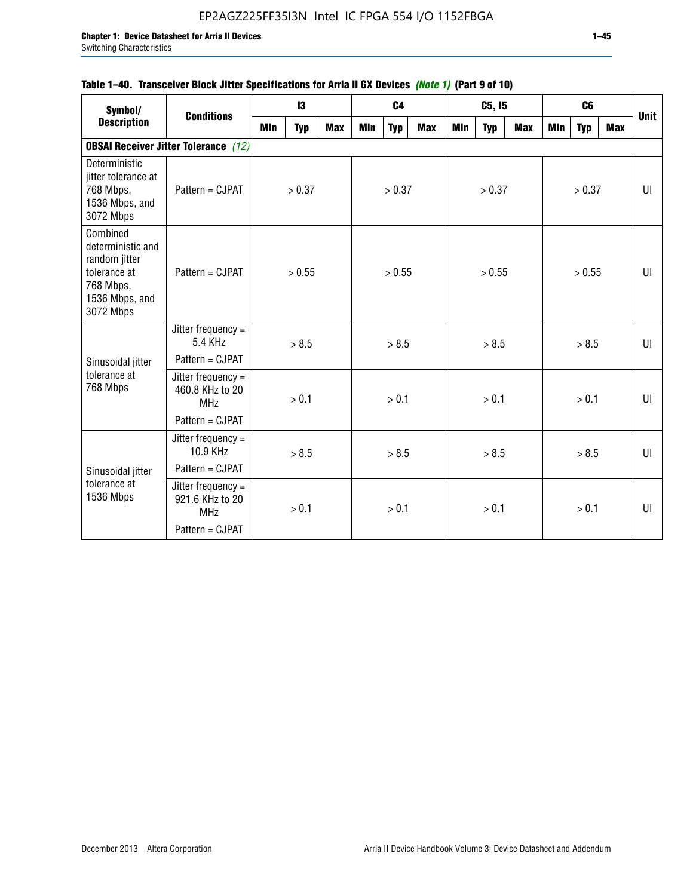**Table 1–40. Transceiver Block Jitter Specifications for Arria II GX Devices *(Note 1)* (Part 9 of 10)**

| Symbol/ Description | Conditions | I3 | | | C4 | | | C5, I5 | | | C6 | | | Unit |
|---|---|---|---|---|---|---|---|---|---|---|---|---|---|---|
| | | Min | Typ | Max | Min | Typ | Max | Min | Typ | Max | Min | Typ | Max | |
| **OBSAI Receiver Jitter Tolerance** *(12)* | | | | | | | | | | | | | | |
| Deterministic jitter tolerance at 768 Mbps, 1536 Mbps, and 3072 Mbps | Pattern = CJPAT | | > 0.37 | | | > 0.37 | | | > 0.37 | | | > 0.37 | | UI |
| Combined deterministic and random jitter tolerance at 768 Mbps, 1536 Mbps, and 3072 Mbps | Pattern = CJPAT | | > 0.55 | | | > 0.55 | | | > 0.55 | | | > 0.55 | | UI |
| Sinusoidal jitter tolerance at 768 Mbps | Jitter frequency = 5.4 KHz Pattern = CJPAT | | > 8.5 | | | > 8.5 | | | > 8.5 | | | > 8.5 | | UI |
| | Jitter frequency = 460.8 KHz to 20 MHz Pattern = CJPAT | | > 0.1 | | | > 0.1 | | | > 0.1 | | | > 0.1 | | UI |
| Sinusoidal jitter tolerance at 1536 Mbps | Jitter frequency = 10.9 KHz Pattern = CJPAT | | > 8.5 | | | > 8.5 | | | > 8.5 | | | > 8.5 | | UI |
| | Jitter frequency = 921.6 KHz to 20 MHz Pattern = CJPAT | | > 0.1 | | | > 0.1 | | | > 0.1 | | | > 0.1 | | UI |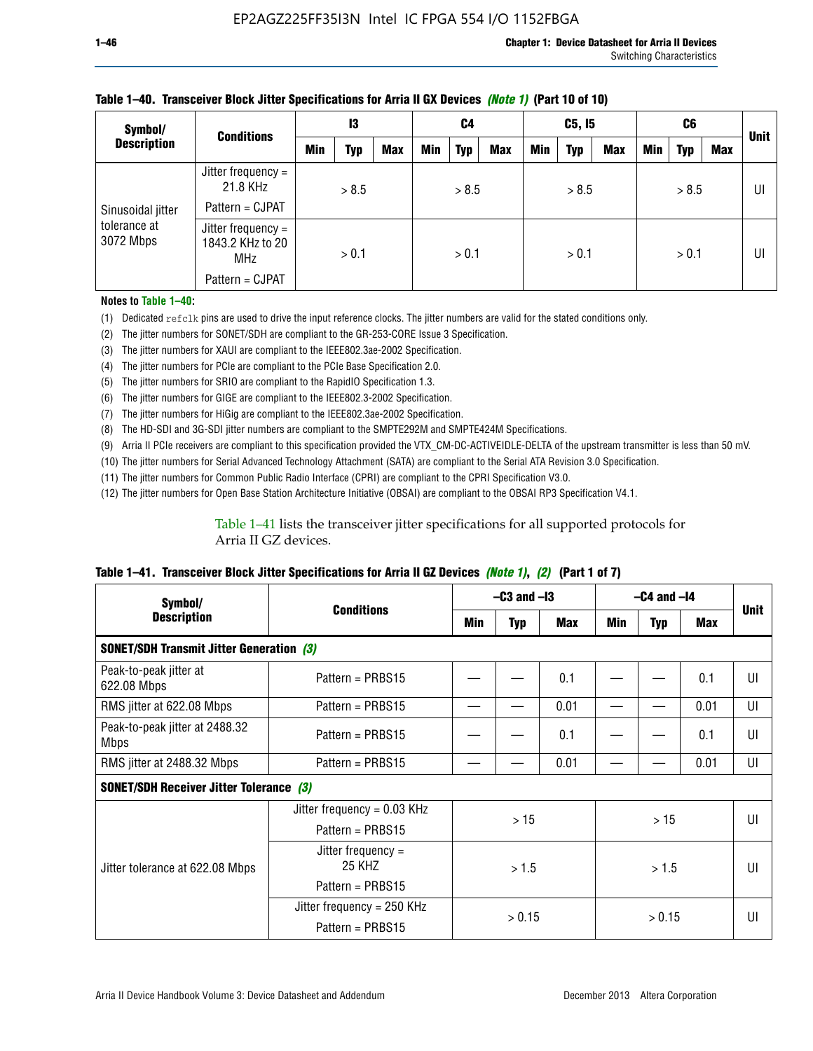**Table 1–40. Transceiver Block Jitter Specifications for Arria II GX Devices *(Note 1)* (Part 10 of 10)**

| Symbol/ Description | Conditions | I3 | | | C4 | | | C5, I5 | | | C6 | | | Unit |
|---|---|---|---|---|---|---|---|---|---|---|---|---|---|---|
| | | Min | Typ | Max | Min | Typ | Max | Min | Typ | Max | Min | Typ | Max | |
| Sinusoidal jitter tolerance at 3072 Mbps | Jitter frequency = 21.8 KHz<br>Pattern = CJPAT | > 8.5 | | | > 8.5 | | | > 8.5 | | | > 8.5 | | | UI |
| | Jitter frequency = 1843.2 KHz to 20 MHz<br>Pattern = CJPAT | > 0.1 | | | > 0.1 | | | > 0.1 | | | > 0.1 | | | UI |

**Notes to Table 1–40:**

(1) Dedicated `refclk` pins are used to drive the input reference clocks. The jitter numbers are valid for the stated conditions only.
(2) The jitter numbers for SONET/SDH are compliant to the GR-253-CORE Issue 3 Specification.
(3) The jitter numbers for XAUI are compliant to the IEEE802.3ae-2002 Specification.
(4) The jitter numbers for PCIe are compliant to the PCIe Base Specification 2.0.
(5) The jitter numbers for SRIO are compliant to the RapidIO Specification 1.3.
(6) The jitter numbers for GIGE are compliant to the IEEE802.3-2002 Specification.
(7) The jitter numbers for HiGig are compliant to the IEEE802.3ae-2002 Specification.
(8) The HD-SDI and 3G-SDI jitter numbers are compliant to the SMPTE292M and SMPTE424M Specifications.
(9) Arria II PCIe receivers are compliant to this specification provided the VTX_CM-DC-ACTIVEIDLE-DELTA of the upstream transmitter is less than 50 mV.
(10) The jitter numbers for Serial Advanced Technology Attachment (SATA) are compliant to the Serial ATA Revision 3.0 Specification.
(11) The jitter numbers for Common Public Radio Interface (CPRI) are compliant to the CPRI Specification V3.0.
(12) The jitter numbers for Open Base Station Architecture Initiative (OBSAI) are compliant to the OBSAI RP3 Specification V4.1.

Table 1–41 lists the transceiver jitter specifications for all supported protocols for Arria II GZ devices.

**Table 1–41. Transceiver Block Jitter Specifications for Arria II GZ Devices *(Note 1)*, *(2)* (Part 1 of 7)**

| Symbol/ Description | Conditions | –C3 and –I3 | | | –C4 and –I4 | | | Unit |
|---|---|---|---|---|---|---|---|---|
| | | Min | Typ | Max | Min | Typ | Max | |
| **SONET/SDH Transmit Jitter Generation *(3)*** | | | | | | | | |
| Peak-to-peak jitter at 622.08 Mbps | Pattern = PRBS15 | — | — | 0.1 | — | — | 0.1 | UI |
| RMS jitter at 622.08 Mbps | Pattern = PRBS15 | — | — | 0.01 | — | — | 0.01 | UI |
| Peak-to-peak jitter at 2488.32 Mbps | Pattern = PRBS15 | — | — | 0.1 | — | — | 0.1 | UI |
| RMS jitter at 2488.32 Mbps | Pattern = PRBS15 | — | — | 0.01 | — | — | 0.01 | UI |
| **SONET/SDH Receiver Jitter Tolerance *(3)*** | | | | | | | | |
| Jitter tolerance at 622.08 Mbps | Jitter frequency = 0.03 KHz<br>Pattern = PRBS15 | > 15 | | | > 15 | | | UI |
| | Jitter frequency = 25 KHZ<br>Pattern = PRBS15 | > 1.5 | | | > 1.5 | | | UI |
| | Jitter frequency = 250 KHz<br>Pattern = PRBS15 | > 0.15 | | | > 0.15 | | | UI |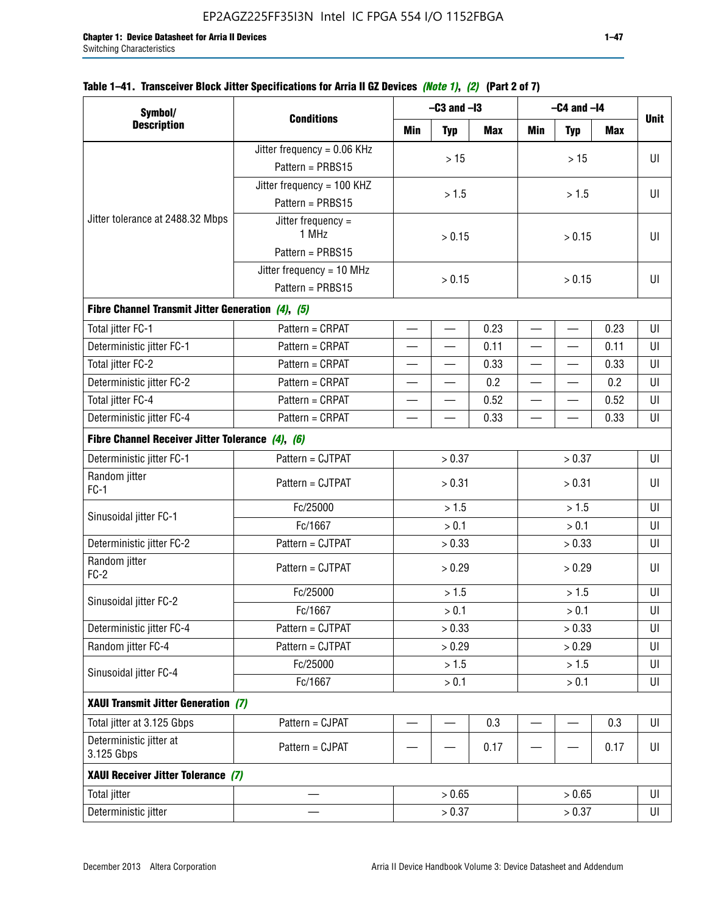**Table 1–41. Transceiver Block Jitter Specifications for Arria II GZ Devices *(Note 1)*, *(2)* (Part 2 of 7)**

| Symbol/ Description | Conditions | –C3 and –I3 | | | –C4 and –I4 | | | Unit |
|---|---|---|---|---|---|---|---|---|
| | | Min | Typ | Max | Min | Typ | Max | |
| Jitter tolerance at 2488.32 Mbps | Jitter frequency = 0.06 KHz Pattern = PRBS15 | > 15 | | | > 15 | | | UI |
| | Jitter frequency = 100 KHZ Pattern = PRBS15 | > 1.5 | | | > 1.5 | | | UI |
| | Jitter frequency = 1 MHz Pattern = PRBS15 | > 0.15 | | | > 0.15 | | | UI |
| | Jitter frequency = 10 MHz Pattern = PRBS15 | > 0.15 | | | > 0.15 | | | UI |
| **Fibre Channel Transmit Jitter Generation *(4)*, *(5)*** | | | | | | | | |
| Total jitter FC-1 | Pattern = CRPAT | — | — | 0.23 | — | — | 0.23 | UI |
| Deterministic jitter FC-1 | Pattern = CRPAT | — | — | 0.11 | — | — | 0.11 | UI |
| Total jitter FC-2 | Pattern = CRPAT | — | — | 0.33 | — | — | 0.33 | UI |
| Deterministic jitter FC-2 | Pattern = CRPAT | — | — | 0.2 | — | — | 0.2 | UI |
| Total jitter FC-4 | Pattern = CRPAT | — | — | 0.52 | — | — | 0.52 | UI |
| Deterministic jitter FC-4 | Pattern = CRPAT | — | — | 0.33 | — | — | 0.33 | UI |
| **Fibre Channel Receiver Jitter Tolerance *(4)*, *(6)*** | | | | | | | | |
| Deterministic jitter FC-1 | Pattern = CJTPAT | > 0.37 | | | > 0.37 | | | UI |
| Random jitter FC-1 | Pattern = CJTPAT | > 0.31 | | | > 0.31 | | | UI |
| Sinusoidal jitter FC-1 | Fc/25000 | > 1.5 | | | > 1.5 | | | UI |
| | Fc/1667 | > 0.1 | | | > 0.1 | | | UI |
| Deterministic jitter FC-2 | Pattern = CJTPAT | > 0.33 | | | > 0.33 | | | UI |
| Random jitter FC-2 | Pattern = CJTPAT | > 0.29 | | | > 0.29 | | | UI |
| Sinusoidal jitter FC-2 | Fc/25000 | > 1.5 | | | > 1.5 | | | UI |
| | Fc/1667 | > 0.1 | | | > 0.1 | | | UI |
| Deterministic jitter FC-4 | Pattern = CJTPAT | > 0.33 | | | > 0.33 | | | UI |
| Random jitter FC-4 | Pattern = CJTPAT | > 0.29 | | | > 0.29 | | | UI |
| Sinusoidal jitter FC-4 | Fc/25000 | > 1.5 | | | > 1.5 | | | UI |
| | Fc/1667 | > 0.1 | | | > 0.1 | | | UI |
| **XAUI Transmit Jitter Generation *(7)*** | | | | | | | | |
| Total jitter at 3.125 Gbps | Pattern = CJPAT | — | — | 0.3 | — | — | 0.3 | UI |
| Deterministic jitter at 3.125 Gbps | Pattern = CJPAT | — | — | 0.17 | — | — | 0.17 | UI |
| **XAUI Receiver Jitter Tolerance *(7)*** | | | | | | | | |
| Total jitter | — | > 0.65 | | | > 0.65 | | | UI |
| Deterministic jitter | — | > 0.37 | | | > 0.37 | | | UI |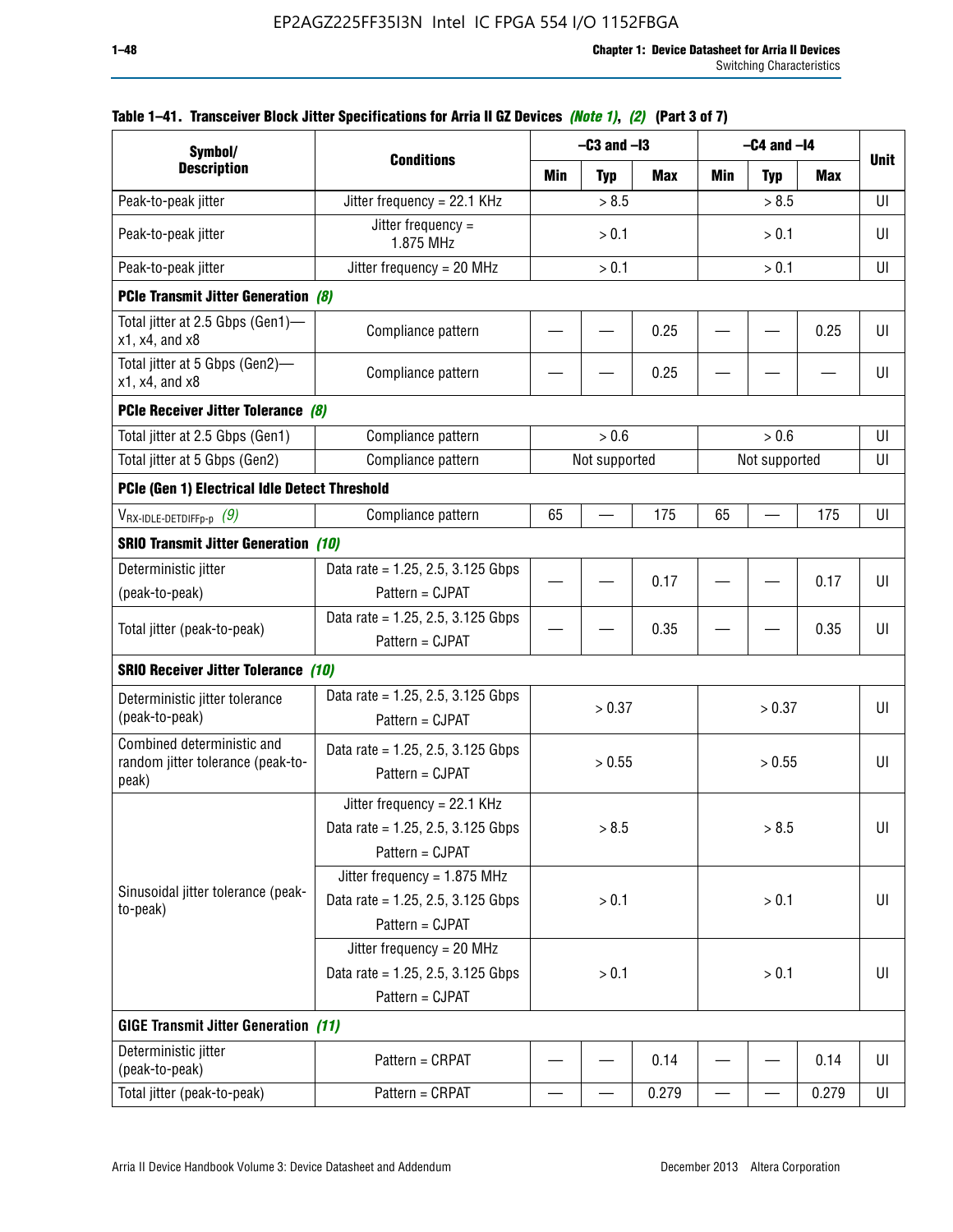**Table 1–41. Transceiver Block Jitter Specifications for Arria II GZ Devices *(Note 1)*, *(2)* (Part 3 of 7)**

| Symbol/ Description | Conditions | –C3 and –I3 | | | –C4 and –I4 | | | Unit |
|---|---|---|---|---|---|---|---|---|
| | | Min | Typ | Max | Min | Typ | Max | |
| Peak-to-peak jitter | Jitter frequency = 22.1 KHz | > 8.5 | | | > 8.5 | | | UI |
| Peak-to-peak jitter | Jitter frequency = 1.875 MHz | > 0.1 | | | > 0.1 | | | UI |
| Peak-to-peak jitter | Jitter frequency = 20 MHz | > 0.1 | | | > 0.1 | | | UI |
| **PCIe Transmit Jitter Generation** *(8)* | | | | | | | | |
| Total jitter at 2.5 Gbps (Gen1)—x1, x4, and x8 | Compliance pattern | — | — | 0.25 | — | — | 0.25 | UI |
| Total jitter at 5 Gbps (Gen2)—x1, x4, and x8 | Compliance pattern | — | — | 0.25 | — | — | — | UI |
| **PCIe Receiver Jitter Tolerance** *(8)* | | | | | | | | |
| Total jitter at 2.5 Gbps (Gen1) | Compliance pattern | > 0.6 | | | > 0.6 | | | UI |
| Total jitter at 5 Gbps (Gen2) | Compliance pattern | Not supported | | | Not supported | | | UI |
| **PCIe (Gen 1) Electrical Idle Detect Threshold** | | | | | | | | |
| $V_{RX\text{-}IDLE\text{-}DETDIFFp\text{-}p}$ *(9)* | Compliance pattern | 65 | — | 175 | 65 | — | 175 | UI |
| **SRIO Transmit Jitter Generation** *(10)* | | | | | | | | |
| Deterministic jitter (peak-to-peak) | Data rate = 1.25, 2.5, 3.125 Gbps Pattern = CJPAT | — | — | 0.17 | — | — | 0.17 | UI |
| Total jitter (peak-to-peak) | Data rate = 1.25, 2.5, 3.125 Gbps Pattern = CJPAT | — | — | 0.35 | — | — | 0.35 | UI |
| **SRIO Receiver Jitter Tolerance** *(10)* | | | | | | | | |
| Deterministic jitter tolerance (peak-to-peak) | Data rate = 1.25, 2.5, 3.125 Gbps Pattern = CJPAT | > 0.37 | | | > 0.37 | | | UI |
| Combined deterministic and random jitter tolerance (peak-to-peak) | Data rate = 1.25, 2.5, 3.125 Gbps Pattern = CJPAT | > 0.55 | | | > 0.55 | | | UI |
| Sinusoidal jitter tolerance (peak-to-peak) | Jitter frequency = 22.1 KHz Data rate = 1.25, 2.5, 3.125 Gbps Pattern = CJPAT | > 8.5 | | | > 8.5 | | | UI |
| | Jitter frequency = 1.875 MHz Data rate = 1.25, 2.5, 3.125 Gbps Pattern = CJPAT | > 0.1 | | | > 0.1 | | | UI |
| | Jitter frequency = 20 MHz Data rate = 1.25, 2.5, 3.125 Gbps Pattern = CJPAT | > 0.1 | | | > 0.1 | | | UI |
| **GIGE Transmit Jitter Generation** *(11)* | | | | | | | | |
| Deterministic jitter (peak-to-peak) | Pattern = CRPAT | — | — | 0.14 | — | — | 0.14 | UI |
| Total jitter (peak-to-peak) | Pattern = CRPAT | — | — | 0.279 | — | — | 0.279 | UI |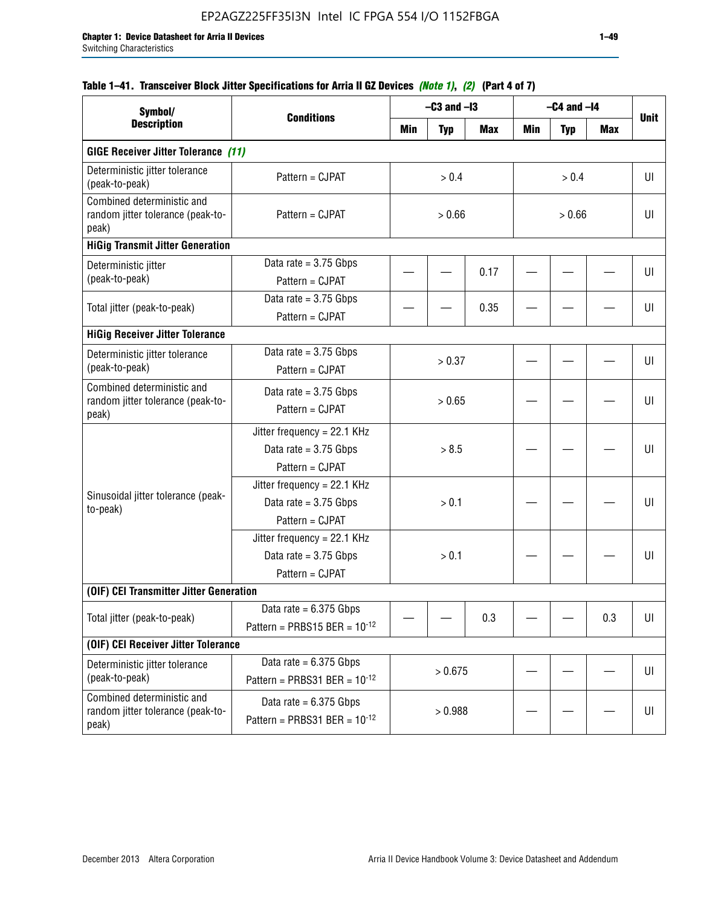**Table 1–41. Transceiver Block Jitter Specifications for Arria II GZ Devices *(Note 1)*, *(2)* (Part 4 of 7)**

| Symbol/ Description | Conditions | –C3 and –I3 | | | –C4 and –I4 | | | Unit |
|---|---|---|---|---|---|---|---|---|
| | | Min | Typ | Max | Min | Typ | Max | |
| **GIGE Receiver Jitter Tolerance *(11)*** | | | | | | | | |
| Deterministic jitter tolerance (peak-to-peak) | Pattern = CJPAT | > 0.4 | | | > 0.4 | | | UI |
| Combined deterministic and random jitter tolerance (peak-to-peak) | Pattern = CJPAT | > 0.66 | | | > 0.66 | | | UI |
| **HiGig Transmit Jitter Generation** | | | | | | | | |
| Deterministic jitter (peak-to-peak) | Data rate = 3.75 Gbps<br>Pattern = CJPAT | — | — | 0.17 | — | — | — | UI |
| Total jitter (peak-to-peak) | Data rate = 3.75 Gbps<br>Pattern = CJPAT | — | — | 0.35 | — | — | — | UI |
| **HiGig Receiver Jitter Tolerance** | | | | | | | | |
| Deterministic jitter tolerance (peak-to-peak) | Data rate = 3.75 Gbps<br>Pattern = CJPAT | > 0.37 | | | — | — | — | UI |
| Combined deterministic and random jitter tolerance (peak-to-peak) | Data rate = 3.75 Gbps<br>Pattern = CJPAT | > 0.65 | | | — | — | — | UI |
| Sinusoidal jitter tolerance (peak-to-peak) | Jitter frequency = 22.1 KHz<br>Data rate = 3.75 Gbps<br>Pattern = CJPAT | > 8.5 | | | — | — | — | UI |
| | Jitter frequency = 22.1 KHz<br>Data rate = 3.75 Gbps<br>Pattern = CJPAT | > 0.1 | | | — | — | — | UI |
| | Jitter frequency = 22.1 KHz<br>Data rate = 3.75 Gbps<br>Pattern = CJPAT | > 0.1 | | | — | — | — | UI |
| **(OIF) CEI Transmitter Jitter Generation** | | | | | | | | |
| Total jitter (peak-to-peak) | Data rate = 6.375 Gbps<br>Pattern = PRBS15 BER = $10^{-12}$ | — | — | 0.3 | — | — | 0.3 | UI |
| **(OIF) CEI Receiver Jitter Tolerance** | | | | | | | | |
| Deterministic jitter tolerance (peak-to-peak) | Data rate = 6.375 Gbps<br>Pattern = PRBS31 BER = $10^{-12}$ | > 0.675 | | | — | — | — | UI |
| Combined deterministic and random jitter tolerance (peak-to-peak) | Data rate = 6.375 Gbps<br>Pattern = PRBS31 BER = $10^{-12}$ | > 0.988 | | | — | — | — | UI |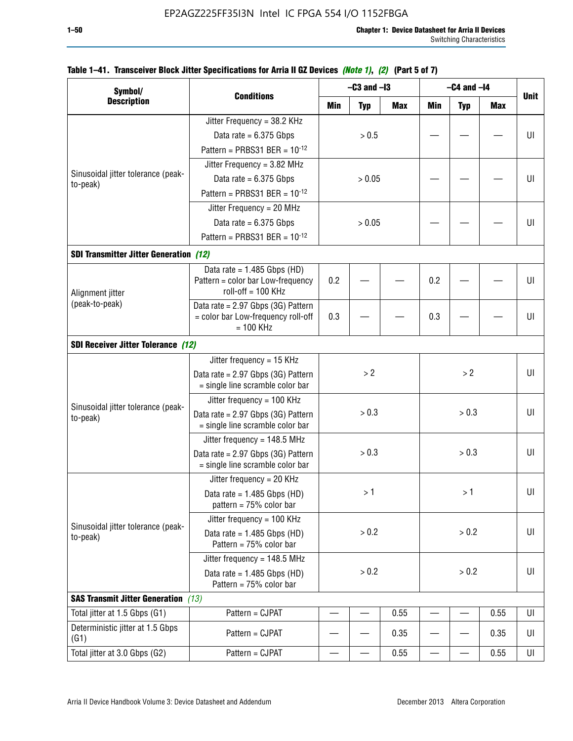**Table 1–41. Transceiver Block Jitter Specifications for Arria II GZ Devices *(Note 1)*, *(2)* (Part 5 of 7)**

| Symbol/ Description | Conditions | –C3 and –I3 | | | –C4 and –I4 | | | Unit |
|---|---|---|---|---|---|---|---|---|
| | | Min | Typ | Max | Min | Typ | Max | |
| Sinusoidal jitter tolerance (peak-to-peak) | Jitter Frequency = 38.2 KHz<br>Data rate = 6.375 Gbps<br>Pattern = PRBS31 BER = $10^{-12}$ | | > 0.5 | | — | — | — | UI |
| | Jitter Frequency = 3.82 MHz<br>Data rate = 6.375 Gbps<br>Pattern = PRBS31 BER = $10^{-12}$ | | > 0.05 | | — | — | — | UI |
| | Jitter Frequency = 20 MHz<br>Data rate = 6.375 Gbps<br>Pattern = PRBS31 BER = $10^{-12}$ | | > 0.05 | | — | — | — | UI |
| **SDI Transmitter Jitter Generation** *(12)* | | | | | | | | |
| Alignment jitter (peak-to-peak) | Data rate = 1.485 Gbps (HD) Pattern = color bar Low-frequency roll-off = 100 KHz | 0.2 | — | — | 0.2 | — | — | UI |
| | Data rate = 2.97 Gbps (3G) Pattern = color bar Low-frequency roll-off = 100 KHz | 0.3 | — | — | 0.3 | — | — | UI |
| **SDI Receiver Jitter Tolerance** *(12)* | | | | | | | | |
| Sinusoidal jitter tolerance (peak-to-peak) | Jitter frequency = 15 KHz<br>Data rate = 2.97 Gbps (3G) Pattern = single line scramble color bar | | > 2 | | | > 2 | | UI |
| | Jitter frequency = 100 KHz<br>Data rate = 2.97 Gbps (3G) Pattern = single line scramble color bar | | > 0.3 | | | > 0.3 | | UI |
| | Jitter frequency = 148.5 MHz<br>Data rate = 2.97 Gbps (3G) Pattern = single line scramble color bar | | > 0.3 | | | > 0.3 | | UI |
| Sinusoidal jitter tolerance (peak-to-peak) | Jitter frequency = 20 KHz<br>Data rate = 1.485 Gbps (HD) pattern = 75% color bar | | > 1 | | | > 1 | | UI |
| | Jitter frequency = 100 KHz<br>Data rate = 1.485 Gbps (HD) Pattern = 75% color bar | | > 0.2 | | | > 0.2 | | UI |
| | Jitter frequency = 148.5 MHz<br>Data rate = 1.485 Gbps (HD) Pattern = 75% color bar | | > 0.2 | | | > 0.2 | | UI |
| **SAS Transmit Jitter Generation** *(13)* | | | | | | | | |
| Total jitter at 1.5 Gbps (G1) | Pattern = CJPAT | — | — | 0.55 | — | — | 0.55 | UI |
| Deterministic jitter at 1.5 Gbps (G1) | Pattern = CJPAT | — | — | 0.35 | — | — | 0.35 | UI |
| Total jitter at 3.0 Gbps (G2) | Pattern = CJPAT | — | — | 0.55 | — | — | 0.55 | UI |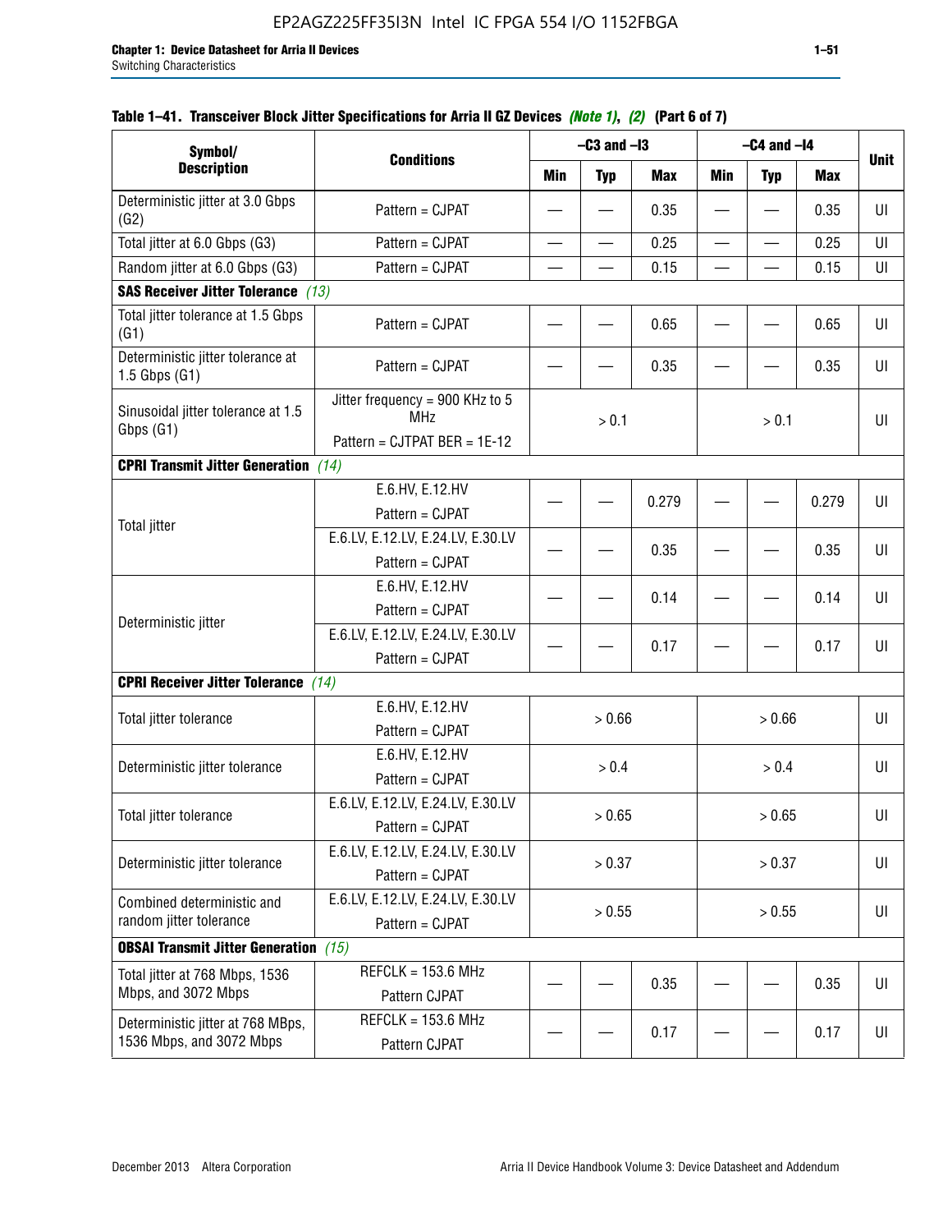EP2AGZ225FF35I3N Intel IC FPGA 554 I/O 1152FBGA

**Table 1–41. Transceiver Block Jitter Specifications for Arria II GZ Devices** *(Note 1)*, *(2)* **(Part 6 of 7)**

| Symbol/ Description | Conditions | –C3 and –I3 | | | –C4 and –I4 | | | Unit |
|---|---|---|---|---|---|---|---|---|
| | | Min | Typ | Max | Min | Typ | Max | |
| Deterministic jitter at 3.0 Gbps (G2) | Pattern = CJPAT | — | — | 0.35 | — | — | 0.35 | UI |
| Total jitter at 6.0 Gbps (G3) | Pattern = CJPAT | — | — | 0.25 | — | — | 0.25 | UI |
| Random jitter at 6.0 Gbps (G3) | Pattern = CJPAT | — | — | 0.15 | — | — | 0.15 | UI |
| **SAS Receiver Jitter Tolerance** *(13)* | | | | | | | | |
| Total jitter tolerance at 1.5 Gbps (G1) | Pattern = CJPAT | — | — | 0.65 | — | — | 0.65 | UI |
| Deterministic jitter tolerance at 1.5 Gbps (G1) | Pattern = CJPAT | — | — | 0.35 | — | — | 0.35 | UI |
| Sinusoidal jitter tolerance at 1.5 Gbps (G1) | Jitter frequency = 900 KHz to 5 MHz<br>Pattern = CJTPAT BER = 1E-12 | > 0.1 | | | > 0.1 | | | UI |
| **CPRI Transmit Jitter Generation** *(14)* | | | | | | | | |
| Total jitter | E.6.HV, E.12.HV<br>Pattern = CJPAT | — | — | 0.279 | — | — | 0.279 | UI |
| | E.6.LV, E.12.LV, E.24.LV, E.30.LV<br>Pattern = CJPAT | — | — | 0.35 | — | — | 0.35 | UI |
| Deterministic jitter | E.6.HV, E.12.HV<br>Pattern = CJPAT | — | — | 0.14 | — | — | 0.14 | UI |
| | E.6.LV, E.12.LV, E.24.LV, E.30.LV<br>Pattern = CJPAT | — | — | 0.17 | — | — | 0.17 | UI |
| **CPRI Receiver Jitter Tolerance** *(14)* | | | | | | | | |
| Total jitter tolerance | E.6.HV, E.12.HV<br>Pattern = CJPAT | > 0.66 | | | > 0.66 | | | UI |
| Deterministic jitter tolerance | E.6.HV, E.12.HV<br>Pattern = CJPAT | > 0.4 | | | > 0.4 | | | UI |
| Total jitter tolerance | E.6.LV, E.12.LV, E.24.LV, E.30.LV<br>Pattern = CJPAT | > 0.65 | | | > 0.65 | | | UI |
| Deterministic jitter tolerance | E.6.LV, E.12.LV, E.24.LV, E.30.LV<br>Pattern = CJPAT | > 0.37 | | | > 0.37 | | | UI |
| Combined deterministic and random jitter tolerance | E.6.LV, E.12.LV, E.24.LV, E.30.LV<br>Pattern = CJPAT | > 0.55 | | | > 0.55 | | | UI |
| **OBSAI Transmit Jitter Generation** *(15)* | | | | | | | | |
| Total jitter at 768 Mbps, 1536 Mbps, and 3072 Mbps | REFCLK = 153.6 MHz<br>Pattern CJPAT | — | — | 0.35 | — | — | 0.35 | UI |
| Deterministic jitter at 768 MBps, 1536 Mbps, and 3072 Mbps | REFCLK = 153.6 MHz<br>Pattern CJPAT | — | — | 0.17 | — | — | 0.17 | UI |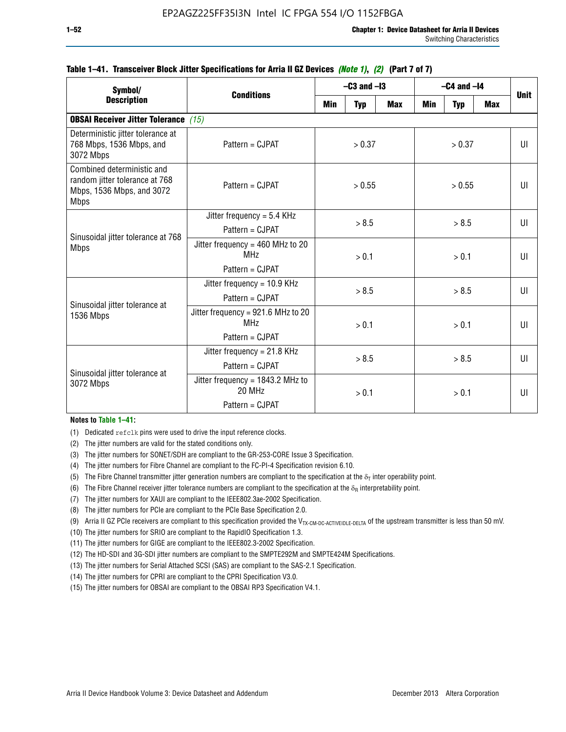**Table 1–41. Transceiver Block Jitter Specifications for Arria II GZ Devices *(Note 1)*, *(2)* (Part 7 of 7)**

| Symbol/ Description | Conditions | –C3 and –I3 | | | –C4 and –I4 | | | Unit |
|---|---|---|---|---|---|---|---|---|
| | | Min | Typ | Max | Min | Typ | Max | |
| **OBSAI Receiver Jitter Tolerance** *(15)* | | | | | | | | |
| Deterministic jitter tolerance at 768 Mbps, 1536 Mbps, and 3072 Mbps | Pattern = CJPAT | > 0.37 | | | > 0.37 | | | UI |
| Combined deterministic and random jitter tolerance at 768 Mbps, 1536 Mbps, and 3072 Mbps | Pattern = CJPAT | > 0.55 | | | > 0.55 | | | UI |
| Sinusoidal jitter tolerance at 768 Mbps | Jitter frequency = 5.4 KHz<br>Pattern = CJPAT | > 8.5 | | | > 8.5 | | | UI |
| | Jitter frequency = 460 MHz to 20 MHz<br>Pattern = CJPAT | > 0.1 | | | > 0.1 | | | UI |
| Sinusoidal jitter tolerance at 1536 Mbps | Jitter frequency = 10.9 KHz<br>Pattern = CJPAT | > 8.5 | | | > 8.5 | | | UI |
| | Jitter frequency = 921.6 MHz to 20 MHz<br>Pattern = CJPAT | > 0.1 | | | > 0.1 | | | UI |
| Sinusoidal jitter tolerance at 3072 Mbps | Jitter frequency = 21.8 KHz<br>Pattern = CJPAT | > 8.5 | | | > 8.5 | | | UI |
| | Jitter frequency = 1843.2 MHz to 20 MHz<br>Pattern = CJPAT | > 0.1 | | | > 0.1 | | | UI |

**Notes to Table 1–41:**

(1) Dedicated `refclk` pins were used to drive the input reference clocks.
(2) The jitter numbers are valid for the stated conditions only.
(3) The jitter numbers for SONET/SDH are compliant to the GR-253-CORE Issue 3 Specification.
(4) The jitter numbers for Fibre Channel are compliant to the FC-PI-4 Specification revision 6.10.
(5) The Fibre Channel transmitter jitter generation numbers are compliant to the specification at the $\delta_T$ inter operability point.
(6) The Fibre Channel receiver jitter tolerance numbers are compliant to the specification at the $\delta_R$ interpretability point.
(7) The jitter numbers for XAUI are compliant to the IEEE802.3ae-2002 Specification.
(8) The jitter numbers for PCIe are compliant to the PCIe Base Specification 2.0.
(9) Arria II GZ PCIe receivers are compliant to this specification provided the $V_{TX\text{-}CM\text{-}DC\text{-}ACTIVEIDLE\text{-}DELTA}$ of the upstream transmitter is less than 50 mV.
(10) The jitter numbers for SRIO are compliant to the RapidIO Specification 1.3.
(11) The jitter numbers for GIGE are compliant to the IEEE802.3-2002 Specification.
(12) The HD-SDI and 3G-SDI jitter numbers are compliant to the SMPTE292M and SMPTE424M Specifications.
(13) The jitter numbers for Serial Attached SCSI (SAS) are compliant to the SAS-2.1 Specification.
(14) The jitter numbers for CPRI are compliant to the CPRI Specification V3.0.
(15) The jitter numbers for OBSAI are compliant to the OBSAI RP3 Specification V4.1.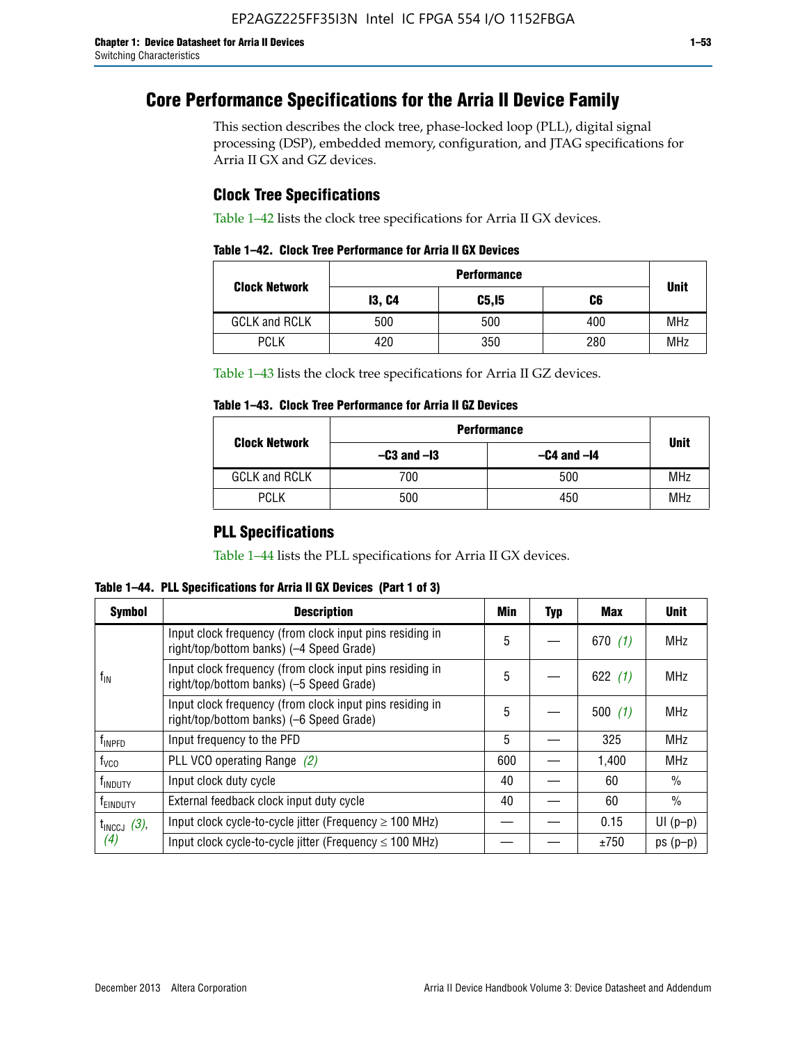# Core Performance Specifications for the Arria II Device Family

This section describes the clock tree, phase-locked loop (PLL), digital signal processing (DSP), embedded memory, configuration, and JTAG specifications for Arria II GX and GZ devices.

## Clock Tree Specifications

Table 1–42 lists the clock tree specifications for Arria II GX devices.

**Table 1–42. Clock Tree Performance for Arria II GX Devices**

| Clock Network | Performance | | | Unit |
|---|---|---|---|---|
| | I3, C4 | C5,I5 | C6 | |
| GCLK and RCLK | 500 | 500 | 400 | MHz |
| PCLK | 420 | 350 | 280 | MHz |

Table 1–43 lists the clock tree specifications for Arria II GZ devices.

**Table 1–43. Clock Tree Performance for Arria II GZ Devices**

| Clock Network | Performance | | Unit |
|---|---|---|---|
| | –C3 and –I3 | –C4 and –I4 | |
| GCLK and RCLK | 700 | 500 | MHz |
| PCLK | 500 | 450 | MHz |

## PLL Specifications

Table 1–44 lists the PLL specifications for Arria II GX devices.

**Table 1–44. PLL Specifications for Arria II GX Devices (Part 1 of 3)**

| Symbol | Description | Min | Typ | Max | Unit |
|---|---|---|---|---|---|
| $f_{IN}$ | Input clock frequency (from clock input pins residing in right/top/bottom banks) (–4 Speed Grade) | 5 | — | 670 *(1)* | MHz |
| | Input clock frequency (from clock input pins residing in right/top/bottom banks) (–5 Speed Grade) | 5 | — | 622 *(1)* | MHz |
| | Input clock frequency (from clock input pins residing in right/top/bottom banks) (–6 Speed Grade) | 5 | — | 500 *(1)* | MHz |
| $f_{INPFD}$ | Input frequency to the PFD | 5 | — | 325 | MHz |
| $f_{VCO}$ | PLL VCO operating Range *(2)* | 600 | — | 1,400 | MHz |
| $f_{INDUTY}$ | Input clock duty cycle | 40 | — | 60 | % |
| $f_{EINDUTY}$ | External feedback clock input duty cycle | 40 | — | 60 | % |
| $t_{INCCJ}$ *(3)*, *(4)* | Input clock cycle-to-cycle jitter (Frequency ≥ 100 MHz) | — | — | 0.15 | UI (p–p) |
| | Input clock cycle-to-cycle jitter (Frequency ≤ 100 MHz) | — | — | ±750 | ps (p–p) |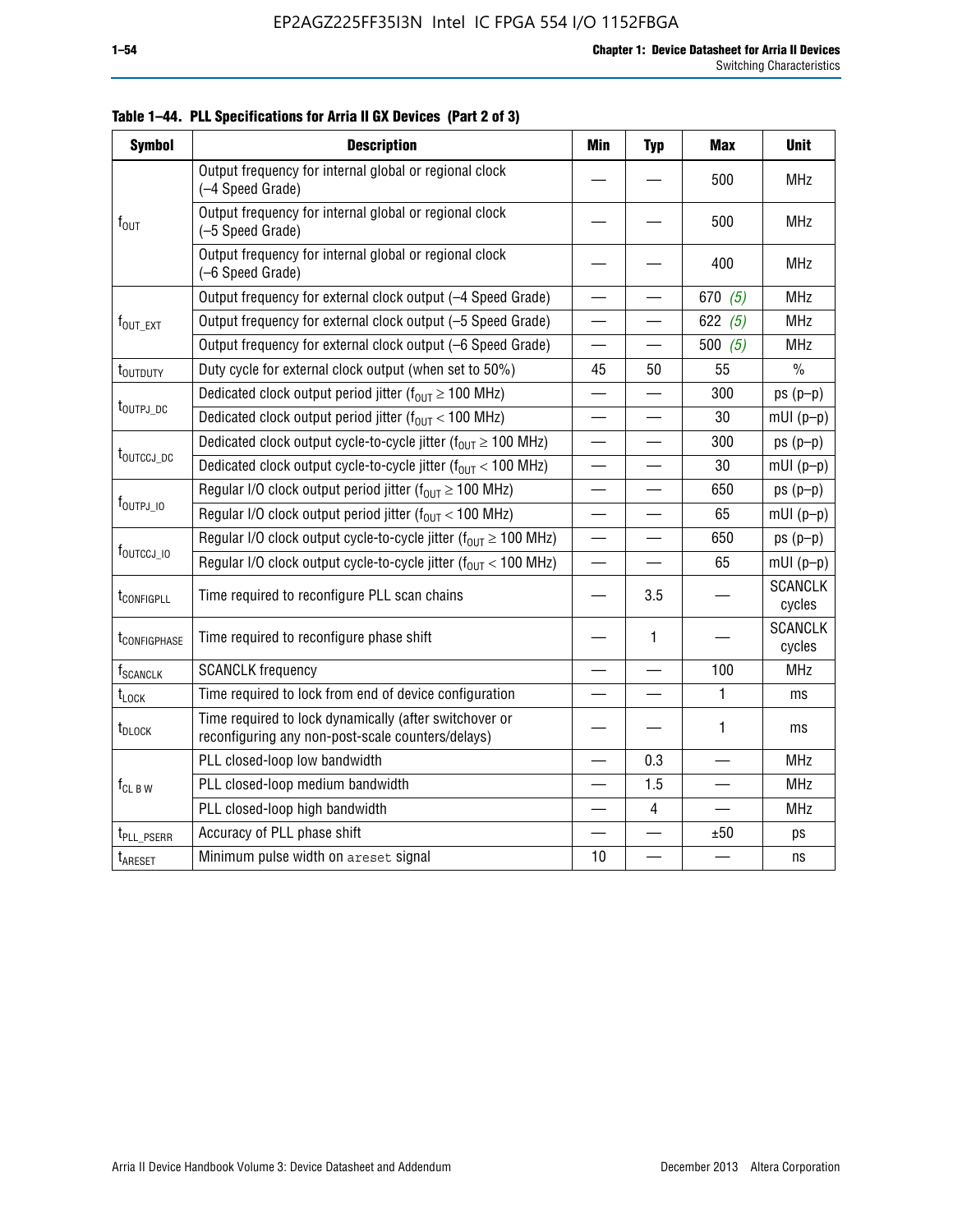**Table 1–44. PLL Specifications for Arria II GX Devices (Part 2 of 3)**

| Symbol | Description | Min | Typ | Max | Unit |
|---|---|---|---|---|---|
| $f_{OUT}$ | Output frequency for internal global or regional clock (–4 Speed Grade) | — | — | 500 | MHz |
| | Output frequency for internal global or regional clock (–5 Speed Grade) | — | — | 500 | MHz |
| | Output frequency for internal global or regional clock (–6 Speed Grade) | — | — | 400 | MHz |
| $f_{OUT\_EXT}$ | Output frequency for external clock output (–4 Speed Grade) | — | — | 670 *(5)* | MHz |
| | Output frequency for external clock output (–5 Speed Grade) | — | — | 622 *(5)* | MHz |
| | Output frequency for external clock output (–6 Speed Grade) | — | — | 500 *(5)* | MHz |
| $t_{OUTDUTY}$ | Duty cycle for external clock output (when set to 50%) | 45 | 50 | 55 | % |
| $t_{OUTPJ\_DC}$ | Dedicated clock output period jitter ($f_{OUT} \geq 100$ MHz) | — | — | 300 | ps (p–p) |
| | Dedicated clock output period jitter ($f_{OUT} < 100$ MHz) | — | — | 30 | mUI (p–p) |
| $t_{OUTCCJ\_DC}$ | Dedicated clock output cycle-to-cycle jitter ($f_{OUT} \geq 100$ MHz) | — | — | 300 | ps (p–p) |
| | Dedicated clock output cycle-to-cycle jitter ($f_{OUT} < 100$ MHz) | — | — | 30 | mUI (p–p) |
| $f_{OUTPJ\_IO}$ | Regular I/O clock output period jitter ($f_{OUT} \geq 100$ MHz) | — | — | 650 | ps (p–p) |
| | Regular I/O clock output period jitter ($f_{OUT} < 100$ MHz) | — | — | 65 | mUI (p–p) |
| $f_{OUTCCJ\_IO}$ | Regular I/O clock output cycle-to-cycle jitter ($f_{OUT} \geq 100$ MHz) | — | — | 650 | ps (p–p) |
| | Regular I/O clock output cycle-to-cycle jitter ($f_{OUT} < 100$ MHz) | — | — | 65 | mUI (p–p) |
| $t_{CONFIGPLL}$ | Time required to reconfigure PLL scan chains | — | 3.5 | — | SCANCLK cycles |
| $t_{CONFIGPHASE}$ | Time required to reconfigure phase shift | — | 1 | — | SCANCLK cycles |
| $f_{SCANCLK}$ | SCANCLK frequency | — | — | 100 | MHz |
| $t_{LOCK}$ | Time required to lock from end of device configuration | — | — | 1 | ms |
| $t_{DLOCK}$ | Time required to lock dynamically (after switchover or reconfiguring any non-post-scale counters/delays) | — | — | 1 | ms |
| $f_{CL\ B\ W}$ | PLL closed-loop low bandwidth | — | 0.3 | — | MHz |
| | PLL closed-loop medium bandwidth | — | 1.5 | — | MHz |
| | PLL closed-loop high bandwidth | — | 4 | — | MHz |
| $t_{PLL\_PSERR}$ | Accuracy of PLL phase shift | — | — | ±50 | ps |
| $t_{ARESET}$ | Minimum pulse width on `areset` signal | 10 | — | — | ns |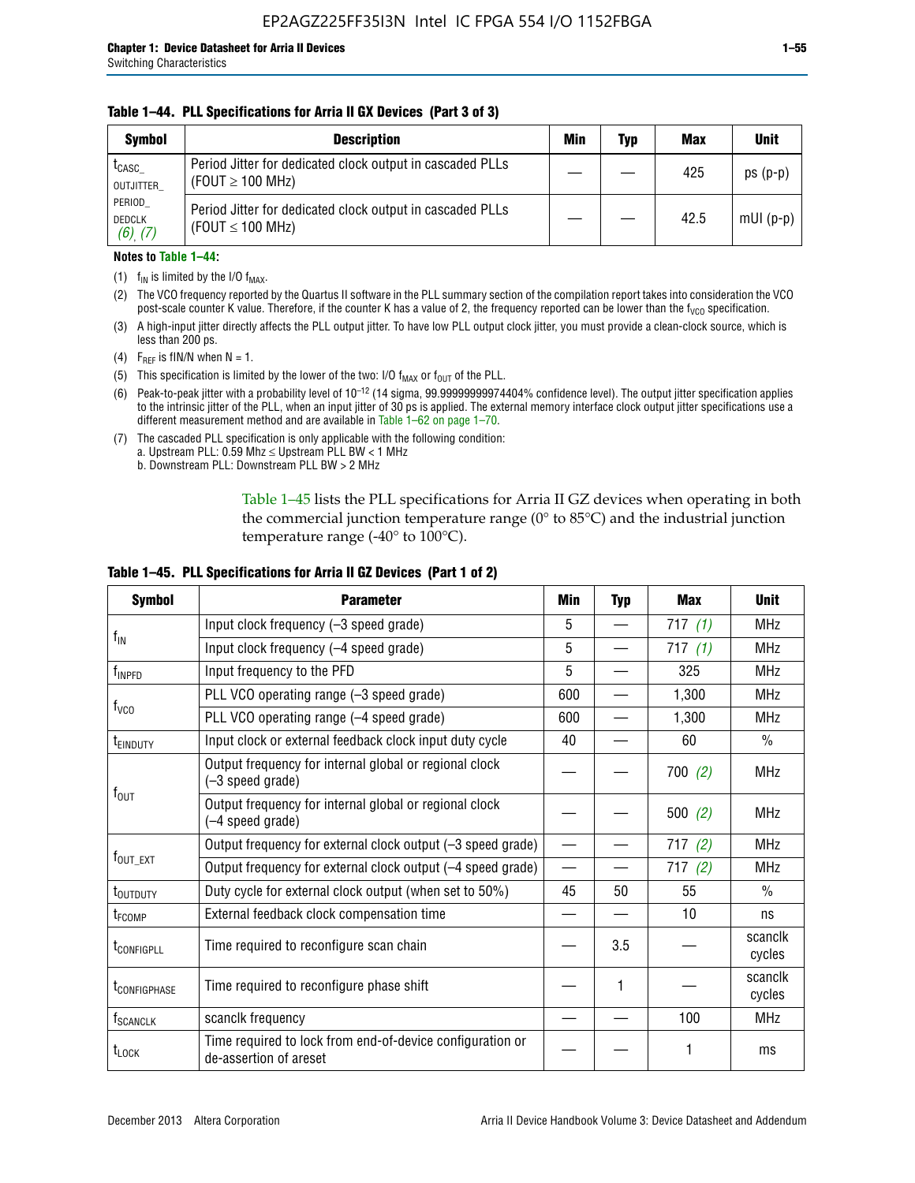**Table 1–44. PLL Specifications for Arria II GX Devices (Part 3 of 3)**

| Symbol | Description | Min | Typ | Max | Unit |
|---|---|---|---|---|---|
| $t_{CASC\_OUTJITTER\_PERIOD\_DEDCLK}$ (6), (7) | Period Jitter for dedicated clock output in cascaded PLLs (FOUT ≥ 100 MHz) | — | — | 425 | ps (p-p) |
| | Period Jitter for dedicated clock output in cascaded PLLs (FOUT ≤ 100 MHz) | — | — | 42.5 | mUI (p-p) |

**Notes to Table 1–44:**

(1) $f_{IN}$ is limited by the I/O $f_{MAX}$.

(2) The VCO frequency reported by the Quartus II software in the PLL summary section of the compilation report takes into consideration the VCO post-scale counter K value. Therefore, if the counter K has a value of 2, the frequency reported can be lower than the $f_{VCO}$ specification.

(3) A high-input jitter directly affects the PLL output jitter. To have low PLL output clock jitter, you must provide a clean-clock source, which is less than 200 ps.

(4) $F_{REF}$ is fIN/N when N = 1.

(5) This specification is limited by the lower of the two: I/O $f_{MAX}$ or $f_{OUT}$ of the PLL.

(6) Peak-to-peak jitter with a probability level of $10^{-12}$ (14 sigma, 99.99999999974404% confidence level). The output jitter specification applies to the intrinsic jitter of the PLL, when an input jitter of 30 ps is applied. The external memory interface clock output jitter specifications use a different measurement method and are available in Table 1–62 on page 1–70.

(7) The cascaded PLL specification is only applicable with the following condition:
a. Upstream PLL: 0.59 Mhz ≤ Upstream PLL BW < 1 MHz
b. Downstream PLL: Downstream PLL BW > 2 MHz

Table 1–45 lists the PLL specifications for Arria II GZ devices when operating in both the commercial junction temperature range (0° to 85°C) and the industrial junction temperature range (-40° to 100°C).

**Table 1–45. PLL Specifications for Arria II GZ Devices (Part 1 of 2)**

| Symbol | Parameter | Min | Typ | Max | Unit |
|---|---|---|---|---|---|
| $f_{IN}$ | Input clock frequency (–3 speed grade) | 5 | — | 717 (1) | MHz |
| | Input clock frequency (–4 speed grade) | 5 | — | 717 (1) | MHz |
| $f_{INPFD}$ | Input frequency to the PFD | 5 | — | 325 | MHz |
| $f_{VCO}$ | PLL VCO operating range (–3 speed grade) | 600 | — | 1,300 | MHz |
| | PLL VCO operating range (–4 speed grade) | 600 | — | 1,300 | MHz |
| $t_{EINDUTY}$ | Input clock or external feedback clock input duty cycle | 40 | — | 60 | % |
| $f_{OUT}$ | Output frequency for internal global or regional clock (–3 speed grade) | — | — | 700 (2) | MHz |
| | Output frequency for internal global or regional clock (–4 speed grade) | — | — | 500 (2) | MHz |
| $f_{OUT\_EXT}$ | Output frequency for external clock output (–3 speed grade) | — | — | 717 (2) | MHz |
| | Output frequency for external clock output (–4 speed grade) | — | — | 717 (2) | MHz |
| $t_{OUTDUTY}$ | Duty cycle for external clock output (when set to 50%) | 45 | 50 | 55 | % |
| $t_{FCOMP}$ | External feedback clock compensation time | — | — | 10 | ns |
| $t_{CONFIGPLL}$ | Time required to reconfigure scan chain | — | 3.5 | — | scanclk cycles |
| $t_{CONFIGPHASE}$ | Time required to reconfigure phase shift | — | 1 | — | scanclk cycles |
| $f_{SCANCLK}$ | scanclk frequency | — | — | 100 | MHz |
| $t_{LOCK}$ | Time required to lock from end-of-device configuration or de-assertion of areset | — | — | 1 | ms |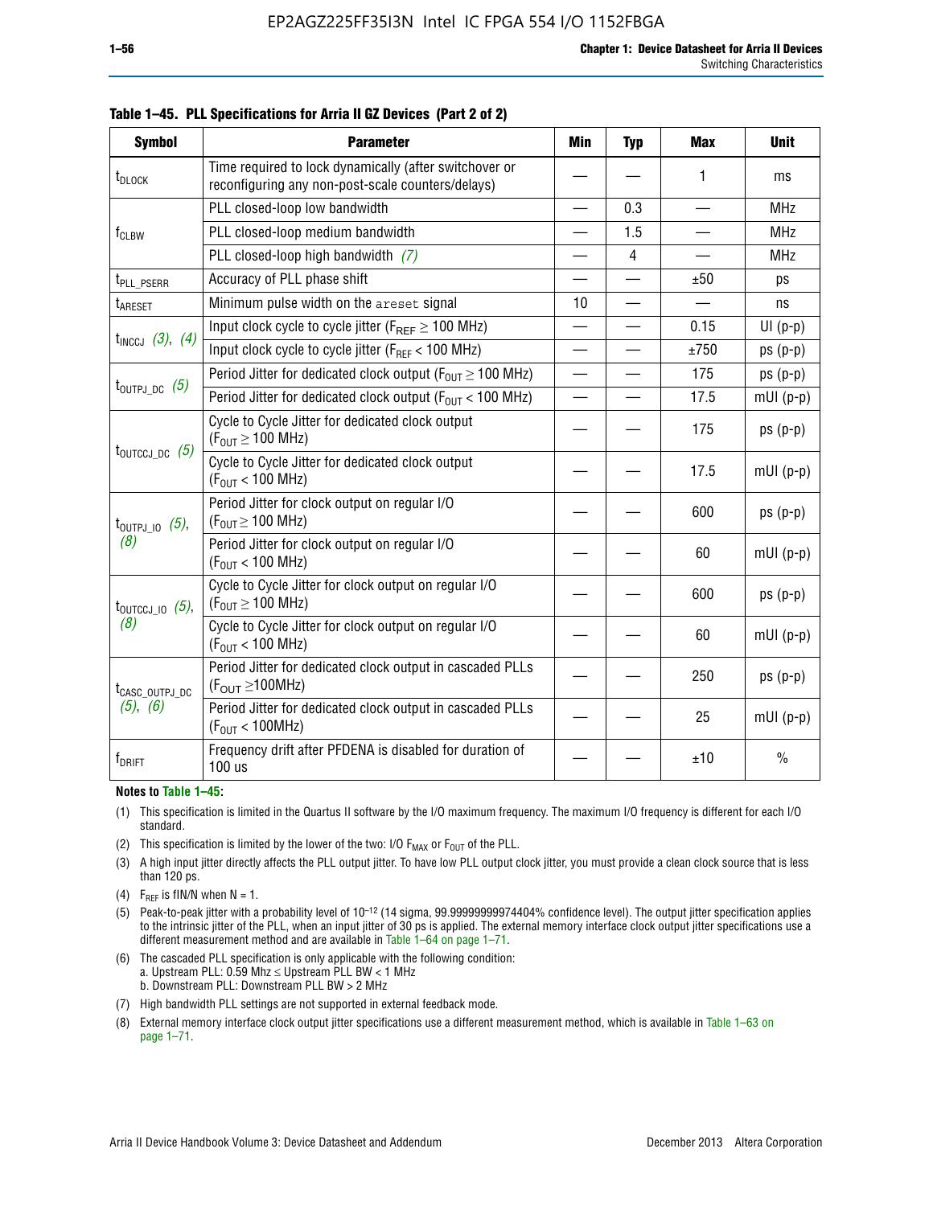**Table 1–45. PLL Specifications for Arria II GZ Devices (Part 2 of 2)**

| Symbol | Parameter | Min | Typ | Max | Unit |
|---|---|---|---|---|---|
| $t_{DLOCK}$ | Time required to lock dynamically (after switchover or reconfiguring any non-post-scale counters/delays) | — | — | 1 | ms |
| $f_{CLBW}$ | PLL closed-loop low bandwidth | — | 0.3 | — | MHz |
| | PLL closed-loop medium bandwidth | — | 1.5 | — | MHz |
| | PLL closed-loop high bandwidth *(7)* | — | 4 | — | MHz |
| $t_{PLL\_PSERR}$ | Accuracy of PLL phase shift | — | — | ±50 | ps |
| $t_{ARESET}$ | Minimum pulse width on the areset signal | 10 | — | — | ns |
| $t_{INCCJ}$ *(3)*, *(4)* | Input clock cycle to cycle jitter ($F_{REF} \geq 100$ MHz) | — | — | 0.15 | UI (p-p) |
| | Input clock cycle to cycle jitter ($F_{REF} < 100$ MHz) | — | — | ±750 | ps (p-p) |
| $t_{OUTPJ\_DC}$ *(5)* | Period Jitter for dedicated clock output ($F_{OUT} \geq 100$ MHz) | — | — | 175 | ps (p-p) |
| | Period Jitter for dedicated clock output ($F_{OUT} < 100$ MHz) | — | — | 17.5 | mUI (p-p) |
| $t_{OUTCCJ\_DC}$ *(5)* | Cycle to Cycle Jitter for dedicated clock output ($F_{OUT} \geq 100$ MHz) | — | — | 175 | ps (p-p) |
| | Cycle to Cycle Jitter for dedicated clock output ($F_{OUT} < 100$ MHz) | — | — | 17.5 | mUI (p-p) |
| $t_{OUTPJ\_IO}$ *(5)*, *(8)* | Period Jitter for clock output on regular I/O ($F_{OUT} \geq 100$ MHz) | — | — | 600 | ps (p-p) |
| | Period Jitter for clock output on regular I/O ($F_{OUT} < 100$ MHz) | — | — | 60 | mUI (p-p) |
| $t_{OUTCCJ\_IO}$ *(5)*, *(8)* | Cycle to Cycle Jitter for clock output on regular I/O ($F_{OUT} \geq 100$ MHz) | — | — | 600 | ps (p-p) |
| | Cycle to Cycle Jitter for clock output on regular I/O ($F_{OUT} < 100$ MHz) | — | — | 60 | mUI (p-p) |
| $t_{CASC\_OUTPJ\_DC}$ *(5)*, *(6)* | Period Jitter for dedicated clock output in cascaded PLLs ($F_{OUT} \geq 100$MHz) | — | — | 250 | ps (p-p) |
| | Period Jitter for dedicated clock output in cascaded PLLs ($F_{OUT} < 100$MHz) | — | — | 25 | mUI (p-p) |
| $f_{DRIFT}$ | Frequency drift after PFDENA is disabled for duration of 100 us | — | — | ±10 | % |

**Notes to Table 1–45:**

(1) This specification is limited in the Quartus II software by the I/O maximum frequency. The maximum I/O frequency is different for each I/O standard.

(2) This specification is limited by the lower of the two: I/O $F_{MAX}$ or $F_{OUT}$ of the PLL.

(3) A high input jitter directly affects the PLL output jitter. To have low PLL output clock jitter, you must provide a clean clock source that is less than 120 ps.

(4) $F_{REF}$ is fIN/N when N = 1.

(5) Peak-to-peak jitter with a probability level of $10^{-12}$ (14 sigma, 99.99999999974404% confidence level). The output jitter specification applies to the intrinsic jitter of the PLL, when an input jitter of 30 ps is applied. The external memory interface clock output jitter specifications use a different measurement method and are available in Table 1–64 on page 1–71.

(6) The cascaded PLL specification is only applicable with the following condition:
a. Upstream PLL: 0.59 Mhz ≤ Upstream PLL BW < 1 MHz
b. Downstream PLL: Downstream PLL BW > 2 MHz

(7) High bandwidth PLL settings are not supported in external feedback mode.

(8) External memory interface clock output jitter specifications use a different measurement method, which is available in Table 1–63 on page 1–71.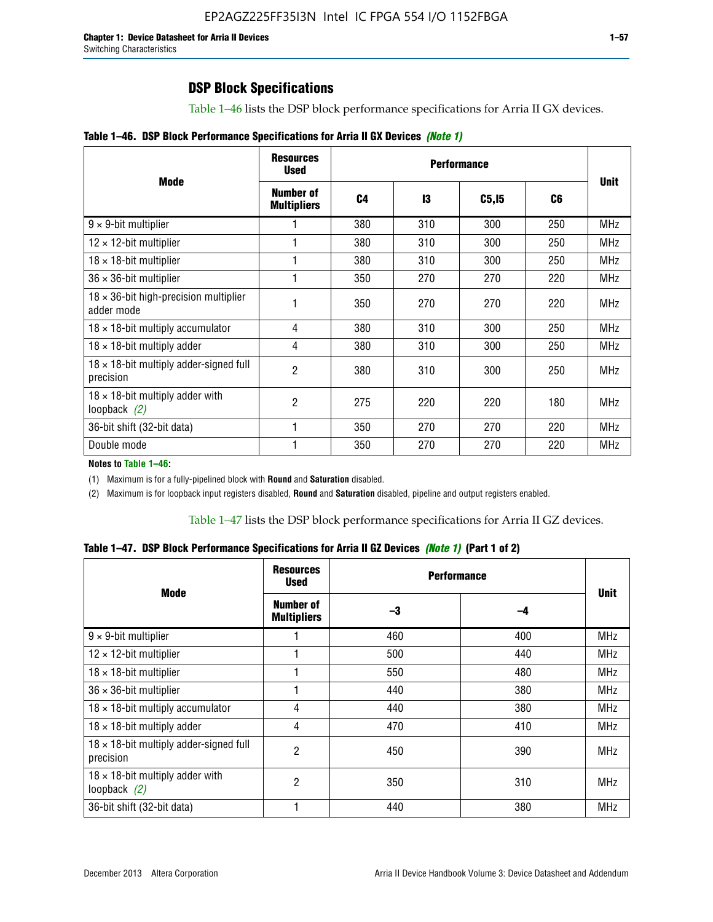## DSP Block Specifications

Table 1–46 lists the DSP block performance specifications for Arria II GX devices.

**Table 1–46. DSP Block Performance Specifications for Arria II GX Devices** *(Note 1)*

| Mode | Resources Used | Performance | | | | Unit |
|---|---|---|---|---|---|---|
| | Number of Multipliers | C4 | I3 | C5,I5 | C6 | |
| 9 × 9-bit multiplier | 1 | 380 | 310 | 300 | 250 | MHz |
| 12 × 12-bit multiplier | 1 | 380 | 310 | 300 | 250 | MHz |
| 18 × 18-bit multiplier | 1 | 380 | 310 | 300 | 250 | MHz |
| 36 × 36-bit multiplier | 1 | 350 | 270 | 270 | 220 | MHz |
| 18 × 36-bit high-precision multiplier adder mode | 1 | 350 | 270 | 270 | 220 | MHz |
| 18 × 18-bit multiply accumulator | 4 | 380 | 310 | 300 | 250 | MHz |
| 18 × 18-bit multiply adder | 4 | 380 | 310 | 300 | 250 | MHz |
| 18 × 18-bit multiply adder-signed full precision | 2 | 380 | 310 | 300 | 250 | MHz |
| 18 × 18-bit multiply adder with loopback *(2)* | 2 | 275 | 220 | 220 | 180 | MHz |
| 36-bit shift (32-bit data) | 1 | 350 | 270 | 270 | 220 | MHz |
| Double mode | 1 | 350 | 270 | 270 | 220 | MHz |

**Notes to Table 1–46:**

(1) Maximum is for a fully-pipelined block with **Round** and **Saturation** disabled.

(2) Maximum is for loopback input registers disabled, **Round** and **Saturation** disabled, pipeline and output registers enabled.

Table 1–47 lists the DSP block performance specifications for Arria II GZ devices.

**Table 1–47. DSP Block Performance Specifications for Arria II GZ Devices** *(Note 1)* **(Part 1 of 2)**

| Mode | Resources Used | Performance | | Unit |
|---|---|---|---|---|
| | Number of Multipliers | –3 | –4 | |
| 9 × 9-bit multiplier | 1 | 460 | 400 | MHz |
| 12 × 12-bit multiplier | 1 | 500 | 440 | MHz |
| 18 × 18-bit multiplier | 1 | 550 | 480 | MHz |
| 36 × 36-bit multiplier | 1 | 440 | 380 | MHz |
| 18 × 18-bit multiply accumulator | 4 | 440 | 380 | MHz |
| 18 × 18-bit multiply adder | 4 | 470 | 410 | MHz |
| 18 × 18-bit multiply adder-signed full precision | 2 | 450 | 390 | MHz |
| 18 × 18-bit multiply adder with loopback *(2)* | 2 | 350 | 310 | MHz |
| 36-bit shift (32-bit data) | 1 | 440 | 380 | MHz |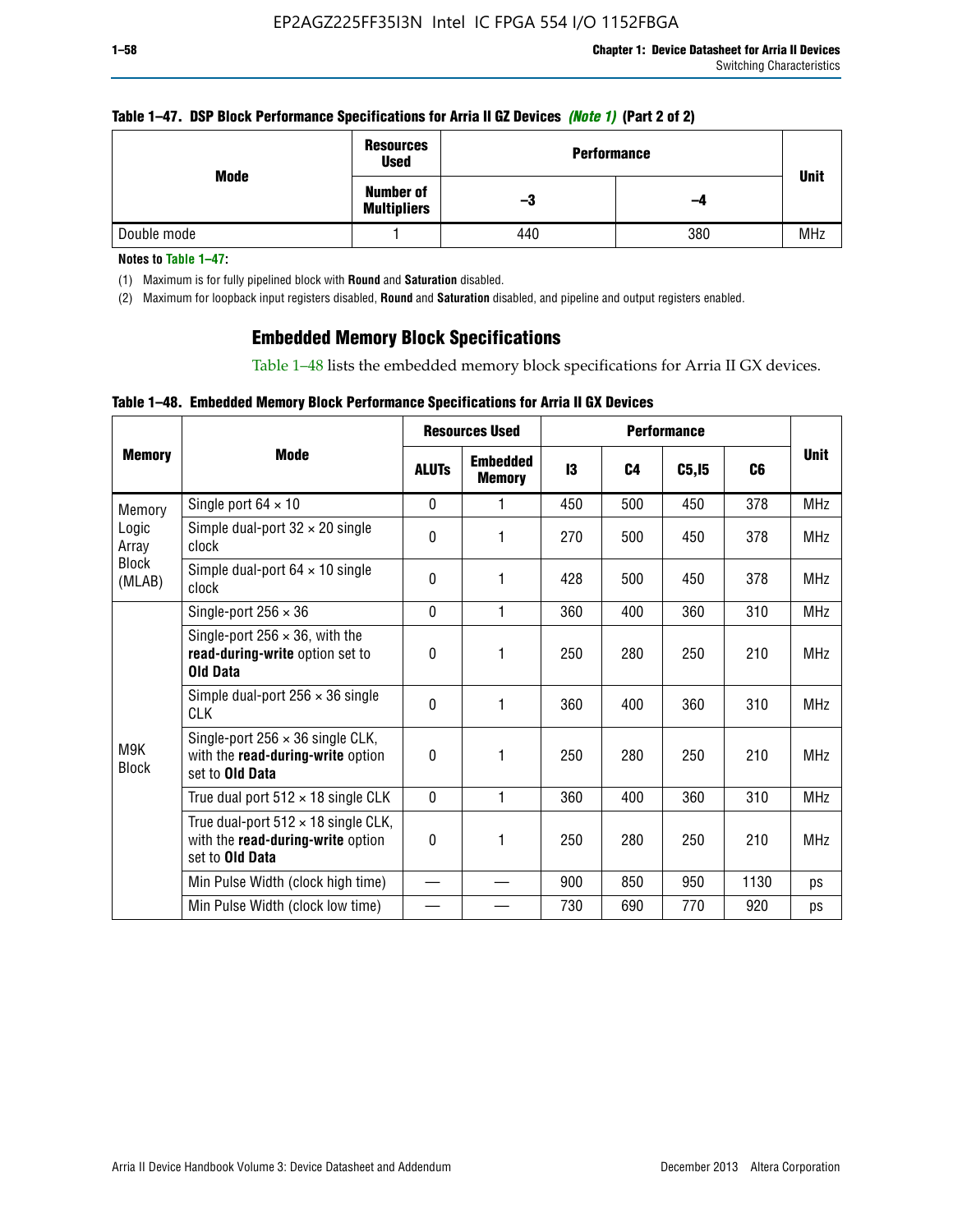**Table 1–47. DSP Block Performance Specifications for Arria II GZ Devices** *(Note 1)* **(Part 2 of 2)**

| Mode | Resources Used | Performance | | Unit |
|---|---|---|---|---|
| | Number of Multipliers | –3 | –4 | |
| Double mode | 1 | 440 | 380 | MHz |

**Notes to Table 1–47:**

(1) Maximum is for fully pipelined block with **Round** and **Saturation** disabled.

(2) Maximum for loopback input registers disabled, **Round** and **Saturation** disabled, and pipeline and output registers enabled.

## Embedded Memory Block Specifications

Table 1–48 lists the embedded memory block specifications for Arria II GX devices.

**Table 1–48. Embedded Memory Block Performance Specifications for Arria II GX Devices**

| Memory | Mode | Resources Used | | Performance | | | | Unit |
|---|---|---|---|---|---|---|---|---|
| | | ALUTs | Embedded Memory | I3 | C4 | C5,I5 | C6 | |
| Memory Logic Array Block (MLAB) | Single port 64 × 10 | 0 | 1 | 450 | 500 | 450 | 378 | MHz |
| | Simple dual-port 32 × 20 single clock | 0 | 1 | 270 | 500 | 450 | 378 | MHz |
| | Simple dual-port 64 × 10 single clock | 0 | 1 | 428 | 500 | 450 | 378 | MHz |
| M9K Block | Single-port 256 × 36 | 0 | 1 | 360 | 400 | 360 | 310 | MHz |
| | Single-port 256 × 36, with the **read-during-write** option set to **Old Data** | 0 | 1 | 250 | 280 | 250 | 210 | MHz |
| | Simple dual-port 256 × 36 single CLK | 0 | 1 | 360 | 400 | 360 | 310 | MHz |
| | Single-port 256 × 36 single CLK, with the **read-during-write** option set to **Old Data** | 0 | 1 | 250 | 280 | 250 | 210 | MHz |
| | True dual port 512 × 18 single CLK | 0 | 1 | 360 | 400 | 360 | 310 | MHz |
| | True dual-port 512 × 18 single CLK, with the **read-during-write** option set to **Old Data** | 0 | 1 | 250 | 280 | 250 | 210 | MHz |
| | Min Pulse Width (clock high time) | — | — | 900 | 850 | 950 | 1130 | ps |
| | Min Pulse Width (clock low time) | — | — | 730 | 690 | 770 | 920 | ps |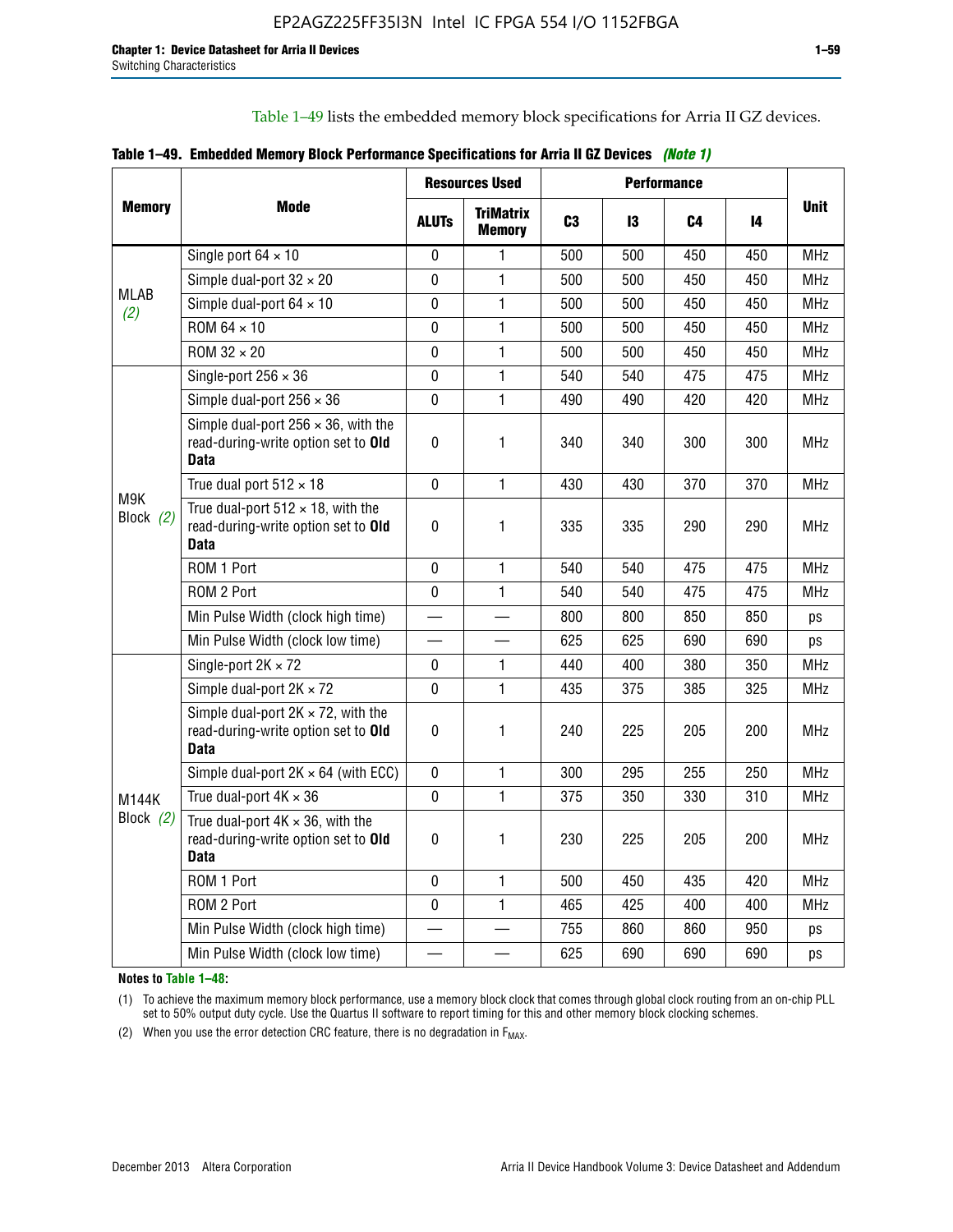Table 1–49 lists the embedded memory block specifications for Arria II GZ devices.

**Table 1–49. Embedded Memory Block Performance Specifications for Arria II GZ Devices** *(Note 1)*

| Memory | Mode | Resources Used | | Performance | | | | Unit |
|---|---|---|---|---|---|---|---|---|
| | | ALUTs | TriMatrix Memory | C3 | I3 | C4 | I4 | |
| MLAB *(2)* | Single port 64 × 10 | 0 | 1 | 500 | 500 | 450 | 450 | MHz |
| | Simple dual-port 32 × 20 | 0 | 1 | 500 | 500 | 450 | 450 | MHz |
| | Simple dual-port 64 × 10 | 0 | 1 | 500 | 500 | 450 | 450 | MHz |
| | ROM 64 × 10 | 0 | 1 | 500 | 500 | 450 | 450 | MHz |
| | ROM 32 × 20 | 0 | 1 | 500 | 500 | 450 | 450 | MHz |
| M9K Block *(2)* | Single-port 256 × 36 | 0 | 1 | 540 | 540 | 475 | 475 | MHz |
| | Simple dual-port 256 × 36 | 0 | 1 | 490 | 490 | 420 | 420 | MHz |
| | Simple dual-port 256 × 36, with the read-during-write option set to **Old Data** | 0 | 1 | 340 | 340 | 300 | 300 | MHz |
| | True dual port 512 × 18 | 0 | 1 | 430 | 430 | 370 | 370 | MHz |
| | True dual-port 512 × 18, with the read-during-write option set to **Old Data** | 0 | 1 | 335 | 335 | 290 | 290 | MHz |
| | ROM 1 Port | 0 | 1 | 540 | 540 | 475 | 475 | MHz |
| | ROM 2 Port | 0 | 1 | 540 | 540 | 475 | 475 | MHz |
| | Min Pulse Width (clock high time) | — | — | 800 | 800 | 850 | 850 | ps |
| | Min Pulse Width (clock low time) | — | — | 625 | 625 | 690 | 690 | ps |
| M144K Block *(2)* | Single-port 2K × 72 | 0 | 1 | 440 | 400 | 380 | 350 | MHz |
| | Simple dual-port 2K × 72 | 0 | 1 | 435 | 375 | 385 | 325 | MHz |
| | Simple dual-port 2K × 72, with the read-during-write option set to **Old Data** | 0 | 1 | 240 | 225 | 205 | 200 | MHz |
| | Simple dual-port 2K × 64 (with ECC) | 0 | 1 | 300 | 295 | 255 | 250 | MHz |
| | True dual-port 4K × 36 | 0 | 1 | 375 | 350 | 330 | 310 | MHz |
| | True dual-port 4K × 36, with the read-during-write option set to **Old Data** | 0 | 1 | 230 | 225 | 205 | 200 | MHz |
| | ROM 1 Port | 0 | 1 | 500 | 450 | 435 | 420 | MHz |
| | ROM 2 Port | 0 | 1 | 465 | 425 | 400 | 400 | MHz |
| | Min Pulse Width (clock high time) | — | — | 755 | 860 | 860 | 950 | ps |
| | Min Pulse Width (clock low time) | — | — | 625 | 690 | 690 | 690 | ps |

**Notes to Table 1–48:**

(1) To achieve the maximum memory block performance, use a memory block clock that comes through global clock routing from an on-chip PLL set to 50% output duty cycle. Use the Quartus II software to report timing for this and other memory block clocking schemes.

(2) When you use the error detection CRC feature, there is no degradation in $F_{MAX}$.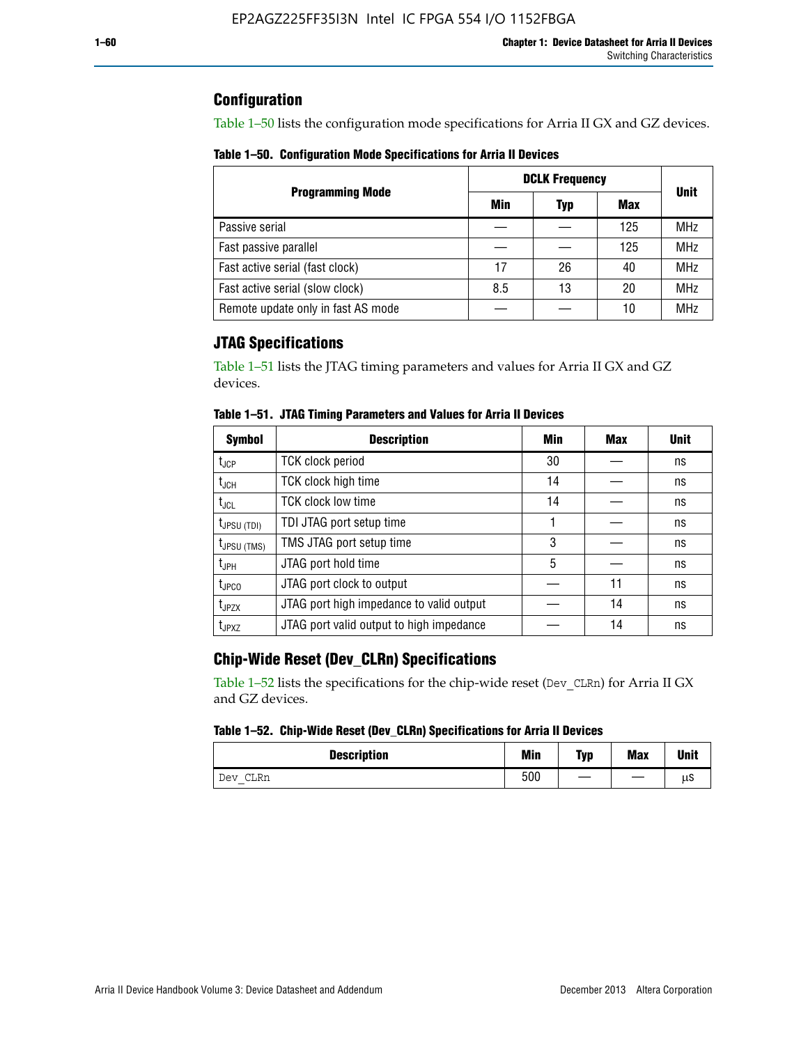## Configuration

Table 1–50 lists the configuration mode specifications for Arria II GX and GZ devices.

**Table 1–50. Configuration Mode Specifications for Arria II Devices**

| Programming Mode | DCLK Frequency | | | Unit |
|---|---|---|---|---|
| | Min | Typ | Max | |
| Passive serial | — | — | 125 | MHz |
| Fast passive parallel | — | — | 125 | MHz |
| Fast active serial (fast clock) | 17 | 26 | 40 | MHz |
| Fast active serial (slow clock) | 8.5 | 13 | 20 | MHz |
| Remote update only in fast AS mode | — | — | 10 | MHz |

## JTAG Specifications

Table 1–51 lists the JTAG timing parameters and values for Arria II GX and GZ devices.

**Table 1–51. JTAG Timing Parameters and Values for Arria II Devices**

| Symbol | Description | Min | Max | Unit |
|---|---|---|---|---|
| $t_{JCP}$ | TCK clock period | 30 | — | ns |
| $t_{JCH}$ | TCK clock high time | 14 | — | ns |
| $t_{JCL}$ | TCK clock low time | 14 | — | ns |
| $t_{JPSU\ (TDI)}$ | TDI JTAG port setup time | 1 | — | ns |
| $t_{JPSU\ (TMS)}$ | TMS JTAG port setup time | 3 | — | ns |
| $t_{JPH}$ | JTAG port hold time | 5 | — | ns |
| $t_{JPCO}$ | JTAG port clock to output | — | 11 | ns |
| $t_{JPZX}$ | JTAG port high impedance to valid output | — | 14 | ns |
| $t_{JPXZ}$ | JTAG port valid output to high impedance | — | 14 | ns |

## Chip-Wide Reset (Dev_CLRn) Specifications

Table 1–52 lists the specifications for the chip-wide reset (Dev_CLRn) for Arria II GX and GZ devices.

**Table 1–52. Chip-Wide Reset (Dev_CLRn) Specifications for Arria II Devices**

| Description | Min | Typ | Max | Unit |
|---|---|---|---|---|
| Dev_CLRn | 500 | — | — | μs |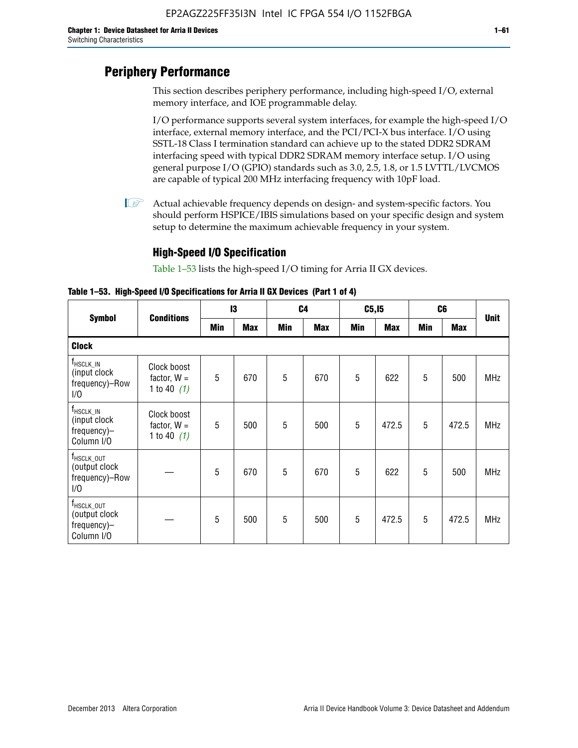## Periphery Performance

This section describes periphery performance, including high-speed I/O, external memory interface, and IOE programmable delay.

I/O performance supports several system interfaces, for example the high-speed I/O interface, external memory interface, and the PCI/PCI-X bus interface. I/O using SSTL-18 Class I termination standard can achieve up to the stated DDR2 SDRAM interfacing speed with typical DDR2 SDRAM memory interface setup. I/O using general purpose I/O (GPIO) standards such as 3.0, 2.5, 1.8, or 1.5 LVTTL/LVCMOS are capable of typical 200 MHz interfacing frequency with 10pF load.

Actual achievable frequency depends on design- and system-specific factors. You should perform HSPICE/IBIS simulations based on your specific design and system setup to determine the maximum achievable frequency in your system.

### High-Speed I/O Specification

Table 1–53 lists the high-speed I/O timing for Arria II GX devices.

**Table 1–53. High-Speed I/O Specifications for Arria II GX Devices (Part 1 of 4)**

| Symbol | Conditions | I3 | | C4 | | C5,I5 | | C6 | | Unit |
|---|---|---|---|---|---|---|---|---|---|---|
| | | Min | Max | Min | Max | Min | Max | Min | Max | |
| **Clock** | | | | | | | | | | |
| $f_{HSCLK\_IN}$ (input clock frequency)–Row I/O | Clock boost factor, W = 1 to 40 *(1)* | 5 | 670 | 5 | 670 | 5 | 622 | 5 | 500 | MHz |
| $f_{HSCLK\_IN}$ (input clock frequency)–Column I/O | Clock boost factor, W = 1 to 40 *(1)* | 5 | 500 | 5 | 500 | 5 | 472.5 | 5 | 472.5 | MHz |
| $f_{HSCLK\_OUT}$ (output clock frequency)–Row I/O | — | 5 | 670 | 5 | 670 | 5 | 622 | 5 | 500 | MHz |
| $f_{HSCLK\_OUT}$ (output clock frequency)–Column I/O | — | 5 | 500 | 5 | 500 | 5 | 472.5 | 5 | 472.5 | MHz |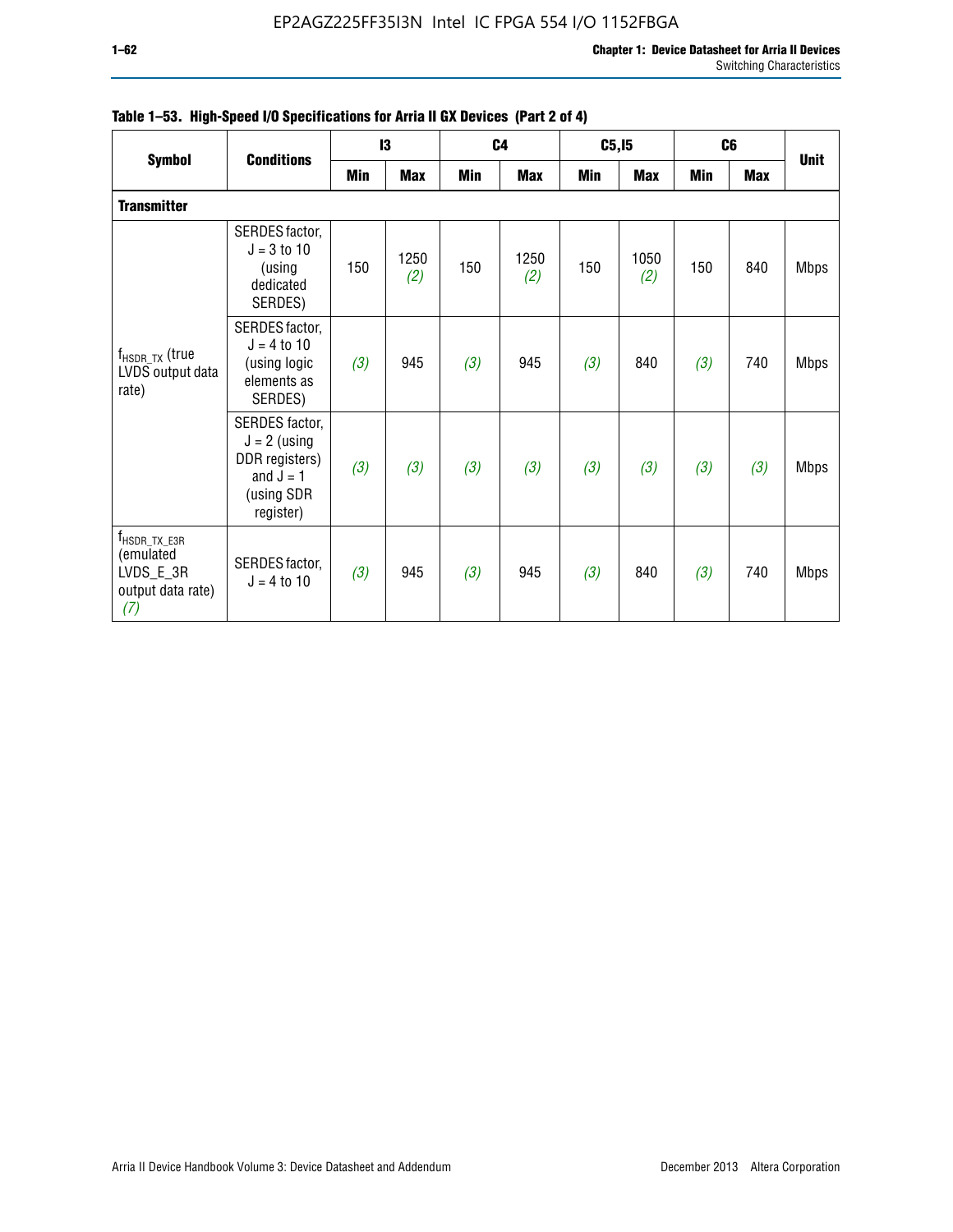**Table 1–53. High-Speed I/O Specifications for Arria II GX Devices (Part 2 of 4)**

| Symbol | Conditions | I3 | | C4 | | C5,I5 | | C6 | | Unit |
|---|---|---|---|---|---|---|---|---|---|---|
| | | Min | Max | Min | Max | Min | Max | Min | Max | |
| **Transmitter** | | | | | | | | | | |
| $f_{HSDR\_TX}$ (true LVDS output data rate) | SERDES factor, J = 3 to 10 (using dedicated SERDES) | 150 | 1250 *(2)* | 150 | 1250 *(2)* | 150 | 1050 *(2)* | 150 | 840 | Mbps |
| | SERDES factor, J = 4 to 10 (using logic elements as SERDES) | *(3)* | 945 | *(3)* | 945 | *(3)* | 840 | *(3)* | 740 | Mbps |
| | SERDES factor, J = 2 (using DDR registers) and J = 1 (using SDR register) | *(3)* | *(3)* | *(3)* | *(3)* | *(3)* | *(3)* | *(3)* | *(3)* | Mbps |
| $f_{HSDR\_TX\_E3R}$ (emulated LVDS_E_3R output data rate) *(7)* | SERDES factor, J = 4 to 10 | *(3)* | 945 | *(3)* | 945 | *(3)* | 840 | *(3)* | 740 | Mbps |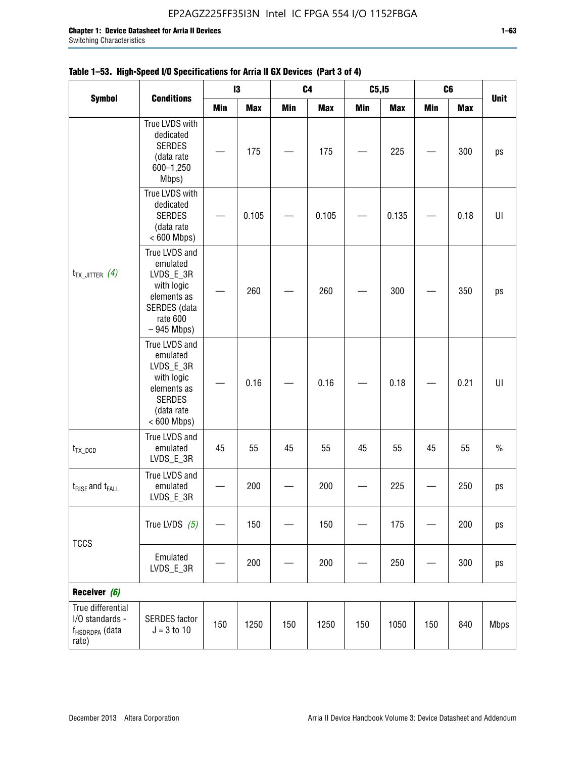**Table 1–53. High-Speed I/O Specifications for Arria II GX Devices (Part 3 of 4)**

| Symbol | Conditions | I3 | | C4 | | C5,I5 | | C6 | | Unit |
|---|---|---|---|---|---|---|---|---|---|---|
| | | Min | Max | Min | Max | Min | Max | Min | Max | |
| $t_{TX\_JITTER}$ *(4)* | True LVDS with dedicated SERDES (data rate 600–1,250 Mbps) | — | 175 | — | 175 | — | 225 | — | 300 | ps |
| | True LVDS with dedicated SERDES (data rate < 600 Mbps) | — | 0.105 | — | 0.105 | — | 0.135 | — | 0.18 | UI |
| | True LVDS and emulated LVDS_E_3R with logic elements as SERDES (data rate 600 – 945 Mbps) | — | 260 | — | 260 | — | 300 | — | 350 | ps |
| | True LVDS and emulated LVDS_E_3R with logic elements as SERDES (data rate < 600 Mbps) | — | 0.16 | — | 0.16 | — | 0.18 | — | 0.21 | UI |
| $t_{TX\_DCD}$ | True LVDS and emulated LVDS_E_3R | 45 | 55 | 45 | 55 | 45 | 55 | 45 | 55 | % |
| $t_{RISE}$ and $t_{FALL}$ | True LVDS and emulated LVDS_E_3R | — | 200 | — | 200 | — | 225 | — | 250 | ps |
| TCCS | True LVDS *(5)* | — | 150 | — | 150 | — | 175 | — | 200 | ps |
| | Emulated LVDS_E_3R | — | 200 | — | 200 | — | 250 | — | 300 | ps |
| **Receiver *(6)*** | | | | | | | | | | |
| True differential I/O standards - $f_{HSDRDPA}$ (data rate) | SERDES factor J = 3 to 10 | 150 | 1250 | 150 | 1250 | 150 | 1050 | 150 | 840 | Mbps |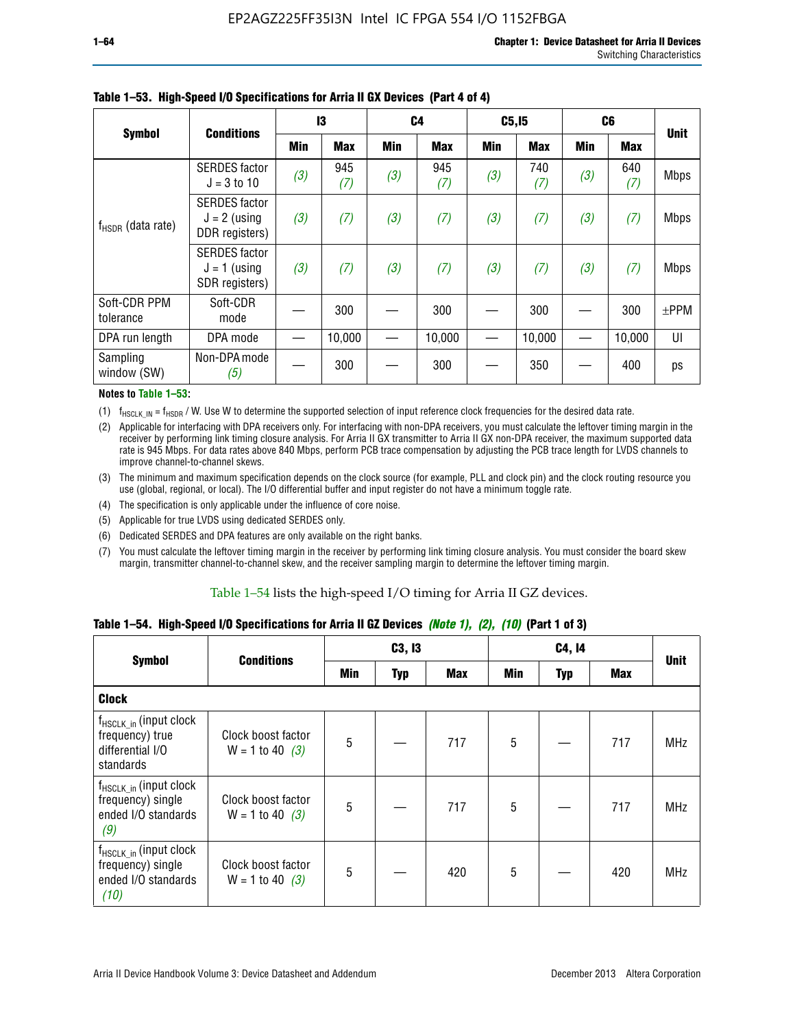**Table 1–53. High-Speed I/O Specifications for Arria II GX Devices (Part 4 of 4)**

| Symbol | Conditions | I3 | | C4 | | C5,I5 | | C6 | | Unit |
|---|---|---|---|---|---|---|---|---|---|---|
| | | Min | Max | Min | Max | Min | Max | Min | Max | |
| $f_{HSDR}$ (data rate) | SERDES factor J = 3 to 10 | *(3)* | 945 *(7)* | *(3)* | 945 *(7)* | *(3)* | 740 *(7)* | *(3)* | 640 *(7)* | Mbps |
| | SERDES factor J = 2 (using DDR registers) | *(3)* | *(7)* | *(3)* | *(7)* | *(3)* | *(7)* | *(3)* | *(7)* | Mbps |
| | SERDES factor J = 1 (using SDR registers) | *(3)* | *(7)* | *(3)* | *(7)* | *(3)* | *(7)* | *(3)* | *(7)* | Mbps |
| Soft-CDR PPM tolerance | Soft-CDR mode | — | 300 | — | 300 | — | 300 | — | 300 | ±PPM |
| DPA run length | DPA mode | — | 10,000 | — | 10,000 | — | 10,000 | — | 10,000 | UI |
| Sampling window (SW) | Non-DPA mode *(5)* | — | 300 | — | 300 | — | 350 | — | 400 | ps |

**Notes to Table 1–53:**

(1) $f_{HSCLK\_IN} = f_{HSDR}$ / W. Use W to determine the supported selection of input reference clock frequencies for the desired data rate.

(2) Applicable for interfacing with DPA receivers only. For interfacing with non-DPA receivers, you must calculate the leftover timing margin in the receiver by performing link timing closure analysis. For Arria II GX transmitter to Arria II GX non-DPA receiver, the maximum supported data rate is 945 Mbps. For data rates above 840 Mbps, perform PCB trace compensation by adjusting the PCB trace length for LVDS channels to improve channel-to-channel skews.

(3) The minimum and maximum specification depends on the clock source (for example, PLL and clock pin) and the clock routing resource you use (global, regional, or local). The I/O differential buffer and input register do not have a minimum toggle rate.

(4) The specification is only applicable under the influence of core noise.

(5) Applicable for true LVDS using dedicated SERDES only.

(6) Dedicated SERDES and DPA features are only available on the right banks.

(7) You must calculate the leftover timing margin in the receiver by performing link timing closure analysis. You must consider the board skew margin, transmitter channel-to-channel skew, and the receiver sampling margin to determine the leftover timing margin.

Table 1–54 lists the high-speed I/O timing for Arria II GZ devices.

**Table 1–54. High-Speed I/O Specifications for Arria II GZ Devices *(Note 1), (2), (10)* (Part 1 of 3)**

| Symbol | Conditions | C3, I3 | | | C4, I4 | | | Unit |
|---|---|---|---|---|---|---|---|---|
| | | Min | Typ | Max | Min | Typ | Max | |
| **Clock** | | | | | | | | |
| $f_{HSCLK\_in}$ (input clock frequency) true differential I/O standards | Clock boost factor W = 1 to 40 *(3)* | 5 | — | 717 | 5 | — | 717 | MHz |
| $f_{HSCLK\_in}$ (input clock frequency) single ended I/O standards *(9)* | Clock boost factor W = 1 to 40 *(3)* | 5 | — | 717 | 5 | — | 717 | MHz |
| $f_{HSCLK\_in}$ (input clock frequency) single ended I/O standards *(10)* | Clock boost factor W = 1 to 40 *(3)* | 5 | — | 420 | 5 | — | 420 | MHz |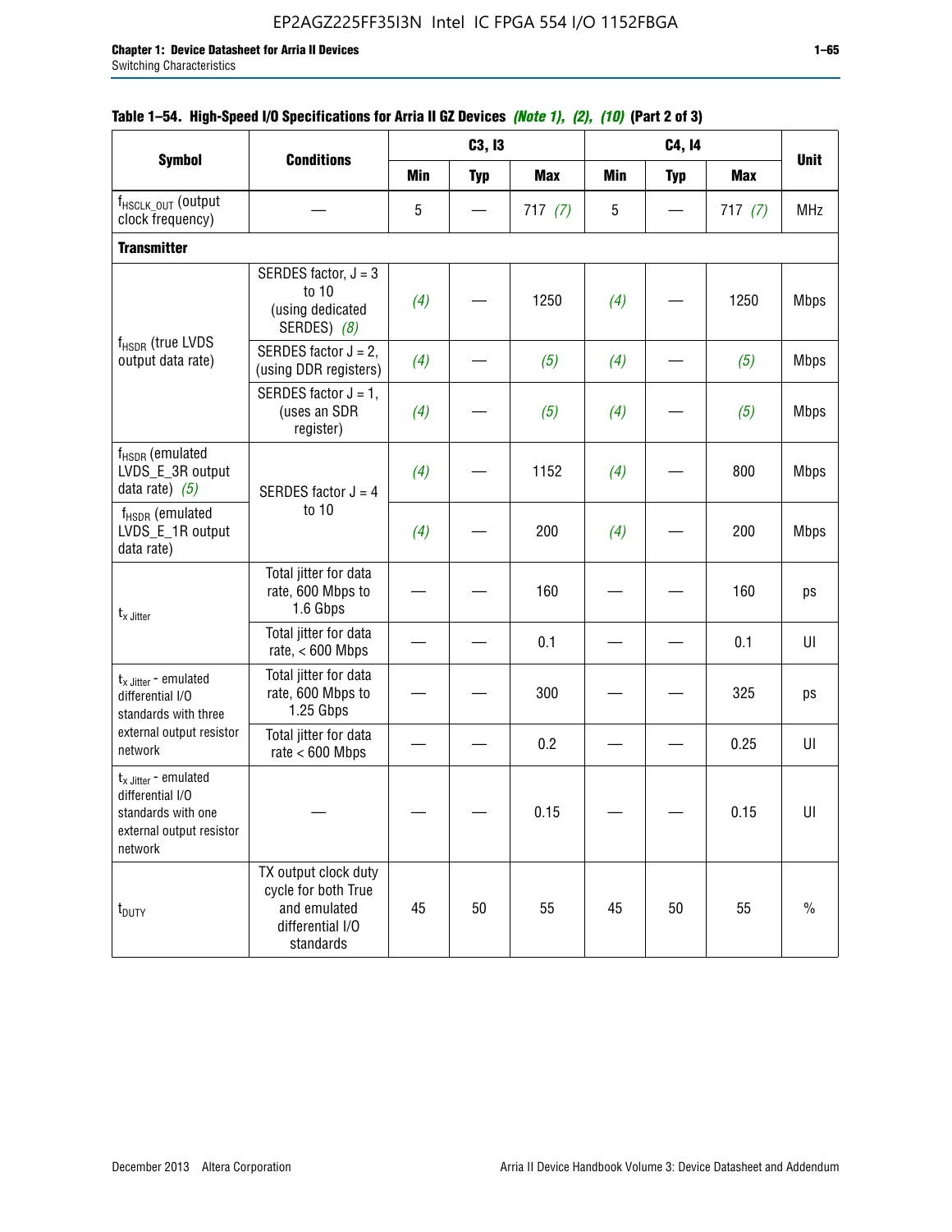**Table 1–54. High-Speed I/O Specifications for Arria II GZ Devices** *(Note 1), (2), (10)* **(Part 2 of 3)**

| Symbol | Conditions | C3, I3 | | | C4, I4 | | | Unit |
|---|---|---|---|---|---|---|---|---|
| | | Min | Typ | Max | Min | Typ | Max | |
| $f_{HSCLK\_OUT}$ (output clock frequency) | — | 5 | — | 717 *(7)* | 5 | — | 717 *(7)* | MHz |
| **Transmitter** | | | | | | | | |
| $f_{HSDR}$ (true LVDS output data rate) | SERDES factor, J = 3 to 10 (using dedicated SERDES) *(8)* | *(4)* | — | 1250 | *(4)* | — | 1250 | Mbps |
| | SERDES factor J = 2, (using DDR registers) | *(4)* | — | *(5)* | *(4)* | — | *(5)* | Mbps |
| | SERDES factor J = 1, (uses an SDR register) | *(4)* | — | *(5)* | *(4)* | — | *(5)* | Mbps |
| $f_{HSDR}$ (emulated LVDS_E_3R output data rate) *(5)* | SERDES factor J = 4 to 10 | *(4)* | — | 1152 | *(4)* | — | 800 | Mbps |
| $f_{HSDR}$ (emulated LVDS_E_1R output data rate) | | *(4)* | — | 200 | *(4)* | — | 200 | Mbps |
| $t_{x\ Jitter}$ | Total jitter for data rate, 600 Mbps to 1.6 Gbps | — | — | 160 | — | — | 160 | ps |
| | Total jitter for data rate, < 600 Mbps | — | — | 0.1 | — | — | 0.1 | UI |
| $t_{x\ Jitter}$ - emulated differential I/O standards with three external output resistor network | Total jitter for data rate, 600 Mbps to 1.25 Gbps | — | — | 300 | — | — | 325 | ps |
| | Total jitter for data rate < 600 Mbps | — | — | 0.2 | — | — | 0.25 | UI |
| $t_{x\ Jitter}$ - emulated differential I/O standards with one external output resistor network | — | — | — | 0.15 | — | — | 0.15 | UI |
| $t_{DUTY}$ | TX output clock duty cycle for both True and emulated differential I/O standards | 45 | 50 | 55 | 45 | 50 | 55 | % |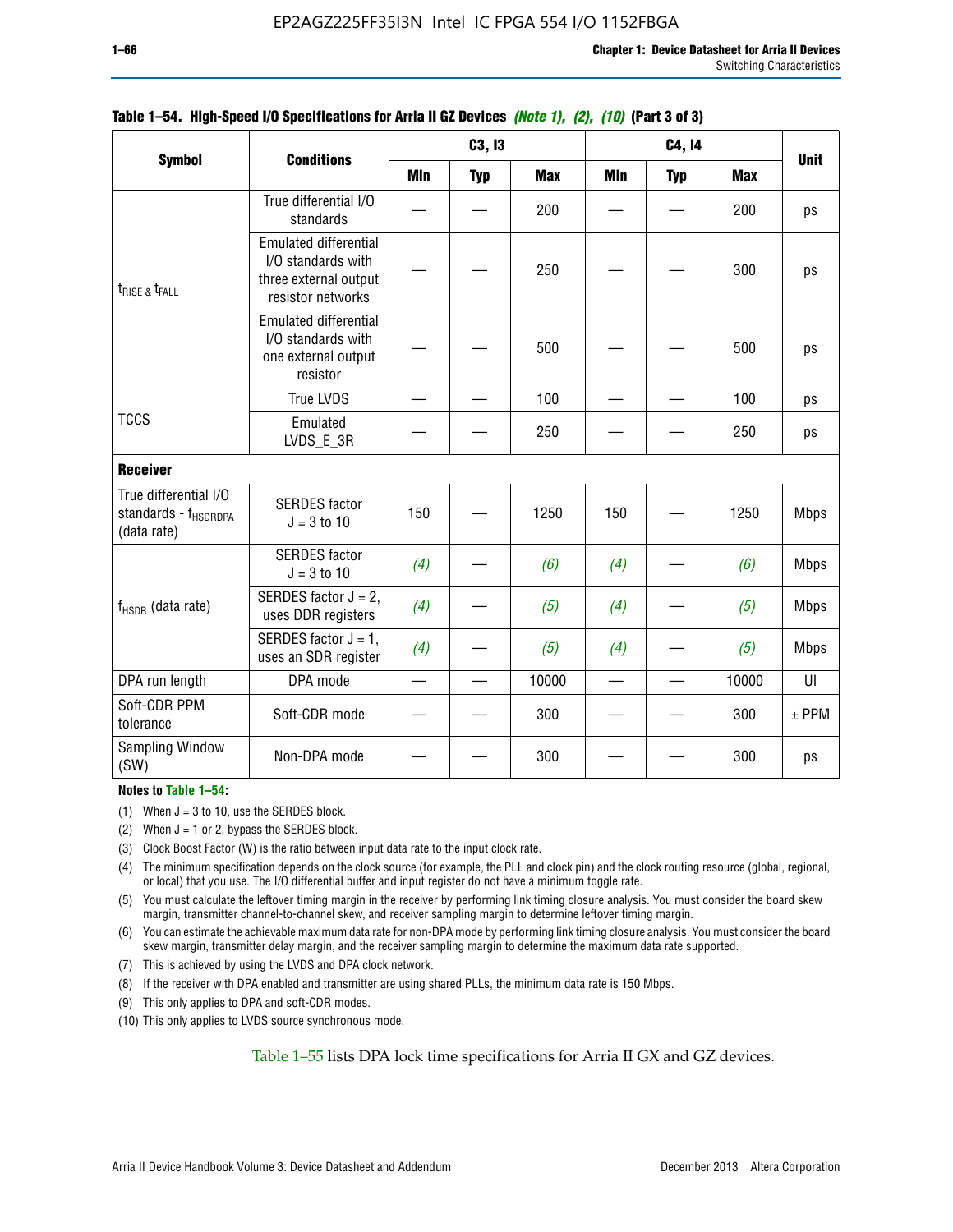**Table 1–54. High-Speed I/O Specifications for Arria II GZ Devices** *(Note 1), (2), (10)* **(Part 3 of 3)**

| Symbol | Conditions | C3, I3 | | | C4, I4 | | | Unit |
|---|---|---|---|---|---|---|---|---|
| | | Min | Typ | Max | Min | Typ | Max | |
| $t_{RISE}$ & $t_{FALL}$ | True differential I/O standards | — | — | 200 | — | — | 200 | ps |
| | Emulated differential I/O standards with three external output resistor networks | — | — | 250 | — | — | 300 | ps |
| | Emulated differential I/O standards with one external output resistor | — | — | 500 | — | — | 500 | ps |
| TCCS | True LVDS | — | — | 100 | — | — | 100 | ps |
| | Emulated LVDS_E_3R | — | — | 250 | — | — | 250 | ps |
| **Receiver** | | | | | | | | |
| True differential I/O standards - $f_{HSDRDPA}$ (data rate) | SERDES factor J = 3 to 10 | 150 | — | 1250 | 150 | — | 1250 | Mbps |
| $f_{HSDR}$ (data rate) | SERDES factor J = 3 to 10 | *(4)* | — | *(6)* | *(4)* | — | *(6)* | Mbps |
| | SERDES factor J = 2, uses DDR registers | *(4)* | — | *(5)* | *(4)* | — | *(5)* | Mbps |
| | SERDES factor J = 1, uses an SDR register | *(4)* | — | *(5)* | *(4)* | — | *(5)* | Mbps |
| DPA run length | DPA mode | — | — | 10000 | — | — | 10000 | UI |
| Soft-CDR PPM tolerance | Soft-CDR mode | — | — | 300 | — | — | 300 | ± PPM |
| Sampling Window (SW) | Non-DPA mode | — | — | 300 | — | — | 300 | ps |

**Notes to Table 1–54:**

(1) When J = 3 to 10, use the SERDES block.

(2) When J = 1 or 2, bypass the SERDES block.

(3) Clock Boost Factor (W) is the ratio between input data rate to the input clock rate.

(4) The minimum specification depends on the clock source (for example, the PLL and clock pin) and the clock routing resource (global, regional, or local) that you use. The I/O differential buffer and input register do not have a minimum toggle rate.

(5) You must calculate the leftover timing margin in the receiver by performing link timing closure analysis. You must consider the board skew margin, transmitter channel-to-channel skew, and receiver sampling margin to determine leftover timing margin.

(6) You can estimate the achievable maximum data rate for non-DPA mode by performing link timing closure analysis. You must consider the board skew margin, transmitter delay margin, and the receiver sampling margin to determine the maximum data rate supported.

(7) This is achieved by using the LVDS and DPA clock network.

(8) If the receiver with DPA enabled and transmitter are using shared PLLs, the minimum data rate is 150 Mbps.

(9) This only applies to DPA and soft-CDR modes.

(10) This only applies to LVDS source synchronous mode.

Table 1–55 lists DPA lock time specifications for Arria II GX and GZ devices.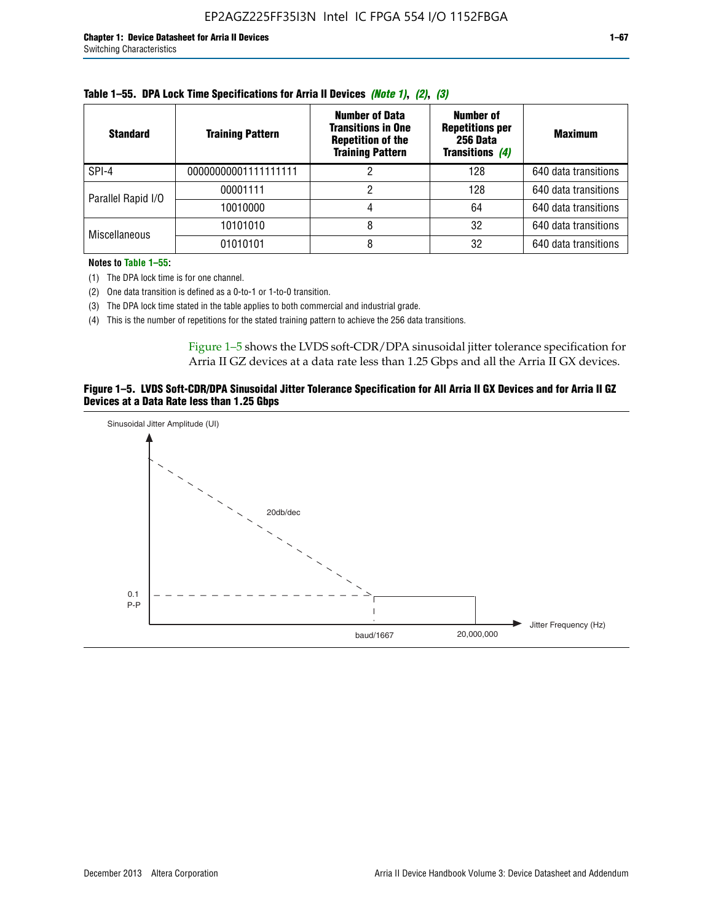**Table 1–55. DPA Lock Time Specifications for Arria II Devices *(Note 1)*, *(2)*, *(3)***

| Standard | Training Pattern | Number of Data Transitions in One Repetition of the Training Pattern | Number of Repetitions per 256 Data Transitions *(4)* | Maximum |
|---|---|---|---|---|
| SPI-4 | 00000000001111111111 | 2 | 128 | 640 data transitions |
| Parallel Rapid I/O | 00001111 | 2 | 128 | 640 data transitions |
| | 10010000 | 4 | 64 | 640 data transitions |
| Miscellaneous | 10101010 | 8 | 32 | 640 data transitions |
| | 01010101 | 8 | 32 | 640 data transitions |

**Notes to Table 1–55:**

(1) The DPA lock time is for one channel.

(2) One data transition is defined as a 0-to-1 or 1-to-0 transition.

(3) The DPA lock time stated in the table applies to both commercial and industrial grade.

(4) This is the number of repetitions for the stated training pattern to achieve the 256 data transitions.

Figure 1–5 shows the LVDS soft-CDR/DPA sinusoidal jitter tolerance specification for Arria II GZ devices at a data rate less than 1.25 Gbps and all the Arria II GX devices.

**Figure 1–5. LVDS Soft-CDR/DPA Sinusoidal Jitter Tolerance Specification for All Arria II GX Devices and for Arria II GZ Devices at a Data Rate less than 1.25 Gbps**

Sinusoidal Jitter Amplitude (UI)

20db/dec

0.1 P-P

baud/1667

20,000,000

Jitter Frequency (Hz)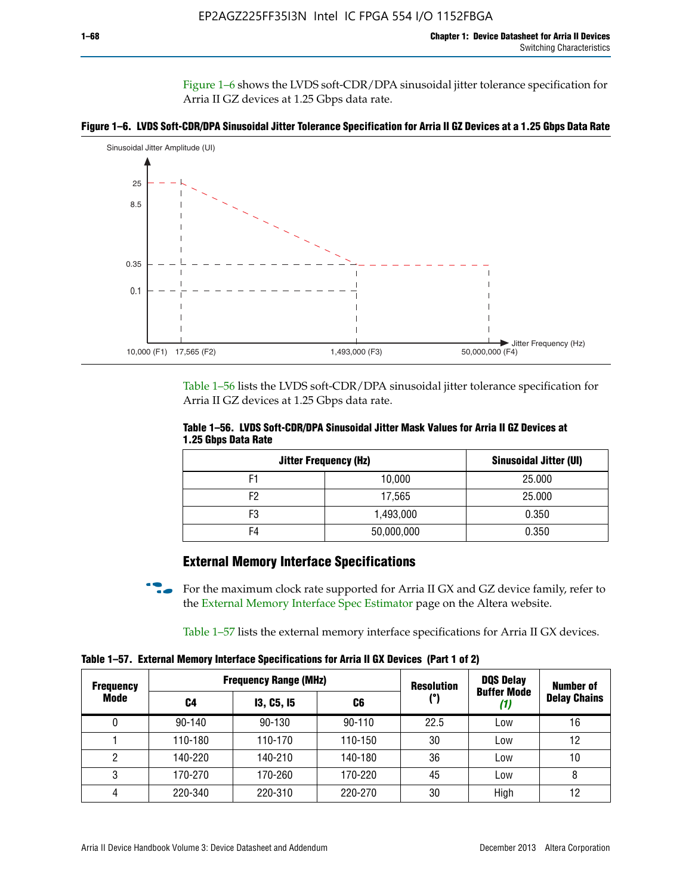Figure 1–6 shows the LVDS soft-CDR/DPA sinusoidal jitter tolerance specification for Arria II GZ devices at 1.25 Gbps data rate.

**Figure 1–6. LVDS Soft-CDR/DPA Sinusoidal Jitter Tolerance Specification for Arria II GZ Devices at a 1.25 Gbps Data Rate**

Table 1–56 lists the LVDS soft-CDR/DPA sinusoidal jitter tolerance specification for Arria II GZ devices at 1.25 Gbps data rate.

**Table 1–56. LVDS Soft-CDR/DPA Sinusoidal Jitter Mask Values for Arria II GZ Devices at 1.25 Gbps Data Rate**

| Jitter Frequency (Hz) | | Sinusoidal Jitter (UI) |
|---|---|---|
| F1 | 10,000 | 25.000 |
| F2 | 17,565 | 25.000 |
| F3 | 1,493,000 | 0.350 |
| F4 | 50,000,000 | 0.350 |

## External Memory Interface Specifications

For the maximum clock rate supported for Arria II GX and GZ device family, refer to the External Memory Interface Spec Estimator page on the Altera website.

Table 1–57 lists the external memory interface specifications for Arria II GX devices.

**Table 1–57. External Memory Interface Specifications for Arria II GX Devices (Part 1 of 2)**

| Frequency Mode | Frequency Range (MHz) | | | Resolution (°) | DQS Delay Buffer Mode (1) | Number of Delay Chains |
|---|---|---|---|---|---|---|
| | C4 | I3, C5, I5 | C6 | | | |
| 0 | 90-140 | 90-130 | 90-110 | 22.5 | Low | 16 |
| 1 | 110-180 | 110-170 | 110-150 | 30 | Low | 12 |
| 2 | 140-220 | 140-210 | 140-180 | 36 | Low | 10 |
| 3 | 170-270 | 170-260 | 170-220 | 45 | Low | 8 |
| 4 | 220-340 | 220-310 | 220-270 | 30 | High | 12 |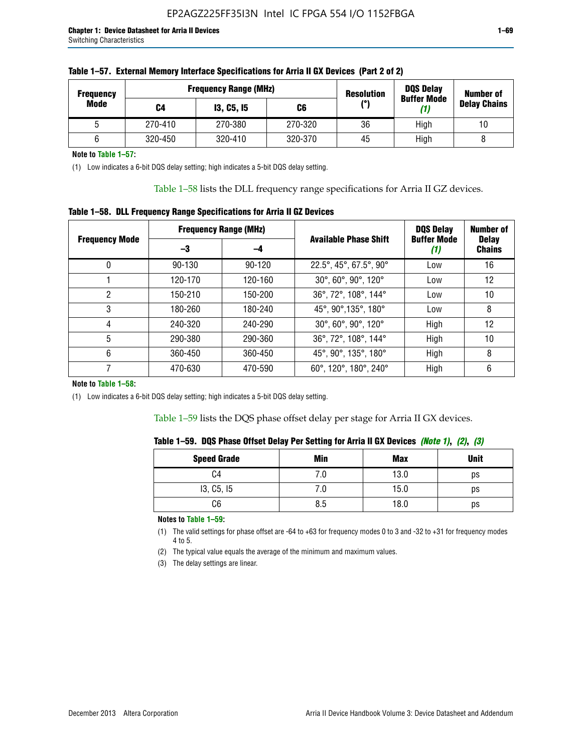**Table 1–57. External Memory Interface Specifications for Arria II GX Devices (Part 2 of 2)**

| Frequency Mode | Frequency Range (MHz) | | | Resolution (°) | DQS Delay Buffer Mode *(1)* | Number of Delay Chains |
|---|---|---|---|---|---|---|
| | C4 | I3, C5, I5 | C6 | | | |
| 5 | 270-410 | 270-380 | 270-320 | 36 | High | 10 |
| 6 | 320-450 | 320-410 | 320-370 | 45 | High | 8 |

**Note to Table 1–57:**

(1) Low indicates a 6-bit DQS delay setting; high indicates a 5-bit DQS delay setting.

Table 1–58 lists the DLL frequency range specifications for Arria II GZ devices.

**Table 1–58. DLL Frequency Range Specifications for Arria II GZ Devices**

| Frequency Mode | Frequency Range (MHz) | | Available Phase Shift | DQS Delay Buffer Mode *(1)* | Number of Delay Chains |
|---|---|---|---|---|---|
| | –3 | –4 | | | |
| 0 | 90-130 | 90-120 | 22.5°, 45°, 67.5°, 90° | Low | 16 |
| 1 | 120-170 | 120-160 | 30°, 60°, 90°, 120° | Low | 12 |
| 2 | 150-210 | 150-200 | 36°, 72°, 108°, 144° | Low | 10 |
| 3 | 180-260 | 180-240 | 45°, 90°,135°, 180° | Low | 8 |
| 4 | 240-320 | 240-290 | 30°, 60°, 90°, 120° | High | 12 |
| 5 | 290-380 | 290-360 | 36°, 72°, 108°, 144° | High | 10 |
| 6 | 360-450 | 360-450 | 45°, 90°, 135°, 180° | High | 8 |
| 7 | 470-630 | 470-590 | 60°, 120°, 180°, 240° | High | 6 |

**Note to Table 1–58:**

(1) Low indicates a 6-bit DQS delay setting; high indicates a 5-bit DQS delay setting.

Table 1–59 lists the DQS phase offset delay per stage for Arria II GX devices.

**Table 1–59. DQS Phase Offset Delay Per Setting for Arria II GX Devices *(Note 1)*, *(2)*, *(3)***

| Speed Grade | Min | Max | Unit |
|---|---|---|---|
| C4 | 7.0 | 13.0 | ps |
| I3, C5, I5 | 7.0 | 15.0 | ps |
| C6 | 8.5 | 18.0 | ps |

**Notes to Table 1–59:**

(1) The valid settings for phase offset are -64 to +63 for frequency modes 0 to 3 and -32 to +31 for frequency modes 4 to 5.

(2) The typical value equals the average of the minimum and maximum values.

(3) The delay settings are linear.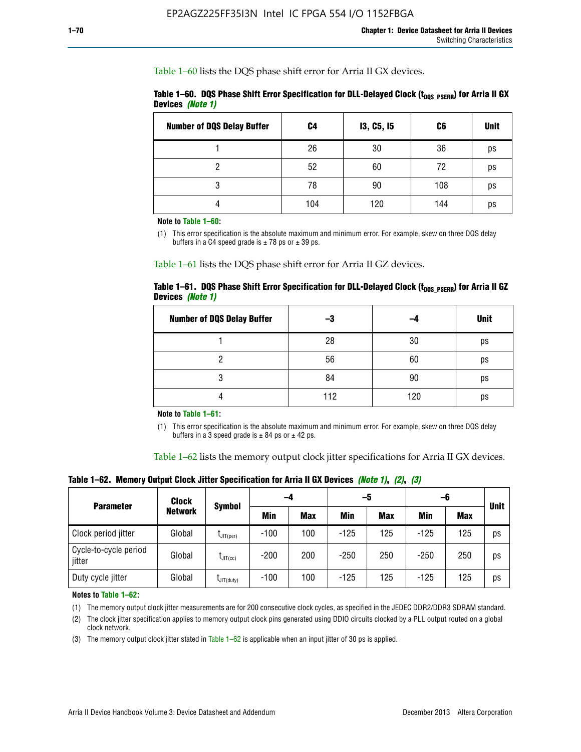Table 1–60 lists the DQS phase shift error for Arria II GX devices.

**Table 1–60. DQS Phase Shift Error Specification for DLL-Delayed Clock ($t_{DQS\_PSERR}$) for Arria II GX Devices *(Note 1)***

| Number of DQS Delay Buffer | C4 | I3, C5, I5 | C6 | Unit |
|---|---|---|---|---|
| 1 | 26 | 30 | 36 | ps |
| 2 | 52 | 60 | 72 | ps |
| 3 | 78 | 90 | 108 | ps |
| 4 | 104 | 120 | 144 | ps |

**Note to Table 1–60:**

(1) This error specification is the absolute maximum and minimum error. For example, skew on three DQS delay buffers in a C4 speed grade is ± 78 ps or ± 39 ps.

Table 1–61 lists the DQS phase shift error for Arria II GZ devices.

**Table 1–61. DQS Phase Shift Error Specification for DLL-Delayed Clock ($t_{DQS\_PSERR}$) for Arria II GZ Devices *(Note 1)***

| Number of DQS Delay Buffer | –3 | –4 | Unit |
|---|---|---|---|
| 1 | 28 | 30 | ps |
| 2 | 56 | 60 | ps |
| 3 | 84 | 90 | ps |
| 4 | 112 | 120 | ps |

**Note to Table 1–61:**

(1) This error specification is the absolute maximum and minimum error. For example, skew on three DQS delay buffers in a 3 speed grade is ± 84 ps or ± 42 ps.

Table 1–62 lists the memory output clock jitter specifications for Arria II GX devices.

**Table 1–62. Memory Output Clock Jitter Specification for Arria II GX Devices *(Note 1)*, *(2)*, *(3)***

| Parameter | Clock Network | Symbol | –4 | | –5 | | –6 | | Unit |
|---|---|---|---|---|---|---|---|---|---|
| | | | Min | Max | Min | Max | Min | Max | |
| Clock period jitter | Global | $t_{JIT(per)}$ | -100 | 100 | -125 | 125 | -125 | 125 | ps |
| Cycle-to-cycle period jitter | Global | $t_{JIT(cc)}$ | -200 | 200 | -250 | 250 | -250 | 250 | ps |
| Duty cycle jitter | Global | $t_{JIT(duty)}$ | -100 | 100 | -125 | 125 | -125 | 125 | ps |

**Notes to Table 1–62:**

(1) The memory output clock jitter measurements are for 200 consecutive clock cycles, as specified in the JEDEC DDR2/DDR3 SDRAM standard.

(2) The clock jitter specification applies to memory output clock pins generated using DDIO circuits clocked by a PLL output routed on a global clock network.

(3) The memory output clock jitter stated in Table 1–62 is applicable when an input jitter of 30 ps is applied.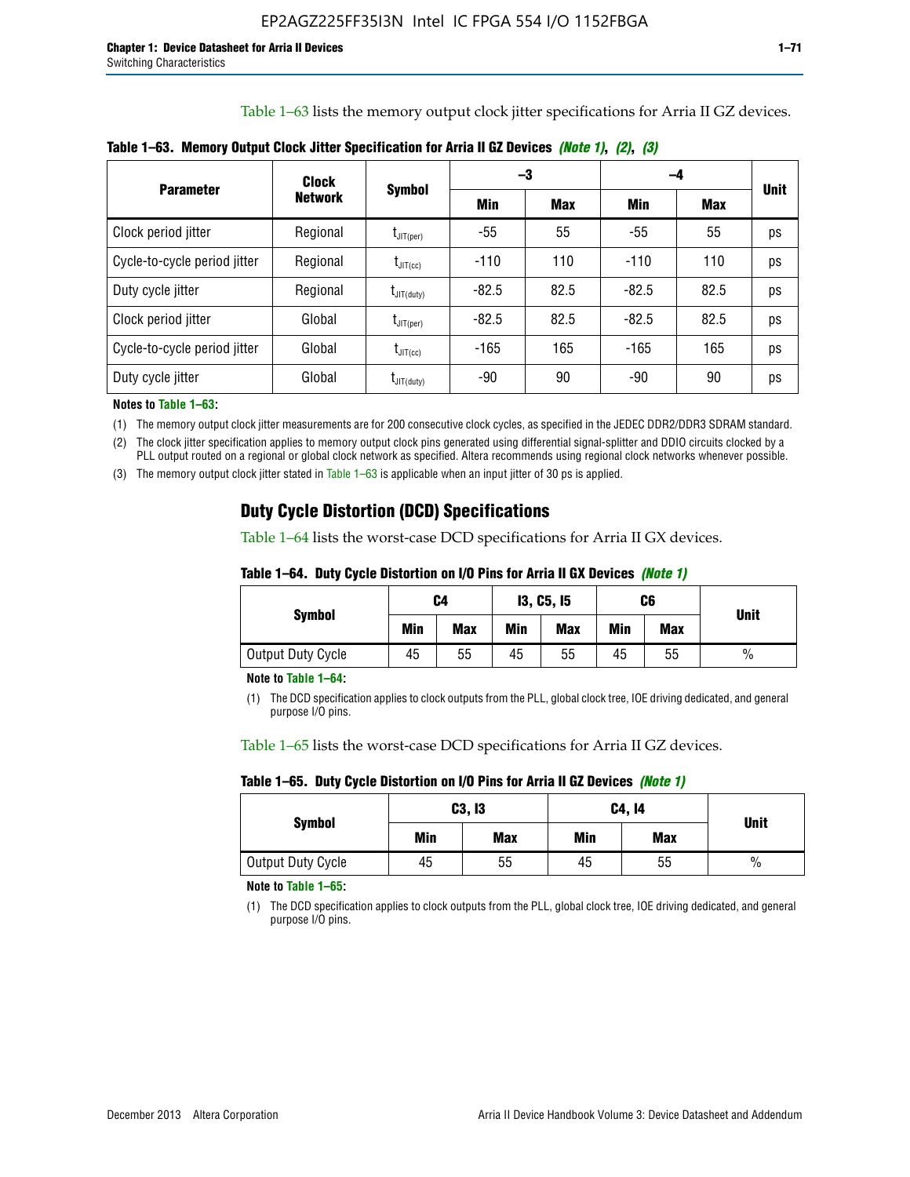Table 1–63 lists the memory output clock jitter specifications for Arria II GZ devices.

**Table 1–63. Memory Output Clock Jitter Specification for Arria II GZ Devices** ***(Note 1)*****,** ***(2)*****,** ***(3)***

| Parameter | Clock Network | Symbol | –3 | | –4 | | Unit |
|---|---|---|---|---|---|---|---|
| | | | Min | Max | Min | Max | |
| Clock period jitter | Regional | $t_{JIT(per)}$ | -55 | 55 | -55 | 55 | ps |
| Cycle-to-cycle period jitter | Regional | $t_{JIT(cc)}$ | -110 | 110 | -110 | 110 | ps |
| Duty cycle jitter | Regional | $t_{JIT(duty)}$ | -82.5 | 82.5 | -82.5 | 82.5 | ps |
| Clock period jitter | Global | $t_{JIT(per)}$ | -82.5 | 82.5 | -82.5 | 82.5 | ps |
| Cycle-to-cycle period jitter | Global | $t_{JIT(cc)}$ | -165 | 165 | -165 | 165 | ps |
| Duty cycle jitter | Global | $t_{JIT(duty)}$ | -90 | 90 | -90 | 90 | ps |

**Notes to Table 1–63:**

(1) The memory output clock jitter measurements are for 200 consecutive clock cycles, as specified in the JEDEC DDR2/DDR3 SDRAM standard.

(2) The clock jitter specification applies to memory output clock pins generated using differential signal-splitter and DDIO circuits clocked by a PLL output routed on a regional or global clock network as specified. Altera recommends using regional clock networks whenever possible.

(3) The memory output clock jitter stated in Table 1–63 is applicable when an input jitter of 30 ps is applied.

## Duty Cycle Distortion (DCD) Specifications

Table 1–64 lists the worst-case DCD specifications for Arria II GX devices.

**Table 1–64. Duty Cycle Distortion on I/O Pins for Arria II GX Devices** ***(Note 1)***

| Symbol | C4 | | I3, C5, I5 | | C6 | | Unit |
|---|---|---|---|---|---|---|---|
| | Min | Max | Min | Max | Min | Max | |
| Output Duty Cycle | 45 | 55 | 45 | 55 | 45 | 55 | % |

**Note to Table 1–64:**

(1) The DCD specification applies to clock outputs from the PLL, global clock tree, IOE driving dedicated, and general purpose I/O pins.

Table 1–65 lists the worst-case DCD specifications for Arria II GZ devices.

**Table 1–65. Duty Cycle Distortion on I/O Pins for Arria II GZ Devices** ***(Note 1)***

| Symbol | C3, I3 | | C4, I4 | | Unit |
|---|---|---|---|---|---|
| | Min | Max | Min | Max | |
| Output Duty Cycle | 45 | 55 | 45 | 55 | % |

**Note to Table 1–65:**

(1) The DCD specification applies to clock outputs from the PLL, global clock tree, IOE driving dedicated, and general purpose I/O pins.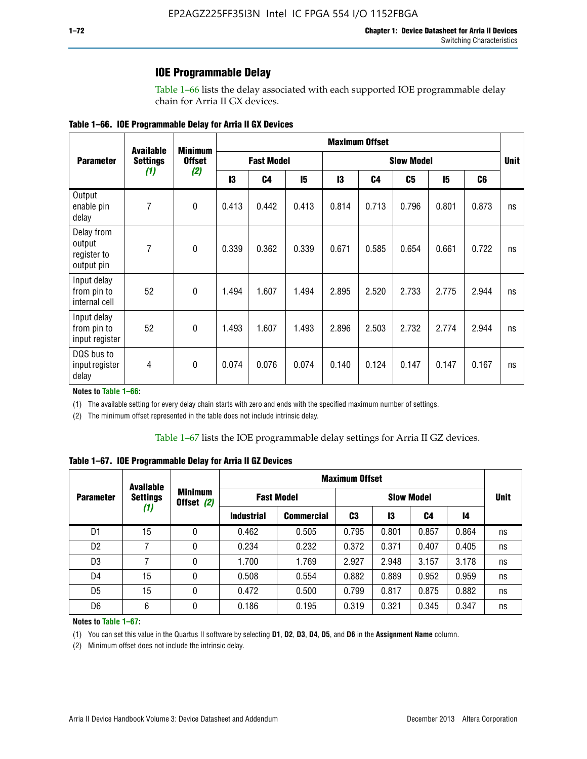## IOE Programmable Delay

Table 1–66 lists the delay associated with each supported IOE programmable delay chain for Arria II GX devices.

**Table 1–66. IOE Programmable Delay for Arria II GX Devices**

| Parameter | Available Settings *(1)* | Minimum Offset *(2)* | Maximum Offset | | | | | | | | Unit |
|---|---|---|---|---|---|---|---|---|---|---|---|
| | | | Fast Model | | | Slow Model | | | | | |
| | | | I3 | C4 | I5 | I3 | C4 | C5 | I5 | C6 | |
| Output enable pin delay | 7 | 0 | 0.413 | 0.442 | 0.413 | 0.814 | 0.713 | 0.796 | 0.801 | 0.873 | ns |
| Delay from output register to output pin | 7 | 0 | 0.339 | 0.362 | 0.339 | 0.671 | 0.585 | 0.654 | 0.661 | 0.722 | ns |
| Input delay from pin to internal cell | 52 | 0 | 1.494 | 1.607 | 1.494 | 2.895 | 2.520 | 2.733 | 2.775 | 2.944 | ns |
| Input delay from pin to input register | 52 | 0 | 1.493 | 1.607 | 1.493 | 2.896 | 2.503 | 2.732 | 2.774 | 2.944 | ns |
| DQS bus to input register delay | 4 | 0 | 0.074 | 0.076 | 0.074 | 0.140 | 0.124 | 0.147 | 0.147 | 0.167 | ns |

**Notes to Table 1–66:**

(1) The available setting for every delay chain starts with zero and ends with the specified maximum number of settings.

(2) The minimum offset represented in the table does not include intrinsic delay.

Table 1–67 lists the IOE programmable delay settings for Arria II GZ devices.

**Table 1–67. IOE Programmable Delay for Arria II GZ Devices**

| Parameter | Available Settings *(1)* | Minimum Offset *(2)* | Maximum Offset | | | | | | Unit |
|---|---|---|---|---|---|---|---|---|---|
| | | | Fast Model | | Slow Model | | | | |
| | | | Industrial | Commercial | C3 | I3 | C4 | I4 | |
| D1 | 15 | 0 | 0.462 | 0.505 | 0.795 | 0.801 | 0.857 | 0.864 | ns |
| D2 | 7 | 0 | 0.234 | 0.232 | 0.372 | 0.371 | 0.407 | 0.405 | ns |
| D3 | 7 | 0 | 1.700 | 1.769 | 2.927 | 2.948 | 3.157 | 3.178 | ns |
| D4 | 15 | 0 | 0.508 | 0.554 | 0.882 | 0.889 | 0.952 | 0.959 | ns |
| D5 | 15 | 0 | 0.472 | 0.500 | 0.799 | 0.817 | 0.875 | 0.882 | ns |
| D6 | 6 | 0 | 0.186 | 0.195 | 0.319 | 0.321 | 0.345 | 0.347 | ns |

**Notes to Table 1–67:**

(1) You can set this value in the Quartus II software by selecting **D1**, **D2**, **D3**, **D4**, **D5**, and **D6** in the **Assignment Name** column.

(2) Minimum offset does not include the intrinsic delay.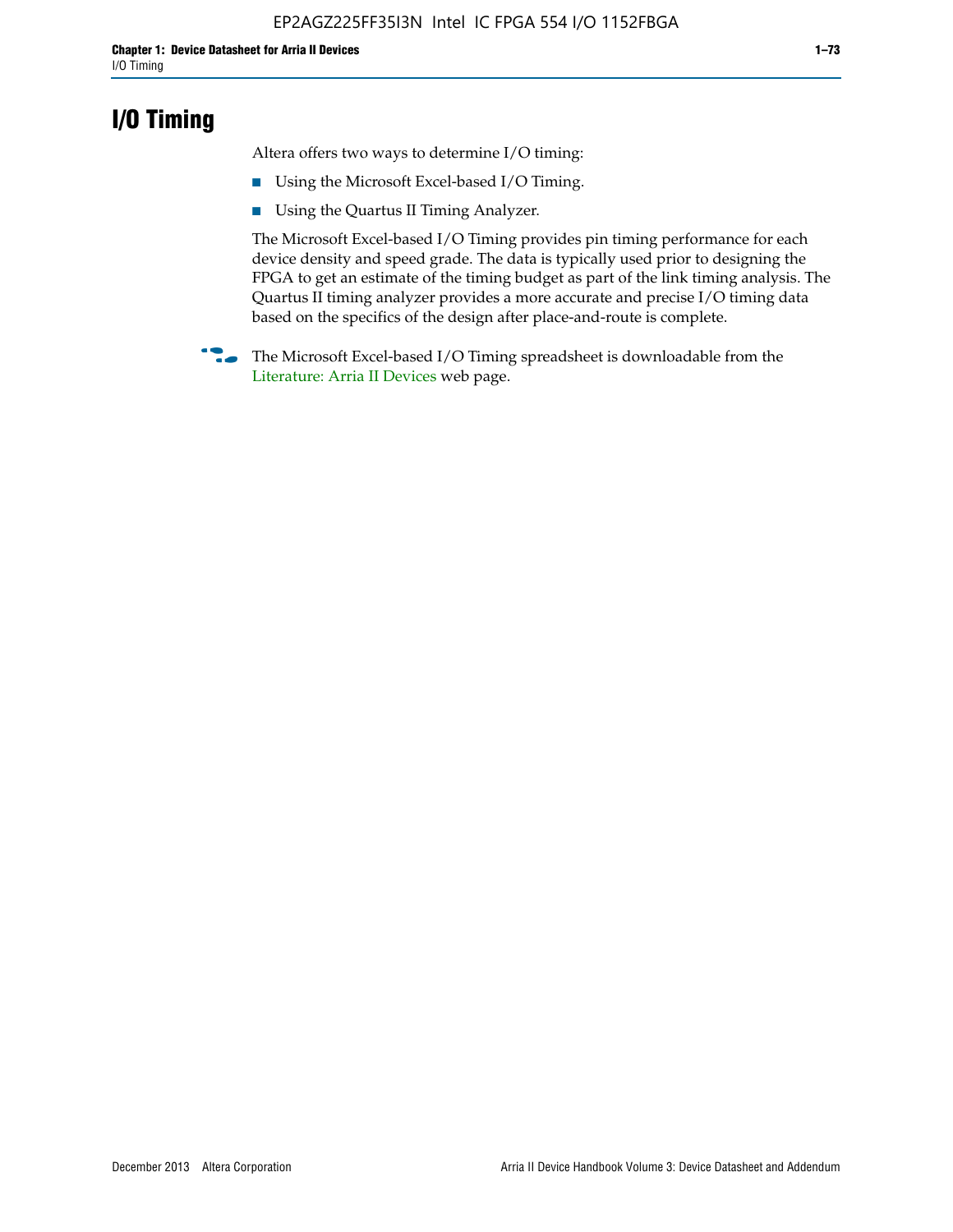# I/O Timing

Altera offers two ways to determine I/O timing:

- Using the Microsoft Excel-based I/O Timing.
- Using the Quartus II Timing Analyzer.

The Microsoft Excel-based I/O Timing provides pin timing performance for each device density and speed grade. The data is typically used prior to designing the FPGA to get an estimate of the timing budget as part of the link timing analysis. The Quartus II timing analyzer provides a more accurate and precise I/O timing data based on the specifics of the design after place-and-route is complete.

The Microsoft Excel-based I/O Timing spreadsheet is downloadable from the Literature: Arria II Devices web page.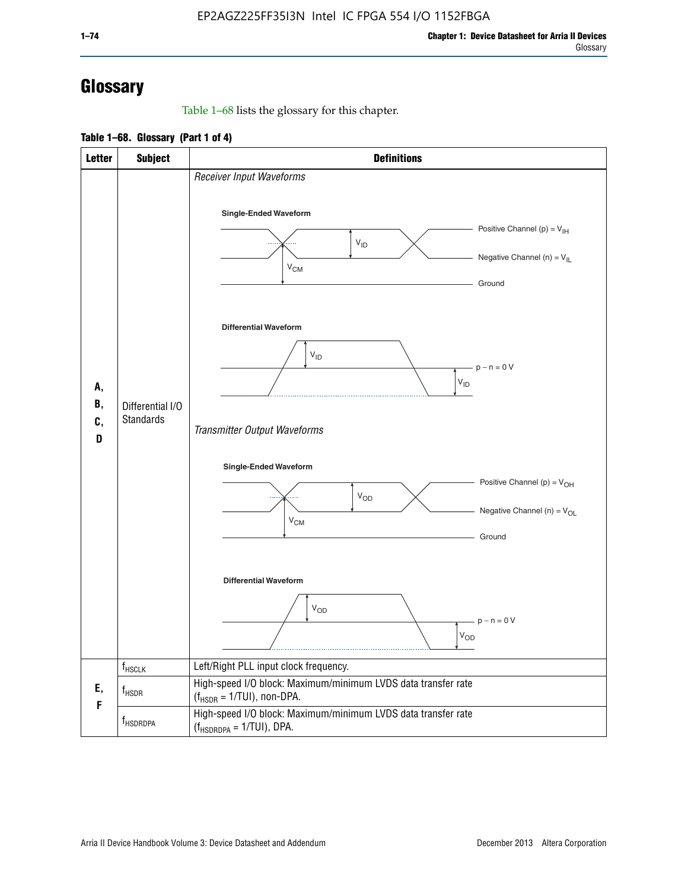# Glossary

Table 1–68 lists the glossary for this chapter.

**Table 1–68. Glossary (Part 1 of 4)**

| Letter | Subject | Definitions |
|---|---|---|
| A, B, C, D | Differential I/O Standards | *Receiver Input Waveforms*<br>**Single-Ended Waveform**<br>Positive Channel (p) = $V_{IH}$<br>$V_{ID}$<br>Negative Channel (n) = $V_{IL}$<br>$V_{CM}$<br>Ground<br>**Differential Waveform**<br>$V_{ID}$<br>p − n = 0 V<br>$V_{ID}$<br>*Transmitter Output Waveforms*<br>**Single-Ended Waveform**<br>Positive Channel (p) = $V_{OH}$<br>$V_{OD}$<br>Negative Channel (n) = $V_{OL}$<br>$V_{CM}$<br>Ground<br>**Differential Waveform**<br>$V_{OD}$<br>p − n = 0 V<br>$V_{OD}$ |
| E, F | $f_{HSCLK}$ | Left/Right PLL input clock frequency. |
| | $f_{HSDR}$ | High-speed I/O block: Maximum/minimum LVDS data transfer rate ($f_{HSDR}$ = 1/TUI), non-DPA. |
| | $f_{HSDRDPA}$ | High-speed I/O block: Maximum/minimum LVDS data transfer rate ($f_{HSDRDPA}$ = 1/TUI), DPA. |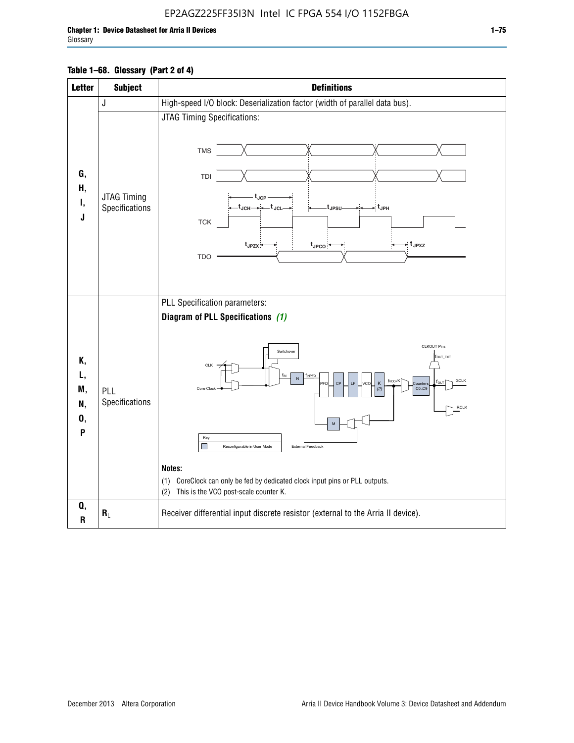**Table 1–68. Glossary (Part 2 of 4)**

| Letter | Subject | Definitions |
|---|---|---|
| G, H, I, J | J | High-speed I/O block: Deserialization factor (width of parallel data bus). |
| | JTAG Timing Specifications | JTAG Timing Specifications: TMS, TDI, TCK, TDO; $t_{JCP}$, $t_{JCH}$, $t_{JCL}$, $t_{JPSU}$, $t_{JPH}$, $t_{JPZX}$, $t_{JPCO}$, $t_{JPXZ}$ |
| K, L, M, N, O, P | PLL Specifications | PLL Specification parameters: **Diagram of PLL Specifications** *(1)* Notes: (1) CoreClock can only be fed by dedicated clock input pins or PLL outputs. (2) This is the VCO post-scale counter K. |
| Q, R | $R_L$ | Receiver differential input discrete resistor (external to the Arria II device). |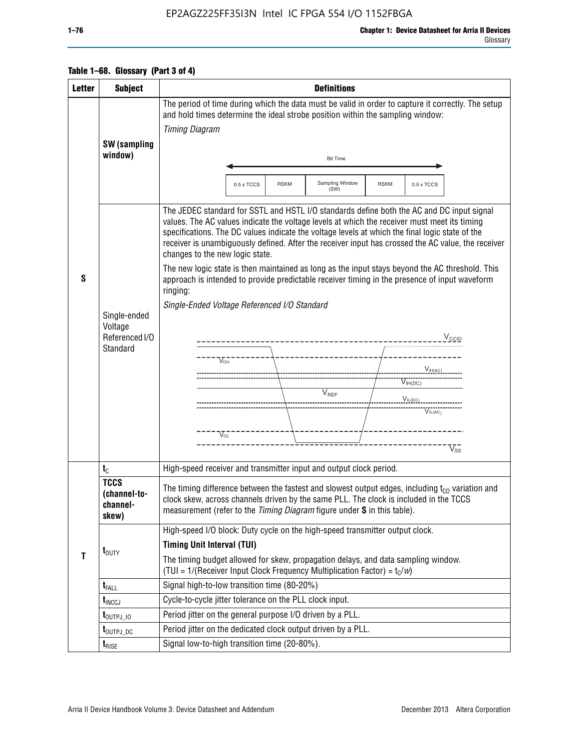**Table 1–68. Glossary (Part 3 of 4)**

| Letter | Subject | Definitions |
|---|---|---|
| S | **SW (sampling window)** | The period of time during which the data must be valid in order to capture it correctly. The setup and hold times determine the ideal strobe position within the sampling window: *Timing Diagram* Bit Time: 0.5 x TCCS, RSKM, Sampling Window (SW), RSKM, 0.5 x TCCS |
| | Single-ended Voltage Referenced I/O Standard | The JEDEC standard for SSTL and HSTL I/O standards define both the AC and DC input signal values. The AC values indicate the voltage levels at which the receiver must meet its timing specifications. The DC values indicate the voltage levels at which the final logic state of the receiver is unambiguously defined. After the receiver input has crossed the AC value, the receiver changes to the new logic state. The new logic state is then maintained as long as the input stays beyond the AC threshold. This approach is intended to provide predictable receiver timing in the presence of input waveform ringing: *Single-Ended Voltage Referenced I/O Standard* ($V_{CCIO}$, $V_{OH}$, $V_{IH(AC)}$, $V_{IH(DC)}$, $V_{REF}$, $V_{IL(DC)}$, $V_{IL(AC)}$, $V_{OL}$, $V_{SS}$) |
| T | $t_C$ | High-speed receiver and transmitter input and output clock period. |
| | **TCCS (channel-to-channel-skew)** | The timing difference between the fastest and slowest output edges, including $t_{CO}$ variation and clock skew, across channels driven by the same PLL. The clock is included in the TCCS measurement (refer to the *Timing Diagram* figure under **S** in this table). |
| | $t_{DUTY}$ | High-speed I/O block: Duty cycle on the high-speed transmitter output clock. **Timing Unit Interval (TUI)** The timing budget allowed for skew, propagation delays, and data sampling window. (TUI = 1/(Receiver Input Clock Frequency Multiplication Factor) = $t_C/w$) |
| | $t_{FALL}$ | Signal high-to-low transition time (80-20%) |
| | $t_{INCCJ}$ | Cycle-to-cycle jitter tolerance on the PLL clock input. |
| | $t_{OUTPJ\_IO}$ | Period jitter on the general purpose I/O driven by a PLL. |
| | $t_{OUTPJ\_DC}$ | Period jitter on the dedicated clock output driven by a PLL. |
| | $t_{RISE}$ | Signal low-to-high transition time (20-80%). |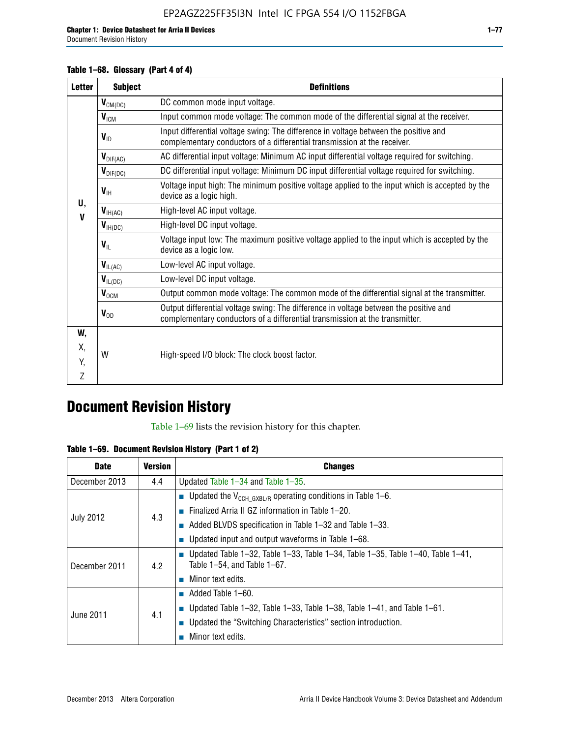**Table 1–68. Glossary (Part 4 of 4)**

| Letter | Subject | Definitions |
|---|---|---|
| U, V | $V_{CM(DC)}$ | DC common mode input voltage. |
| | $V_{ICM}$ | Input common mode voltage: The common mode of the differential signal at the receiver. |
| | $V_{ID}$ | Input differential voltage swing: The difference in voltage between the positive and complementary conductors of a differential transmission at the receiver. |
| | $V_{DIF(AC)}$ | AC differential input voltage: Minimum AC input differential voltage required for switching. |
| | $V_{DIF(DC)}$ | DC differential input voltage: Minimum DC input differential voltage required for switching. |
| | $V_{IH}$ | Voltage input high: The minimum positive voltage applied to the input which is accepted by the device as a logic high. |
| | $V_{IH(AC)}$ | High-level AC input voltage. |
| | $V_{IH(DC)}$ | High-level DC input voltage. |
| | $V_{IL}$ | Voltage input low: The maximum positive voltage applied to the input which is accepted by the device as a logic low. |
| | $V_{IL(AC)}$ | Low-level AC input voltage. |
| | $V_{IL(DC)}$ | Low-level DC input voltage. |
| | $V_{OCM}$ | Output common mode voltage: The common mode of the differential signal at the transmitter. |
| | $V_{OD}$ | Output differential voltage swing: The difference in voltage between the positive and complementary conductors of a differential transmission at the transmitter. |
| W, X, Y, Z | W | High-speed I/O block: The clock boost factor. |

# Document Revision History

Table 1–69 lists the revision history for this chapter.

**Table 1–69. Document Revision History (Part 1 of 2)**

| Date | Version | Changes |
|---|---|---|
| December 2013 | 4.4 | Updated Table 1–34 and Table 1–35. |
| July 2012 | 4.3 | ■ Updated the $V_{CCH\_GXBL/R}$ operating conditions in Table 1–6.<br>■ Finalized Arria II GZ information in Table 1–20.<br>■ Added BLVDS specification in Table 1–32 and Table 1–33.<br>■ Updated input and output waveforms in Table 1–68. |
| December 2011 | 4.2 | ■ Updated Table 1–32, Table 1–33, Table 1–34, Table 1–35, Table 1–40, Table 1–41, Table 1–54, and Table 1–67.<br>■ Minor text edits. |
| June 2011 | 4.1 | ■ Added Table 1–60.<br>■ Updated Table 1–32, Table 1–33, Table 1–38, Table 1–41, and Table 1–61.<br>■ Updated the "Switching Characteristics" section introduction.<br>■ Minor text edits. |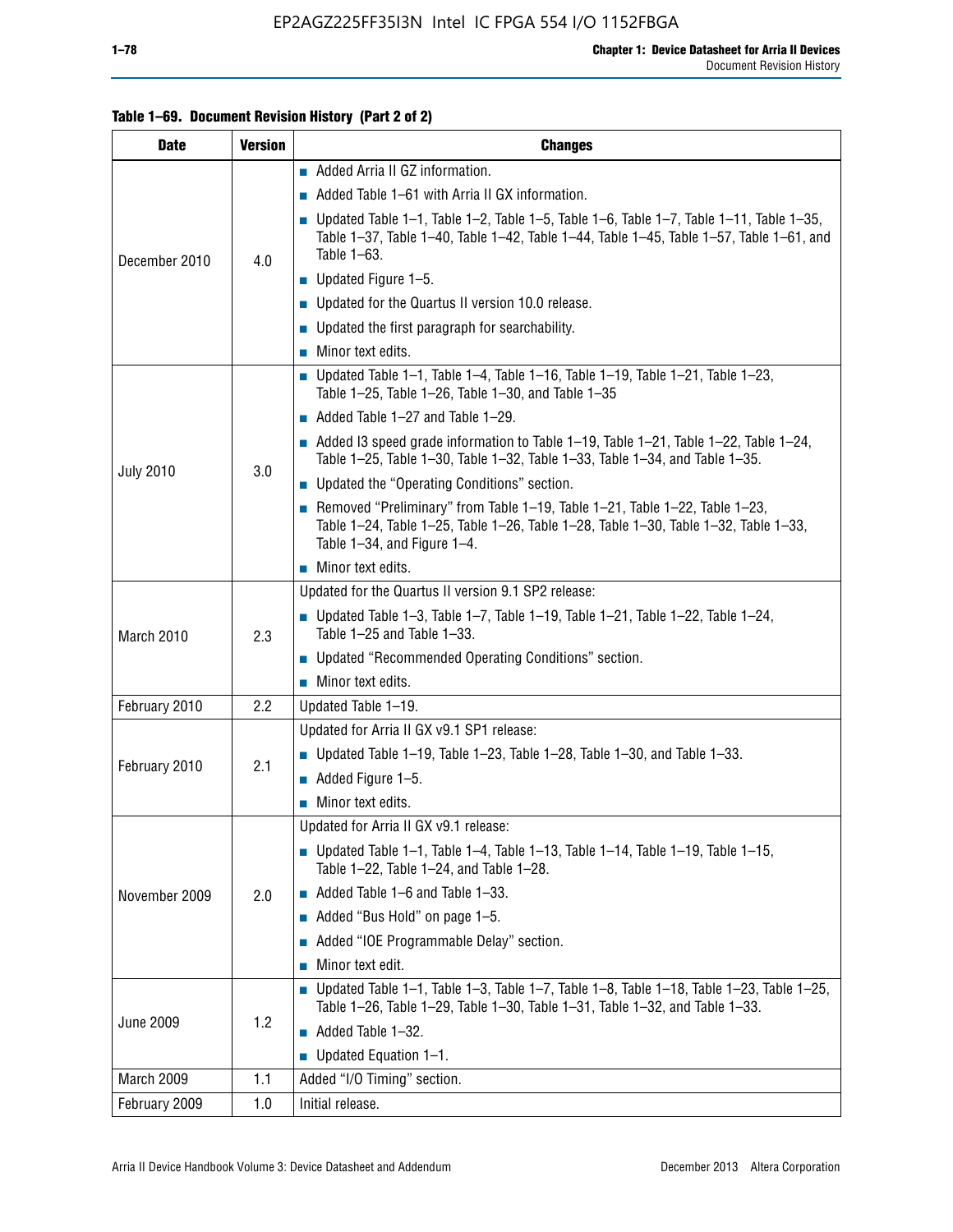**Table 1–69. Document Revision History (Part 2 of 2)**

| Date | Version | Changes |
|---|---|---|
| December 2010 | 4.0 | ■ Added Arria II GZ information.<br>■ Added Table 1–61 with Arria II GX information.<br>■ Updated Table 1–1, Table 1–2, Table 1–5, Table 1–6, Table 1–7, Table 1–11, Table 1–35, Table 1–37, Table 1–40, Table 1–42, Table 1–44, Table 1–45, Table 1–57, Table 1–61, and Table 1–63.<br>■ Updated Figure 1–5.<br>■ Updated for the Quartus II version 10.0 release.<br>■ Updated the first paragraph for searchability.<br>■ Minor text edits. |
| July 2010 | 3.0 | ■ Updated Table 1–1, Table 1–4, Table 1–16, Table 1–19, Table 1–21, Table 1–23, Table 1–25, Table 1–26, Table 1–30, and Table 1–35<br>■ Added Table 1–27 and Table 1–29.<br>■ Added I3 speed grade information to Table 1–19, Table 1–21, Table 1–22, Table 1–24, Table 1–25, Table 1–30, Table 1–32, Table 1–33, Table 1–34, and Table 1–35.<br>■ Updated the "Operating Conditions" section.<br>■ Removed "Preliminary" from Table 1–19, Table 1–21, Table 1–22, Table 1–23, Table 1–24, Table 1–25, Table 1–26, Table 1–28, Table 1–30, Table 1–32, Table 1–33, Table 1–34, and Figure 1–4.<br>■ Minor text edits. |
| March 2010 | 2.3 | Updated for the Quartus II version 9.1 SP2 release:<br>■ Updated Table 1–3, Table 1–7, Table 1–19, Table 1–21, Table 1–22, Table 1–24, Table 1–25 and Table 1–33.<br>■ Updated "Recommended Operating Conditions" section.<br>■ Minor text edits. |
| February 2010 | 2.2 | Updated Table 1–19. |
| February 2010 | 2.1 | Updated for Arria II GX v9.1 SP1 release:<br>■ Updated Table 1–19, Table 1–23, Table 1–28, Table 1–30, and Table 1–33.<br>■ Added Figure 1–5.<br>■ Minor text edits. |
| November 2009 | 2.0 | Updated for Arria II GX v9.1 release:<br>■ Updated Table 1–1, Table 1–4, Table 1–13, Table 1–14, Table 1–19, Table 1–15, Table 1–22, Table 1–24, and Table 1–28.<br>■ Added Table 1–6 and Table 1–33.<br>■ Added "Bus Hold" on page 1–5.<br>■ Added "IOE Programmable Delay" section.<br>■ Minor text edit. |
| June 2009 | 1.2 | ■ Updated Table 1–1, Table 1–3, Table 1–7, Table 1–8, Table 1–18, Table 1–23, Table 1–25, Table 1–26, Table 1–29, Table 1–30, Table 1–31, Table 1–32, and Table 1–33.<br>■ Added Table 1–32.<br>■ Updated Equation 1–1. |
| March 2009 | 1.1 | Added "I/O Timing" section. |
| February 2009 | 1.0 | Initial release. |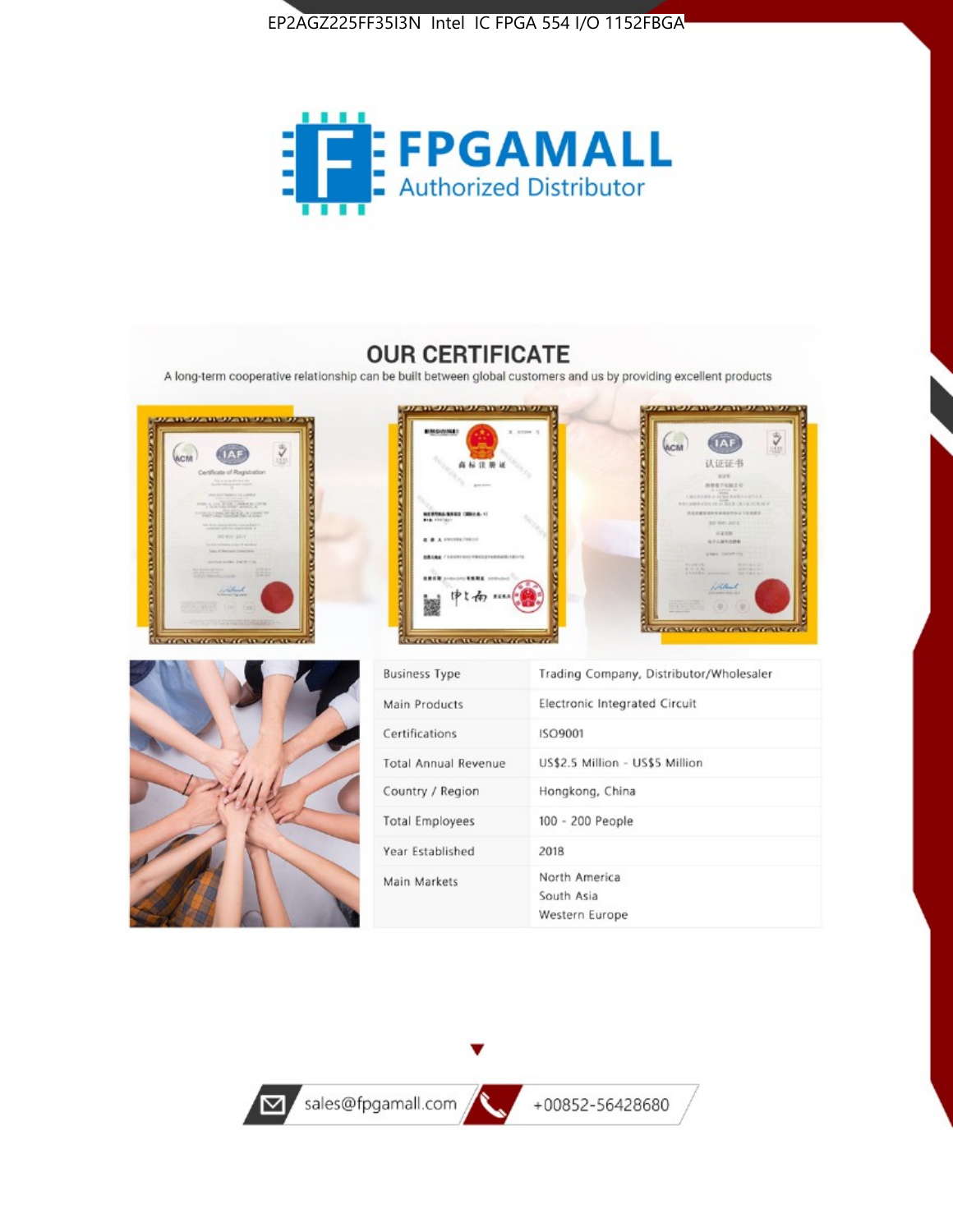FPGAMALL
Authorized Distributor

## OUR CERTIFICATE

A long-term cooperative relationship can be built between global customers and us by providing excellent products

| | |
|---|---|
| Business Type | Trading Company, Distributor/Wholesaler |
| Main Products | Electronic Integrated Circuit |
| Certifications | ISO9001 |
| Total Annual Revenue | US$2.5 Million - US$5 Million |
| Country / Region | Hongkong, China |
| Total Employees | 100 - 200 People |
| Year Established | 2018 |
| Main Markets | North America<br>South Asia<br>Western Europe |

sales@fpgamall.com

+00852-56428680